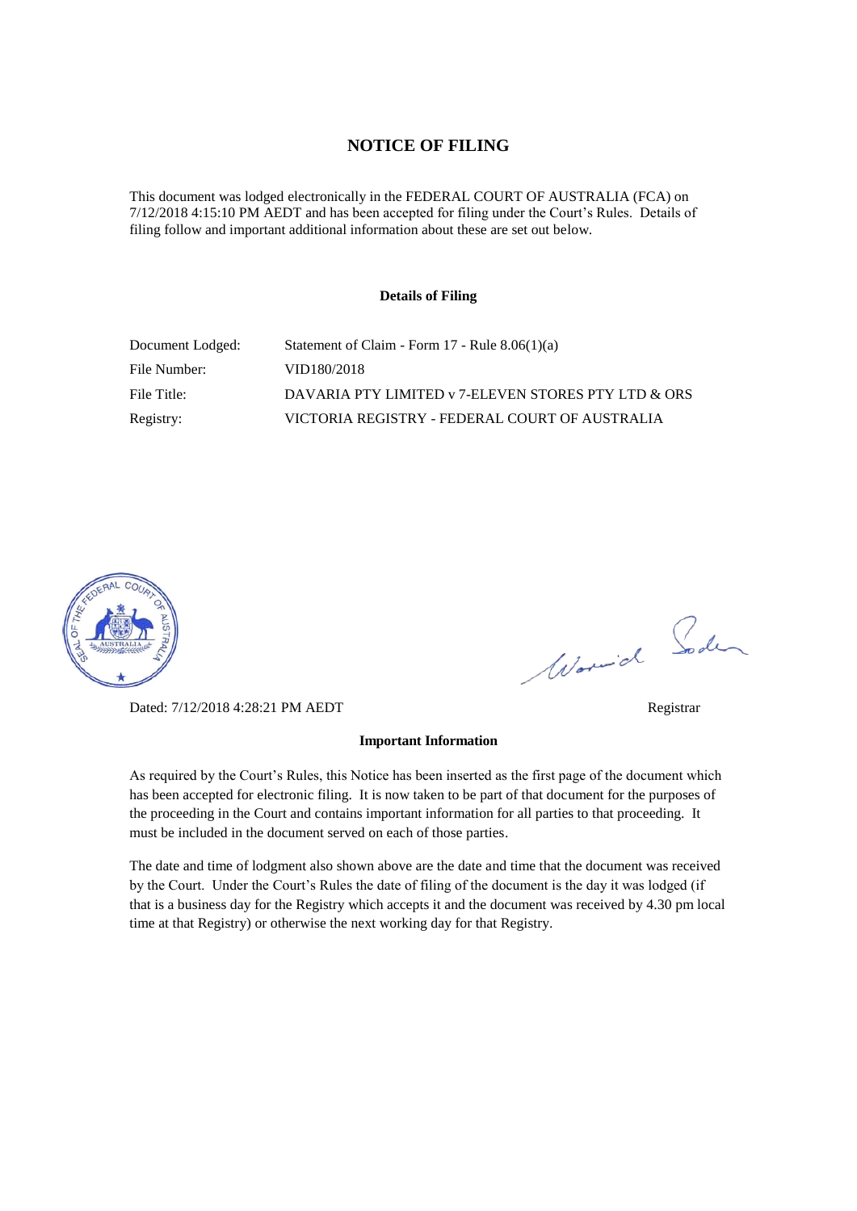# NOTICE OF FILING

This document was lodged electronically in the FEDERAL COURT OF AUSTRALIA (FCA) on 7/12/2018 4:15:10 PM AEDT and has been accepted for filing under the Court's Rules. Details of filing follow and important additional information about these are set out below.

## Details of Filing

| | |
|---|---|
| Document Lodged: | Statement of Claim - Form 17 - Rule 8.06(1)(a) |
| File Number: | VID180/2018 |
| File Title: | DAVARIA PTY LIMITED v 7-ELEVEN STORES PTY LTD & ORS |
| Registry: | VICTORIA REGISTRY - FEDERAL COURT OF AUSTRALIA |

Dated: 7/12/2018 4:28:21 PM AEDT

Registrar

## Important Information

As required by the Court's Rules, this Notice has been inserted as the first page of the document which has been accepted for electronic filing. It is now taken to be part of that document for the purposes of the proceeding in the Court and contains important information for all parties to that proceeding. It must be included in the document served on each of those parties.

The date and time of lodgment also shown above are the date and time that the document was received by the Court. Under the Court's Rules the date of filing of the document is the day it was lodged (if that is a business day for the Registry which accepts it and the document was received by 4.30 pm local time at that Registry) or otherwise the next working day for that Registry.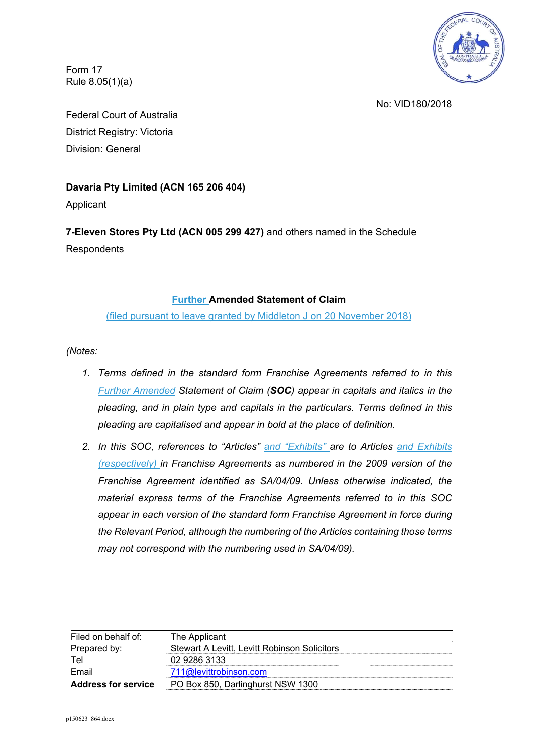Form 17
Rule 8.05(1)(a)

No: VID180/2018

Federal Court of Australia
District Registry: Victoria
Division: General

**Davaria Pty Limited (ACN 165 206 404)**
Applicant

**7-Eleven Stores Pty Ltd (ACN 005 299 427)** and others named in the Schedule
Respondents

## Further Amended Statement of Claim

(filed pursuant to leave granted by Middleton J on 20 November 2018)

*(Notes:*

1. *Terms defined in the standard form Franchise Agreements referred to in this Further Amended Statement of Claim (**SOC**) appear in capitals and italics in the pleading, and in plain type and capitals in the particulars. Terms defined in this pleading are capitalised and appear in bold at the place of definition.*
2. *In this SOC, references to "Articles" and "Exhibits" are to Articles and Exhibits (respectively) in Franchise Agreements as numbered in the 2009 version of the Franchise Agreement identified as SA/04/09. Unless otherwise indicated, the material express terms of the Franchise Agreements referred to in this SOC appear in each version of the standard form Franchise Agreement in force during the Relevant Period, although the numbering of the Articles containing those terms may not correspond with the numbering used in SA/04/09).*

| | |
|---|---|
| Filed on behalf of: | The Applicant |
| Prepared by: | Stewart A Levitt, Levitt Robinson Solicitors |
| Tel | 02 9286 3133 |
| Email | 711@levittrobinson.com |
| **Address for service** | PO Box 850, Darlinghurst NSW 1300 |

p150623_864.docx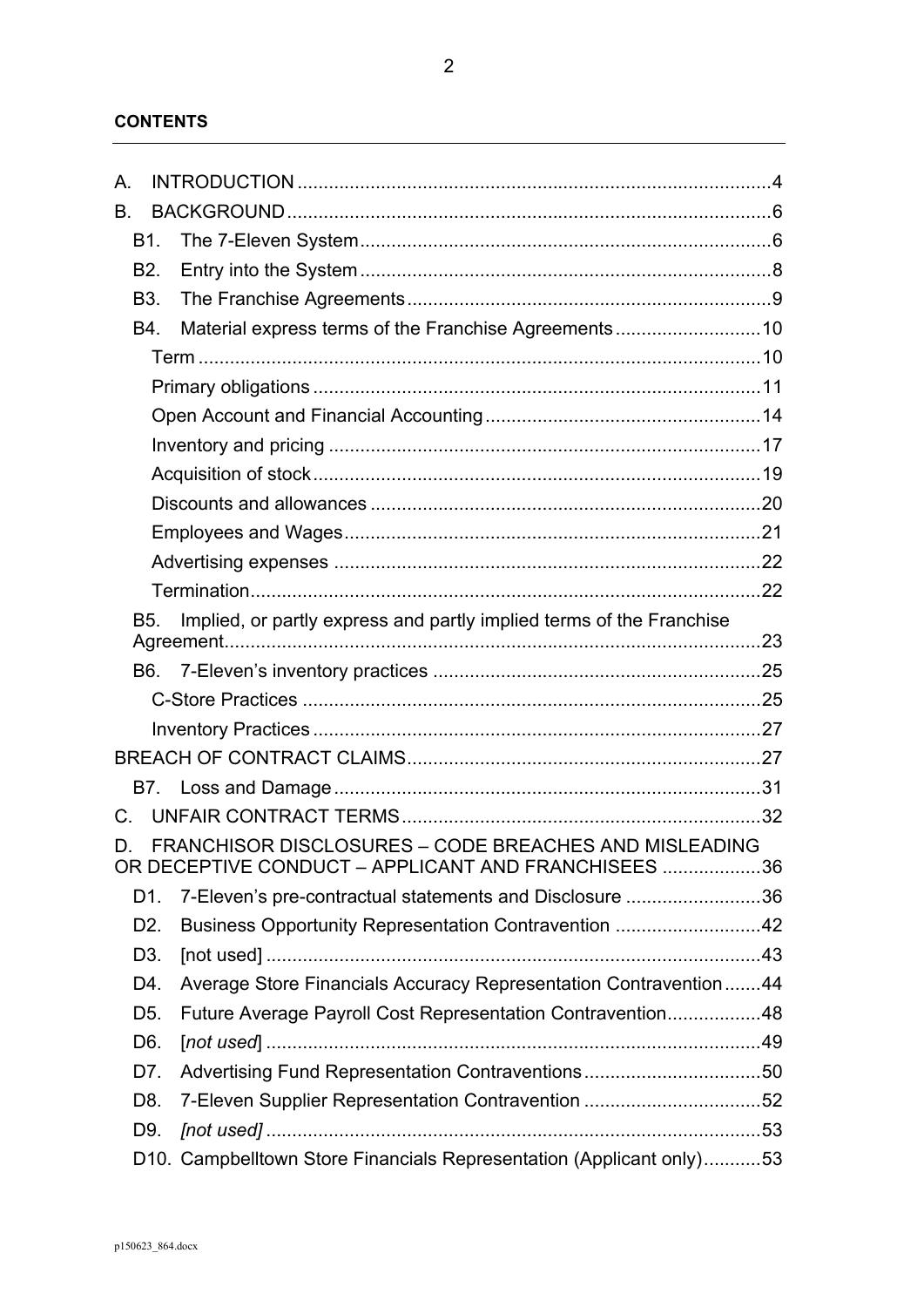**CONTENTS**

- A. INTRODUCTION ..... 4
- B. BACKGROUND ..... 6
  - B1. The 7-Eleven System ..... 6
  - B2. Entry into the System ..... 8
  - B3. The Franchise Agreements ..... 9
  - B4. Material express terms of the Franchise Agreements ..... 10
    - Term ..... 10
    - Primary obligations ..... 11
    - Open Account and Financial Accounting ..... 14
    - Inventory and pricing ..... 17
    - Acquisition of stock ..... 19
    - Discounts and allowances ..... 20
    - Employees and Wages ..... 21
    - Advertising expenses ..... 22
    - Termination ..... 22
  - B5. Implied, or partly express and partly implied terms of the Franchise Agreement ..... 23
  - B6. 7-Eleven's inventory practices ..... 25
    - C-Store Practices ..... 25
    - Inventory Practices ..... 27
- BREACH OF CONTRACT CLAIMS ..... 27
  - B7. Loss and Damage ..... 31
- C. UNFAIR CONTRACT TERMS ..... 32
- D. FRANCHISOR DISCLOSURES – CODE BREACHES AND MISLEADING OR DECEPTIVE CONDUCT – APPLICANT AND FRANCHISEES ..... 36
  - D1. 7-Eleven's pre-contractual statements and Disclosure ..... 36
  - D2. Business Opportunity Representation Contravention ..... 42
  - D3. [not used] ..... 43
  - D4. Average Store Financials Accuracy Representation Contravention ..... 44
  - D5. Future Average Payroll Cost Representation Contravention ..... 48
  - D6. [*not used*] ..... 49
  - D7. Advertising Fund Representation Contraventions ..... 50
  - D8. 7-Eleven Supplier Representation Contravention ..... 52
  - D9. *[not used]* ..... 53
  - D10. Campbelltown Store Financials Representation (Applicant only) ..... 53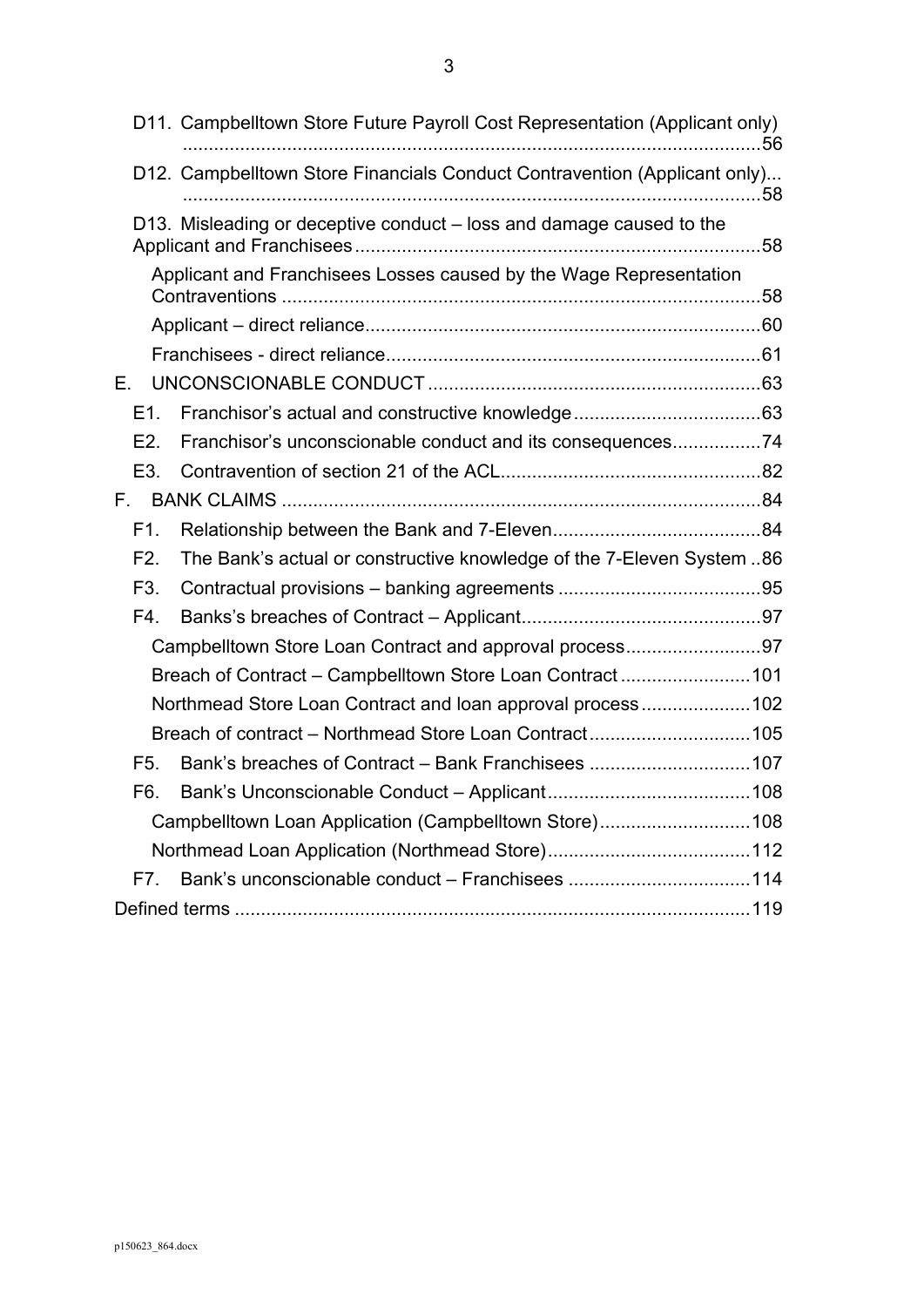D11. Campbelltown Store Future Payroll Cost Representation (Applicant only) ....................................................................................................................56

D12. Campbelltown Store Financials Conduct Contravention (Applicant only)... ....................................................................................................................58

D13. Misleading or deceptive conduct – loss and damage caused to the Applicant and Franchisees..............................................................................58

Applicant and Franchisees Losses caused by the Wage Representation Contraventions ...........................................................................................58

Applicant – direct reliance...........................................................................60

Franchisees - direct reliance.......................................................................61

E. UNCONSCIONABLE CONDUCT ................................................................63

E1. Franchisor's actual and constructive knowledge....................................63

E2. Franchisor's unconscionable conduct and its consequences.................74

E3. Contravention of section 21 of the ACL.................................................82

F. BANK CLAIMS ...........................................................................................84

F1. Relationship between the Bank and 7-Eleven........................................84

F2. The Bank's actual or constructive knowledge of the 7-Eleven System ..86

F3. Contractual provisions – banking agreements .......................................95

F4. Banks's breaches of Contract – Applicant..............................................97

Campbelltown Store Loan Contract and approval process..........................97

Breach of Contract – Campbelltown Store Loan Contract .........................101

Northmead Store Loan Contract and loan approval process.....................102

Breach of contract – Northmead Store Loan Contract...............................105

F5. Bank's breaches of Contract – Bank Franchisees ...............................107

F6. Bank's Unconscionable Conduct – Applicant.......................................108

Campbelltown Loan Application (Campbelltown Store).............................108

Northmead Loan Application (Northmead Store).......................................112

F7. Bank's unconscionable conduct – Franchisees ...................................114

Defined terms ..................................................................................................119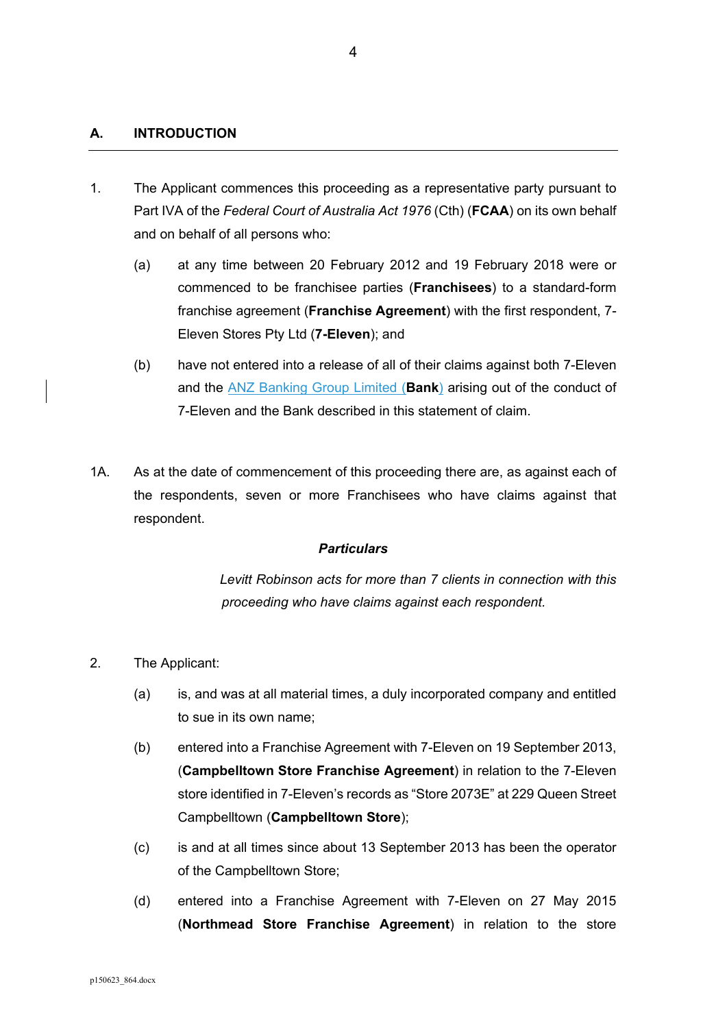## A. INTRODUCTION

1. The Applicant commences this proceeding as a representative party pursuant to Part IVA of the *Federal Court of Australia Act 1976* (Cth) (**FCAA**) on its own behalf and on behalf of all persons who:

   (a) at any time between 20 February 2012 and 19 February 2018 were or commenced to be franchisee parties (**Franchisees**) to a standard-form franchise agreement (**Franchise Agreement**) with the first respondent, 7-Eleven Stores Pty Ltd (**7-Eleven**); and

   (b) have not entered into a release of all of their claims against both 7-Eleven and the ANZ Banking Group Limited (**Bank**) arising out of the conduct of 7-Eleven and the Bank described in this statement of claim.

1A. As at the date of commencement of this proceeding there are, as against each of the respondents, seven or more Franchisees who have claims against that respondent.

***Particulars***

*Levitt Robinson acts for more than 7 clients in connection with this proceeding who have claims against each respondent.*

2. The Applicant:

   (a) is, and was at all material times, a duly incorporated company and entitled to sue in its own name;

   (b) entered into a Franchise Agreement with 7-Eleven on 19 September 2013, (**Campbelltown Store Franchise Agreement**) in relation to the 7-Eleven store identified in 7-Eleven's records as "Store 2073E" at 229 Queen Street Campbelltown (**Campbelltown Store**);

   (c) is and at all times since about 13 September 2013 has been the operator of the Campbelltown Store;

   (d) entered into a Franchise Agreement with 7-Eleven on 27 May 2015 (**Northmead Store Franchise Agreement**) in relation to the store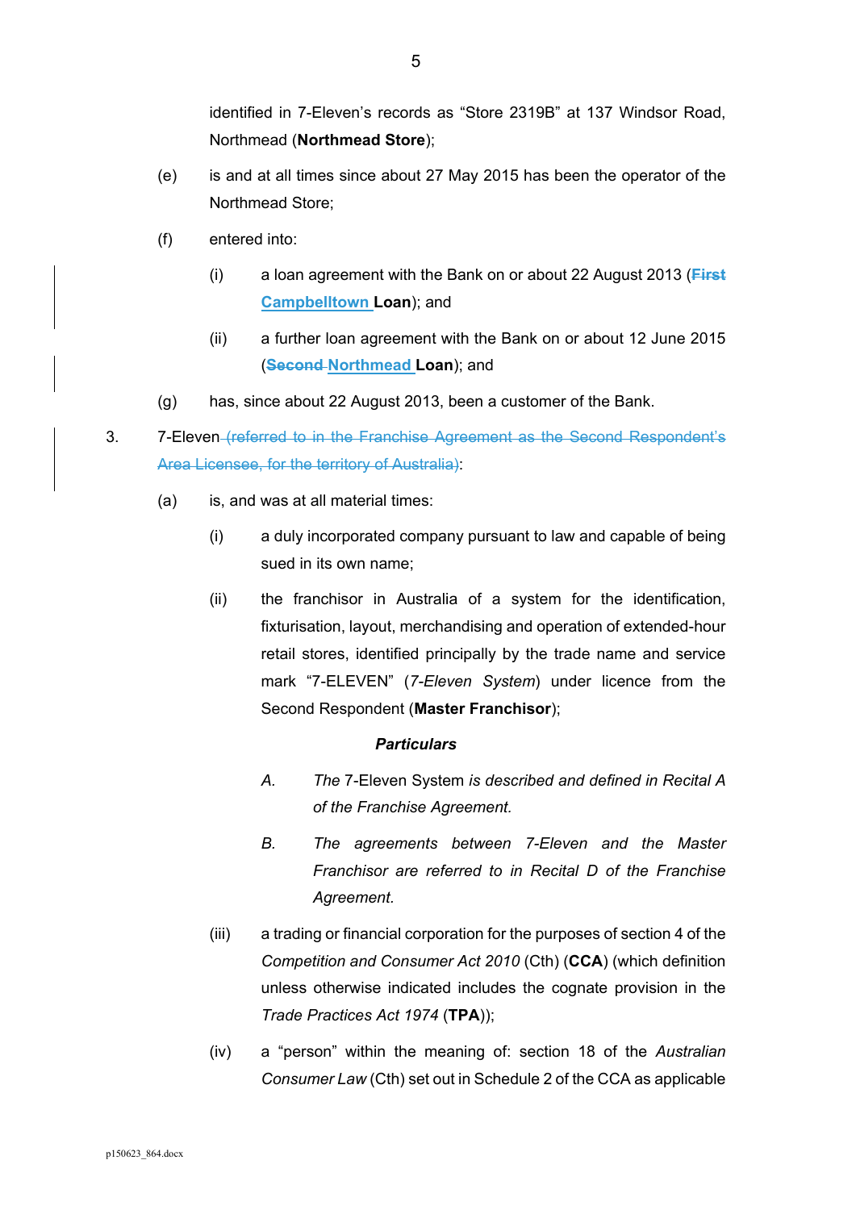identified in 7-Eleven's records as "Store 2319B" at 137 Windsor Road, Northmead (**Northmead Store**);

(e) is and at all times since about 27 May 2015 has been the operator of the Northmead Store;

(f) entered into:

(i) a loan agreement with the Bank on or about 22 August 2013 (~~**First**~~ **Campbelltown** **Loan**); and

(ii) a further loan agreement with the Bank on or about 12 June 2015 (~~**Second**~~ **Northmead** **Loan**); and

(g) has, since about 22 August 2013, been a customer of the Bank.

3. 7-Eleven ~~(referred to in the Franchise Agreement as the Second Respondent's Area Licensee, for the territory of Australia)~~:

(a) is, and was at all material times:

(i) a duly incorporated company pursuant to law and capable of being sued in its own name;

(ii) the franchisor in Australia of a system for the identification, fixturisation, layout, merchandising and operation of extended-hour retail stores, identified principally by the trade name and service mark "7-ELEVEN" (*7-Eleven System*) under licence from the Second Respondent (**Master Franchisor**);

***Particulars***

*A.* *The* 7-Eleven System *is described and defined in Recital A of the Franchise Agreement.*

*B.* *The agreements between 7-Eleven and the Master Franchisor are referred to in Recital D of the Franchise Agreement.*

(iii) a trading or financial corporation for the purposes of section 4 of the *Competition and Consumer Act 2010* (Cth) (**CCA**) (which definition unless otherwise indicated includes the cognate provision in the *Trade Practices Act 1974* (**TPA**));

(iv) a "person" within the meaning of: section 18 of the *Australian Consumer Law* (Cth) set out in Schedule 2 of the CCA as applicable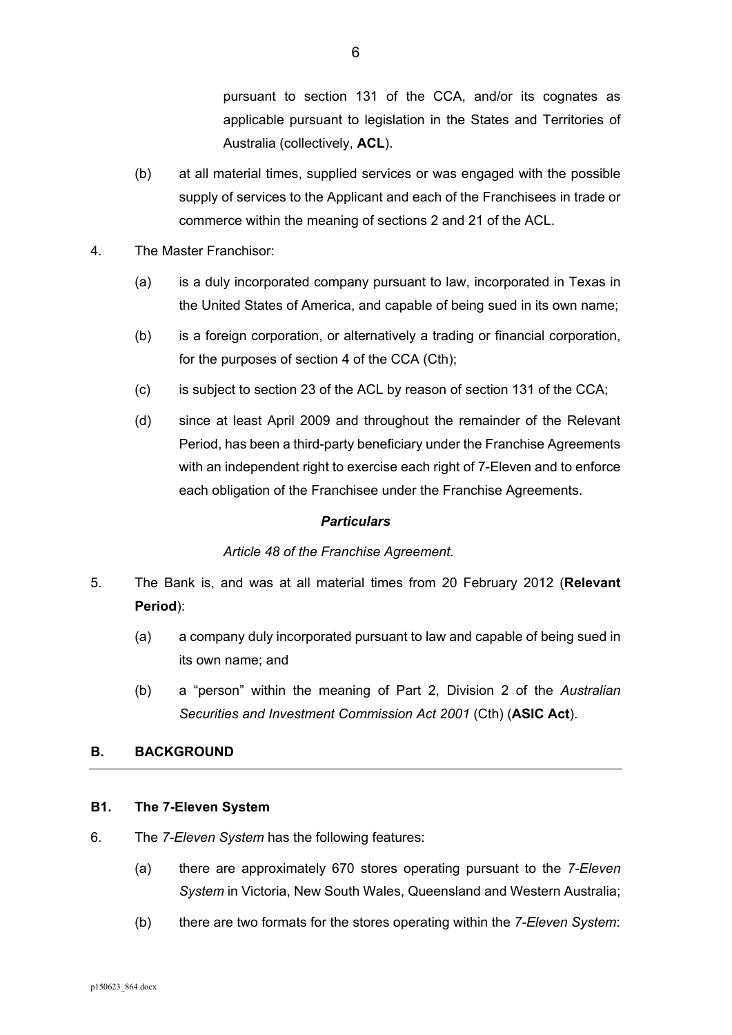pursuant to section 131 of the CCA, and/or its cognates as applicable pursuant to legislation in the States and Territories of Australia (collectively, **ACL**).

(b) at all material times, supplied services or was engaged with the possible supply of services to the Applicant and each of the Franchisees in trade or commerce within the meaning of sections 2 and 21 of the ACL.

4. The Master Franchisor:

   (a) is a duly incorporated company pursuant to law, incorporated in Texas in the United States of America, and capable of being sued in its own name;

   (b) is a foreign corporation, or alternatively a trading or financial corporation, for the purposes of section 4 of the CCA (Cth);

   (c) is subject to section 23 of the ACL by reason of section 131 of the CCA;

   (d) since at least April 2009 and throughout the remainder of the Relevant Period, has been a third-party beneficiary under the Franchise Agreements with an independent right to exercise each right of 7-Eleven and to enforce each obligation of the Franchisee under the Franchise Agreements.

***Particulars***

*Article 48 of the Franchise Agreement.*

5. The Bank is, and was at all material times from 20 February 2012 (**Relevant Period**):

   (a) a company duly incorporated pursuant to law and capable of being sued in its own name; and

   (b) a "person" within the meaning of Part 2, Division 2 of the *Australian Securities and Investment Commission Act 2001* (Cth) (**ASIC Act**).

## B. BACKGROUND

### B1. The 7-Eleven System

6. The *7-Eleven System* has the following features:

   (a) there are approximately 670 stores operating pursuant to the *7-Eleven System* in Victoria, New South Wales, Queensland and Western Australia;

   (b) there are two formats for the stores operating within the *7-Eleven System*: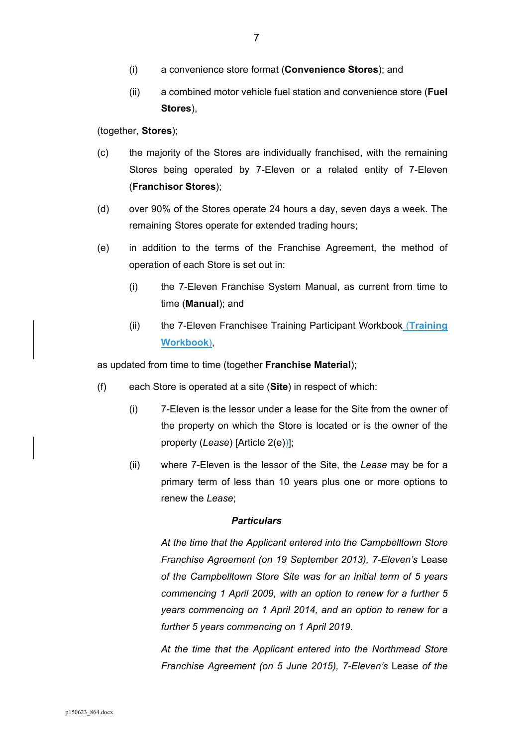(i) a convenience store format (**Convenience Stores**); and

(ii) a combined motor vehicle fuel station and convenience store (**Fuel Stores**),

(together, **Stores**);

(c) the majority of the Stores are individually franchised, with the remaining Stores being operated by 7-Eleven or a related entity of 7-Eleven (**Franchisor Stores**);

(d) over 90% of the Stores operate 24 hours a day, seven days a week. The remaining Stores operate for extended trading hours;

(e) in addition to the terms of the Franchise Agreement, the method of operation of each Store is set out in:

(i) the 7-Eleven Franchise System Manual, as current from time to time (**Manual**); and

(ii) the 7-Eleven Franchisee Training Participant Workbook (**Training Workbook**),

as updated from time to time (together **Franchise Material**);

(f) each Store is operated at a site (**Site**) in respect of which:

(i) 7-Eleven is the lessor under a lease for the Site from the owner of the property on which the Store is located or is the owner of the property (*Lease*) [Article 2(e)];

(ii) where 7-Eleven is the lessor of the Site, the *Lease* may be for a primary term of less than 10 years plus one or more options to renew the *Lease*;

***Particulars***

*At the time that the Applicant entered into the Campbelltown Store Franchise Agreement (on 19 September 2013), 7-Eleven's* Lease *of the Campbelltown Store Site was for an initial term of 5 years commencing 1 April 2009, with an option to renew for a further 5 years commencing on 1 April 2014, and an option to renew for a further 5 years commencing on 1 April 2019.*

*At the time that the Applicant entered into the Northmead Store Franchise Agreement (on 5 June 2015), 7-Eleven's* Lease *of the*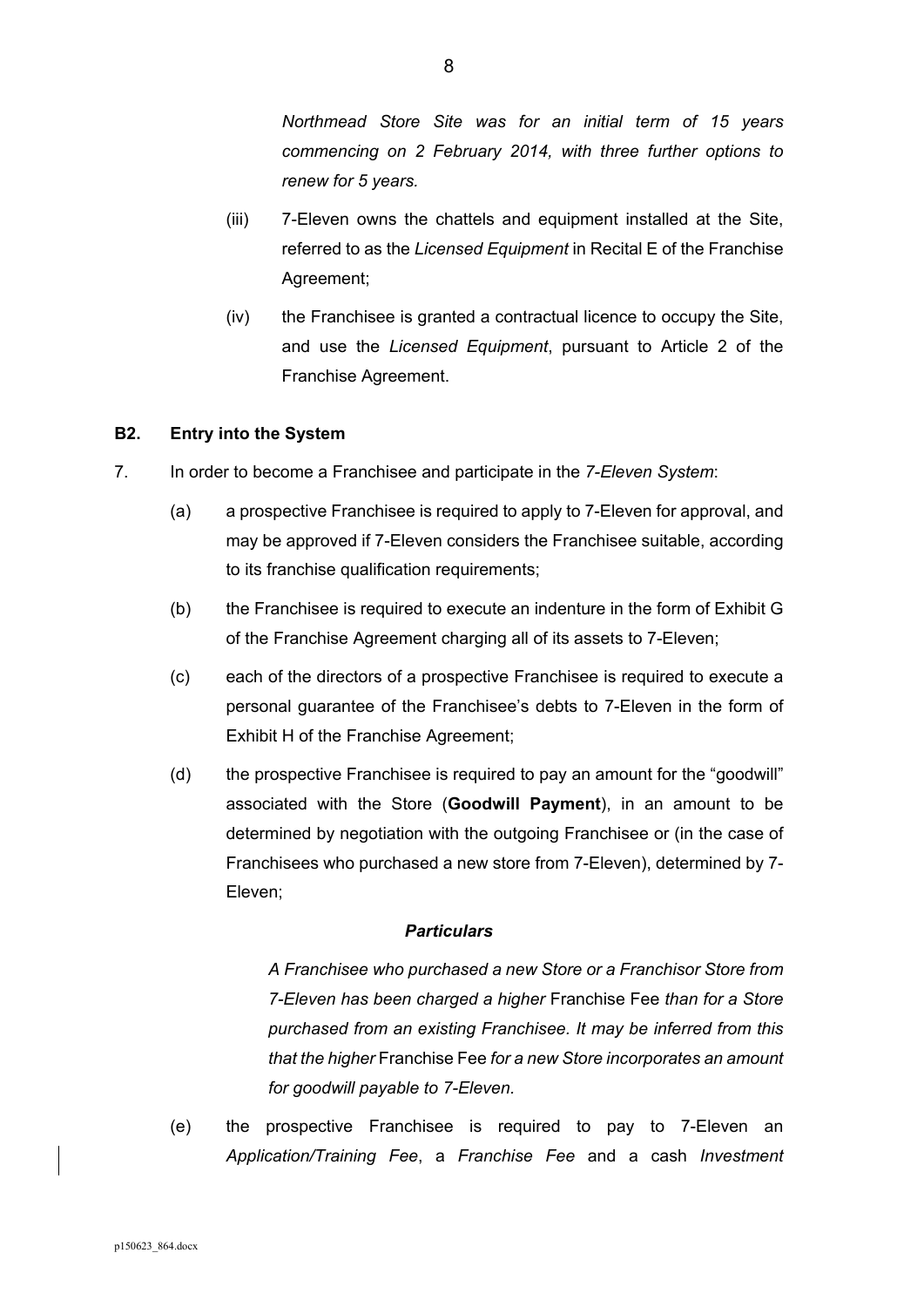*Northmead Store Site was for an initial term of 15 years commencing on 2 February 2014, with three further options to renew for 5 years.*

(iii) 7-Eleven owns the chattels and equipment installed at the Site, referred to as the *Licensed Equipment* in Recital E of the Franchise Agreement;

(iv) the Franchisee is granted a contractual licence to occupy the Site, and use the *Licensed Equipment*, pursuant to Article 2 of the Franchise Agreement.

## B2. Entry into the System

7. In order to become a Franchisee and participate in the *7-Eleven System*:

(a) a prospective Franchisee is required to apply to 7-Eleven for approval, and may be approved if 7-Eleven considers the Franchisee suitable, according to its franchise qualification requirements;

(b) the Franchisee is required to execute an indenture in the form of Exhibit G of the Franchise Agreement charging all of its assets to 7-Eleven;

(c) each of the directors of a prospective Franchisee is required to execute a personal guarantee of the Franchisee's debts to 7-Eleven in the form of Exhibit H of the Franchise Agreement;

(d) the prospective Franchisee is required to pay an amount for the "goodwill" associated with the Store (**Goodwill Payment**), in an amount to be determined by negotiation with the outgoing Franchisee or (in the case of Franchisees who purchased a new store from 7-Eleven), determined by 7-Eleven;

***Particulars***

*A Franchisee who purchased a new Store or a Franchisor Store from 7-Eleven has been charged a higher* Franchise Fee *than for a Store purchased from an existing Franchisee. It may be inferred from this that the higher* Franchise Fee *for a new Store incorporates an amount for goodwill payable to 7-Eleven.*

(e) the prospective Franchisee is required to pay to 7-Eleven an *Application/Training Fee*, a *Franchise Fee* and a cash *Investment*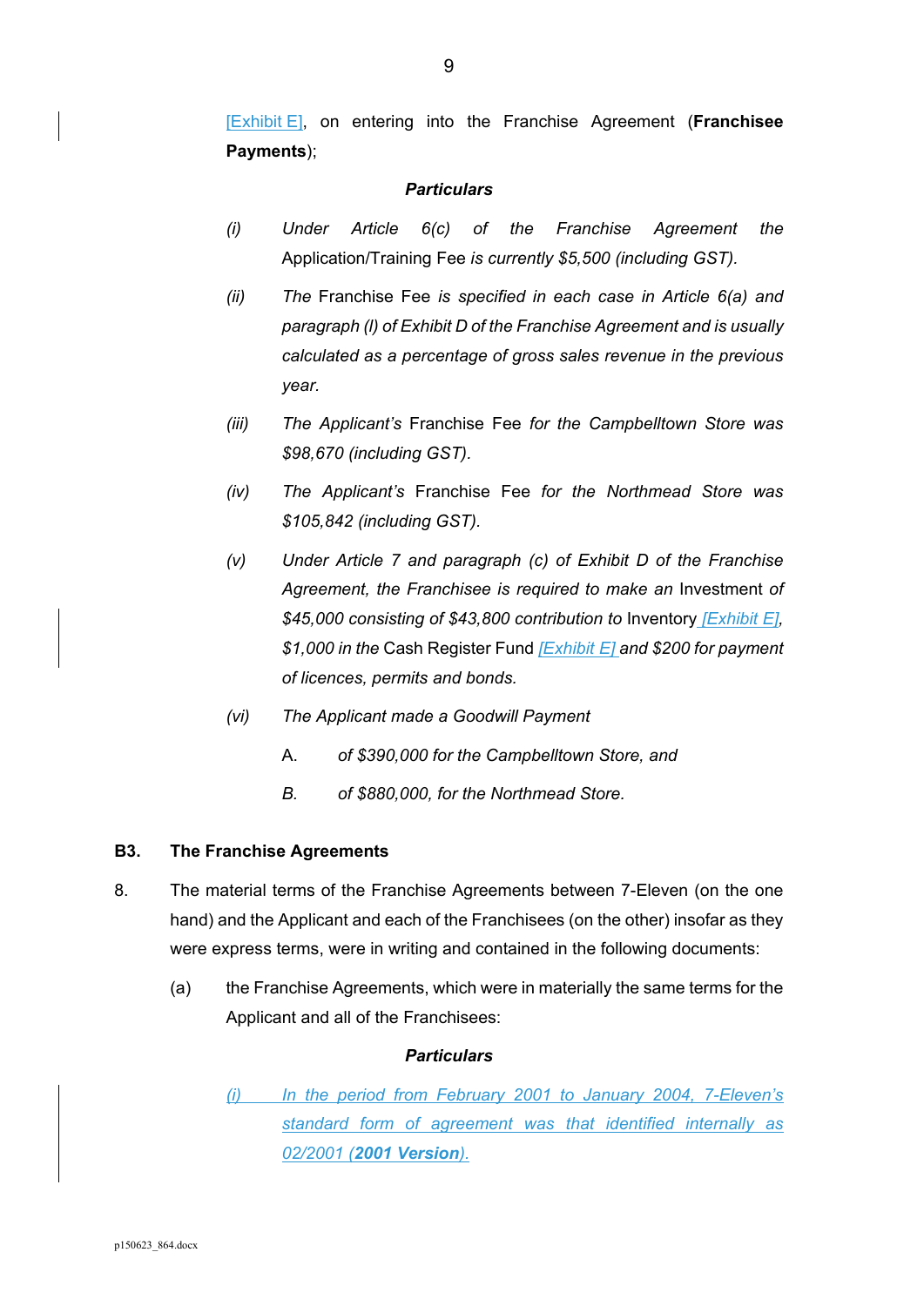[Exhibit E], on entering into the Franchise Agreement (**Franchisee Payments**);

***Particulars***

*(i)* *Under Article 6(c) of the Franchise Agreement the* Application/Training Fee *is currently $5,500 (including GST).*

*(ii)* *The* Franchise Fee *is specified in each case in Article 6(a) and paragraph (l) of Exhibit D of the Franchise Agreement and is usually calculated as a percentage of gross sales revenue in the previous year.*

*(iii)* *The Applicant's* Franchise Fee *for the Campbelltown Store was $98,670 (including GST).*

*(iv)* *The Applicant's* Franchise Fee *for the Northmead Store was $105,842 (including GST).*

*(v)* *Under Article 7 and paragraph (c) of Exhibit D of the Franchise Agreement, the Franchisee is required to make an* Investment *of $45,000 consisting of $43,800 contribution to* Inventory *[Exhibit E], $1,000 in the* Cash Register Fund *[Exhibit E] and $200 for payment of licences, permits and bonds.*

*(vi)* *The Applicant made a Goodwill Payment*

A. *of $390,000 for the Campbelltown Store, and*

*B.* *of $880,000, for the Northmead Store.*

## B3. The Franchise Agreements

8. The material terms of the Franchise Agreements between 7-Eleven (on the one hand) and the Applicant and each of the Franchisees (on the other) insofar as they were express terms, were in writing and contained in the following documents:

(a) the Franchise Agreements, which were in materially the same terms for the Applicant and all of the Franchisees:

***Particulars***

*(i)* *In the period from February 2001 to January 2004, 7-Eleven's standard form of agreement was that identified internally as 02/2001 (**2001 Version**).*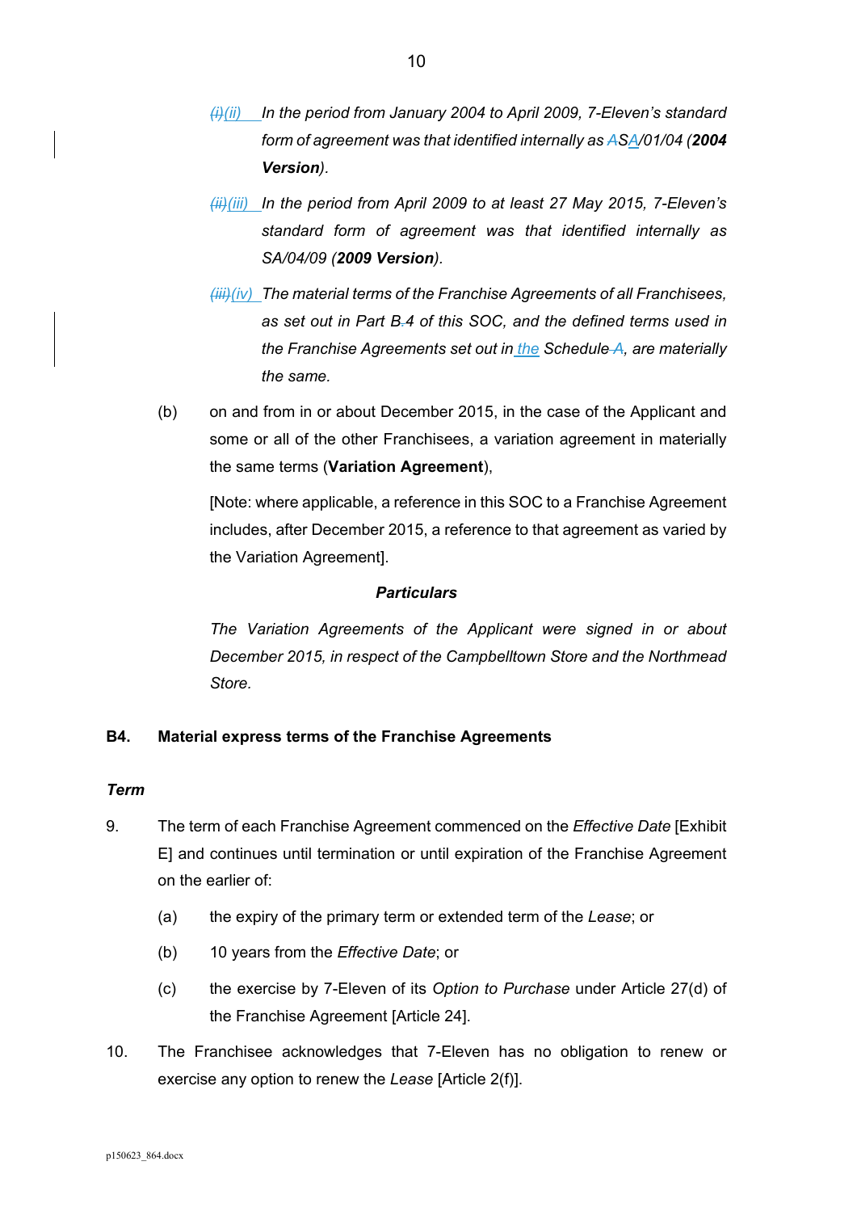~~(i)~~(ii) *In the period from January 2004 to April 2009, 7-Eleven's standard form of agreement was that identified internally as ~~A~~SA/01/04 (**2004 Version**).*

~~(ii)~~(iii) *In the period from April 2009 to at least 27 May 2015, 7-Eleven's standard form of agreement was that identified internally as SA/04/09 (**2009 Version**).*

~~(iii)~~(iv) *The material terms of the Franchise Agreements of all Franchisees, as set out in Part B~~.~~4 of this SOC, and the defined terms used in the Franchise Agreements set out in the Schedule ~~A~~, are materially the same.*

(b) on and from in or about December 2015, in the case of the Applicant and some or all of the other Franchisees, a variation agreement in materially the same terms (**Variation Agreement**),

[Note: where applicable, a reference in this SOC to a Franchise Agreement includes, after December 2015, a reference to that agreement as varied by the Variation Agreement].

***Particulars***

*The Variation Agreements of the Applicant were signed in or about December 2015, in respect of the Campbelltown Store and the Northmead Store.*

## B4. Material express terms of the Franchise Agreements

***Term***

9. The term of each Franchise Agreement commenced on the *Effective Date* [Exhibit E] and continues until termination or until expiration of the Franchise Agreement on the earlier of:

   (a) the expiry of the primary term or extended term of the *Lease*; or

   (b) 10 years from the *Effective Date*; or

   (c) the exercise by 7-Eleven of its *Option to Purchase* under Article 27(d) of the Franchise Agreement [Article 24].

10. The Franchisee acknowledges that 7-Eleven has no obligation to renew or exercise any option to renew the *Lease* [Article 2(f)].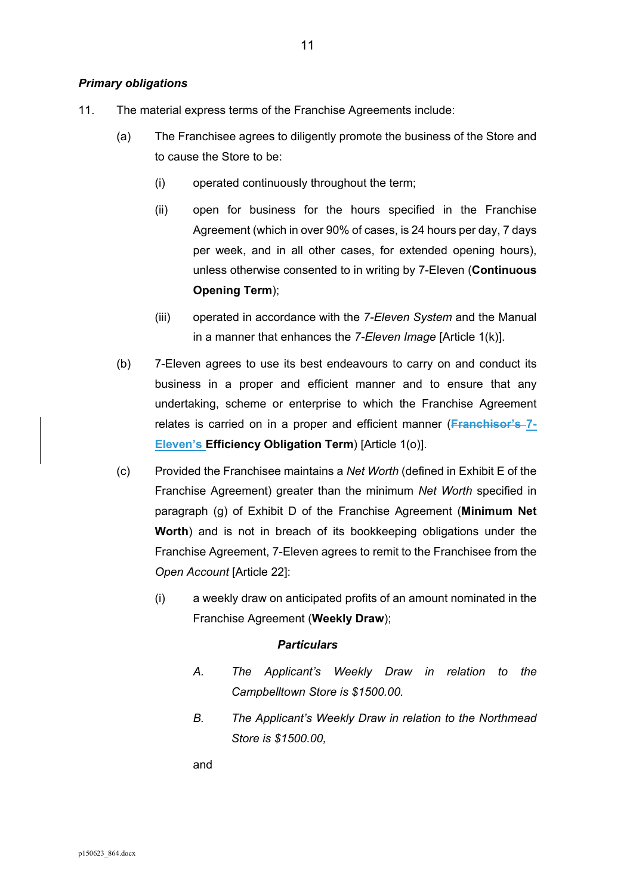***Primary obligations***

11. The material express terms of the Franchise Agreements include:

    (a) The Franchisee agrees to diligently promote the business of the Store and to cause the Store to be:

        (i) operated continuously throughout the term;

        (ii) open for business for the hours specified in the Franchise Agreement (which in over 90% of cases, is 24 hours per day, 7 days per week, and in all other cases, for extended opening hours), unless otherwise consented to in writing by 7-Eleven (**Continuous Opening Term**);

        (iii) operated in accordance with the *7-Eleven System* and the Manual in a manner that enhances the *7-Eleven Image* [Article 1(k)].

    (b) 7-Eleven agrees to use its best endeavours to carry on and conduct its business in a proper and efficient manner and to ensure that any undertaking, scheme or enterprise to which the Franchise Agreement relates is carried on in a proper and efficient manner (**~~Franchisor's~~ 7-Eleven's Efficiency Obligation Term**) [Article 1(o)].

    (c) Provided the Franchisee maintains a *Net Worth* (defined in Exhibit E of the Franchise Agreement) greater than the minimum *Net Worth* specified in paragraph (g) of Exhibit D of the Franchise Agreement (**Minimum Net Worth**) and is not in breach of its bookkeeping obligations under the Franchise Agreement, 7-Eleven agrees to remit to the Franchisee from the *Open Account* [Article 22]:

        (i) a weekly draw on anticipated profits of an amount nominated in the Franchise Agreement (**Weekly Draw**);

        ***Particulars***

        *A. The Applicant's Weekly Draw in relation to the Campbelltown Store is $1500.00.*

        *B. The Applicant's Weekly Draw in relation to the Northmead Store is $1500.00,*

        and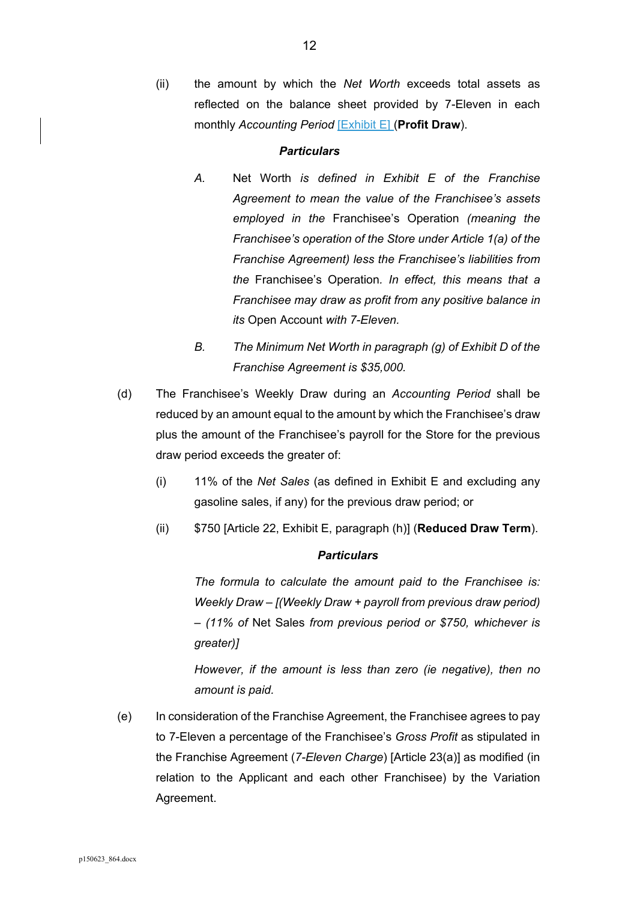(ii) the amount by which the *Net Worth* exceeds total assets as reflected on the balance sheet provided by 7-Eleven in each monthly *Accounting Period* [Exhibit E] (**Profit Draw**).

***Particulars***

*A.* Net Worth *is defined in Exhibit E of the Franchise Agreement to mean the value of the Franchisee's assets employed in the* Franchisee's Operation *(meaning the Franchisee's operation of the Store under Article 1(a) of the Franchise Agreement) less the Franchisee's liabilities from the* Franchisee's Operation*. In effect, this means that a Franchisee may draw as profit from any positive balance in its* Open Account *with 7-Eleven.*

*B. The Minimum Net Worth in paragraph (g) of Exhibit D of the Franchise Agreement is $35,000.*

(d) The Franchisee's Weekly Draw during an *Accounting Period* shall be reduced by an amount equal to the amount by which the Franchisee's draw plus the amount of the Franchisee's payroll for the Store for the previous draw period exceeds the greater of:

(i) 11% of the *Net Sales* (as defined in Exhibit E and excluding any gasoline sales, if any) for the previous draw period; or

(ii) $750 [Article 22, Exhibit E, paragraph (h)] (**Reduced Draw Term**).

***Particulars***

*The formula to calculate the amount paid to the Franchisee is: Weekly Draw – [(Weekly Draw + payroll from previous draw period) – (11% of* Net Sales *from previous period or $750, whichever is greater)]*

*However, if the amount is less than zero (ie negative), then no amount is paid.*

(e) In consideration of the Franchise Agreement, the Franchisee agrees to pay to 7-Eleven a percentage of the Franchisee's *Gross Profit* as stipulated in the Franchise Agreement (*7-Eleven Charge*) [Article 23(a)] as modified (in relation to the Applicant and each other Franchisee) by the Variation Agreement.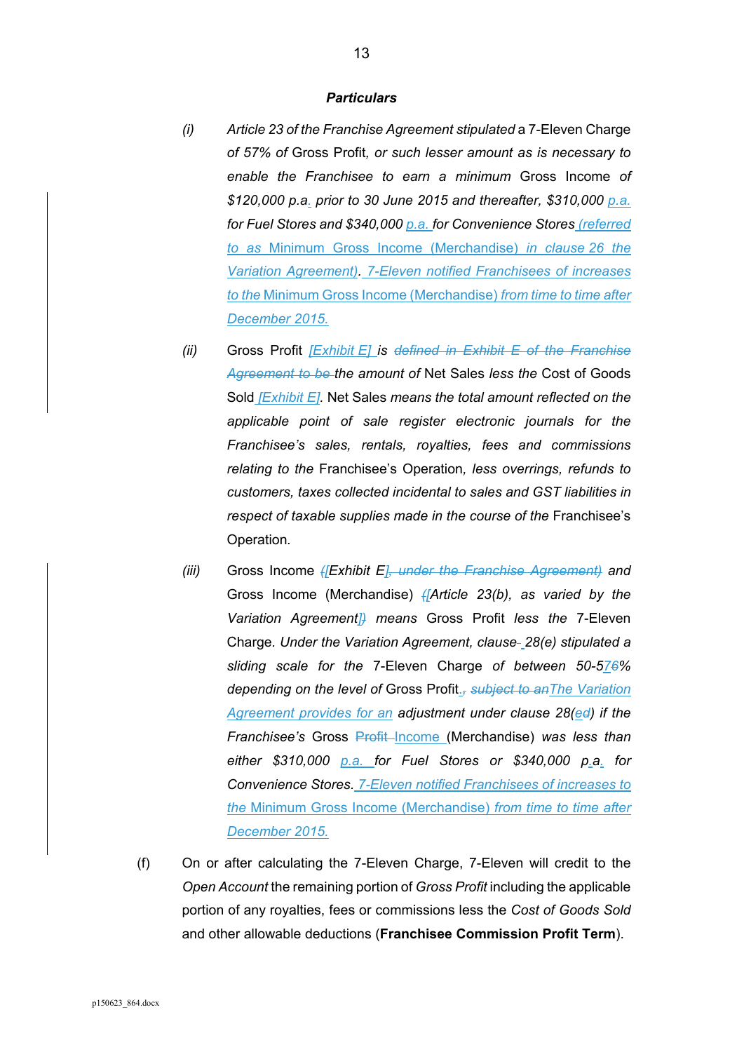***Particulars***

(i) *Article 23 of the Franchise Agreement stipulated* a 7-Eleven Charge *of 57% of* Gross Profit*, or such lesser amount as is necessary to enable the Franchisee to earn a minimum* Gross Income *of $120,000 p.a. prior to 30 June 2015 and thereafter, $310,000 p.a. for Fuel Stores and $340,000 p.a. for Convenience Stores (referred to as* Minimum Gross Income (Merchandise) *in clause 26 the Variation Agreement). 7-Eleven notified Franchisees of increases to the* Minimum Gross Income (Merchandise) *from time to time after December 2015.*

(ii) Gross Profit *[Exhibit E] is ~~defined in Exhibit E of the Franchise Agreement to be~~ the amount of* Net Sales *less the* Cost of Goods Sold *[Exhibit E].* Net Sales *means the total amount reflected on the applicable point of sale register electronic journals for the Franchisee's sales, rentals, royalties, fees and commissions relating to the* Franchisee's Operation*, less overrings, refunds to customers, taxes collected incidental to sales and GST liabilities in respect of taxable supplies made in the course of the* Franchisee's Operation.

(iii) Gross Income *~~(~~[Exhibit E]~~, under the Franchise Agreement)~~ and* Gross Income (Merchandise) *~~(~~[Article 23(b), as varied by the Variation Agreement]~~)~~ means* Gross Profit *less the* 7-Eleven Charge*. Under the Variation Agreement, clause 28(e) stipulated a sliding scale for the* 7-Eleven Charge *of between 50-5~~7~~6% depending on the level of* Gross Profit*. ~~, subject to an~~The Variation Agreement provides for an adjustment under clause 28(~~e~~d) if the Franchisee's* Gross ~~Profit~~ Income (Merchandise) *was less than either $310,000 p.a. for Fuel Stores or $340,000 p.a. for Convenience Stores. 7-Eleven notified Franchisees of increases to the* Minimum Gross Income (Merchandise) *from time to time after December 2015.*

(f) On or after calculating the 7-Eleven Charge, 7-Eleven will credit to the *Open Account* the remaining portion of *Gross Profit* including the applicable portion of any royalties, fees or commissions less the *Cost of Goods Sold* and other allowable deductions (**Franchisee Commission Profit Term**).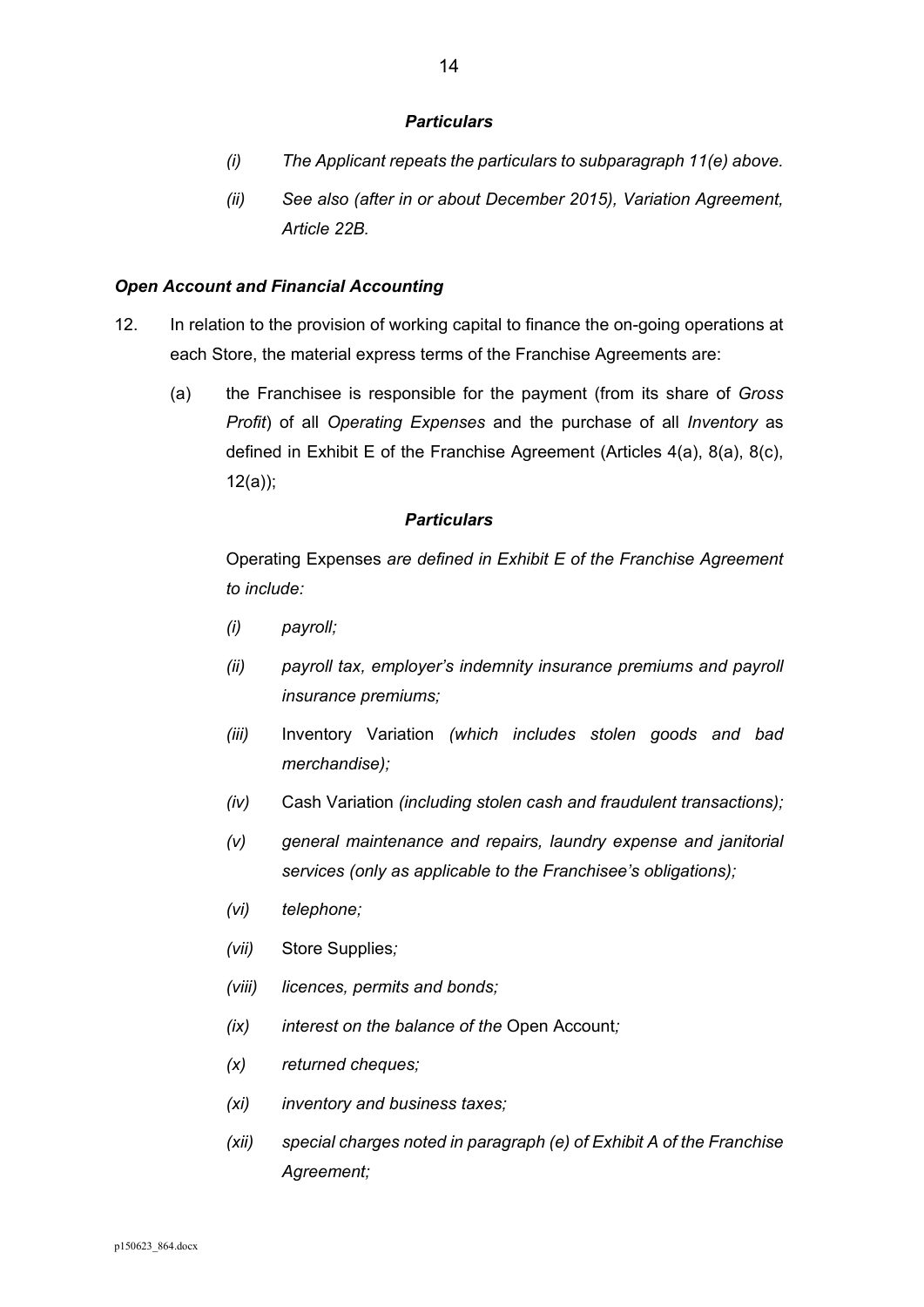***Particulars***

*(i)* *The Applicant repeats the particulars to subparagraph 11(e) above.*

*(ii)* *See also (after in or about December 2015), Variation Agreement, Article 22B.*

***Open Account and Financial Accounting***

12. In relation to the provision of working capital to finance the on-going operations at each Store, the material express terms of the Franchise Agreements are:

    (a) the Franchisee is responsible for the payment (from its share of *Gross Profit*) of all *Operating Expenses* and the purchase of all *Inventory* as defined in Exhibit E of the Franchise Agreement (Articles 4(a), 8(a), 8(c), 12(a));

    ***Particulars***

    Operating Expenses *are defined in Exhibit E of the Franchise Agreement to include:*

    *(i)* *payroll;*

    *(ii)* *payroll tax, employer's indemnity insurance premiums and payroll insurance premiums;*

    *(iii)* Inventory Variation *(which includes stolen goods and bad merchandise);*

    *(iv)* Cash Variation *(including stolen cash and fraudulent transactions);*

    *(v)* *general maintenance and repairs, laundry expense and janitorial services (only as applicable to the Franchisee's obligations);*

    *(vi)* *telephone;*

    *(vii)* Store Supplies*;*

    *(viii)* *licences, permits and bonds;*

    *(ix)* *interest on the balance of the* Open Account*;*

    *(x)* *returned cheques;*

    *(xi)* *inventory and business taxes;*

    *(xii)* *special charges noted in paragraph (e) of Exhibit A of the Franchise Agreement;*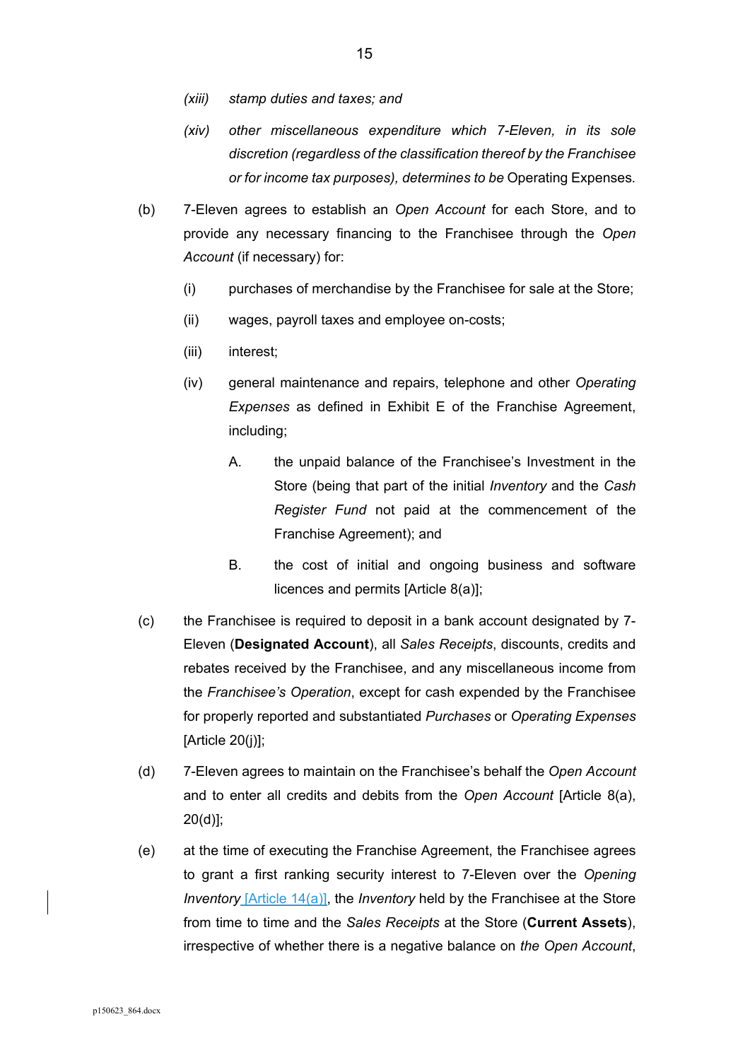(xiii) *stamp duties and taxes; and*

(xiv) *other miscellaneous expenditure which 7-Eleven, in its sole discretion (regardless of the classification thereof by the Franchisee or for income tax purposes), determines to be* Operating Expenses*.*

(b) 7-Eleven agrees to establish an *Open Account* for each Store, and to provide any necessary financing to the Franchisee through the *Open Account* (if necessary) for:

(i) purchases of merchandise by the Franchisee for sale at the Store;

(ii) wages, payroll taxes and employee on-costs;

(iii) interest;

(iv) general maintenance and repairs, telephone and other *Operating Expenses* as defined in Exhibit E of the Franchise Agreement, including;

A. the unpaid balance of the Franchisee's Investment in the Store (being that part of the initial *Inventory* and the *Cash Register Fund* not paid at the commencement of the Franchise Agreement); and

B. the cost of initial and ongoing business and software licences and permits [Article 8(a)];

(c) the Franchisee is required to deposit in a bank account designated by 7-Eleven (**Designated Account**), all *Sales Receipts*, discounts, credits and rebates received by the Franchisee, and any miscellaneous income from the *Franchisee's Operation*, except for cash expended by the Franchisee for properly reported and substantiated *Purchases* or *Operating Expenses* [Article 20(j)];

(d) 7-Eleven agrees to maintain on the Franchisee's behalf the *Open Account* and to enter all credits and debits from the *Open Account* [Article 8(a), 20(d)];

(e) at the time of executing the Franchise Agreement, the Franchisee agrees to grant a first ranking security interest to 7-Eleven over the *Opening Inventory* [Article 14(a)], the *Inventory* held by the Franchisee at the Store from time to time and the *Sales Receipts* at the Store (**Current Assets**), irrespective of whether there is a negative balance on *the Open Account*,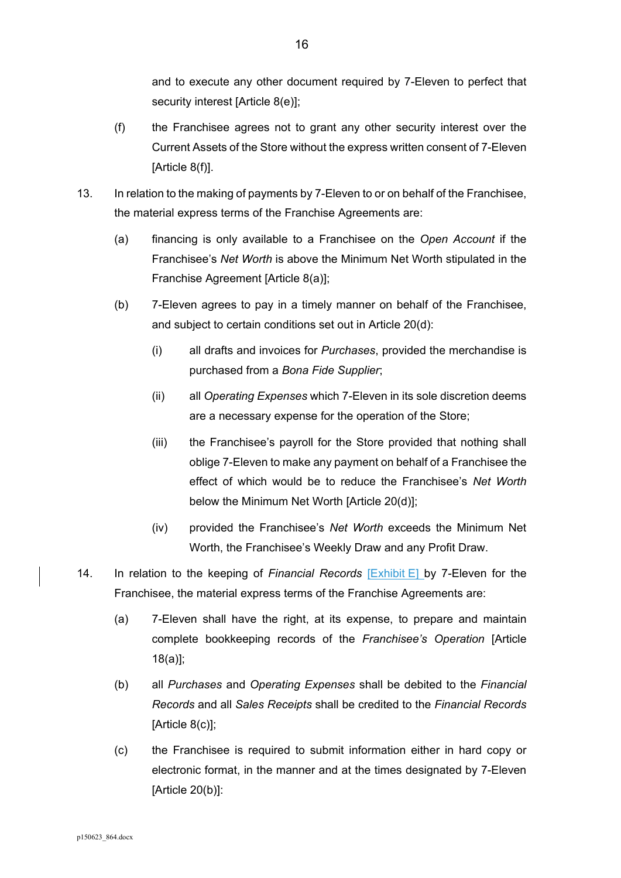and to execute any other document required by 7-Eleven to perfect that security interest [Article 8(e)];

(f) the Franchisee agrees not to grant any other security interest over the Current Assets of the Store without the express written consent of 7-Eleven [Article 8(f)].

13. In relation to the making of payments by 7-Eleven to or on behalf of the Franchisee, the material express terms of the Franchise Agreements are:

   (a) financing is only available to a Franchisee on the *Open Account* if the Franchisee's *Net Worth* is above the Minimum Net Worth stipulated in the Franchise Agreement [Article 8(a)];

   (b) 7-Eleven agrees to pay in a timely manner on behalf of the Franchisee, and subject to certain conditions set out in Article 20(d):

      (i) all drafts and invoices for *Purchases*, provided the merchandise is purchased from a *Bona Fide Supplier*;

      (ii) all *Operating Expenses* which 7-Eleven in its sole discretion deems are a necessary expense for the operation of the Store;

      (iii) the Franchisee's payroll for the Store provided that nothing shall oblige 7-Eleven to make any payment on behalf of a Franchisee the effect of which would be to reduce the Franchisee's *Net Worth* below the Minimum Net Worth [Article 20(d)];

      (iv) provided the Franchisee's *Net Worth* exceeds the Minimum Net Worth, the Franchisee's Weekly Draw and any Profit Draw.

14. In relation to the keeping of *Financial Records* [Exhibit E] by 7-Eleven for the Franchisee, the material express terms of the Franchise Agreements are:

   (a) 7-Eleven shall have the right, at its expense, to prepare and maintain complete bookkeeping records of the *Franchisee's Operation* [Article 18(a)];

   (b) all *Purchases* and *Operating Expenses* shall be debited to the *Financial Records* and all *Sales Receipts* shall be credited to the *Financial Records* [Article 8(c)];

   (c) the Franchisee is required to submit information either in hard copy or electronic format, in the manner and at the times designated by 7-Eleven [Article 20(b)]: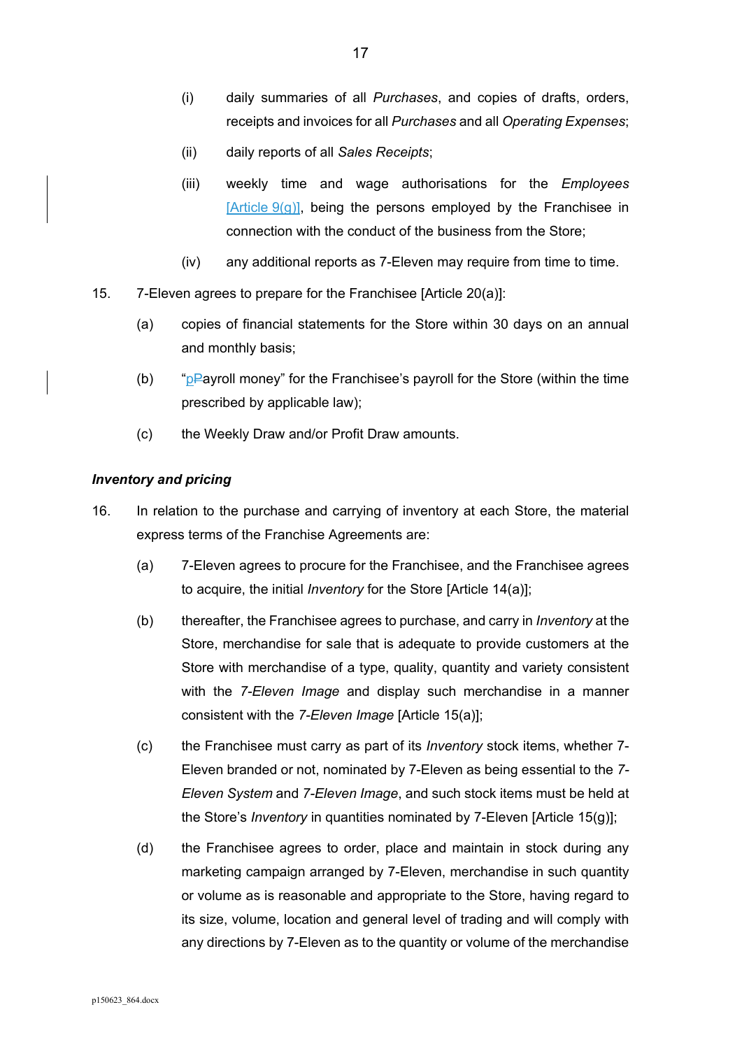(i) daily summaries of all *Purchases*, and copies of drafts, orders, receipts and invoices for all *Purchases* and all *Operating Expenses*;

(ii) daily reports of all *Sales Receipts*;

(iii) weekly time and wage authorisations for the *Employees* [Article 9(g)], being the persons employed by the Franchisee in connection with the conduct of the business from the Store;

(iv) any additional reports as 7-Eleven may require from time to time.

15. 7-Eleven agrees to prepare for the Franchisee [Article 20(a)]:

(a) copies of financial statements for the Store within 30 days on an annual and monthly basis;

(b) "pPayroll money" for the Franchisee's payroll for the Store (within the time prescribed by applicable law);

(c) the Weekly Draw and/or Profit Draw amounts.

***Inventory and pricing***

16. In relation to the purchase and carrying of inventory at each Store, the material express terms of the Franchise Agreements are:

(a) 7-Eleven agrees to procure for the Franchisee, and the Franchisee agrees to acquire, the initial *Inventory* for the Store [Article 14(a)];

(b) thereafter, the Franchisee agrees to purchase, and carry in *Inventory* at the Store, merchandise for sale that is adequate to provide customers at the Store with merchandise of a type, quality, quantity and variety consistent with the *7-Eleven Image* and display such merchandise in a manner consistent with the *7-Eleven Image* [Article 15(a)];

(c) the Franchisee must carry as part of its *Inventory* stock items, whether 7-Eleven branded or not, nominated by 7-Eleven as being essential to the *7-Eleven System* and *7-Eleven Image*, and such stock items must be held at the Store's *Inventory* in quantities nominated by 7-Eleven [Article 15(g)];

(d) the Franchisee agrees to order, place and maintain in stock during any marketing campaign arranged by 7-Eleven, merchandise in such quantity or volume as is reasonable and appropriate to the Store, having regard to its size, volume, location and general level of trading and will comply with any directions by 7-Eleven as to the quantity or volume of the merchandise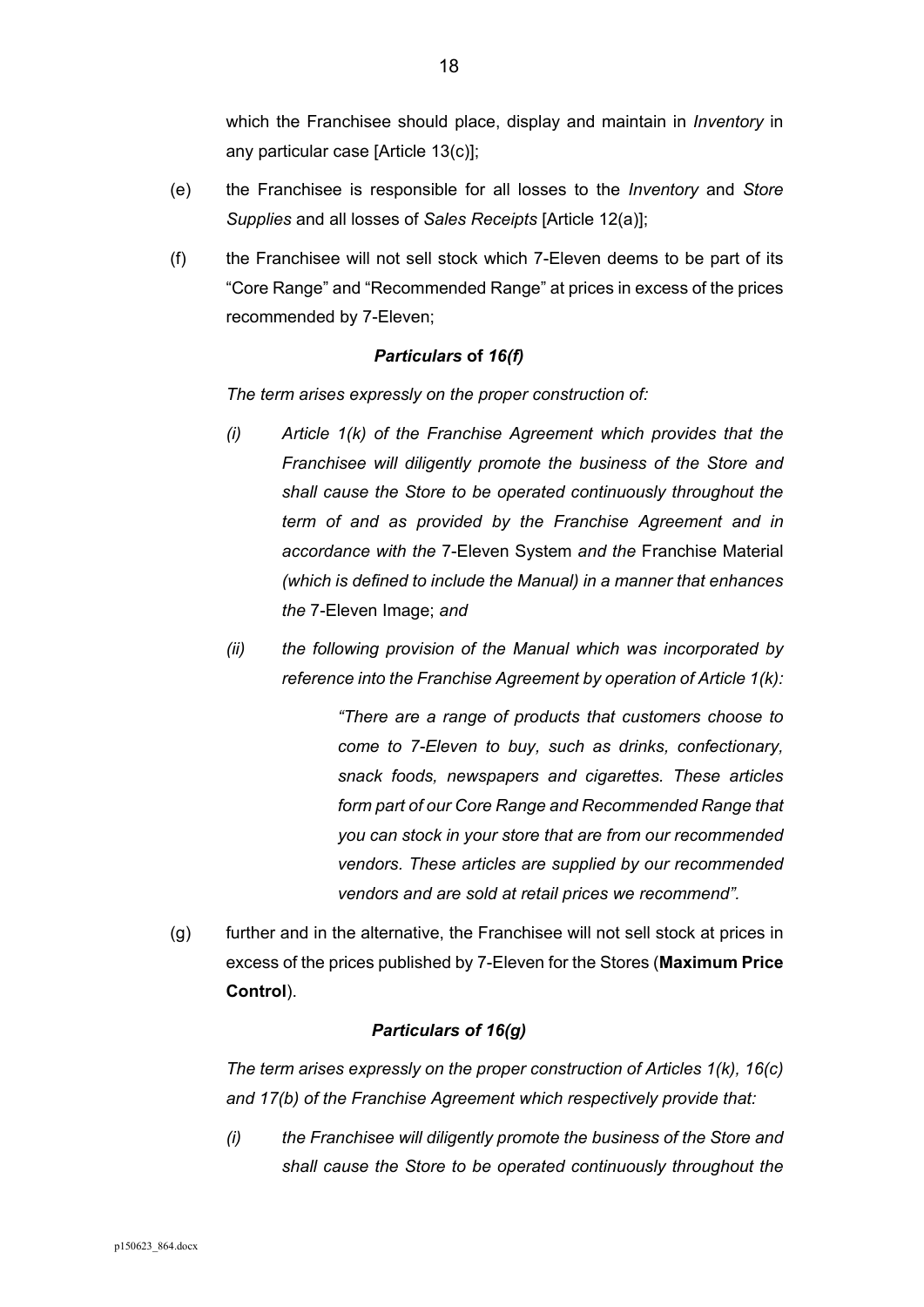which the Franchisee should place, display and maintain in *Inventory* in any particular case [Article 13(c)];

(e) the Franchisee is responsible for all losses to the *Inventory* and *Store Supplies* and all losses of *Sales Receipts* [Article 12(a)];

(f) the Franchisee will not sell stock which 7-Eleven deems to be part of its "Core Range" and "Recommended Range" at prices in excess of the prices recommended by 7-Eleven;

***Particulars* of *16(f)***

*The term arises expressly on the proper construction of:*

*(i) Article 1(k) of the Franchise Agreement which provides that the Franchisee will diligently promote the business of the Store and shall cause the Store to be operated continuously throughout the term of and as provided by the Franchise Agreement and in accordance with the* 7-Eleven System *and the* Franchise Material *(which is defined to include the Manual) in a manner that enhances the* 7-Eleven Image; *and*

*(ii) the following provision of the Manual which was incorporated by reference into the Franchise Agreement by operation of Article 1(k):*

> *"There are a range of products that customers choose to come to 7-Eleven to buy, such as drinks, confectionary, snack foods, newspapers and cigarettes. These articles form part of our Core Range and Recommended Range that you can stock in your store that are from our recommended vendors. These articles are supplied by our recommended vendors and are sold at retail prices we recommend".*

(g) further and in the alternative, the Franchisee will not sell stock at prices in excess of the prices published by 7-Eleven for the Stores (**Maximum Price Control**).

***Particulars of 16(g)***

*The term arises expressly on the proper construction of Articles 1(k), 16(c) and 17(b) of the Franchise Agreement which respectively provide that:*

*(i) the Franchisee will diligently promote the business of the Store and shall cause the Store to be operated continuously throughout the*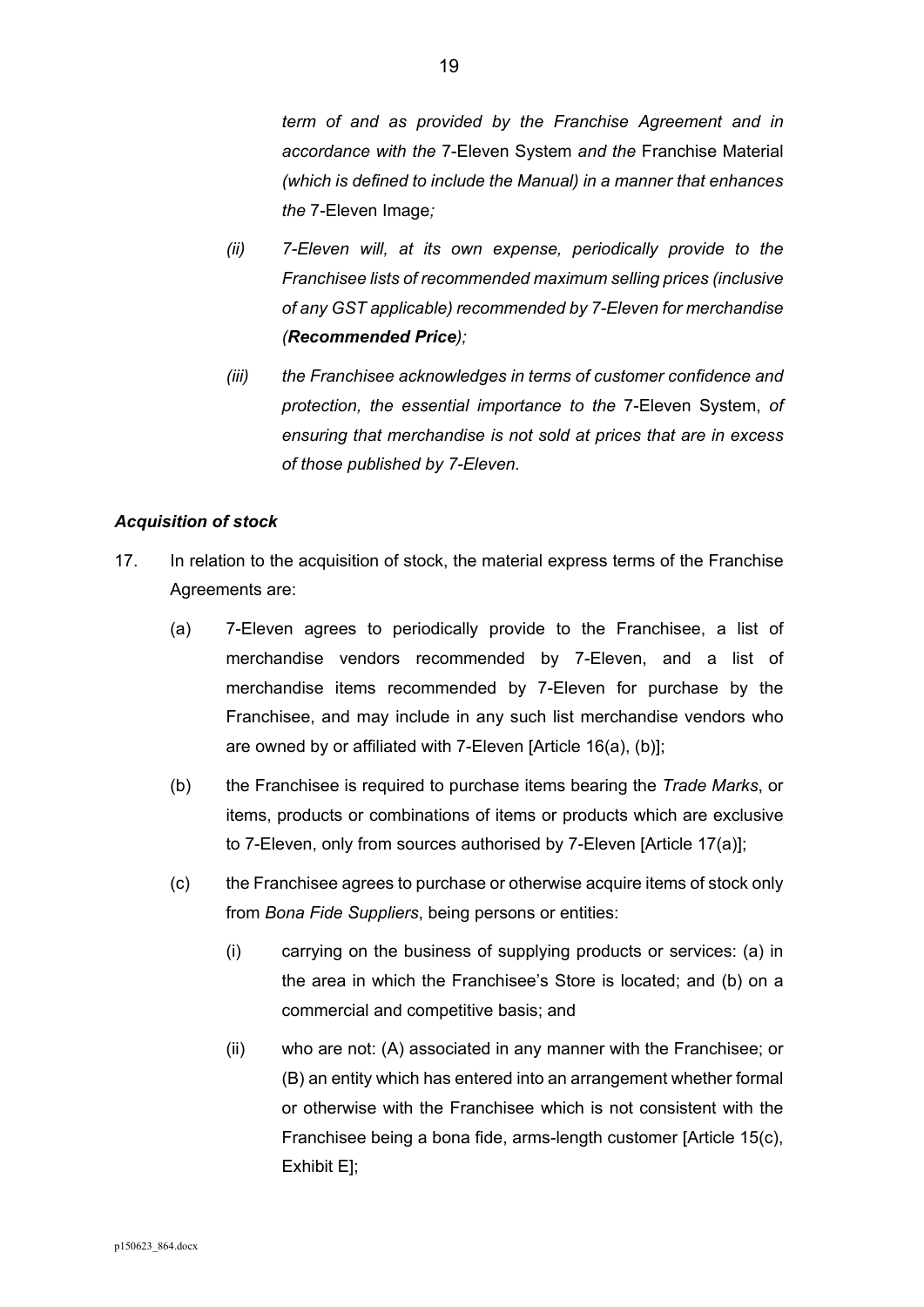*term of and as provided by the Franchise Agreement and in accordance with the* 7-Eleven System *and the* Franchise Material *(which is defined to include the Manual) in a manner that enhances the* 7-Eleven Image*;*

*(ii) 7-Eleven will, at its own expense, periodically provide to the Franchisee lists of recommended maximum selling prices (inclusive of any GST applicable) recommended by 7-Eleven for merchandise (**Recommended Price**);*

*(iii) the Franchisee acknowledges in terms of customer confidence and protection, the essential importance to the* 7-Eleven System, *of ensuring that merchandise is not sold at prices that are in excess of those published by 7-Eleven.*

***Acquisition of stock***

17. In relation to the acquisition of stock, the material express terms of the Franchise Agreements are:

    (a) 7-Eleven agrees to periodically provide to the Franchisee, a list of merchandise vendors recommended by 7-Eleven, and a list of merchandise items recommended by 7-Eleven for purchase by the Franchisee, and may include in any such list merchandise vendors who are owned by or affiliated with 7-Eleven [Article 16(a), (b)];

    (b) the Franchisee is required to purchase items bearing the *Trade Marks*, or items, products or combinations of items or products which are exclusive to 7-Eleven, only from sources authorised by 7-Eleven [Article 17(a)];

    (c) the Franchisee agrees to purchase or otherwise acquire items of stock only from *Bona Fide Suppliers*, being persons or entities:

        (i) carrying on the business of supplying products or services: (a) in the area in which the Franchisee's Store is located; and (b) on a commercial and competitive basis; and

        (ii) who are not: (A) associated in any manner with the Franchisee; or (B) an entity which has entered into an arrangement whether formal or otherwise with the Franchisee which is not consistent with the Franchisee being a bona fide, arms-length customer [Article 15(c), Exhibit E];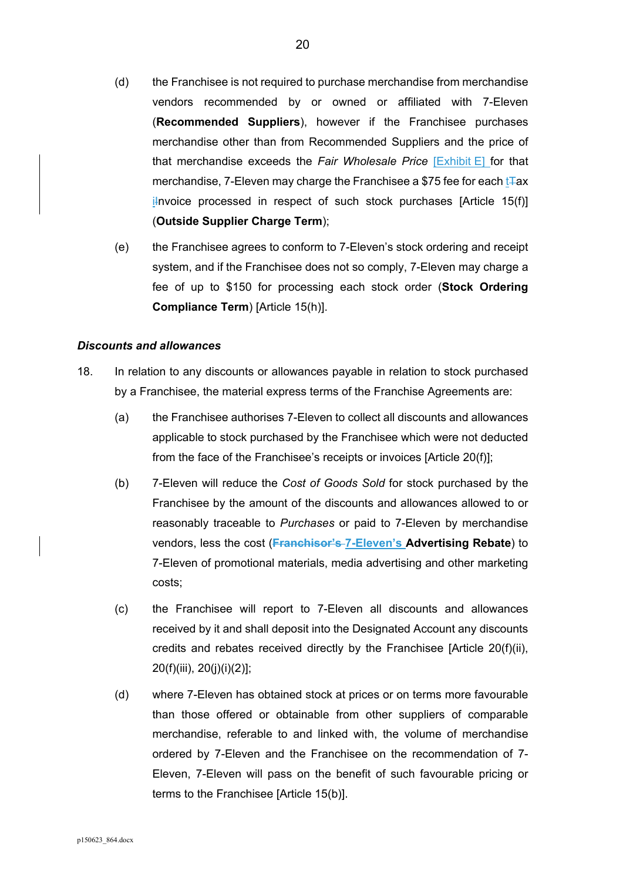(d) the Franchisee is not required to purchase merchandise from merchandise vendors recommended by or owned or affiliated with 7-Eleven (**Recommended Suppliers**), however if the Franchisee purchases merchandise other than from Recommended Suppliers and the price of that merchandise exceeds the *Fair Wholesale Price* [Exhibit E] for that merchandise, 7-Eleven may charge the Franchisee a $75 fee for each tax invoice processed in respect of such stock purchases [Article 15(f)] (**Outside Supplier Charge Term**);

(e) the Franchisee agrees to conform to 7-Eleven's stock ordering and receipt system, and if the Franchisee does not so comply, 7-Eleven may charge a fee of up to $150 for processing each stock order (**Stock Ordering Compliance Term**) [Article 15(h)].

***Discounts and allowances***

18. In relation to any discounts or allowances payable in relation to stock purchased by a Franchisee, the material express terms of the Franchise Agreements are:

(a) the Franchisee authorises 7-Eleven to collect all discounts and allowances applicable to stock purchased by the Franchisee which were not deducted from the face of the Franchisee's receipts or invoices [Article 20(f)];

(b) 7-Eleven will reduce the *Cost of Goods Sold* for stock purchased by the Franchisee by the amount of the discounts and allowances allowed to or reasonably traceable to *Purchases* or paid to 7-Eleven by merchandise vendors, less the cost (~~**Franchisor's**~~ **7-Eleven's Advertising Rebate**) to 7-Eleven of promotional materials, media advertising and other marketing costs;

(c) the Franchisee will report to 7-Eleven all discounts and allowances received by it and shall deposit into the Designated Account any discounts credits and rebates received directly by the Franchisee [Article 20(f)(ii), 20(f)(iii), 20(j)(i)(2)];

(d) where 7-Eleven has obtained stock at prices or on terms more favourable than those offered or obtainable from other suppliers of comparable merchandise, referable to and linked with, the volume of merchandise ordered by 7-Eleven and the Franchisee on the recommendation of 7-Eleven, 7-Eleven will pass on the benefit of such favourable pricing or terms to the Franchisee [Article 15(b)].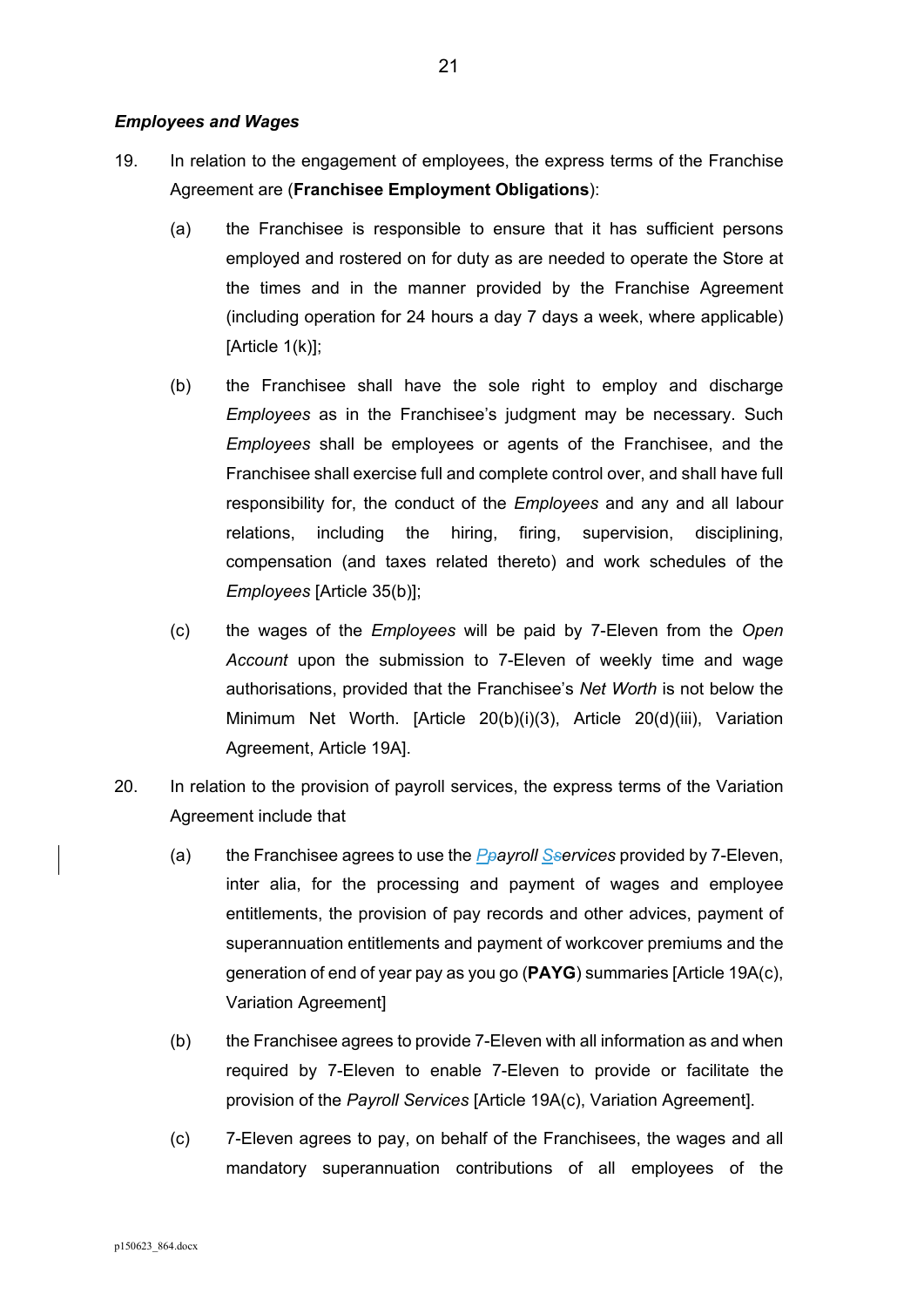### *Employees and Wages*

19. In relation to the engagement of employees, the express terms of the Franchise Agreement are (**Franchisee Employment Obligations**):

    (a) the Franchisee is responsible to ensure that it has sufficient persons employed and rostered on for duty as are needed to operate the Store at the times and in the manner provided by the Franchise Agreement (including operation for 24 hours a day 7 days a week, where applicable) [Article 1(k)];

    (b) the Franchisee shall have the sole right to employ and discharge *Employees* as in the Franchisee's judgment may be necessary. Such *Employees* shall be employees or agents of the Franchisee, and the Franchisee shall exercise full and complete control over, and shall have full responsibility for, the conduct of the *Employees* and any and all labour relations, including the hiring, firing, supervision, disciplining, compensation (and taxes related thereto) and work schedules of the *Employees* [Article 35(b)];

    (c) the wages of the *Employees* will be paid by 7-Eleven from the *Open Account* upon the submission to 7-Eleven of weekly time and wage authorisations, provided that the Franchisee's *Net Worth* is not below the Minimum Net Worth. [Article 20(b)(i)(3), Article 20(d)(iii), Variation Agreement, Article 19A].

20. In relation to the provision of payroll services, the express terms of the Variation Agreement include that

    (a) the Franchisee agrees to use the *Payroll Services* provided by 7-Eleven, inter alia, for the processing and payment of wages and employee entitlements, the provision of pay records and other advices, payment of superannuation entitlements and payment of workcover premiums and the generation of end of year pay as you go (**PAYG**) summaries [Article 19A(c), Variation Agreement]

    (b) the Franchisee agrees to provide 7-Eleven with all information as and when required by 7-Eleven to enable 7-Eleven to provide or facilitate the provision of the *Payroll Services* [Article 19A(c), Variation Agreement].

    (c) 7-Eleven agrees to pay, on behalf of the Franchisees, the wages and all mandatory superannuation contributions of all employees of the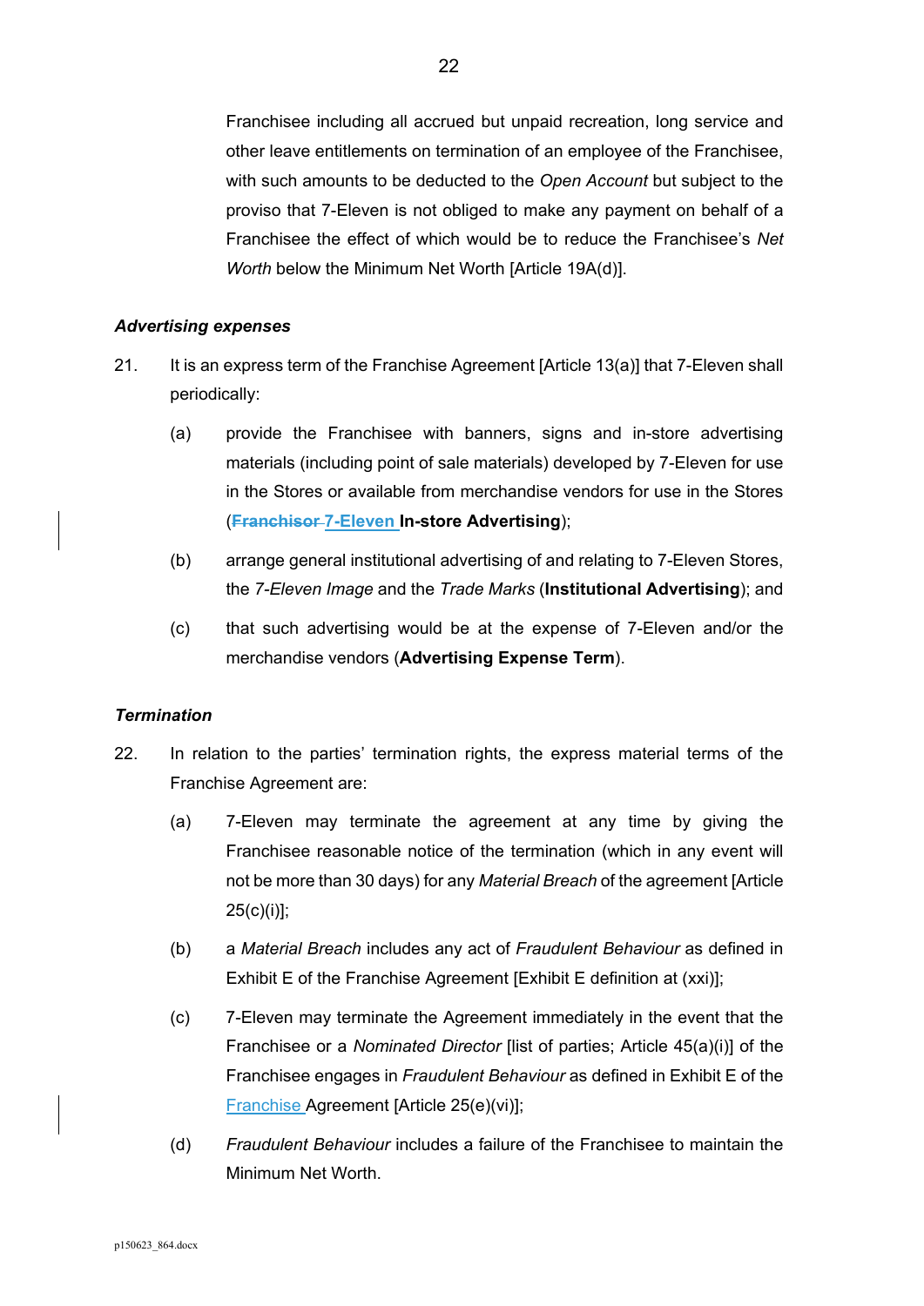Franchisee including all accrued but unpaid recreation, long service and other leave entitlements on termination of an employee of the Franchisee, with such amounts to be deducted to the *Open Account* but subject to the proviso that 7-Eleven is not obliged to make any payment on behalf of a Franchisee the effect of which would be to reduce the Franchisee's *Net Worth* below the Minimum Net Worth [Article 19A(d)].

### *Advertising expenses*

21. It is an express term of the Franchise Agreement [Article 13(a)] that 7-Eleven shall periodically:

    (a) provide the Franchisee with banners, signs and in-store advertising materials (including point of sale materials) developed by 7-Eleven for use in the Stores or available from merchandise vendors for use in the Stores (~~**Franchisor**~~ **7-Eleven In-store Advertising**);

    (b) arrange general institutional advertising of and relating to 7-Eleven Stores, the *7-Eleven Image* and the *Trade Marks* (**Institutional Advertising**); and

    (c) that such advertising would be at the expense of 7-Eleven and/or the merchandise vendors (**Advertising Expense Term**).

### *Termination*

22. In relation to the parties' termination rights, the express material terms of the Franchise Agreement are:

    (a) 7-Eleven may terminate the agreement at any time by giving the Franchisee reasonable notice of the termination (which in any event will not be more than 30 days) for any *Material Breach* of the agreement [Article 25(c)(i)];

    (b) a *Material Breach* includes any act of *Fraudulent Behaviour* as defined in Exhibit E of the Franchise Agreement [Exhibit E definition at (xxi)];

    (c) 7-Eleven may terminate the Agreement immediately in the event that the Franchisee or a *Nominated Director* [list of parties; Article 45(a)(i)] of the Franchisee engages in *Fraudulent Behaviour* as defined in Exhibit E of the Franchise Agreement [Article 25(e)(vi)];

    (d) *Fraudulent Behaviour* includes a failure of the Franchisee to maintain the Minimum Net Worth.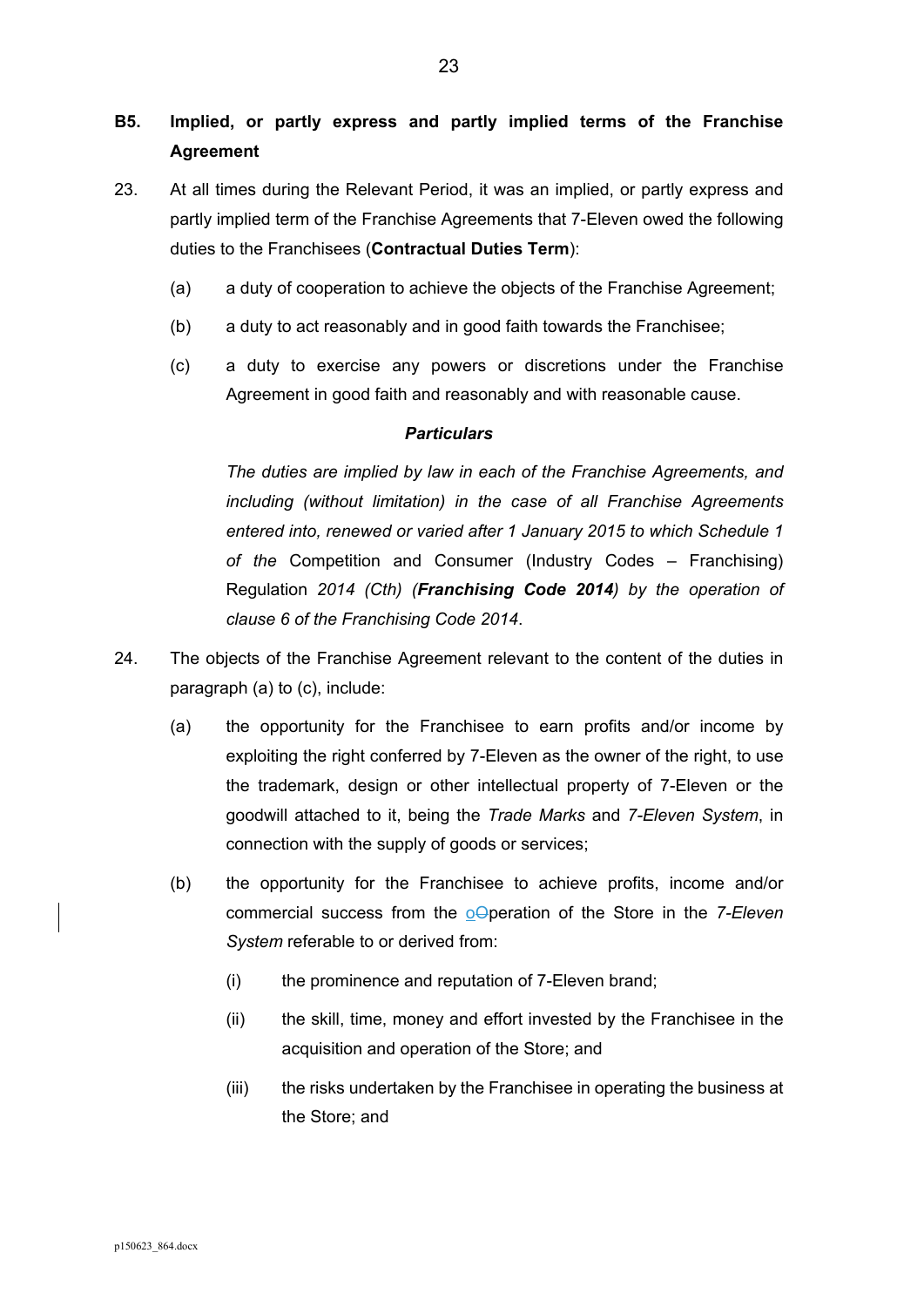## B5. Implied, or partly express and partly implied terms of the Franchise Agreement

23. At all times during the Relevant Period, it was an implied, or partly express and partly implied term of the Franchise Agreements that 7-Eleven owed the following duties to the Franchisees (**Contractual Duties Term**):

    (a) a duty of cooperation to achieve the objects of the Franchise Agreement;

    (b) a duty to act reasonably and in good faith towards the Franchisee;

    (c) a duty to exercise any powers or discretions under the Franchise Agreement in good faith and reasonably and with reasonable cause.

    ***Particulars***

    *The duties are implied by law in each of the Franchise Agreements, and including (without limitation) in the case of all Franchise Agreements entered into, renewed or varied after 1 January 2015 to which Schedule 1 of the* Competition and Consumer (Industry Codes – Franchising) Regulation *2014 (Cth) (**Franchising Code 2014**) by the operation of clause 6 of the Franchising Code 2014*.

24. The objects of the Franchise Agreement relevant to the content of the duties in paragraph (a) to (c), include:

    (a) the opportunity for the Franchisee to earn profits and/or income by exploiting the right conferred by 7-Eleven as the owner of the right, to use the trademark, design or other intellectual property of 7-Eleven or the goodwill attached to it, being the *Trade Marks* and *7-Eleven System*, in connection with the supply of goods or services;

    (b) the opportunity for the Franchisee to achieve profits, income and/or commercial success from the ~~O~~operation of the Store in the *7-Eleven System* referable to or derived from:

        (i) the prominence and reputation of 7-Eleven brand;

        (ii) the skill, time, money and effort invested by the Franchisee in the acquisition and operation of the Store; and

        (iii) the risks undertaken by the Franchisee in operating the business at the Store; and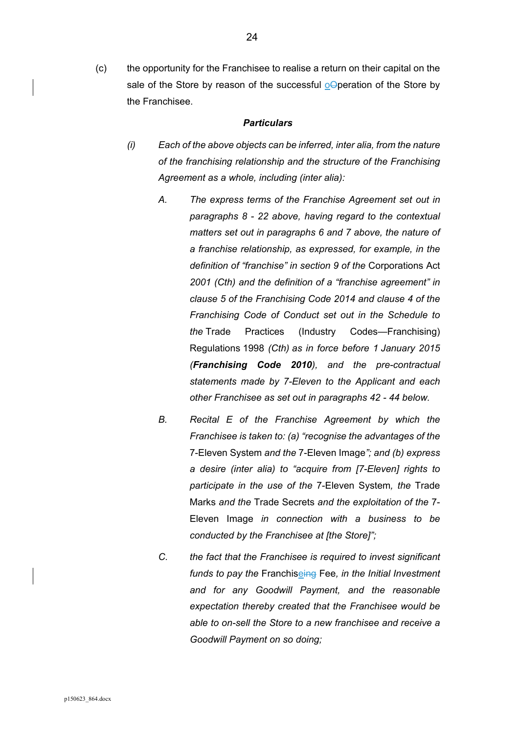(c) the opportunity for the Franchisee to realise a return on their capital on the sale of the Store by reason of the successful ~~O~~operation of the Store by the Franchisee.

***Particulars***

*(i) Each of the above objects can be inferred, inter alia, from the nature of the franchising relationship and the structure of the Franchising Agreement as a whole, including (inter alia):*

*A. The express terms of the Franchise Agreement set out in paragraphs 8 - 22 above, having regard to the contextual matters set out in paragraphs 6 and 7 above, the nature of a franchise relationship, as expressed, for example, in the definition of "franchise" in section 9 of the* Corporations Act *2001 (Cth) and the definition of a "franchise agreement" in clause 5 of the Franchising Code 2014 and clause 4 of the Franchising Code of Conduct set out in the Schedule to the* Trade Practices (Industry Codes—Franchising) Regulations 1998 *(Cth) as in force before 1 January 2015 (**Franchising Code 2010**), and the pre-contractual statements made by 7-Eleven to the Applicant and each other Franchisee as set out in paragraphs 42 - 44 below.*

*B. Recital E of the Franchise Agreement by which the Franchisee is taken to: (a) "recognise the advantages of the* 7-Eleven System *and the* 7-Eleven Image*"; and (b) express a desire (inter alia) to "acquire from [7-Eleven] rights to participate in the use of the* 7-Eleven System*, the* Trade Marks *and the* Trade Secrets *and the exploitation of the* 7-Eleven Image *in connection with a business to be conducted by the Franchisee at [the Store]";*

*C. the fact that the Franchisee is required to invest significant funds to pay the* Franchis~~eing~~e Fee*, in the Initial Investment and for any Goodwill Payment, and the reasonable expectation thereby created that the Franchisee would be able to on-sell the Store to a new franchisee and receive a Goodwill Payment on so doing;*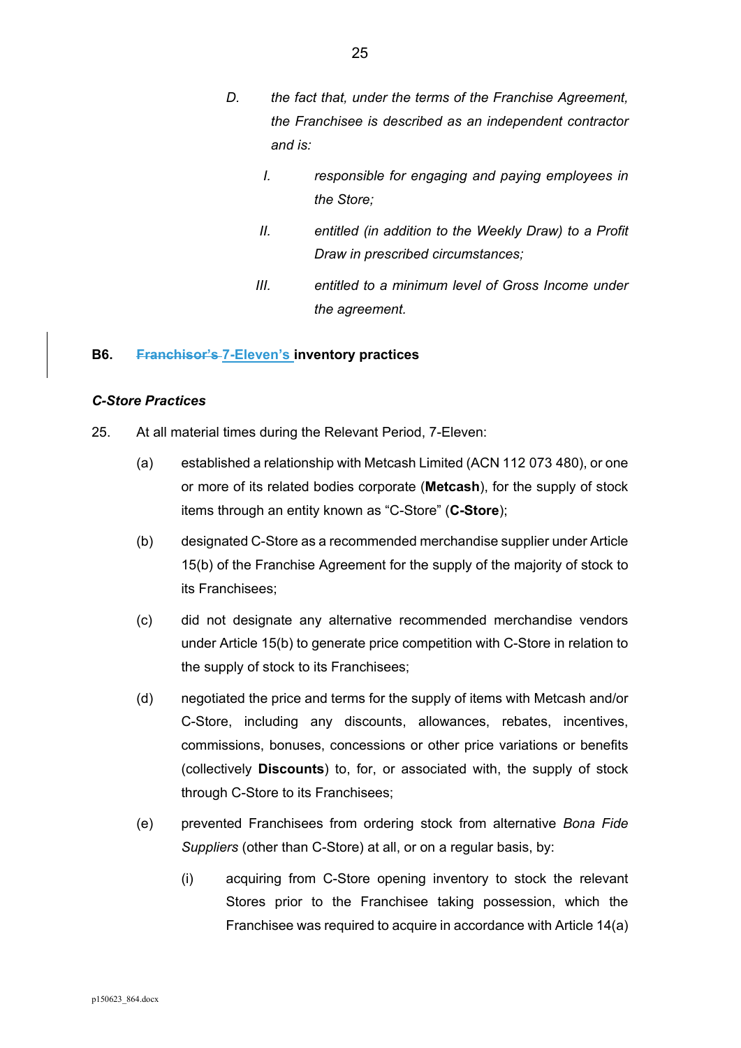D. *the fact that, under the terms of the Franchise Agreement, the Franchisee is described as an independent contractor and is:*

I. *responsible for engaging and paying employees in the Store;*

II. *entitled (in addition to the Weekly Draw) to a Profit Draw in prescribed circumstances;*

III. *entitled to a minimum level of Gross Income under the agreement.*

### B6. ~~Franchisor's~~ 7-Eleven's inventory practices

***C-Store Practices***

25. At all material times during the Relevant Period, 7-Eleven:

(a) established a relationship with Metcash Limited (ACN 112 073 480), or one or more of its related bodies corporate (**Metcash**), for the supply of stock items through an entity known as "C-Store" (**C-Store**);

(b) designated C-Store as a recommended merchandise supplier under Article 15(b) of the Franchise Agreement for the supply of the majority of stock to its Franchisees;

(c) did not designate any alternative recommended merchandise vendors under Article 15(b) to generate price competition with C-Store in relation to the supply of stock to its Franchisees;

(d) negotiated the price and terms for the supply of items with Metcash and/or C-Store, including any discounts, allowances, rebates, incentives, commissions, bonuses, concessions or other price variations or benefits (collectively **Discounts**) to, for, or associated with, the supply of stock through C-Store to its Franchisees;

(e) prevented Franchisees from ordering stock from alternative *Bona Fide Suppliers* (other than C-Store) at all, or on a regular basis, by:

(i) acquiring from C-Store opening inventory to stock the relevant Stores prior to the Franchisee taking possession, which the Franchisee was required to acquire in accordance with Article 14(a)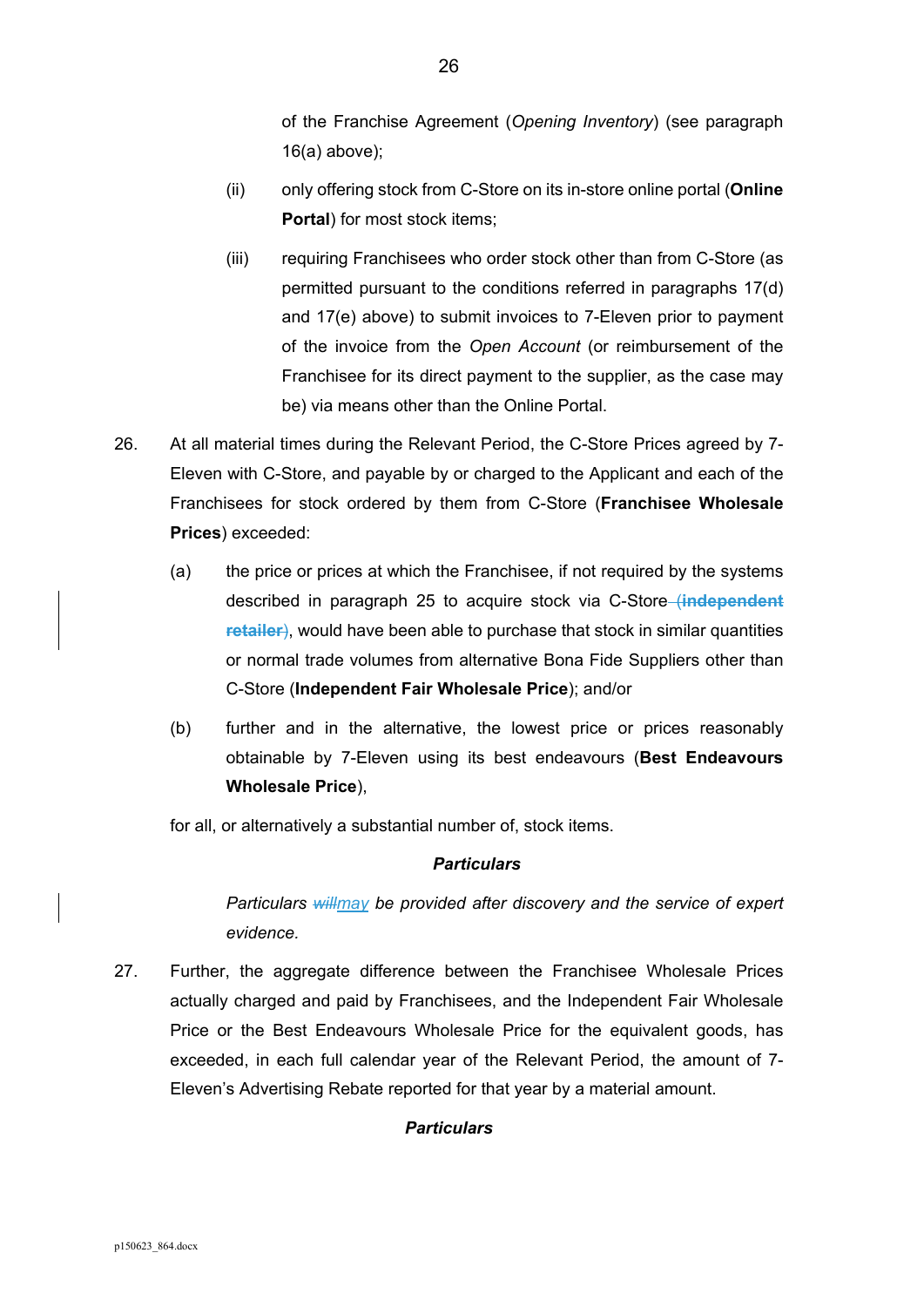of the Franchise Agreement (*Opening Inventory*) (see paragraph 16(a) above);

(ii) only offering stock from C-Store on its in-store online portal (**Online Portal**) for most stock items;

(iii) requiring Franchisees who order stock other than from C-Store (as permitted pursuant to the conditions referred in paragraphs 17(d) and 17(e) above) to submit invoices to 7-Eleven prior to payment of the invoice from the *Open Account* (or reimbursement of the Franchisee for its direct payment to the supplier, as the case may be) via means other than the Online Portal.

26. At all material times during the Relevant Period, the C-Store Prices agreed by 7-Eleven with C-Store, and payable by or charged to the Applicant and each of the Franchisees for stock ordered by them from C-Store (**Franchisee Wholesale Prices**) exceeded:

(a) the price or prices at which the Franchisee, if not required by the systems described in paragraph 25 to acquire stock via C-Store ~~(**independent retailer**)~~, would have been able to purchase that stock in similar quantities or normal trade volumes from alternative Bona Fide Suppliers other than C-Store (**Independent Fair Wholesale Price**); and/or

(b) further and in the alternative, the lowest price or prices reasonably obtainable by 7-Eleven using its best endeavours (**Best Endeavours Wholesale Price**),

for all, or alternatively a substantial number of, stock items.

***Particulars***

*Particulars ~~will~~may be provided after discovery and the service of expert evidence.*

27. Further, the aggregate difference between the Franchisee Wholesale Prices actually charged and paid by Franchisees, and the Independent Fair Wholesale Price or the Best Endeavours Wholesale Price for the equivalent goods, has exceeded, in each full calendar year of the Relevant Period, the amount of 7-Eleven's Advertising Rebate reported for that year by a material amount.

***Particulars***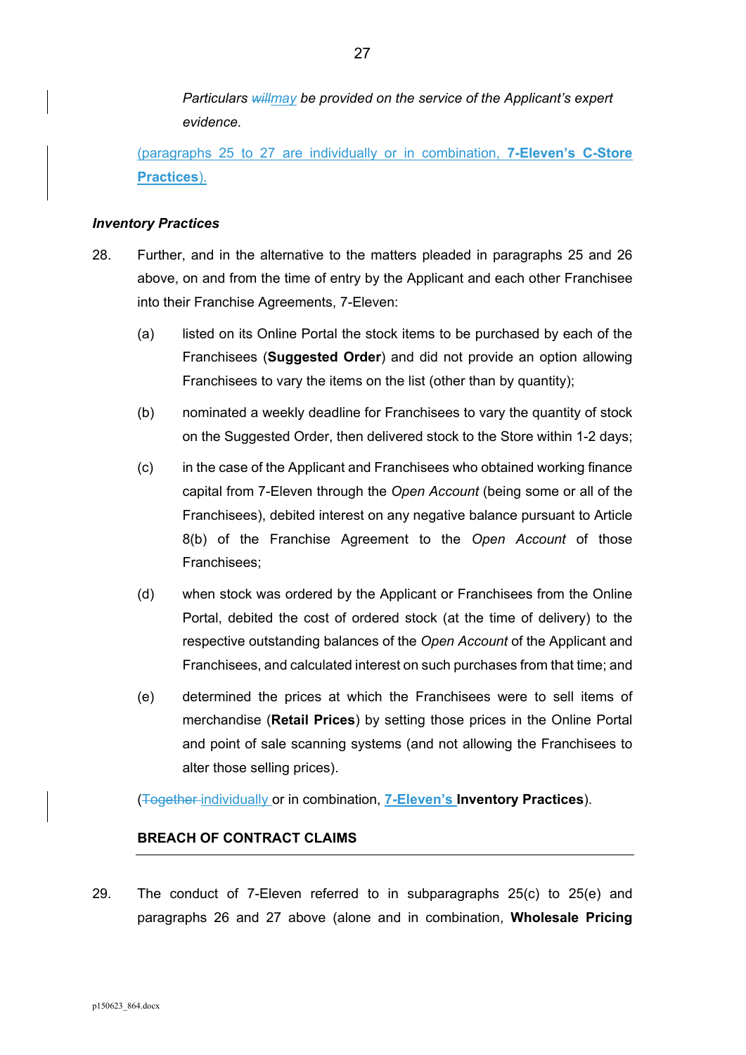*Particulars ~~will~~may be provided on the service of the Applicant's expert evidence.*

(paragraphs 25 to 27 are individually or in combination, **7-Eleven's C-Store Practices**).

***Inventory Practices***

28. Further, and in the alternative to the matters pleaded in paragraphs 25 and 26 above, on and from the time of entry by the Applicant and each other Franchisee into their Franchise Agreements, 7-Eleven:

    (a) listed on its Online Portal the stock items to be purchased by each of the Franchisees (**Suggested Order**) and did not provide an option allowing Franchisees to vary the items on the list (other than by quantity);

    (b) nominated a weekly deadline for Franchisees to vary the quantity of stock on the Suggested Order, then delivered stock to the Store within 1-2 days;

    (c) in the case of the Applicant and Franchisees who obtained working finance capital from 7-Eleven through the *Open Account* (being some or all of the Franchisees), debited interest on any negative balance pursuant to Article 8(b) of the Franchise Agreement to the *Open Account* of those Franchisees;

    (d) when stock was ordered by the Applicant or Franchisees from the Online Portal, debited the cost of ordered stock (at the time of delivery) to the respective outstanding balances of the *Open Account* of the Applicant and Franchisees, and calculated interest on such purchases from that time; and

    (e) determined the prices at which the Franchisees were to sell items of merchandise (**Retail Prices**) by setting those prices in the Online Portal and point of sale scanning systems (and not allowing the Franchisees to alter those selling prices).

(~~Together~~ individually or in combination, **7-Eleven's Inventory Practices**).

**BREACH OF CONTRACT CLAIMS**

29. The conduct of 7-Eleven referred to in subparagraphs 25(c) to 25(e) and paragraphs 26 and 27 above (alone and in combination, **Wholesale Pricing**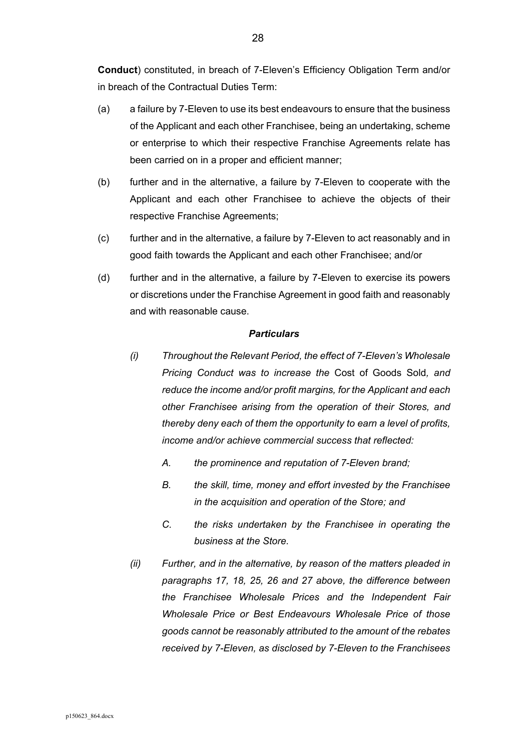**Conduct**) constituted, in breach of 7-Eleven's Efficiency Obligation Term and/or in breach of the Contractual Duties Term:

(a) a failure by 7-Eleven to use its best endeavours to ensure that the business of the Applicant and each other Franchisee, being an undertaking, scheme or enterprise to which their respective Franchise Agreements relate has been carried on in a proper and efficient manner;

(b) further and in the alternative, a failure by 7-Eleven to cooperate with the Applicant and each other Franchisee to achieve the objects of their respective Franchise Agreements;

(c) further and in the alternative, a failure by 7-Eleven to act reasonably and in good faith towards the Applicant and each other Franchisee; and/or

(d) further and in the alternative, a failure by 7-Eleven to exercise its powers or discretions under the Franchise Agreement in good faith and reasonably and with reasonable cause.

***Particulars***

*(i) Throughout the Relevant Period, the effect of 7-Eleven's Wholesale Pricing Conduct was to increase the* Cost of Goods Sold*, and reduce the income and/or profit margins, for the Applicant and each other Franchisee arising from the operation of their Stores, and thereby deny each of them the opportunity to earn a level of profits, income and/or achieve commercial success that reflected:*

*A. the prominence and reputation of 7-Eleven brand;*

*B. the skill, time, money and effort invested by the Franchisee in the acquisition and operation of the Store; and*

*C. the risks undertaken by the Franchisee in operating the business at the Store.*

*(ii) Further, and in the alternative, by reason of the matters pleaded in paragraphs 17, 18, 25, 26 and 27 above, the difference between the Franchisee Wholesale Prices and the Independent Fair Wholesale Price or Best Endeavours Wholesale Price of those goods cannot be reasonably attributed to the amount of the rebates received by 7-Eleven, as disclosed by 7-Eleven to the Franchisees*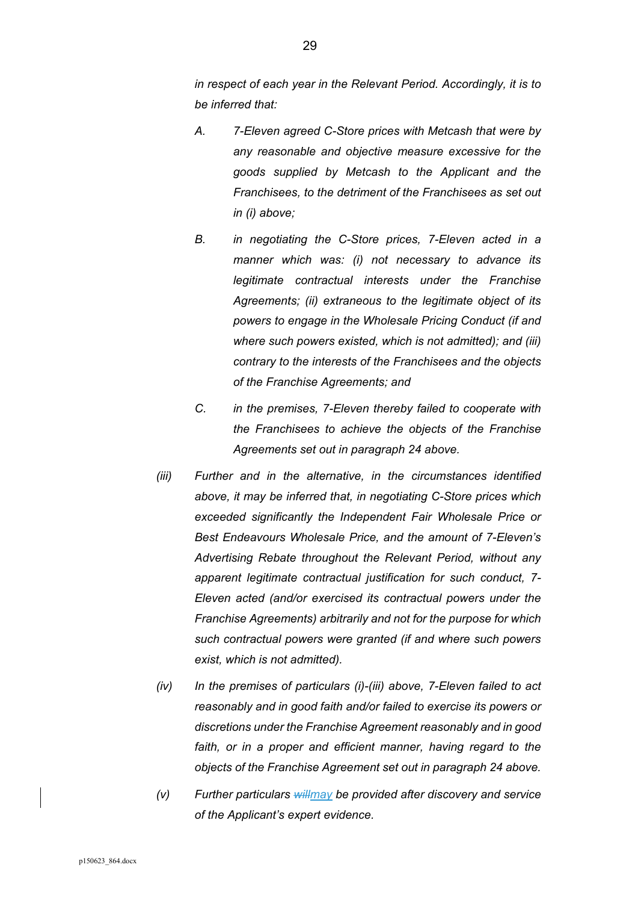*in respect of each year in the Relevant Period. Accordingly, it is to be inferred that:*

*A. 7-Eleven agreed C-Store prices with Metcash that were by any reasonable and objective measure excessive for the goods supplied by Metcash to the Applicant and the Franchisees, to the detriment of the Franchisees as set out in (i) above;*

*B. in negotiating the C-Store prices, 7-Eleven acted in a manner which was: (i) not necessary to advance its legitimate contractual interests under the Franchise Agreements; (ii) extraneous to the legitimate object of its powers to engage in the Wholesale Pricing Conduct (if and where such powers existed, which is not admitted); and (iii) contrary to the interests of the Franchisees and the objects of the Franchise Agreements; and*

*C. in the premises, 7-Eleven thereby failed to cooperate with the Franchisees to achieve the objects of the Franchise Agreements set out in paragraph 24 above.*

*(iii) Further and in the alternative, in the circumstances identified above, it may be inferred that, in negotiating C-Store prices which exceeded significantly the Independent Fair Wholesale Price or Best Endeavours Wholesale Price, and the amount of 7-Eleven's Advertising Rebate throughout the Relevant Period, without any apparent legitimate contractual justification for such conduct, 7-Eleven acted (and/or exercised its contractual powers under the Franchise Agreements) arbitrarily and not for the purpose for which such contractual powers were granted (if and where such powers exist, which is not admitted).*

*(iv) In the premises of particulars (i)-(iii) above, 7-Eleven failed to act reasonably and in good faith and/or failed to exercise its powers or discretions under the Franchise Agreement reasonably and in good faith, or in a proper and efficient manner, having regard to the objects of the Franchise Agreement set out in paragraph 24 above.*

*(v) Further particulars ~~will~~may be provided after discovery and service of the Applicant's expert evidence.*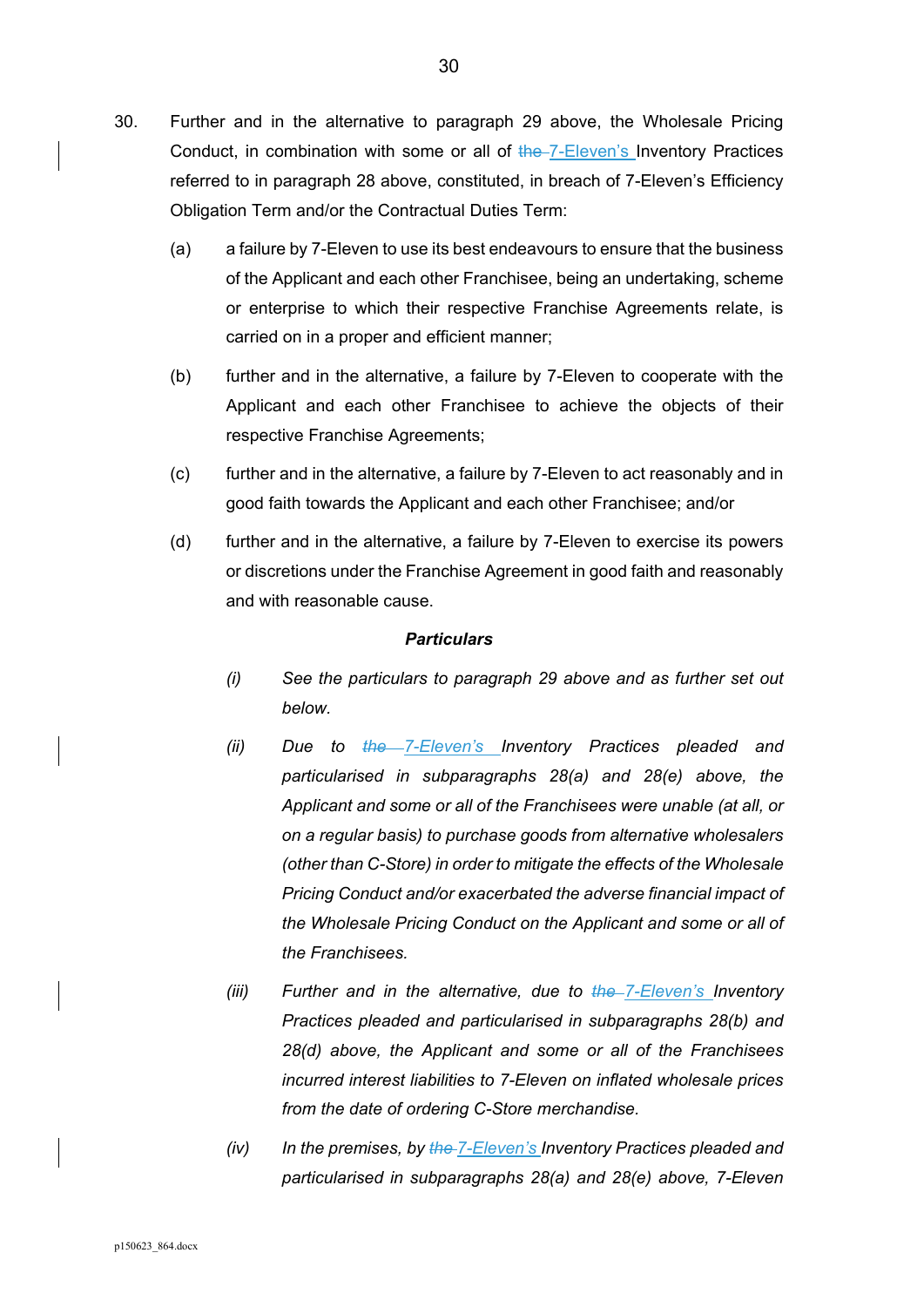30. Further and in the alternative to paragraph 29 above, the Wholesale Pricing Conduct, in combination with some or all of ~~the~~ 7-Eleven's Inventory Practices referred to in paragraph 28 above, constituted, in breach of 7-Eleven's Efficiency Obligation Term and/or the Contractual Duties Term:

    (a) a failure by 7-Eleven to use its best endeavours to ensure that the business of the Applicant and each other Franchisee, being an undertaking, scheme or enterprise to which their respective Franchise Agreements relate, is carried on in a proper and efficient manner;

    (b) further and in the alternative, a failure by 7-Eleven to cooperate with the Applicant and each other Franchisee to achieve the objects of their respective Franchise Agreements;

    (c) further and in the alternative, a failure by 7-Eleven to act reasonably and in good faith towards the Applicant and each other Franchisee; and/or

    (d) further and in the alternative, a failure by 7-Eleven to exercise its powers or discretions under the Franchise Agreement in good faith and reasonably and with reasonable cause.

***Particulars***

*(i) See the particulars to paragraph 29 above and as further set out below.*

*(ii) Due to ~~the~~ 7-Eleven's Inventory Practices pleaded and particularised in subparagraphs 28(a) and 28(e) above, the Applicant and some or all of the Franchisees were unable (at all, or on a regular basis) to purchase goods from alternative wholesalers (other than C-Store) in order to mitigate the effects of the Wholesale Pricing Conduct and/or exacerbated the adverse financial impact of the Wholesale Pricing Conduct on the Applicant and some or all of the Franchisees.*

*(iii) Further and in the alternative, due to ~~the~~ 7-Eleven's Inventory Practices pleaded and particularised in subparagraphs 28(b) and 28(d) above, the Applicant and some or all of the Franchisees incurred interest liabilities to 7-Eleven on inflated wholesale prices from the date of ordering C-Store merchandise.*

*(iv) In the premises, by ~~the~~ 7-Eleven's Inventory Practices pleaded and particularised in subparagraphs 28(a) and 28(e) above, 7-Eleven*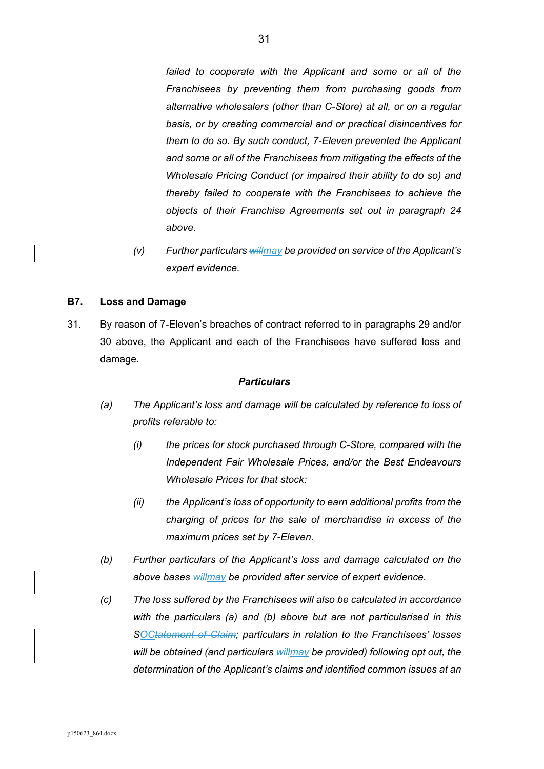*failed to cooperate with the Applicant and some or all of the Franchisees by preventing them from purchasing goods from alternative wholesalers (other than C-Store) at all, or on a regular basis, or by creating commercial and or practical disincentives for them to do so. By such conduct, 7-Eleven prevented the Applicant and some or all of the Franchisees from mitigating the effects of the Wholesale Pricing Conduct (or impaired their ability to do so) and thereby failed to cooperate with the Franchisees to achieve the objects of their Franchise Agreements set out in paragraph 24 above.*

(v) *Further particulars ~~will~~may be provided on service of the Applicant's expert evidence.*

## B7. Loss and Damage

31. By reason of 7-Eleven's breaches of contract referred to in paragraphs 29 and/or 30 above, the Applicant and each of the Franchisees have suffered loss and damage.

***Particulars***

(a) *The Applicant's loss and damage will be calculated by reference to loss of profits referable to:*

(i) *the prices for stock purchased through C-Store, compared with the Independent Fair Wholesale Prices, and/or the Best Endeavours Wholesale Prices for that stock;*

(ii) *the Applicant's loss of opportunity to earn additional profits from the charging of prices for the sale of merchandise in excess of the maximum prices set by 7-Eleven.*

(b) *Further particulars of the Applicant's loss and damage calculated on the above bases ~~will~~may be provided after service of expert evidence.*

(c) *The loss suffered by the Franchisees will also be calculated in accordance with the particulars (a) and (b) above but are not particularised in this SOC~~tatement of Claim~~; particulars in relation to the Franchisees' losses will be obtained (and particulars ~~will~~may be provided) following opt out, the determination of the Applicant's claims and identified common issues at an*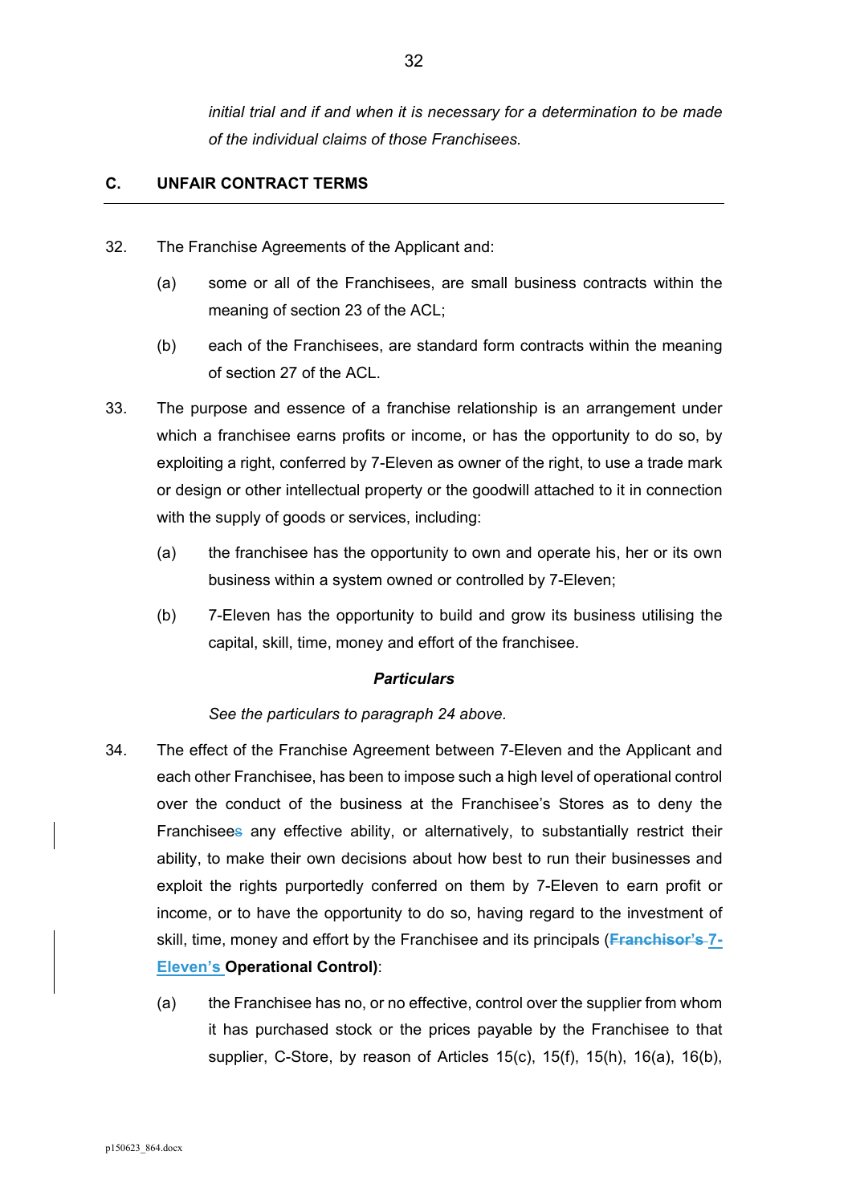*initial trial and if and when it is necessary for a determination to be made of the individual claims of those Franchisees.*

## C. UNFAIR CONTRACT TERMS

32. The Franchise Agreements of the Applicant and:

    (a) some or all of the Franchisees, are small business contracts within the meaning of section 23 of the ACL;

    (b) each of the Franchisees, are standard form contracts within the meaning of section 27 of the ACL.

33. The purpose and essence of a franchise relationship is an arrangement under which a franchisee earns profits or income, or has the opportunity to do so, by exploiting a right, conferred by 7-Eleven as owner of the right, to use a trade mark or design or other intellectual property or the goodwill attached to it in connection with the supply of goods or services, including:

    (a) the franchisee has the opportunity to own and operate his, her or its own business within a system owned or controlled by 7-Eleven;

    (b) 7-Eleven has the opportunity to build and grow its business utilising the capital, skill, time, money and effort of the franchisee.

***Particulars***

*See the particulars to paragraph 24 above.*

34. The effect of the Franchise Agreement between 7-Eleven and the Applicant and each other Franchisee, has been to impose such a high level of operational control over the conduct of the business at the Franchisee's Stores as to deny the Franchisee~~s~~ any effective ability, or alternatively, to substantially restrict their ability, to make their own decisions about how best to run their businesses and exploit the rights purportedly conferred on them by 7-Eleven to earn profit or income, or to have the opportunity to do so, having regard to the investment of skill, time, money and effort by the Franchisee and its principals (~~**Franchisor's**~~ **7-Eleven's Operational Control)**:

    (a) the Franchisee has no, or no effective, control over the supplier from whom it has purchased stock or the prices payable by the Franchisee to that supplier, C-Store, by reason of Articles 15(c), 15(f), 15(h), 16(a), 16(b),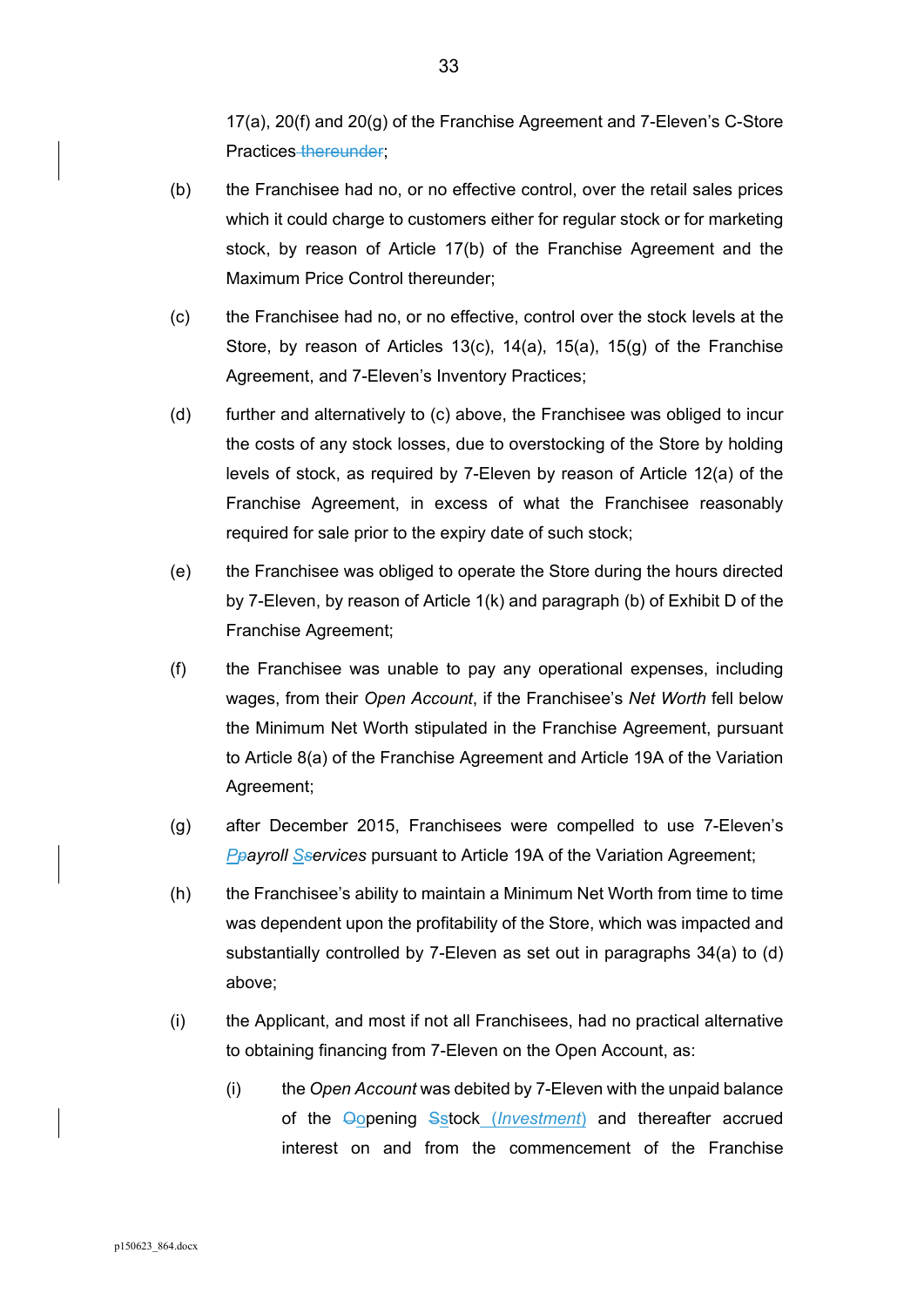17(a), 20(f) and 20(g) of the Franchise Agreement and 7-Eleven's C-Store Practices ~~thereunder~~;

(b) the Franchisee had no, or no effective control, over the retail sales prices which it could charge to customers either for regular stock or for marketing stock, by reason of Article 17(b) of the Franchise Agreement and the Maximum Price Control thereunder;

(c) the Franchisee had no, or no effective, control over the stock levels at the Store, by reason of Articles 13(c), 14(a), 15(a), 15(g) of the Franchise Agreement, and 7-Eleven's Inventory Practices;

(d) further and alternatively to (c) above, the Franchisee was obliged to incur the costs of any stock losses, due to overstocking of the Store by holding levels of stock, as required by 7-Eleven by reason of Article 12(a) of the Franchise Agreement, in excess of what the Franchisee reasonably required for sale prior to the expiry date of such stock;

(e) the Franchisee was obliged to operate the Store during the hours directed by 7-Eleven, by reason of Article 1(k) and paragraph (b) of Exhibit D of the Franchise Agreement;

(f) the Franchisee was unable to pay any operational expenses, including wages, from their *Open Account*, if the Franchisee's *Net Worth* fell below the Minimum Net Worth stipulated in the Franchise Agreement, pursuant to Article 8(a) of the Franchise Agreement and Article 19A of the Variation Agreement;

(g) after December 2015, Franchisees were compelled to use 7-Eleven's *P~~p~~ayroll S~~s~~ervices* pursuant to Article 19A of the Variation Agreement;

(h) the Franchisee's ability to maintain a Minimum Net Worth from time to time was dependent upon the profitability of the Store, which was impacted and substantially controlled by 7-Eleven as set out in paragraphs 34(a) to (d) above;

(i) the Applicant, and most if not all Franchisees, had no practical alternative to obtaining financing from 7-Eleven on the Open Account, as:

    (i) the *Open Account* was debited by 7-Eleven with the unpaid balance of the ~~O~~opening ~~S~~stock (*Investment*) and thereafter accrued interest on and from the commencement of the Franchise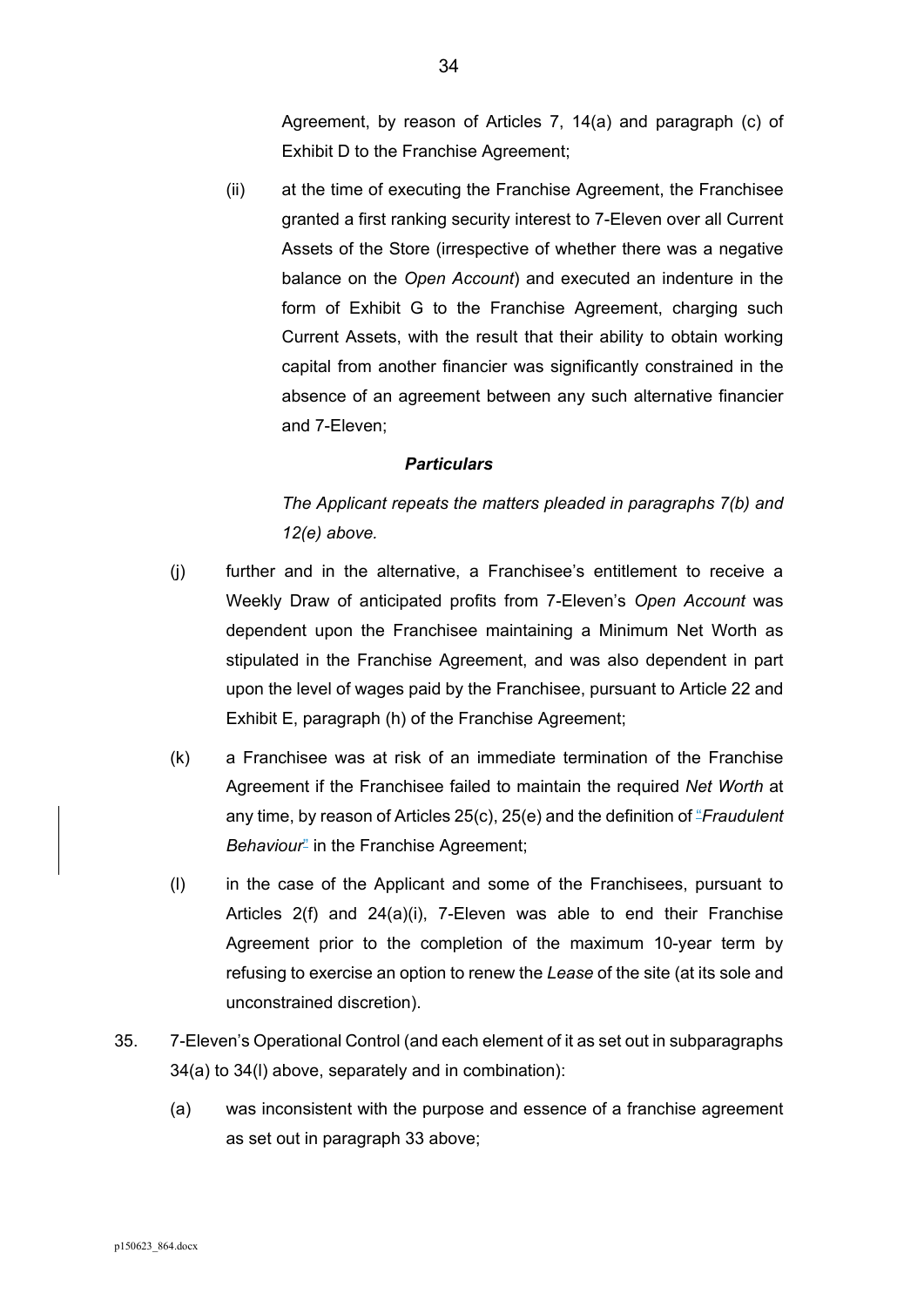Agreement, by reason of Articles 7, 14(a) and paragraph (c) of Exhibit D to the Franchise Agreement;

(ii) at the time of executing the Franchise Agreement, the Franchisee granted a first ranking security interest to 7-Eleven over all Current Assets of the Store (irrespective of whether there was a negative balance on the *Open Account*) and executed an indenture in the form of Exhibit G to the Franchise Agreement, charging such Current Assets, with the result that their ability to obtain working capital from another financier was significantly constrained in the absence of an agreement between any such alternative financier and 7-Eleven;

***Particulars***

*The Applicant repeats the matters pleaded in paragraphs 7(b) and 12(e) above.*

(j) further and in the alternative, a Franchisee's entitlement to receive a Weekly Draw of anticipated profits from 7-Eleven's *Open Account* was dependent upon the Franchisee maintaining a Minimum Net Worth as stipulated in the Franchise Agreement, and was also dependent in part upon the level of wages paid by the Franchisee, pursuant to Article 22 and Exhibit E, paragraph (h) of the Franchise Agreement;

(k) a Franchisee was at risk of an immediate termination of the Franchise Agreement if the Franchisee failed to maintain the required *Net Worth* at any time, by reason of Articles 25(c), 25(e) and the definition of "*Fraudulent Behaviour*" in the Franchise Agreement;

(l) in the case of the Applicant and some of the Franchisees, pursuant to Articles 2(f) and 24(a)(i), 7-Eleven was able to end their Franchise Agreement prior to the completion of the maximum 10-year term by refusing to exercise an option to renew the *Lease* of the site (at its sole and unconstrained discretion).

35. 7-Eleven's Operational Control (and each element of it as set out in subparagraphs 34(a) to 34(l) above, separately and in combination):

(a) was inconsistent with the purpose and essence of a franchise agreement as set out in paragraph 33 above;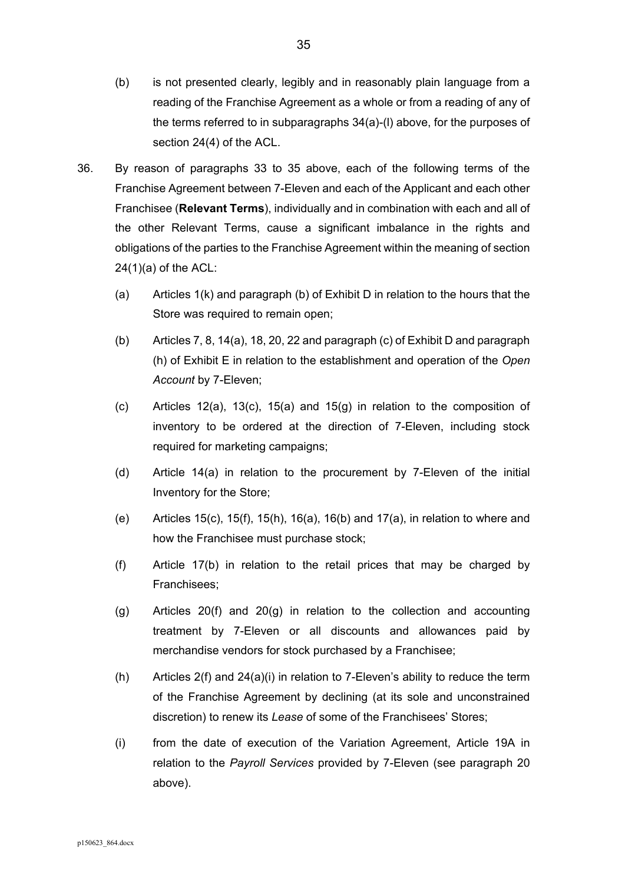(b) is not presented clearly, legibly and in reasonably plain language from a reading of the Franchise Agreement as a whole or from a reading of any of the terms referred to in subparagraphs 34(a)-(l) above, for the purposes of section 24(4) of the ACL.

36. By reason of paragraphs 33 to 35 above, each of the following terms of the Franchise Agreement between 7-Eleven and each of the Applicant and each other Franchisee (**Relevant Terms**), individually and in combination with each and all of the other Relevant Terms, cause a significant imbalance in the rights and obligations of the parties to the Franchise Agreement within the meaning of section 24(1)(a) of the ACL:

   (a) Articles 1(k) and paragraph (b) of Exhibit D in relation to the hours that the Store was required to remain open;

   (b) Articles 7, 8, 14(a), 18, 20, 22 and paragraph (c) of Exhibit D and paragraph (h) of Exhibit E in relation to the establishment and operation of the *Open Account* by 7-Eleven;

   (c) Articles 12(a), 13(c), 15(a) and 15(g) in relation to the composition of inventory to be ordered at the direction of 7-Eleven, including stock required for marketing campaigns;

   (d) Article 14(a) in relation to the procurement by 7-Eleven of the initial Inventory for the Store;

   (e) Articles 15(c), 15(f), 15(h), 16(a), 16(b) and 17(a), in relation to where and how the Franchisee must purchase stock;

   (f) Article 17(b) in relation to the retail prices that may be charged by Franchisees;

   (g) Articles 20(f) and 20(g) in relation to the collection and accounting treatment by 7-Eleven or all discounts and allowances paid by merchandise vendors for stock purchased by a Franchisee;

   (h) Articles 2(f) and 24(a)(i) in relation to 7-Eleven's ability to reduce the term of the Franchise Agreement by declining (at its sole and unconstrained discretion) to renew its *Lease* of some of the Franchisees' Stores;

   (i) from the date of execution of the Variation Agreement, Article 19A in relation to the *Payroll Services* provided by 7-Eleven (see paragraph 20 above).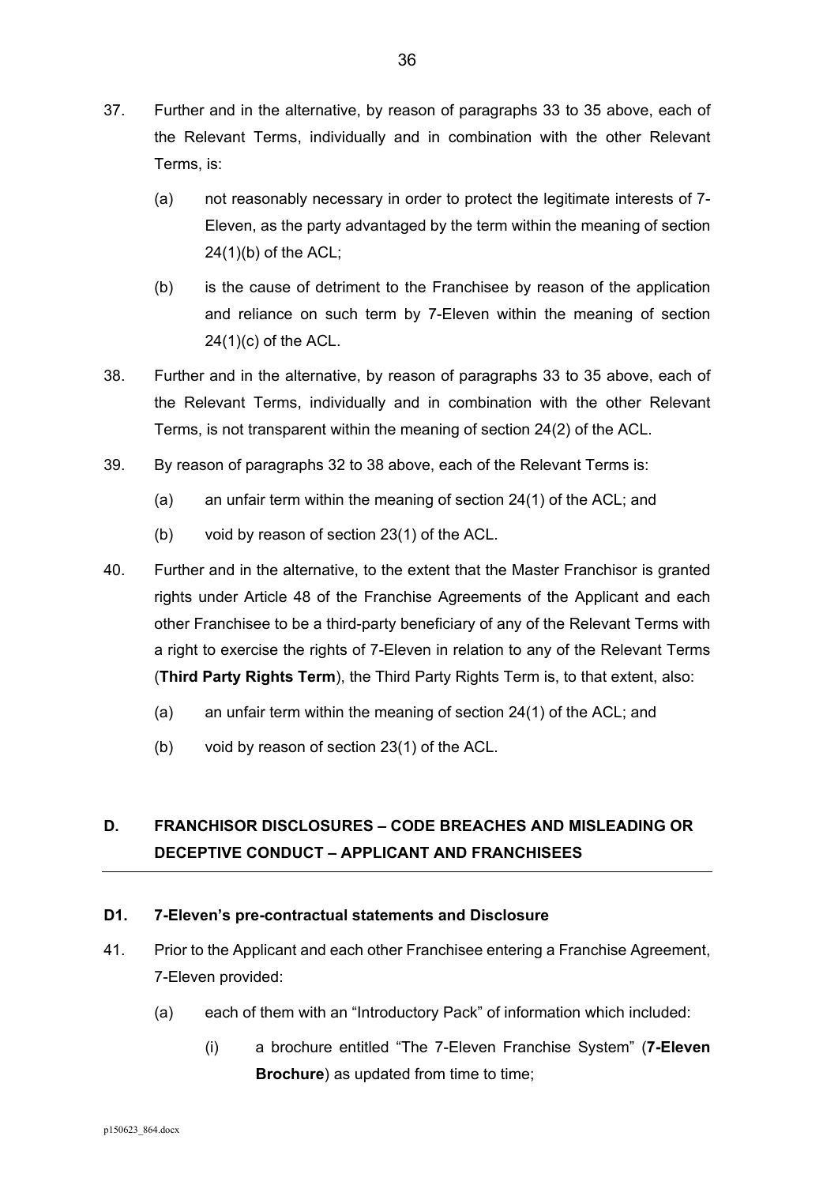37. Further and in the alternative, by reason of paragraphs 33 to 35 above, each of the Relevant Terms, individually and in combination with the other Relevant Terms, is:

    (a) not reasonably necessary in order to protect the legitimate interests of 7-Eleven, as the party advantaged by the term within the meaning of section 24(1)(b) of the ACL;

    (b) is the cause of detriment to the Franchisee by reason of the application and reliance on such term by 7-Eleven within the meaning of section 24(1)(c) of the ACL.

38. Further and in the alternative, by reason of paragraphs 33 to 35 above, each of the Relevant Terms, individually and in combination with the other Relevant Terms, is not transparent within the meaning of section 24(2) of the ACL.

39. By reason of paragraphs 32 to 38 above, each of the Relevant Terms is:

    (a) an unfair term within the meaning of section 24(1) of the ACL; and

    (b) void by reason of section 23(1) of the ACL.

40. Further and in the alternative, to the extent that the Master Franchisor is granted rights under Article 48 of the Franchise Agreements of the Applicant and each other Franchisee to be a third-party beneficiary of any of the Relevant Terms with a right to exercise the rights of 7-Eleven in relation to any of the Relevant Terms (**Third Party Rights Term**), the Third Party Rights Term is, to that extent, also:

    (a) an unfair term within the meaning of section 24(1) of the ACL; and

    (b) void by reason of section 23(1) of the ACL.

## D. FRANCHISOR DISCLOSURES – CODE BREACHES AND MISLEADING OR DECEPTIVE CONDUCT – APPLICANT AND FRANCHISEES

### D1. 7-Eleven's pre-contractual statements and Disclosure

41. Prior to the Applicant and each other Franchisee entering a Franchise Agreement, 7-Eleven provided:

    (a) each of them with an "Introductory Pack" of information which included:

        (i) a brochure entitled "The 7-Eleven Franchise System" (**7-Eleven Brochure**) as updated from time to time;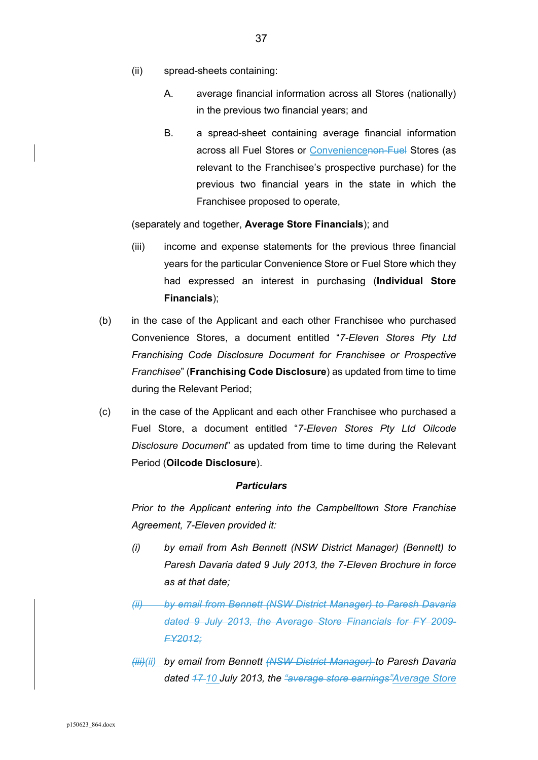(ii) spread-sheets containing:

A. average financial information across all Stores (nationally) in the previous two financial years; and

B. a spread-sheet containing average financial information across all Fuel Stores or <u>Convenience</u>~~non-Fuel~~ Stores (as relevant to the Franchisee's prospective purchase) for the previous two financial years in the state in which the Franchisee proposed to operate,

(separately and together, **Average Store Financials**); and

(iii) income and expense statements for the previous three financial years for the particular Convenience Store or Fuel Store which they had expressed an interest in purchasing (**Individual Store Financials**);

(b) in the case of the Applicant and each other Franchisee who purchased Convenience Stores, a document entitled "*7-Eleven Stores Pty Ltd Franchising Code Disclosure Document for Franchisee or Prospective Franchisee*" (**Franchising Code Disclosure**) as updated from time to time during the Relevant Period;

(c) in the case of the Applicant and each other Franchisee who purchased a Fuel Store, a document entitled "*7-Eleven Stores Pty Ltd Oilcode Disclosure Document*" as updated from time to time during the Relevant Period (**Oilcode Disclosure**).

***Particulars***

*Prior to the Applicant entering into the Campbelltown Store Franchise Agreement, 7-Eleven provided it:*

*(i) by email from Ash Bennett (NSW District Manager) (Bennett) to Paresh Davaria dated 9 July 2013, the 7-Eleven Brochure in force as at that date;*

~~*(ii) by email from Bennett (NSW District Manager) to Paresh Davaria dated 9 July 2013, the Average Store Financials for FY 2009-FY2012;*~~

~~*(iii)*~~<u>*(ii)*</u> *by email from Bennett* ~~*(NSW District Manager)*~~ *to Paresh Davaria dated* ~~*17*~~ <u>*10*</u> *July 2013, the* ~~*"average store earnings"*~~<u>*Average Store*</u>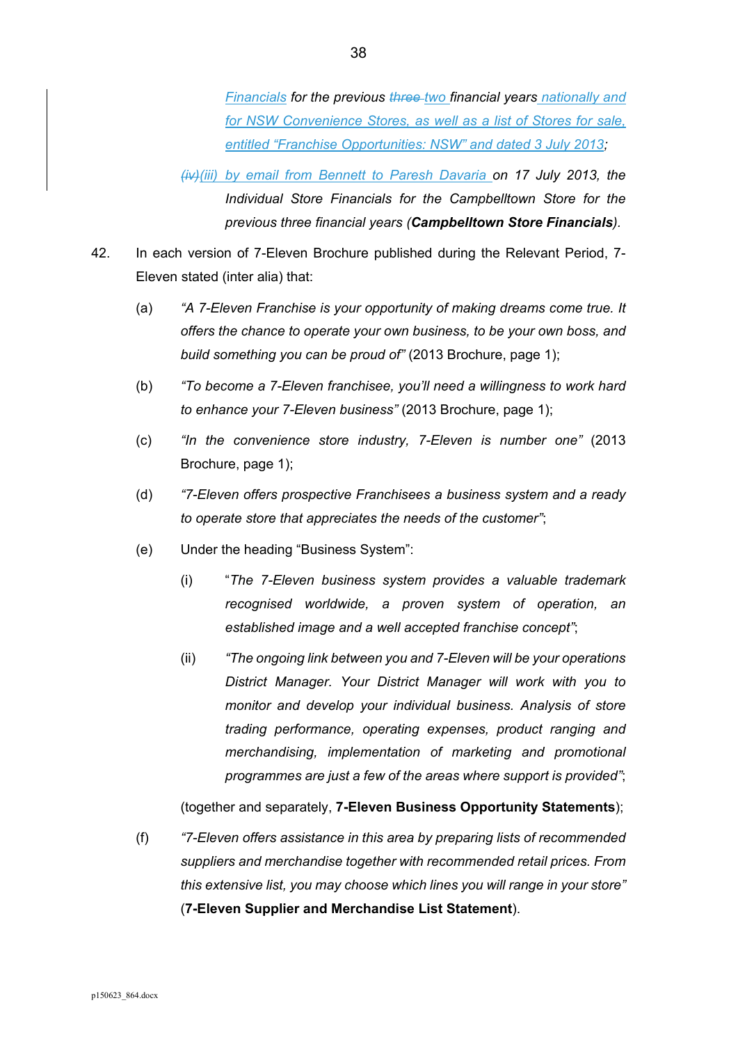*Financials* *for the previous* ~~*three*~~ *two financial years* *nationally and for NSW Convenience Stores, as well as a list of Stores for sale, entitled "Franchise Opportunities: NSW" and dated 3 July 2013;*

~~*(iv)*~~*(iii)* *by email from Bennett to Paresh Davaria* *on 17 July 2013, the Individual Store Financials for the Campbelltown Store for the previous three financial years (**Campbelltown Store Financials**).*

42. In each version of 7-Eleven Brochure published during the Relevant Period, 7-Eleven stated (inter alia) that:

   (a) *"A 7-Eleven Franchise is your opportunity of making dreams come true. It offers the chance to operate your own business, to be your own boss, and build something you can be proud of"* (2013 Brochure, page 1);

   (b) *"To become a 7-Eleven franchisee, you'll need a willingness to work hard to enhance your 7-Eleven business"* (2013 Brochure, page 1);

   (c) *"In the convenience store industry, 7-Eleven is number one"* (2013 Brochure, page 1);

   (d) *"7-Eleven offers prospective Franchisees a business system and a ready to operate store that appreciates the needs of the customer"*;

   (e) Under the heading "Business System":

      (i) "*The 7-Eleven business system provides a valuable trademark recognised worldwide, a proven system of operation, an established image and a well accepted franchise concept"*;

      (ii) *"The ongoing link between you and 7-Eleven will be your operations District Manager. Your District Manager will work with you to monitor and develop your individual business. Analysis of store trading performance, operating expenses, product ranging and merchandising, implementation of marketing and promotional programmes are just a few of the areas where support is provided"*;

   (together and separately, **7-Eleven Business Opportunity Statements**);

   (f) *"7-Eleven offers assistance in this area by preparing lists of recommended suppliers and merchandise together with recommended retail prices. From this extensive list, you may choose which lines you will range in your store"* (**7-Eleven Supplier and Merchandise List Statement**).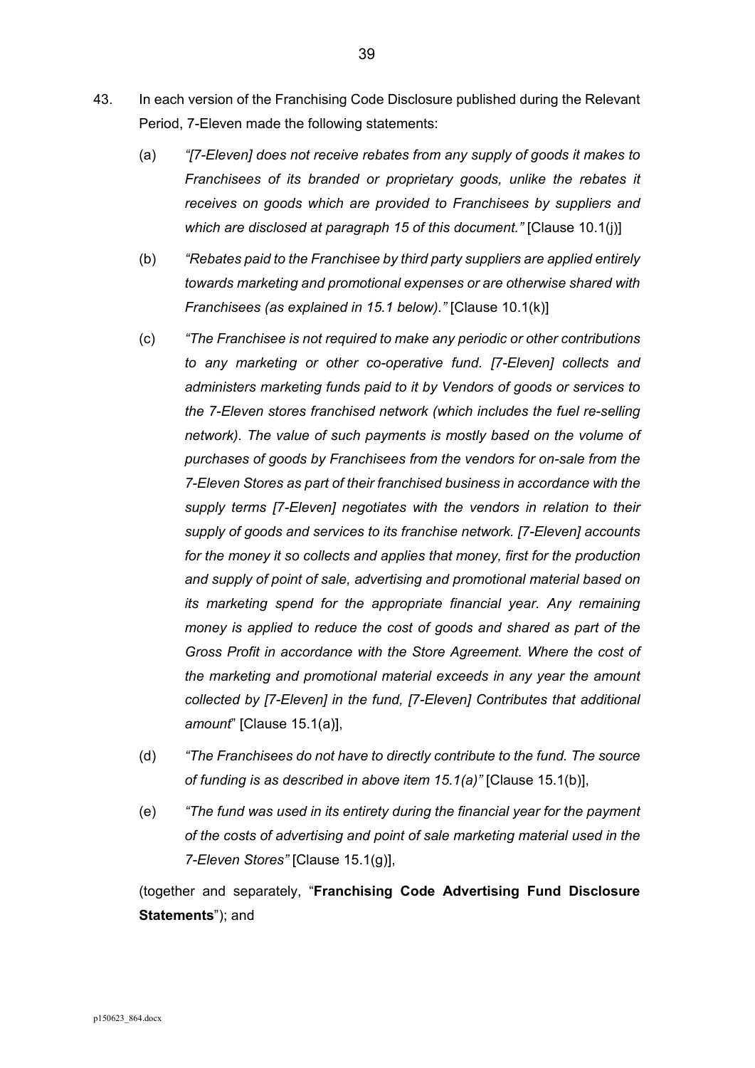43. In each version of the Franchising Code Disclosure published during the Relevant Period, 7-Eleven made the following statements:

    (a) *"[7-Eleven] does not receive rebates from any supply of goods it makes to Franchisees of its branded or proprietary goods, unlike the rebates it receives on goods which are provided to Franchisees by suppliers and which are disclosed at paragraph 15 of this document."* [Clause 10.1(j)]

    (b) *"Rebates paid to the Franchisee by third party suppliers are applied entirely towards marketing and promotional expenses or are otherwise shared with Franchisees (as explained in 15.1 below)."* [Clause 10.1(k)]

    (c) *"The Franchisee is not required to make any periodic or other contributions to any marketing or other co-operative fund. [7-Eleven] collects and administers marketing funds paid to it by Vendors of goods or services to the 7-Eleven stores franchised network (which includes the fuel re-selling network). The value of such payments is mostly based on the volume of purchases of goods by Franchisees from the vendors for on-sale from the 7-Eleven Stores as part of their franchised business in accordance with the supply terms [7-Eleven] negotiates with the vendors in relation to their supply of goods and services to its franchise network. [7-Eleven] accounts for the money it so collects and applies that money, first for the production and supply of point of sale, advertising and promotional material based on its marketing spend for the appropriate financial year. Any remaining money is applied to reduce the cost of goods and shared as part of the Gross Profit in accordance with the Store Agreement. Where the cost of the marketing and promotional material exceeds in any year the amount collected by [7-Eleven] in the fund, [7-Eleven] Contributes that additional amount*" [Clause 15.1(a)],

    (d) *"The Franchisees do not have to directly contribute to the fund. The source of funding is as described in above item 15.1(a)"* [Clause 15.1(b)],

    (e) *"The fund was used in its entirety during the financial year for the payment of the costs of advertising and point of sale marketing material used in the 7-Eleven Stores"* [Clause 15.1(g)],

    (together and separately, "**Franchising Code Advertising Fund Disclosure Statements**"); and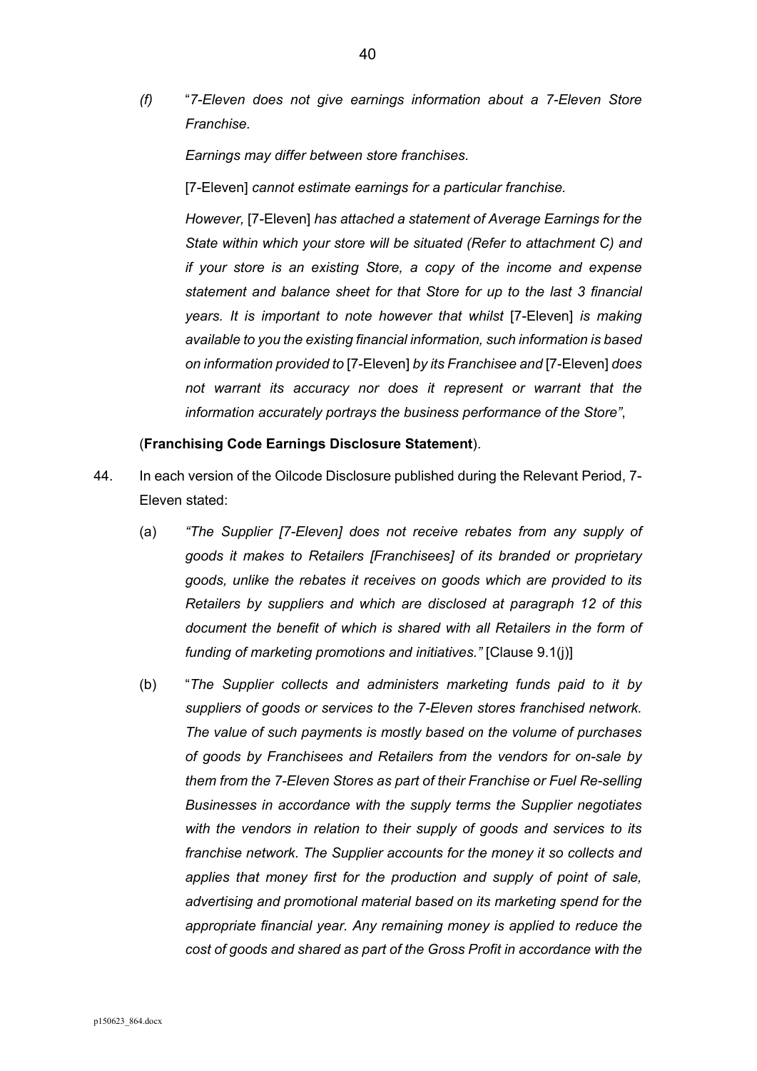*(f)* "*7-Eleven does not give earnings information about a 7-Eleven Store Franchise.*

*Earnings may differ between store franchises.*

[7-Eleven] *cannot estimate earnings for a particular franchise.*

*However,* [7-Eleven] *has attached a statement of Average Earnings for the State within which your store will be situated (Refer to attachment C) and if your store is an existing Store, a copy of the income and expense statement and balance sheet for that Store for up to the last 3 financial years. It is important to note however that whilst* [7-Eleven] *is making available to you the existing financial information, such information is based on information provided to* [7-Eleven] *by its Franchisee and* [7-Eleven] *does not warrant its accuracy nor does it represent or warrant that the information accurately portrays the business performance of the Store"*,

(**Franchising Code Earnings Disclosure Statement**).

44. In each version of the Oilcode Disclosure published during the Relevant Period, 7-Eleven stated:

(a) *"The Supplier [7-Eleven] does not receive rebates from any supply of goods it makes to Retailers [Franchisees] of its branded or proprietary goods, unlike the rebates it receives on goods which are provided to its Retailers by suppliers and which are disclosed at paragraph 12 of this document the benefit of which is shared with all Retailers in the form of funding of marketing promotions and initiatives."* [Clause 9.1(j)]

(b) "*The Supplier collects and administers marketing funds paid to it by suppliers of goods or services to the 7-Eleven stores franchised network. The value of such payments is mostly based on the volume of purchases of goods by Franchisees and Retailers from the vendors for on-sale by them from the 7-Eleven Stores as part of their Franchise or Fuel Re-selling Businesses in accordance with the supply terms the Supplier negotiates with the vendors in relation to their supply of goods and services to its franchise network. The Supplier accounts for the money it so collects and applies that money first for the production and supply of point of sale, advertising and promotional material based on its marketing spend for the appropriate financial year. Any remaining money is applied to reduce the cost of goods and shared as part of the Gross Profit in accordance with the*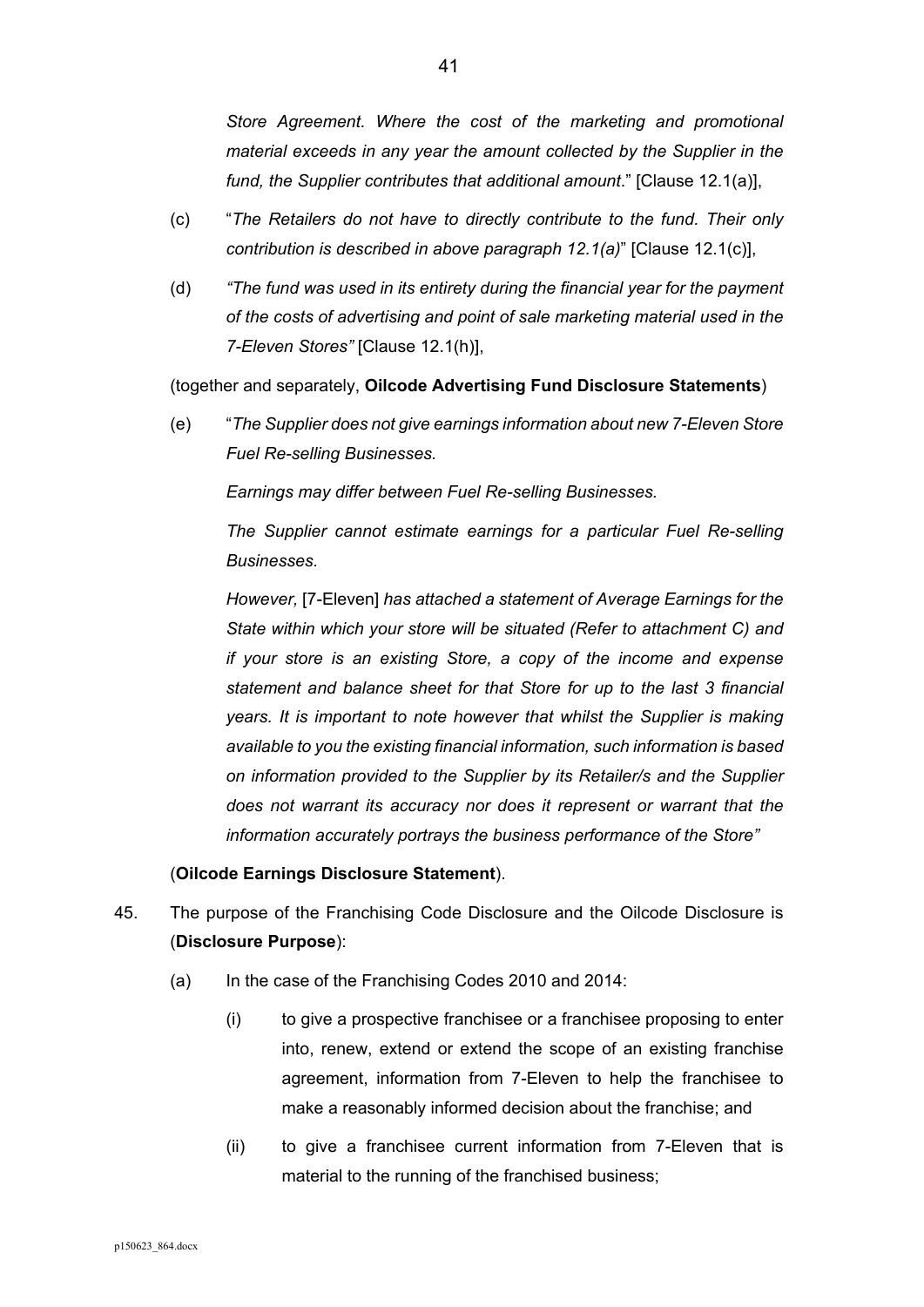*Store Agreement. Where the cost of the marketing and promotional material exceeds in any year the amount collected by the Supplier in the fund, the Supplier contributes that additional amount*." [Clause 12.1(a)],

(c) "*The Retailers do not have to directly contribute to the fund. Their only contribution is described in above paragraph 12.1(a)*" [Clause 12.1(c)],

(d) *"The fund was used in its entirety during the financial year for the payment of the costs of advertising and point of sale marketing material used in the 7-Eleven Stores"* [Clause 12.1(h)],

(together and separately, **Oilcode Advertising Fund Disclosure Statements**)

(e) "*The Supplier does not give earnings information about new 7-Eleven Store Fuel Re-selling Businesses.*

*Earnings may differ between Fuel Re-selling Businesses.*

*The Supplier cannot estimate earnings for a particular Fuel Re-selling Businesses.*

*However,* [7-Eleven] *has attached a statement of Average Earnings for the State within which your store will be situated (Refer to attachment C) and if your store is an existing Store, a copy of the income and expense statement and balance sheet for that Store for up to the last 3 financial years. It is important to note however that whilst the Supplier is making available to you the existing financial information, such information is based on information provided to the Supplier by its Retailer/s and the Supplier does not warrant its accuracy nor does it represent or warrant that the information accurately portrays the business performance of the Store"*

(**Oilcode Earnings Disclosure Statement**).

45. The purpose of the Franchising Code Disclosure and the Oilcode Disclosure is (**Disclosure Purpose**):

(a) In the case of the Franchising Codes 2010 and 2014:

(i) to give a prospective franchisee or a franchisee proposing to enter into, renew, extend or extend the scope of an existing franchise agreement, information from 7-Eleven to help the franchisee to make a reasonably informed decision about the franchise; and

(ii) to give a franchisee current information from 7-Eleven that is material to the running of the franchised business;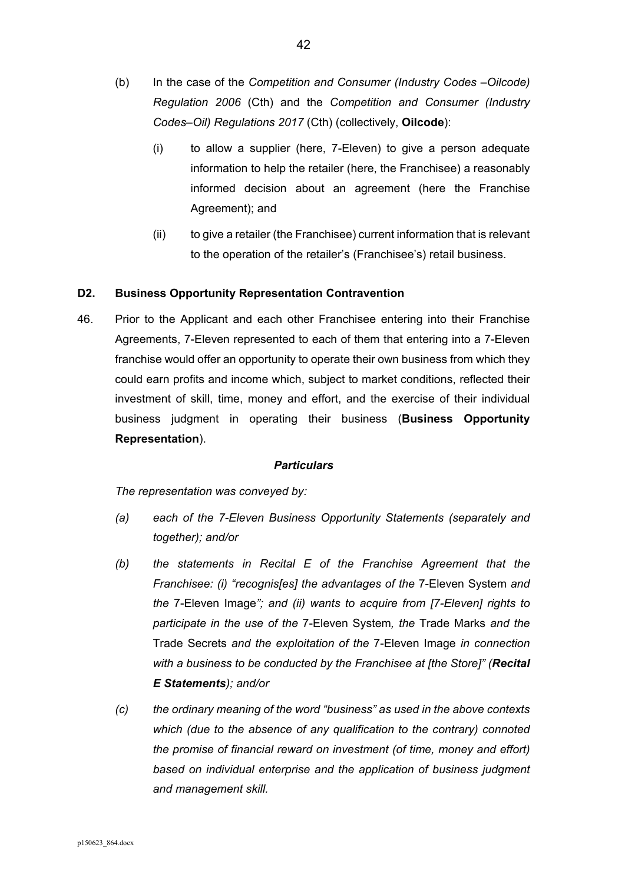(b) In the case of the *Competition and Consumer (Industry Codes –Oilcode) Regulation 2006* (Cth) and the *Competition and Consumer (Industry Codes–Oil) Regulations 2017* (Cth) (collectively, **Oilcode**):

   (i) to allow a supplier (here, 7-Eleven) to give a person adequate information to help the retailer (here, the Franchisee) a reasonably informed decision about an agreement (here the Franchise Agreement); and

   (ii) to give a retailer (the Franchisee) current information that is relevant to the operation of the retailer's (Franchisee's) retail business.

### D2. Business Opportunity Representation Contravention

46. Prior to the Applicant and each other Franchisee entering into their Franchise Agreements, 7-Eleven represented to each of them that entering into a 7-Eleven franchise would offer an opportunity to operate their own business from which they could earn profits and income which, subject to market conditions, reflected their investment of skill, time, money and effort, and the exercise of their individual business judgment in operating their business (**Business Opportunity Representation**).

***Particulars***

*The representation was conveyed by:*

*(a) each of the 7-Eleven Business Opportunity Statements (separately and together); and/or*

*(b) the statements in Recital E of the Franchise Agreement that the Franchisee: (i) "recognis[es] the advantages of the* 7-Eleven System *and the* 7-Eleven Image*"; and (ii) wants to acquire from [7-Eleven] rights to participate in the use of the* 7-Eleven System*, the* Trade Marks *and the* Trade Secrets *and the exploitation of the* 7-Eleven Image *in connection with a business to be conducted by the Franchisee at [the Store]" (**Recital E Statements**); and/or*

*(c) the ordinary meaning of the word "business" as used in the above contexts which (due to the absence of any qualification to the contrary) connoted the promise of financial reward on investment (of time, money and effort) based on individual enterprise and the application of business judgment and management skill.*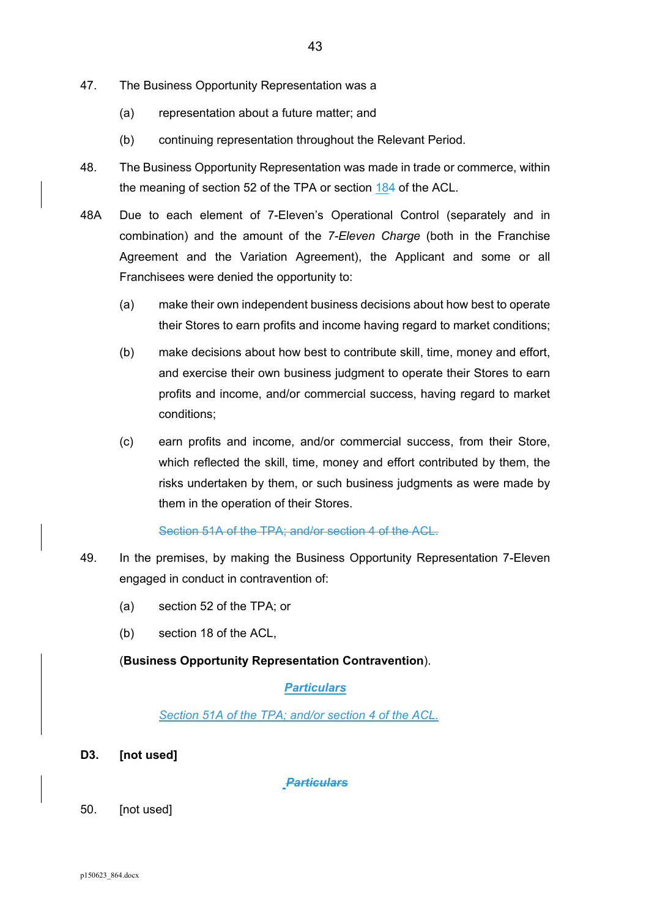47. The Business Opportunity Representation was a

    (a) representation about a future matter; and

    (b) continuing representation throughout the Relevant Period.

48. The Business Opportunity Representation was made in trade or commerce, within the meaning of section 52 of the TPA or section 184 of the ACL.

48A Due to each element of 7-Eleven's Operational Control (separately and in combination) and the amount of the *7-Eleven Charge* (both in the Franchise Agreement and the Variation Agreement), the Applicant and some or all Franchisees were denied the opportunity to:

    (a) make their own independent business decisions about how best to operate their Stores to earn profits and income having regard to market conditions;

    (b) make decisions about how best to contribute skill, time, money and effort, and exercise their own business judgment to operate their Stores to earn profits and income, and/or commercial success, having regard to market conditions;

    (c) earn profits and income, and/or commercial success, from their Store, which reflected the skill, time, money and effort contributed by them, the risks undertaken by them, or such business judgments as were made by them in the operation of their Stores.

~~Section 51A of the TPA; and/or section 4 of the ACL.~~

49. In the premises, by making the Business Opportunity Representation 7-Eleven engaged in conduct in contravention of:

    (a) section 52 of the TPA; or

    (b) section 18 of the ACL,

(**Business Opportunity Representation Contravention**).

***Particulars***

*Section 51A of the TPA; and/or section 4 of the ACL.*

**D3. [not used]**

~~***Particulars***~~

50. [not used]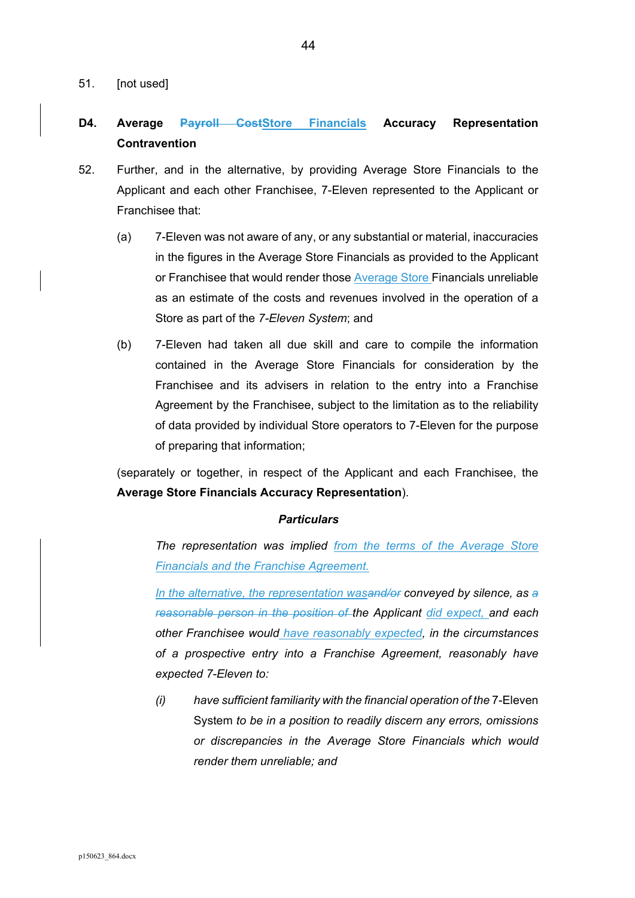51. [not used]

**D4. Average ~~Payroll Cost~~Store Financials Accuracy Representation Contravention**

52. Further, and in the alternative, by providing Average Store Financials to the Applicant and each other Franchisee, 7-Eleven represented to the Applicant or Franchisee that:

    (a) 7-Eleven was not aware of any, or any substantial or material, inaccuracies in the figures in the Average Store Financials as provided to the Applicant or Franchisee that would render those Average Store Financials unreliable as an estimate of the costs and revenues involved in the operation of a Store as part of the *7-Eleven System*; and

    (b) 7-Eleven had taken all due skill and care to compile the information contained in the Average Store Financials for consideration by the Franchisee and its advisers in relation to the entry into a Franchise Agreement by the Franchisee, subject to the limitation as to the reliability of data provided by individual Store operators to 7-Eleven for the purpose of preparing that information;

(separately or together, in respect of the Applicant and each Franchisee, the **Average Store Financials Accuracy Representation**).

***Particulars***

*The representation was implied from the terms of the Average Store Financials and the Franchise Agreement.*

*In the alternative, the representation was~~and/or~~ conveyed by silence, as ~~a reasonable person in the position of~~ the Applicant did expect, and each other Franchisee would have reasonably expected, in the circumstances of a prospective entry into a Franchise Agreement, reasonably have expected 7-Eleven to:*

*(i) have sufficient familiarity with the financial operation of the* 7-Eleven System *to be in a position to readily discern any errors, omissions or discrepancies in the Average Store Financials which would render them unreliable; and*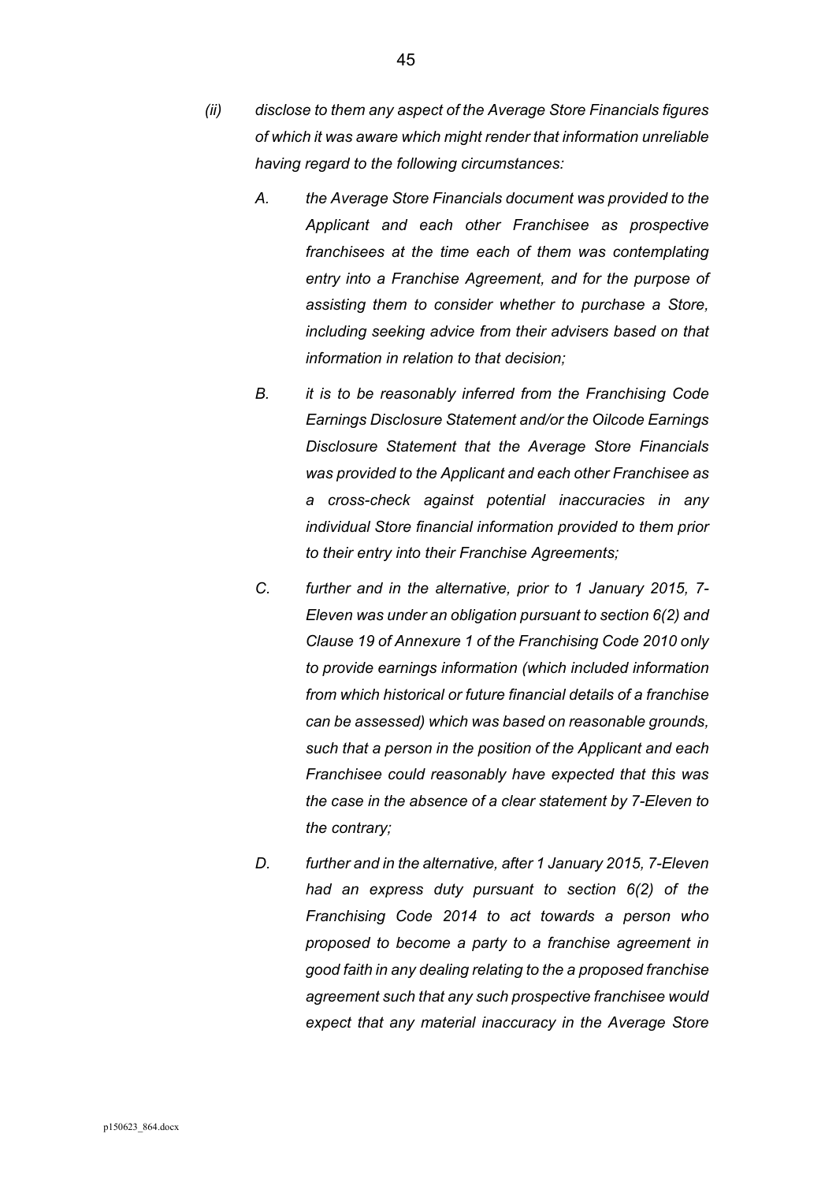*(ii) disclose to them any aspect of the Average Store Financials figures of which it was aware which might render that information unreliable having regard to the following circumstances:*

*A. the Average Store Financials document was provided to the Applicant and each other Franchisee as prospective franchisees at the time each of them was contemplating entry into a Franchise Agreement, and for the purpose of assisting them to consider whether to purchase a Store, including seeking advice from their advisers based on that information in relation to that decision;*

*B. it is to be reasonably inferred from the Franchising Code Earnings Disclosure Statement and/or the Oilcode Earnings Disclosure Statement that the Average Store Financials was provided to the Applicant and each other Franchisee as a cross-check against potential inaccuracies in any individual Store financial information provided to them prior to their entry into their Franchise Agreements;*

*C. further and in the alternative, prior to 1 January 2015, 7-Eleven was under an obligation pursuant to section 6(2) and Clause 19 of Annexure 1 of the Franchising Code 2010 only to provide earnings information (which included information from which historical or future financial details of a franchise can be assessed) which was based on reasonable grounds, such that a person in the position of the Applicant and each Franchisee could reasonably have expected that this was the case in the absence of a clear statement by 7-Eleven to the contrary;*

*D. further and in the alternative, after 1 January 2015, 7-Eleven had an express duty pursuant to section 6(2) of the Franchising Code 2014 to act towards a person who proposed to become a party to a franchise agreement in good faith in any dealing relating to the a proposed franchise agreement such that any such prospective franchisee would expect that any material inaccuracy in the Average Store*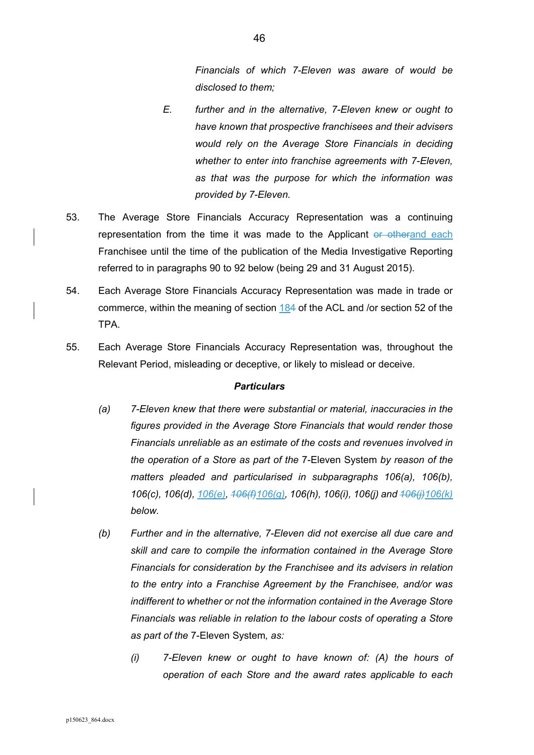*Financials of which 7-Eleven was aware of would be disclosed to them;*

*E. further and in the alternative, 7-Eleven knew or ought to have known that prospective franchisees and their advisers would rely on the Average Store Financials in deciding whether to enter into franchise agreements with 7-Eleven, as that was the purpose for which the information was provided by 7-Eleven.*

53. The Average Store Financials Accuracy Representation was a continuing representation from the time it was made to the Applicant ~~or other~~and each Franchisee until the time of the publication of the Media Investigative Reporting referred to in paragraphs 90 to 92 below (being 29 and 31 August 2015).

54. Each Average Store Financials Accuracy Representation was made in trade or commerce, within the meaning of section 18~~4~~ of the ACL and /or section 52 of the TPA.

55. Each Average Store Financials Accuracy Representation was, throughout the Relevant Period, misleading or deceptive, or likely to mislead or deceive.

***Particulars***

*(a) 7-Eleven knew that there were substantial or material, inaccuracies in the figures provided in the Average Store Financials that would render those Financials unreliable as an estimate of the costs and revenues involved in the operation of a Store as part of the* 7-Eleven System *by reason of the matters pleaded and particularised in subparagraphs 106(a), 106(b), 106(c), 106(d), 106(e), ~~106(f)~~106(g), 106(h), 106(i), 106(j) and ~~106(j)~~106(k) below.*

*(b) Further and in the alternative, 7-Eleven did not exercise all due care and skill and care to compile the information contained in the Average Store Financials for consideration by the Franchisee and its advisers in relation to the entry into a Franchise Agreement by the Franchisee, and/or was indifferent to whether or not the information contained in the Average Store Financials was reliable in relation to the labour costs of operating a Store as part of the* 7-Eleven System*, as:*

*(i) 7-Eleven knew or ought to have known of: (A) the hours of operation of each Store and the award rates applicable to each*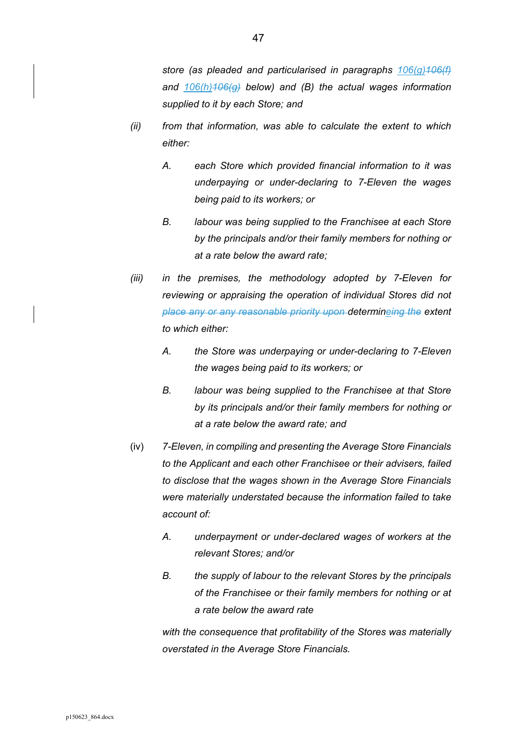*store (as pleaded and particularised in paragraphs 106(g)~~106(f)~~ and 106(h)~~106(g)~~ below) and (B) the actual wages information supplied to it by each Store; and*

(ii) *from that information, was able to calculate the extent to which either:*

A. *each Store which provided financial information to it was underpaying or under-declaring to 7-Eleven the wages being paid to its workers; or*

B. *labour was being supplied to the Franchisee at each Store by the principals and/or their family members for nothing or at a rate below the award rate;*

(iii) *in the premises, the methodology adopted by 7-Eleven for reviewing or appraising the operation of individual Stores did not ~~place any or any reasonable priority upon~~ determin~~eing the~~ extent to which either:*

A. *the Store was underpaying or under-declaring to 7-Eleven the wages being paid to its workers; or*

B. *labour was being supplied to the Franchisee at that Store by its principals and/or their family members for nothing or at a rate below the award rate; and*

(iv) *7-Eleven, in compiling and presenting the Average Store Financials to the Applicant and each other Franchisee or their advisers, failed to disclose that the wages shown in the Average Store Financials were materially understated because the information failed to take account of:*

A. *underpayment or under-declared wages of workers at the relevant Stores; and/or*

B. *the supply of labour to the relevant Stores by the principals of the Franchisee or their family members for nothing or at a rate below the award rate*

*with the consequence that profitability of the Stores was materially overstated in the Average Store Financials.*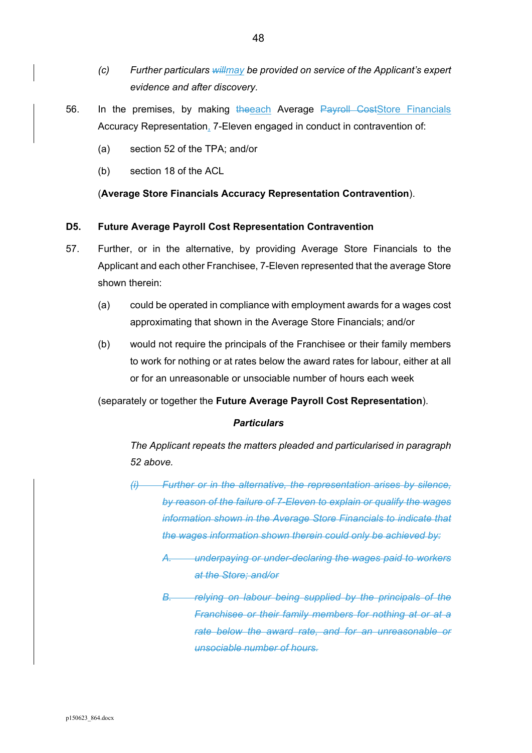(c) *Further particulars ~~will~~may be provided on service of the Applicant's expert evidence and after discovery.*

56. In the premises, by making ~~the~~each Average ~~Payroll Cost~~Store Financials Accuracy Representation, 7-Eleven engaged in conduct in contravention of:

    (a) section 52 of the TPA; and/or

    (b) section 18 of the ACL

    (**Average Store Financials Accuracy Representation Contravention**).

## D5. Future Average Payroll Cost Representation Contravention

57. Further, or in the alternative, by providing Average Store Financials to the Applicant and each other Franchisee, 7-Eleven represented that the average Store shown therein:

    (a) could be operated in compliance with employment awards for a wages cost approximating that shown in the Average Store Financials; and/or

    (b) would not require the principals of the Franchisee or their family members to work for nothing or at rates below the award rates for labour, either at all or for an unreasonable or unsociable number of hours each week

    (separately or together the **Future Average Payroll Cost Representation**).

***Particulars***

*The Applicant repeats the matters pleaded and particularised in paragraph 52 above.*

~~*(i) Further or in the alternative, the representation arises by silence, by reason of the failure of 7-Eleven to explain or qualify the wages information shown in the Average Store Financials to indicate that the wages information shown therein could only be achieved by:*~~

~~*A. underpaying or under-declaring the wages paid to workers at the Store; and/or*~~

~~*B. relying on labour being supplied by the principals of the Franchisee or their family members for nothing at or at a rate below the award rate, and for an unreasonable or unsociable number of hours.*~~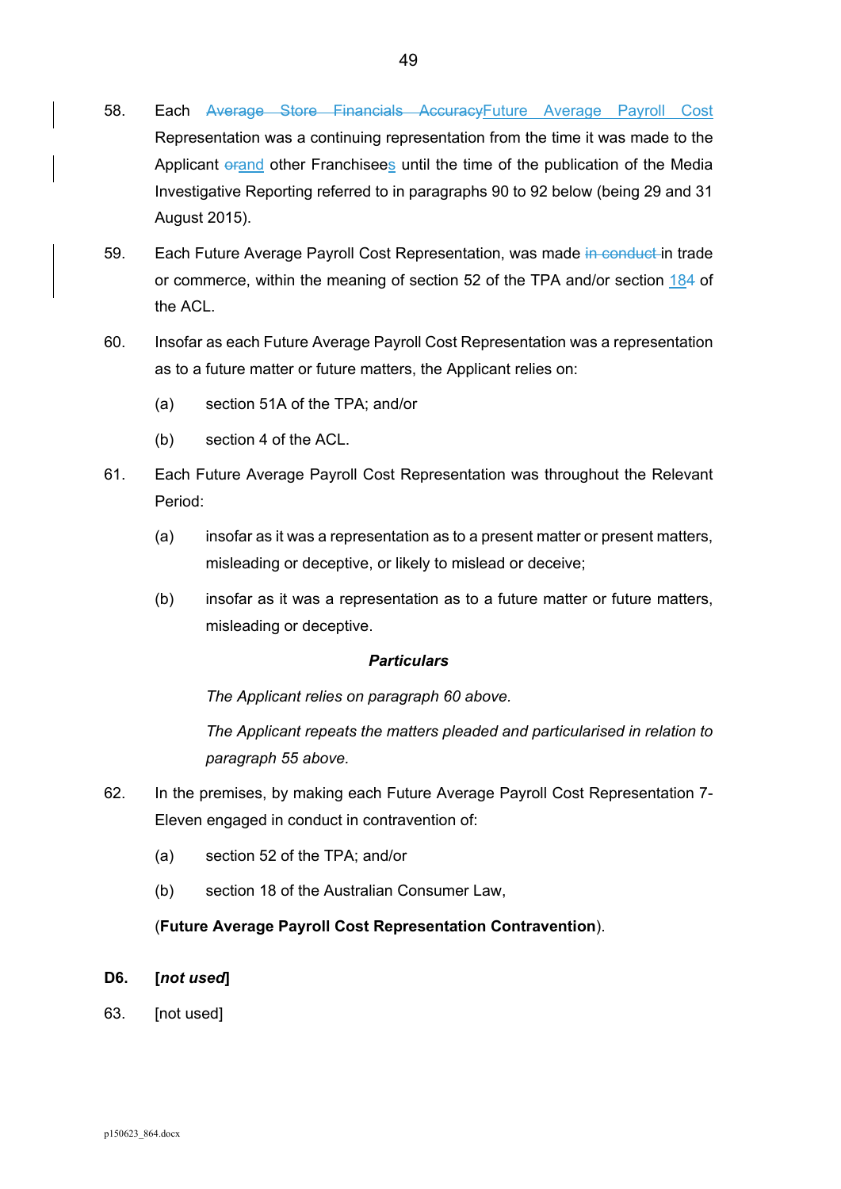58. Each ~~Average Store Financials Accuracy~~Future Average Payroll Cost Representation was a continuing representation from the time it was made to the Applicant ~~or~~and other Franchisees until the time of the publication of the Media Investigative Reporting referred to in paragraphs 90 to 92 below (being 29 and 31 August 2015).

59. Each Future Average Payroll Cost Representation, was made ~~in conduct~~ in trade or commerce, within the meaning of section 52 of the TPA and/or section 184 of the ACL.

60. Insofar as each Future Average Payroll Cost Representation was a representation as to a future matter or future matters, the Applicant relies on:

    (a) section 51A of the TPA; and/or

    (b) section 4 of the ACL.

61. Each Future Average Payroll Cost Representation was throughout the Relevant Period:

    (a) insofar as it was a representation as to a present matter or present matters, misleading or deceptive, or likely to mislead or deceive;

    (b) insofar as it was a representation as to a future matter or future matters, misleading or deceptive.

***Particulars***

*The Applicant relies on paragraph 60 above.*

*The Applicant repeats the matters pleaded and particularised in relation to paragraph 55 above.*

62. In the premises, by making each Future Average Payroll Cost Representation 7-Eleven engaged in conduct in contravention of:

    (a) section 52 of the TPA; and/or

    (b) section 18 of the Australian Consumer Law,

    (**Future Average Payroll Cost Representation Contravention**).

**D6. [*not used*]**

63. [not used]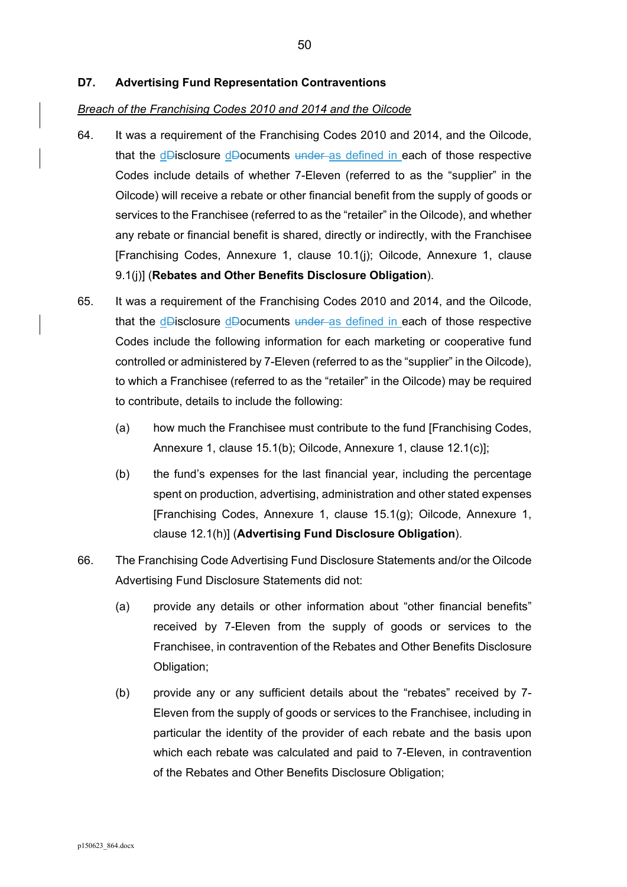**D7. Advertising Fund Representation Contraventions**

*Breach of the Franchising Codes 2010 and 2014 and the Oilcode*

64. It was a requirement of the Franchising Codes 2010 and 2014, and the Oilcode, that the d~~D~~isclosure d~~D~~ocuments ~~under~~ as defined in each of those respective Codes include details of whether 7-Eleven (referred to as the "supplier" in the Oilcode) will receive a rebate or other financial benefit from the supply of goods or services to the Franchisee (referred to as the "retailer" in the Oilcode), and whether any rebate or financial benefit is shared, directly or indirectly, with the Franchisee [Franchising Codes, Annexure 1, clause 10.1(j); Oilcode, Annexure 1, clause 9.1(j)] (**Rebates and Other Benefits Disclosure Obligation**).

65. It was a requirement of the Franchising Codes 2010 and 2014, and the Oilcode, that the d~~D~~isclosure d~~D~~ocuments ~~under~~ as defined in each of those respective Codes include the following information for each marketing or cooperative fund controlled or administered by 7-Eleven (referred to as the "supplier" in the Oilcode), to which a Franchisee (referred to as the "retailer" in the Oilcode) may be required to contribute, details to include the following:

    (a) how much the Franchisee must contribute to the fund [Franchising Codes, Annexure 1, clause 15.1(b); Oilcode, Annexure 1, clause 12.1(c)];

    (b) the fund's expenses for the last financial year, including the percentage spent on production, advertising, administration and other stated expenses [Franchising Codes, Annexure 1, clause 15.1(g); Oilcode, Annexure 1, clause 12.1(h)] (**Advertising Fund Disclosure Obligation**).

66. The Franchising Code Advertising Fund Disclosure Statements and/or the Oilcode Advertising Fund Disclosure Statements did not:

    (a) provide any details or other information about "other financial benefits" received by 7-Eleven from the supply of goods or services to the Franchisee, in contravention of the Rebates and Other Benefits Disclosure Obligation;

    (b) provide any or any sufficient details about the "rebates" received by 7-Eleven from the supply of goods or services to the Franchisee, including in particular the identity of the provider of each rebate and the basis upon which each rebate was calculated and paid to 7-Eleven, in contravention of the Rebates and Other Benefits Disclosure Obligation;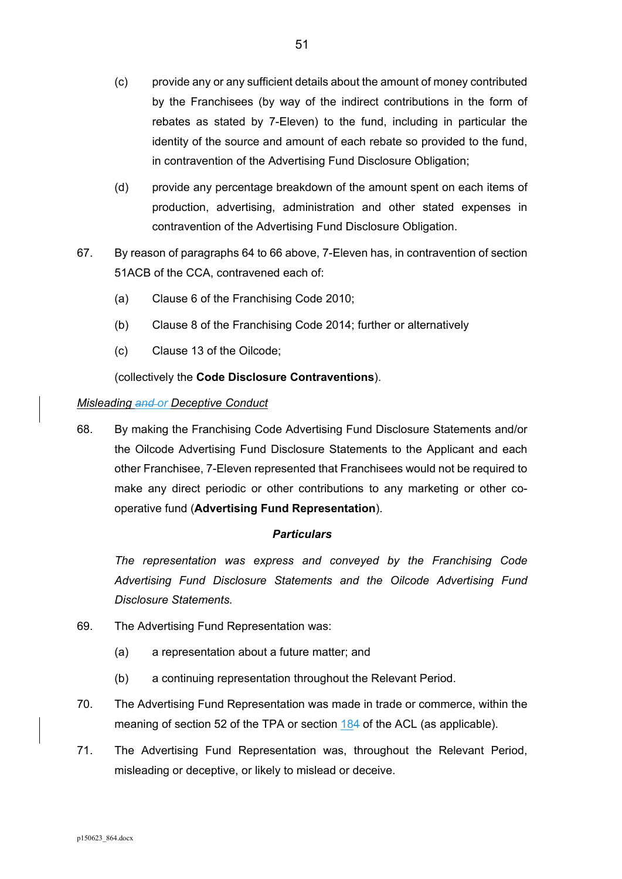(c) provide any or any sufficient details about the amount of money contributed by the Franchisees (by way of the indirect contributions in the form of rebates as stated by 7-Eleven) to the fund, including in particular the identity of the source and amount of each rebate so provided to the fund, in contravention of the Advertising Fund Disclosure Obligation;

(d) provide any percentage breakdown of the amount spent on each items of production, advertising, administration and other stated expenses in contravention of the Advertising Fund Disclosure Obligation.

67. By reason of paragraphs 64 to 66 above, 7-Eleven has, in contravention of section 51ACB of the CCA, contravened each of:

(a) Clause 6 of the Franchising Code 2010;

(b) Clause 8 of the Franchising Code 2014; further or alternatively

(c) Clause 13 of the Oilcode;

(collectively the **Code Disclosure Contraventions**).

*<u>Misleading ~~and~~ or Deceptive Conduct</u>*

68. By making the Franchising Code Advertising Fund Disclosure Statements and/or the Oilcode Advertising Fund Disclosure Statements to the Applicant and each other Franchisee, 7-Eleven represented that Franchisees would not be required to make any direct periodic or other contributions to any marketing or other co-operative fund (**Advertising Fund Representation**).

***Particulars***

*The representation was express and conveyed by the Franchising Code Advertising Fund Disclosure Statements and the Oilcode Advertising Fund Disclosure Statements.*

69. The Advertising Fund Representation was:

(a) a representation about a future matter; and

(b) a continuing representation throughout the Relevant Period.

70. The Advertising Fund Representation was made in trade or commerce, within the meaning of section 52 of the TPA or section 184 of the ACL (as applicable).

71. The Advertising Fund Representation was, throughout the Relevant Period, misleading or deceptive, or likely to mislead or deceive.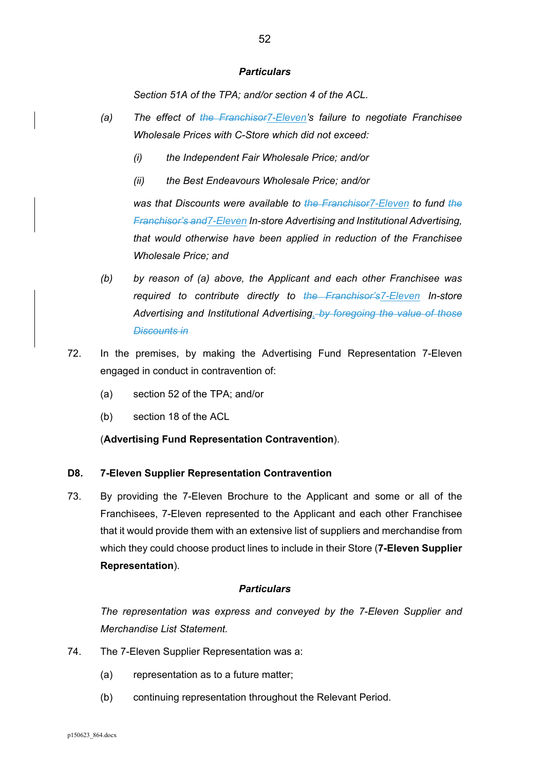***Particulars***

*Section 51A of the TPA; and/or section 4 of the ACL.*

*(a) The effect of ~~the Franchisor~~7-Eleven's failure to negotiate Franchisee Wholesale Prices with C-Store which did not exceed:*

*(i) the Independent Fair Wholesale Price; and/or*

*(ii) the Best Endeavours Wholesale Price; and/or*

*was that Discounts were available to ~~the Franchisor~~7-Eleven to fund ~~the Franchisor's and~~7-Eleven In-store Advertising and Institutional Advertising, that would otherwise have been applied in reduction of the Franchisee Wholesale Price; and*

*(b) by reason of (a) above, the Applicant and each other Franchisee was required to contribute directly to ~~the Franchisor's~~7-Eleven In-store Advertising and Institutional Advertising~~, by foregoing the value of those Discounts in~~*

72. In the premises, by making the Advertising Fund Representation 7-Eleven engaged in conduct in contravention of:

    (a) section 52 of the TPA; and/or

    (b) section 18 of the ACL

    (**Advertising Fund Representation Contravention**).

### D8. 7-Eleven Supplier Representation Contravention

73. By providing the 7-Eleven Brochure to the Applicant and some or all of the Franchisees, 7-Eleven represented to the Applicant and each other Franchisee that it would provide them with an extensive list of suppliers and merchandise from which they could choose product lines to include in their Store (**7-Eleven Supplier Representation**).

***Particulars***

*The representation was express and conveyed by the 7-Eleven Supplier and Merchandise List Statement.*

74. The 7-Eleven Supplier Representation was a:

    (a) representation as to a future matter;

    (b) continuing representation throughout the Relevant Period.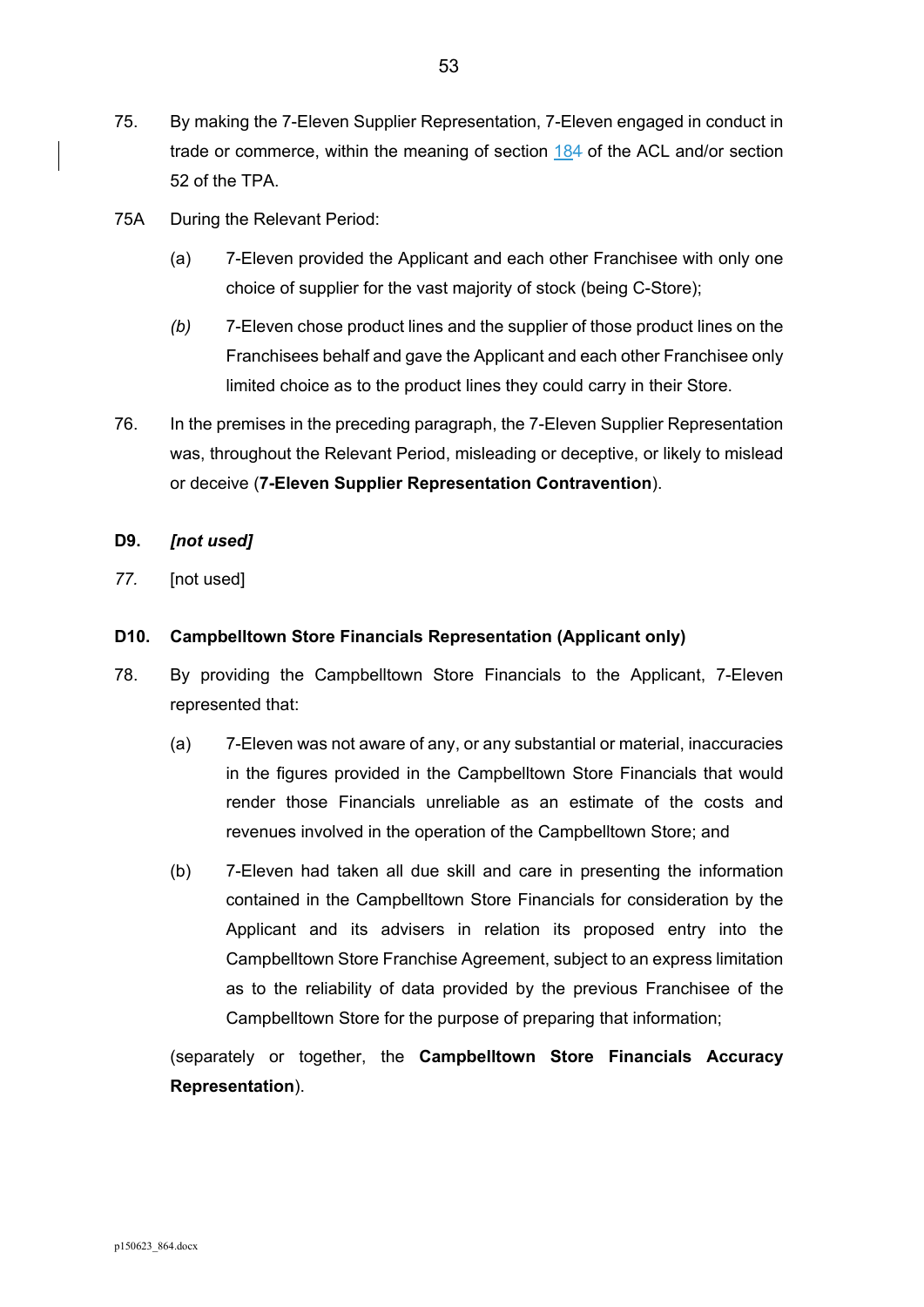75. By making the 7-Eleven Supplier Representation, 7-Eleven engaged in conduct in trade or commerce, within the meaning of section 184 of the ACL and/or section 52 of the TPA.

75A During the Relevant Period:

(a) 7-Eleven provided the Applicant and each other Franchisee with only one choice of supplier for the vast majority of stock (being C-Store);

*(b)* 7-Eleven chose product lines and the supplier of those product lines on the Franchisees behalf and gave the Applicant and each other Franchisee only limited choice as to the product lines they could carry in their Store.

76. In the premises in the preceding paragraph, the 7-Eleven Supplier Representation was, throughout the Relevant Period, misleading or deceptive, or likely to mislead or deceive (**7-Eleven Supplier Representation Contravention**).

**D9. *[not used]***

*77.* [not used]

**D10. Campbelltown Store Financials Representation (Applicant only)**

78. By providing the Campbelltown Store Financials to the Applicant, 7-Eleven represented that:

(a) 7-Eleven was not aware of any, or any substantial or material, inaccuracies in the figures provided in the Campbelltown Store Financials that would render those Financials unreliable as an estimate of the costs and revenues involved in the operation of the Campbelltown Store; and

(b) 7-Eleven had taken all due skill and care in presenting the information contained in the Campbelltown Store Financials for consideration by the Applicant and its advisers in relation its proposed entry into the Campbelltown Store Franchise Agreement, subject to an express limitation as to the reliability of data provided by the previous Franchisee of the Campbelltown Store for the purpose of preparing that information;

(separately or together, the **Campbelltown Store Financials Accuracy Representation**).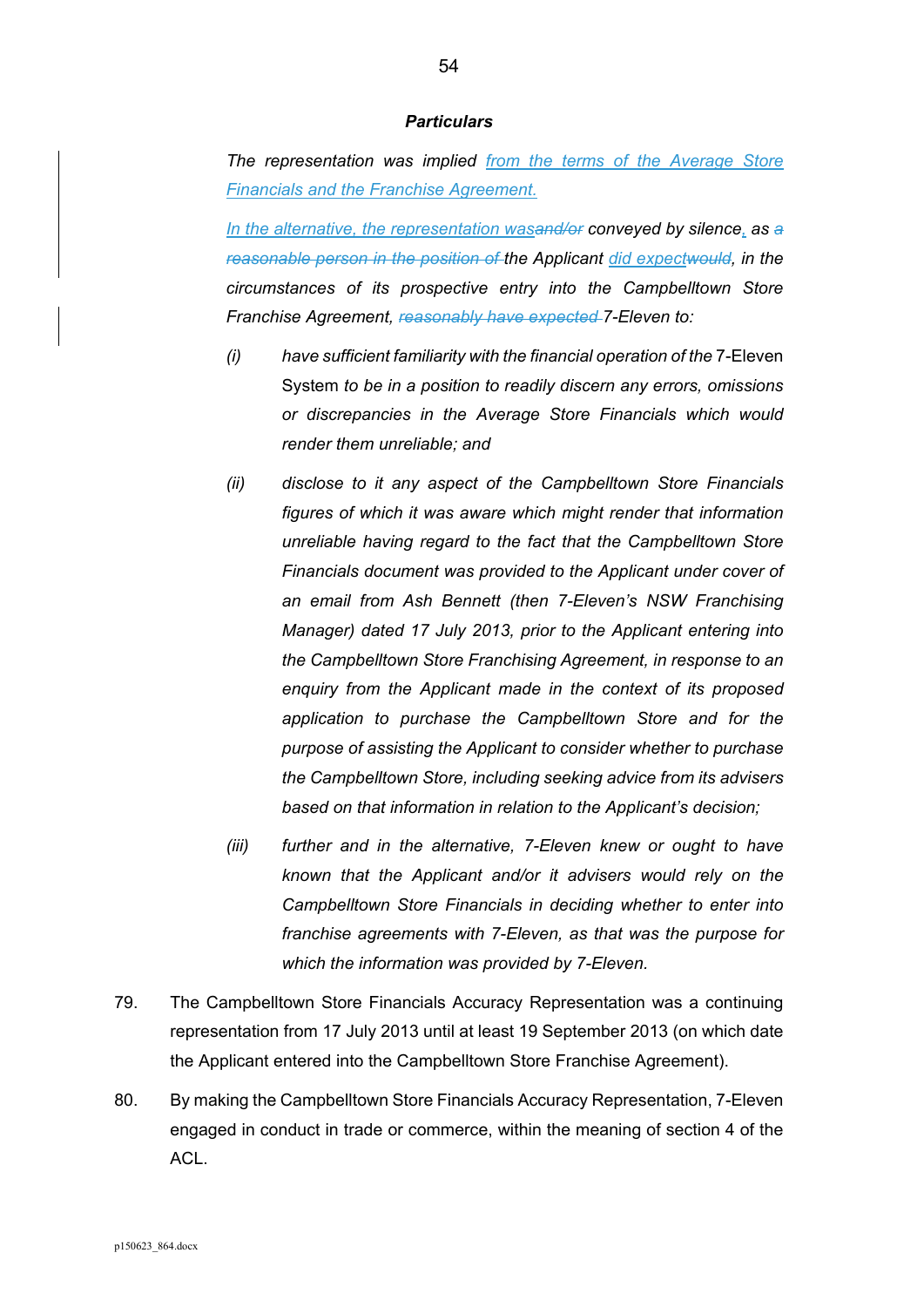***Particulars***

*The representation was implied from the terms of the Average Store Financials and the Franchise Agreement.*

*In the alternative, the representation was~~and/or~~ conveyed by silence, as ~~a reasonable person in the position of~~ the Applicant did expect~~would~~, in the circumstances of its prospective entry into the Campbelltown Store Franchise Agreement, ~~reasonably have expected~~ 7-Eleven to:*

*(i)* *have sufficient familiarity with the financial operation of the* 7-Eleven System *to be in a position to readily discern any errors, omissions or discrepancies in the Average Store Financials which would render them unreliable; and*

*(ii)* *disclose to it any aspect of the Campbelltown Store Financials figures of which it was aware which might render that information unreliable having regard to the fact that the Campbelltown Store Financials document was provided to the Applicant under cover of an email from Ash Bennett (then 7-Eleven's NSW Franchising Manager) dated 17 July 2013, prior to the Applicant entering into the Campbelltown Store Franchising Agreement, in response to an enquiry from the Applicant made in the context of its proposed application to purchase the Campbelltown Store and for the purpose of assisting the Applicant to consider whether to purchase the Campbelltown Store, including seeking advice from its advisers based on that information in relation to the Applicant's decision;*

*(iii)* *further and in the alternative, 7-Eleven knew or ought to have known that the Applicant and/or it advisers would rely on the Campbelltown Store Financials in deciding whether to enter into franchise agreements with 7-Eleven, as that was the purpose for which the information was provided by 7-Eleven.*

79. The Campbelltown Store Financials Accuracy Representation was a continuing representation from 17 July 2013 until at least 19 September 2013 (on which date the Applicant entered into the Campbelltown Store Franchise Agreement).

80. By making the Campbelltown Store Financials Accuracy Representation, 7-Eleven engaged in conduct in trade or commerce, within the meaning of section 4 of the ACL.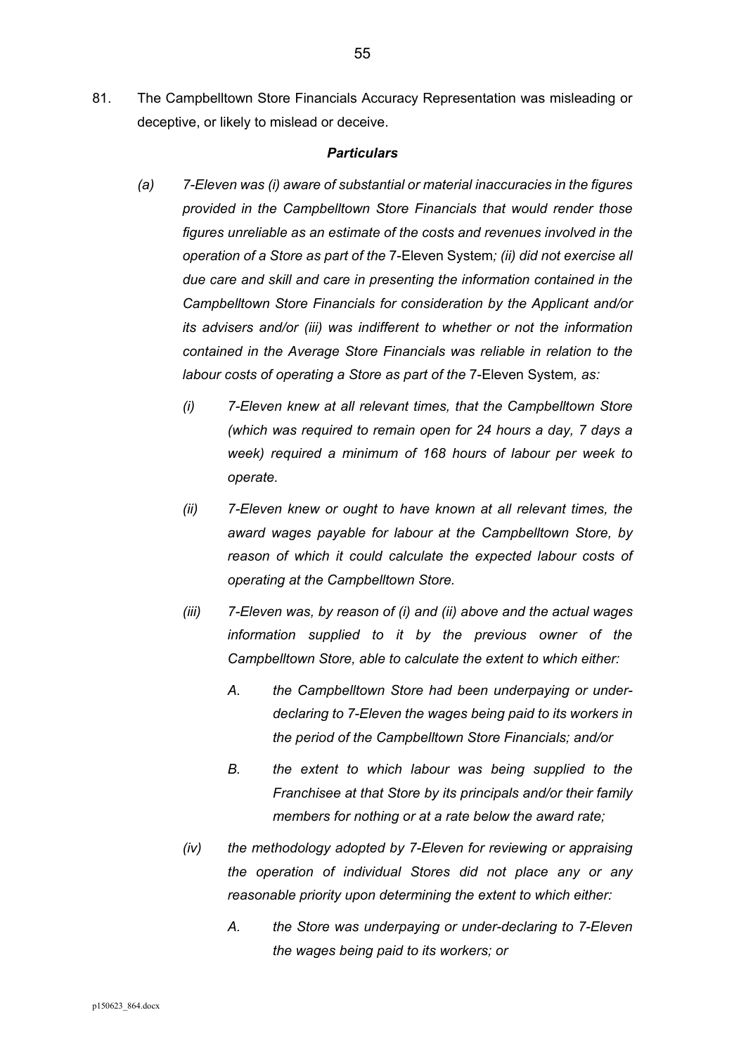81. The Campbelltown Store Financials Accuracy Representation was misleading or deceptive, or likely to mislead or deceive.

***Particulars***

*(a) 7-Eleven was (i) aware of substantial or material inaccuracies in the figures provided in the Campbelltown Store Financials that would render those figures unreliable as an estimate of the costs and revenues involved in the operation of a Store as part of the* 7-Eleven System*; (ii) did not exercise all due care and skill and care in presenting the information contained in the Campbelltown Store Financials for consideration by the Applicant and/or its advisers and/or (iii) was indifferent to whether or not the information contained in the Average Store Financials was reliable in relation to the labour costs of operating a Store as part of the* 7-Eleven System*, as:*

*(i) 7-Eleven knew at all relevant times, that the Campbelltown Store (which was required to remain open for 24 hours a day, 7 days a week) required a minimum of 168 hours of labour per week to operate.*

*(ii) 7-Eleven knew or ought to have known at all relevant times, the award wages payable for labour at the Campbelltown Store, by reason of which it could calculate the expected labour costs of operating at the Campbelltown Store.*

*(iii) 7-Eleven was, by reason of (i) and (ii) above and the actual wages information supplied to it by the previous owner of the Campbelltown Store, able to calculate the extent to which either:*

*A. the Campbelltown Store had been underpaying or under-declaring to 7-Eleven the wages being paid to its workers in the period of the Campbelltown Store Financials; and/or*

*B. the extent to which labour was being supplied to the Franchisee at that Store by its principals and/or their family members for nothing or at a rate below the award rate;*

*(iv) the methodology adopted by 7-Eleven for reviewing or appraising the operation of individual Stores did not place any or any reasonable priority upon determining the extent to which either:*

*A. the Store was underpaying or under-declaring to 7-Eleven the wages being paid to its workers; or*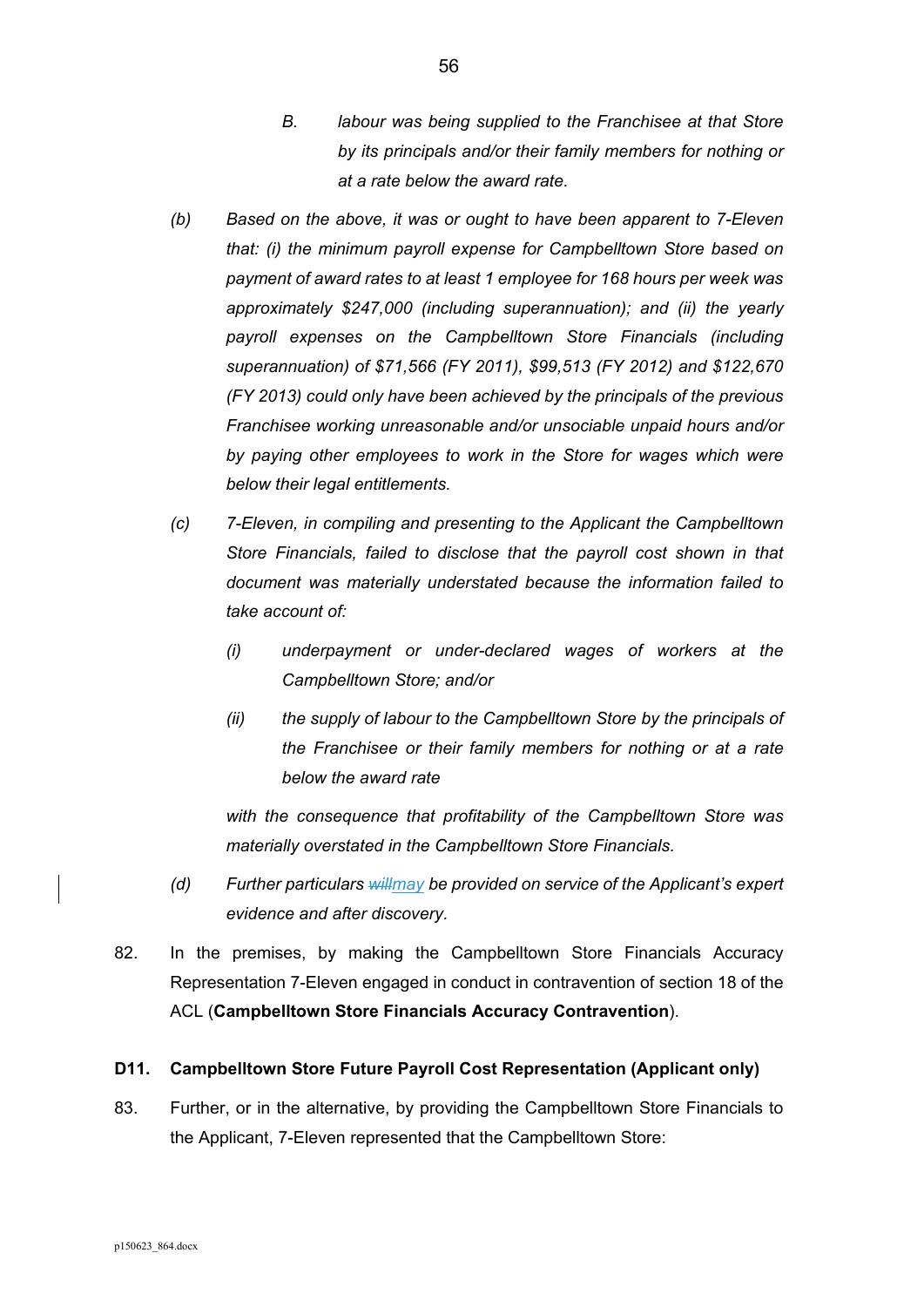B. *labour was being supplied to the Franchisee at that Store by its principals and/or their family members for nothing or at a rate below the award rate.*

(b) *Based on the above, it was or ought to have been apparent to 7-Eleven that: (i) the minimum payroll expense for Campbelltown Store based on payment of award rates to at least 1 employee for 168 hours per week was approximately $247,000 (including superannuation); and (ii) the yearly payroll expenses on the Campbelltown Store Financials (including superannuation) of $71,566 (FY 2011), $99,513 (FY 2012) and $122,670 (FY 2013) could only have been achieved by the principals of the previous Franchisee working unreasonable and/or unsociable unpaid hours and/or by paying other employees to work in the Store for wages which were below their legal entitlements.*

(c) *7-Eleven, in compiling and presenting to the Applicant the Campbelltown Store Financials, failed to disclose that the payroll cost shown in that document was materially understated because the information failed to take account of:*

(i) *underpayment or under-declared wages of workers at the Campbelltown Store; and/or*

(ii) *the supply of labour to the Campbelltown Store by the principals of the Franchisee or their family members for nothing or at a rate below the award rate*

*with the consequence that profitability of the Campbelltown Store was materially overstated in the Campbelltown Store Financials.*

(d) *Further particulars ~~will~~may be provided on service of the Applicant's expert evidence and after discovery.*

82. In the premises, by making the Campbelltown Store Financials Accuracy Representation 7-Eleven engaged in conduct in contravention of section 18 of the ACL (**Campbelltown Store Financials Accuracy Contravention**).

### D11. Campbelltown Store Future Payroll Cost Representation (Applicant only)

83. Further, or in the alternative, by providing the Campbelltown Store Financials to the Applicant, 7-Eleven represented that the Campbelltown Store: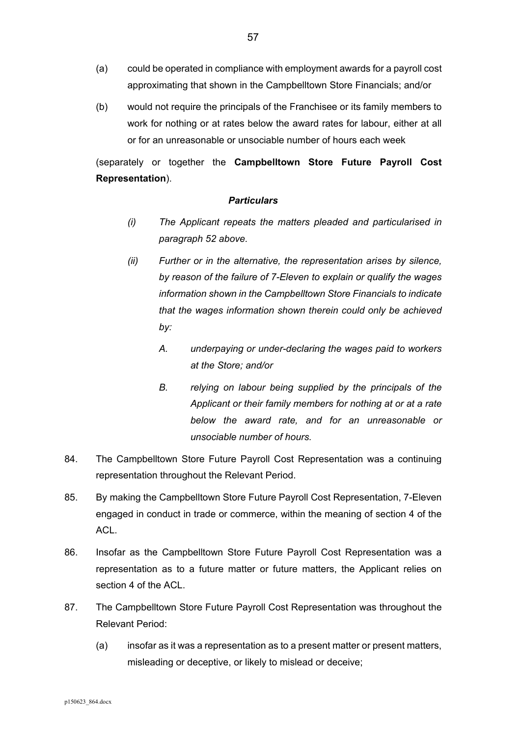(a) could be operated in compliance with employment awards for a payroll cost approximating that shown in the Campbelltown Store Financials; and/or

(b) would not require the principals of the Franchisee or its family members to work for nothing or at rates below the award rates for labour, either at all or for an unreasonable or unsociable number of hours each week

(separately or together the **Campbelltown Store Future Payroll Cost Representation**).

***Particulars***

*(i) The Applicant repeats the matters pleaded and particularised in paragraph 52 above.*

*(ii) Further or in the alternative, the representation arises by silence, by reason of the failure of 7-Eleven to explain or qualify the wages information shown in the Campbelltown Store Financials to indicate that the wages information shown therein could only be achieved by:*

*A. underpaying or under-declaring the wages paid to workers at the Store; and/or*

*B. relying on labour being supplied by the principals of the Applicant or their family members for nothing at or at a rate below the award rate, and for an unreasonable or unsociable number of hours.*

84. The Campbelltown Store Future Payroll Cost Representation was a continuing representation throughout the Relevant Period.

85. By making the Campbelltown Store Future Payroll Cost Representation, 7-Eleven engaged in conduct in trade or commerce, within the meaning of section 4 of the ACL.

86. Insofar as the Campbelltown Store Future Payroll Cost Representation was a representation as to a future matter or future matters, the Applicant relies on section 4 of the ACL.

87. The Campbelltown Store Future Payroll Cost Representation was throughout the Relevant Period:

(a) insofar as it was a representation as to a present matter or present matters, misleading or deceptive, or likely to mislead or deceive;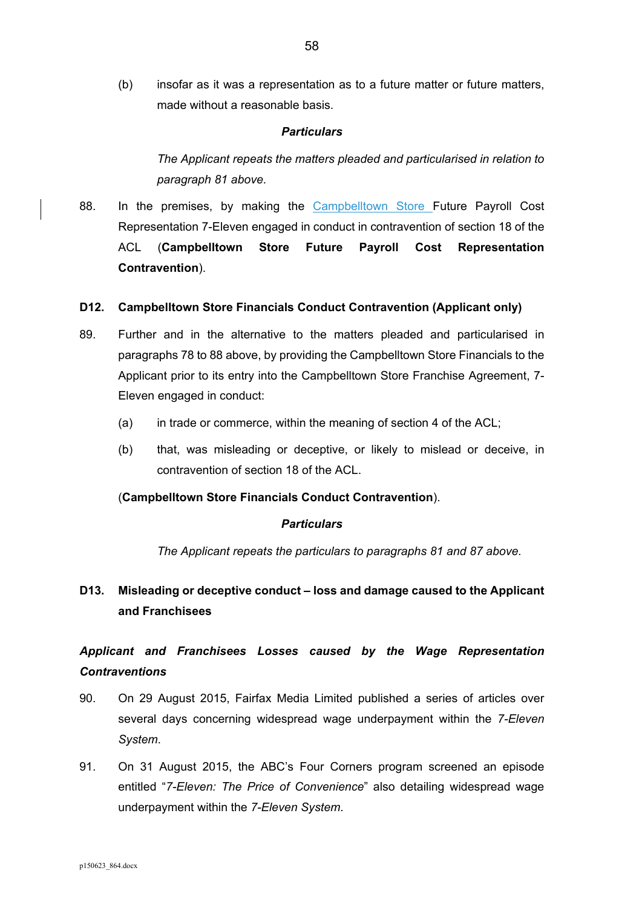(b) insofar as it was a representation as to a future matter or future matters, made without a reasonable basis.

***Particulars***

*The Applicant repeats the matters pleaded and particularised in relation to paragraph 81 above.*

88. In the premises, by making the Campbelltown Store Future Payroll Cost Representation 7-Eleven engaged in conduct in contravention of section 18 of the ACL (**Campbelltown Store Future Payroll Cost Representation Contravention**).

### D12. Campbelltown Store Financials Conduct Contravention (Applicant only)

89. Further and in the alternative to the matters pleaded and particularised in paragraphs 78 to 88 above, by providing the Campbelltown Store Financials to the Applicant prior to its entry into the Campbelltown Store Franchise Agreement, 7-Eleven engaged in conduct:

    (a) in trade or commerce, within the meaning of section 4 of the ACL;

    (b) that, was misleading or deceptive, or likely to mislead or deceive, in contravention of section 18 of the ACL.

(**Campbelltown Store Financials Conduct Contravention**).

***Particulars***

*The Applicant repeats the particulars to paragraphs 81 and 87 above.*

### D13. Misleading or deceptive conduct – loss and damage caused to the Applicant and Franchisees

***Applicant and Franchisees Losses caused by the Wage Representation Contraventions***

90. On 29 August 2015, Fairfax Media Limited published a series of articles over several days concerning widespread wage underpayment within the *7-Eleven System*.

91. On 31 August 2015, the ABC's Four Corners program screened an episode entitled "*7-Eleven: The Price of Convenience*" also detailing widespread wage underpayment within the *7-Eleven System*.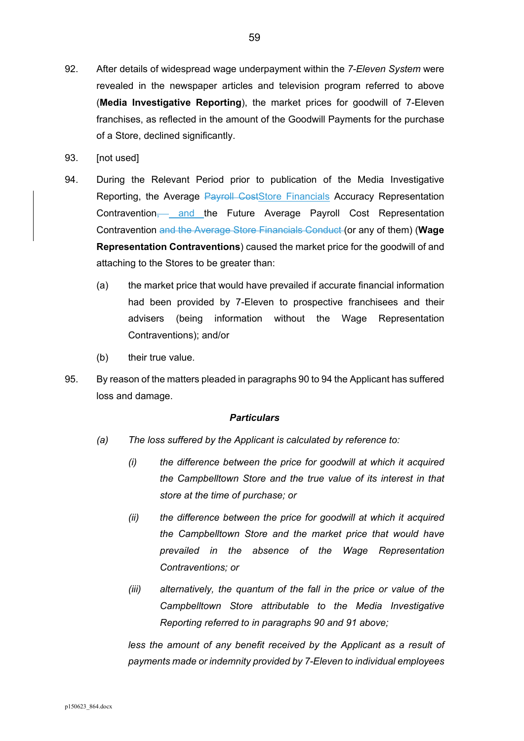92. After details of widespread wage underpayment within the *7-Eleven System* were revealed in the newspaper articles and television program referred to above (**Media Investigative Reporting**), the market prices for goodwill of 7-Eleven franchises, as reflected in the amount of the Goodwill Payments for the purchase of a Store, declined significantly.

93. [not used]

94. During the Relevant Period prior to publication of the Media Investigative Reporting, the Average ~~Payroll Cost~~Store Financials Accuracy Representation Contravention~~,~~ and the Future Average Payroll Cost Representation Contravention ~~and the Average Store Financials Conduct~~ (or any of them) (**Wage Representation Contraventions**) caused the market price for the goodwill of and attaching to the Stores to be greater than:

    (a) the market price that would have prevailed if accurate financial information had been provided by 7-Eleven to prospective franchisees and their advisers (being information without the Wage Representation Contraventions); and/or

    (b) their true value.

95. By reason of the matters pleaded in paragraphs 90 to 94 the Applicant has suffered loss and damage.

***Particulars***

*(a) The loss suffered by the Applicant is calculated by reference to:*

*(i) the difference between the price for goodwill at which it acquired the Campbelltown Store and the true value of its interest in that store at the time of purchase; or*

*(ii) the difference between the price for goodwill at which it acquired the Campbelltown Store and the market price that would have prevailed in the absence of the Wage Representation Contraventions; or*

*(iii) alternatively, the quantum of the fall in the price or value of the Campbelltown Store attributable to the Media Investigative Reporting referred to in paragraphs 90 and 91 above;*

*less the amount of any benefit received by the Applicant as a result of payments made or indemnity provided by 7-Eleven to individual employees*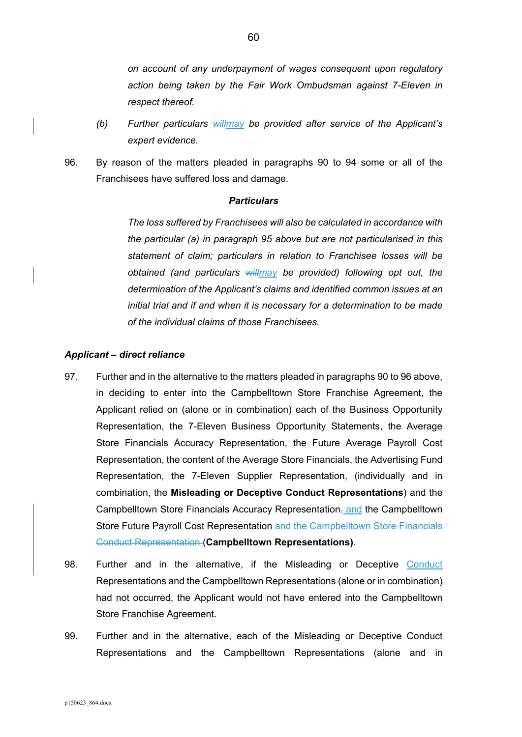*on account of any underpayment of wages consequent upon regulatory action being taken by the Fair Work Ombudsman against 7-Eleven in respect thereof.*

*(b) Further particulars ~~will~~may be provided after service of the Applicant's expert evidence.*

96. By reason of the matters pleaded in paragraphs 90 to 94 some or all of the Franchisees have suffered loss and damage.

***Particulars***

*The loss suffered by Franchisees will also be calculated in accordance with the particular (a) in paragraph 95 above but are not particularised in this statement of claim; particulars in relation to Franchisee losses will be obtained (and particulars ~~will~~may be provided) following opt out, the determination of the Applicant's claims and identified common issues at an initial trial and if and when it is necessary for a determination to be made of the individual claims of those Franchisees.*

***Applicant – direct reliance***

97. Further and in the alternative to the matters pleaded in paragraphs 90 to 96 above, in deciding to enter into the Campbelltown Store Franchise Agreement, the Applicant relied on (alone or in combination) each of the Business Opportunity Representation, the 7-Eleven Business Opportunity Statements, the Average Store Financials Accuracy Representation, the Future Average Payroll Cost Representation, the content of the Average Store Financials, the Advertising Fund Representation, the 7-Eleven Supplier Representation, (individually and in combination, the **Misleading or Deceptive Conduct Representations**) and the Campbelltown Store Financials Accuracy Representation~~,~~ and the Campbelltown Store Future Payroll Cost Representation ~~and the Campbelltown Store Financials Conduct Representation~~ (**Campbelltown Representations)**.

98. Further and in the alternative, if the Misleading or Deceptive Conduct Representations and the Campbelltown Representations (alone or in combination) had not occurred, the Applicant would not have entered into the Campbelltown Store Franchise Agreement.

99. Further and in the alternative, each of the Misleading or Deceptive Conduct Representations and the Campbelltown Representations (alone and in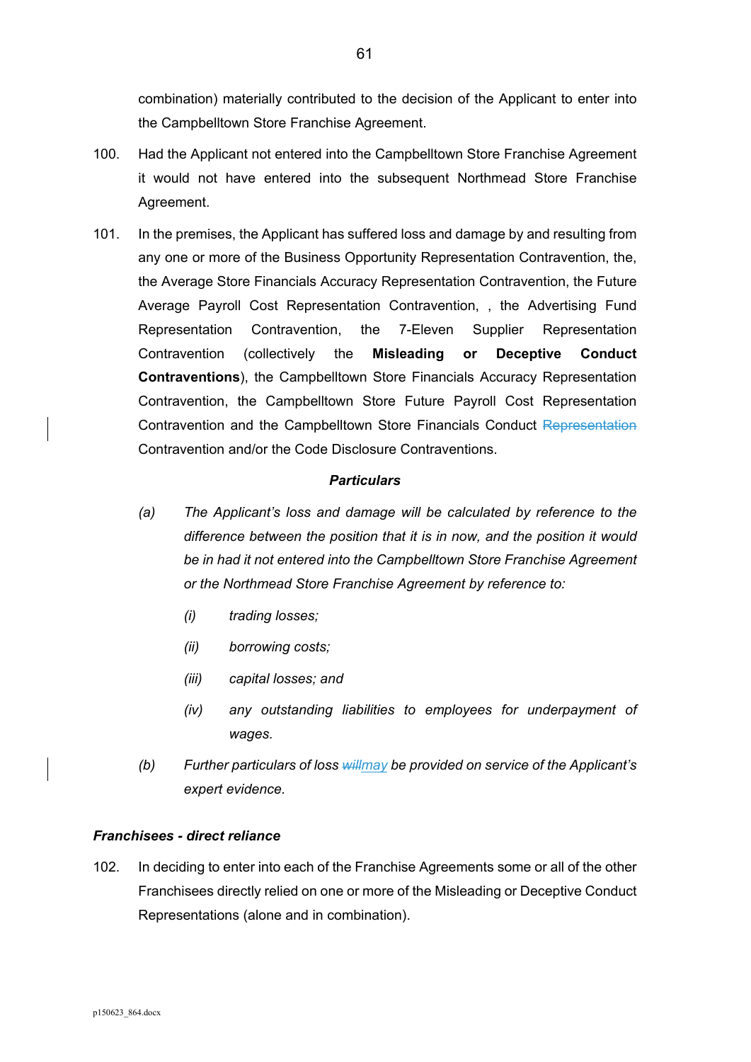combination) materially contributed to the decision of the Applicant to enter into the Campbelltown Store Franchise Agreement.

100. Had the Applicant not entered into the Campbelltown Store Franchise Agreement it would not have entered into the subsequent Northmead Store Franchise Agreement.

101. In the premises, the Applicant has suffered loss and damage by and resulting from any one or more of the Business Opportunity Representation Contravention, the, the Average Store Financials Accuracy Representation Contravention, the Future Average Payroll Cost Representation Contravention, , the Advertising Fund Representation Contravention, the 7-Eleven Supplier Representation Contravention (collectively the **Misleading or Deceptive Conduct Contraventions**), the Campbelltown Store Financials Accuracy Representation Contravention, the Campbelltown Store Future Payroll Cost Representation Contravention and the Campbelltown Store Financials Conduct ~~Representation~~ Contravention and/or the Code Disclosure Contraventions.

***Particulars***

*(a) The Applicant's loss and damage will be calculated by reference to the difference between the position that it is in now, and the position it would be in had it not entered into the Campbelltown Store Franchise Agreement or the Northmead Store Franchise Agreement by reference to:*

*(i) trading losses;*

*(ii) borrowing costs;*

*(iii) capital losses; and*

*(iv) any outstanding liabilities to employees for underpayment of wages.*

*(b) Further particulars of loss ~~will~~may be provided on service of the Applicant's expert evidence.*

***Franchisees - direct reliance***

102. In deciding to enter into each of the Franchise Agreements some or all of the other Franchisees directly relied on one or more of the Misleading or Deceptive Conduct Representations (alone and in combination).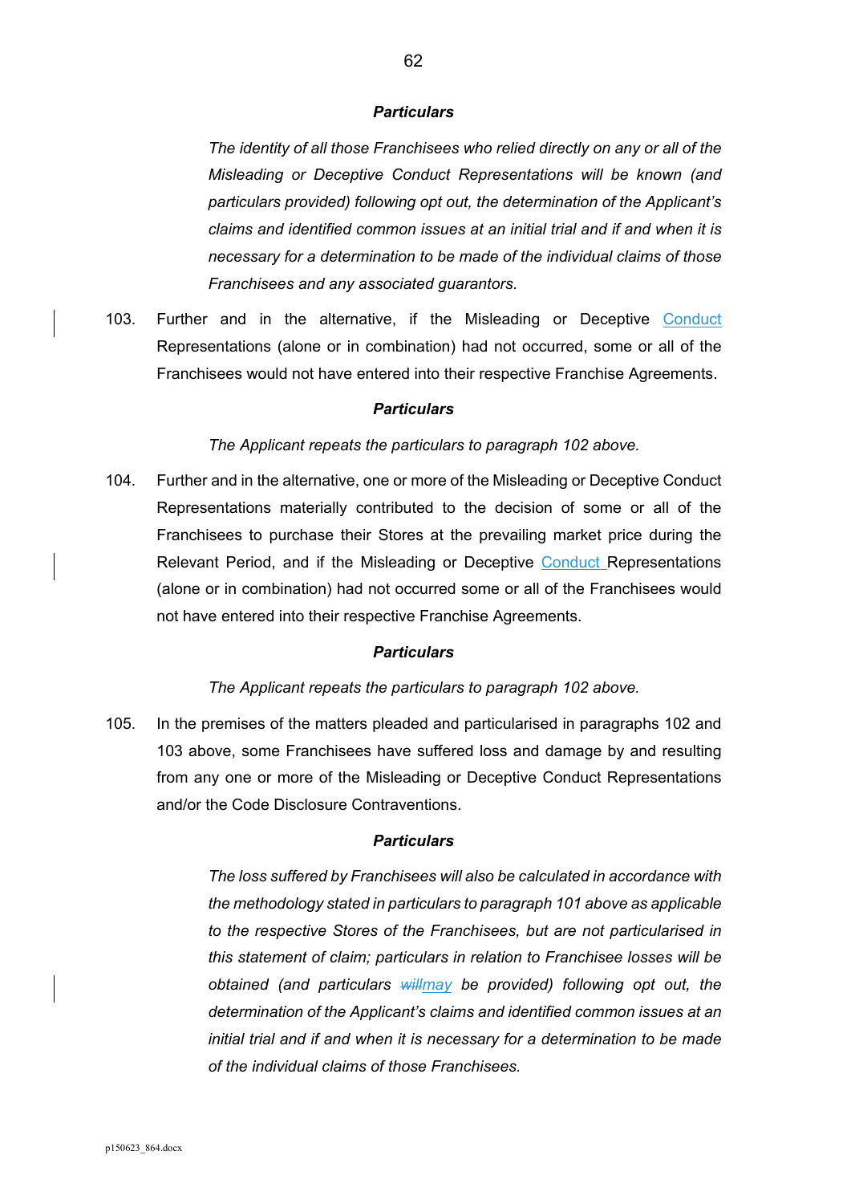***Particulars***

*The identity of all those Franchisees who relied directly on any or all of the Misleading or Deceptive Conduct Representations will be known (and particulars provided) following opt out, the determination of the Applicant's claims and identified common issues at an initial trial and if and when it is necessary for a determination to be made of the individual claims of those Franchisees and any associated guarantors.*

103. Further and in the alternative, if the Misleading or Deceptive Conduct Representations (alone or in combination) had not occurred, some or all of the Franchisees would not have entered into their respective Franchise Agreements.

***Particulars***

*The Applicant repeats the particulars to paragraph 102 above.*

104. Further and in the alternative, one or more of the Misleading or Deceptive Conduct Representations materially contributed to the decision of some or all of the Franchisees to purchase their Stores at the prevailing market price during the Relevant Period, and if the Misleading or Deceptive Conduct Representations (alone or in combination) had not occurred some or all of the Franchisees would not have entered into their respective Franchise Agreements.

***Particulars***

*The Applicant repeats the particulars to paragraph 102 above.*

105. In the premises of the matters pleaded and particularised in paragraphs 102 and 103 above, some Franchisees have suffered loss and damage by and resulting from any one or more of the Misleading or Deceptive Conduct Representations and/or the Code Disclosure Contraventions.

***Particulars***

*The loss suffered by Franchisees will also be calculated in accordance with the methodology stated in particulars to paragraph 101 above as applicable to the respective Stores of the Franchisees, but are not particularised in this statement of claim; particulars in relation to Franchisee losses will be obtained (and particulars ~~will~~may be provided) following opt out, the determination of the Applicant's claims and identified common issues at an initial trial and if and when it is necessary for a determination to be made of the individual claims of those Franchisees.*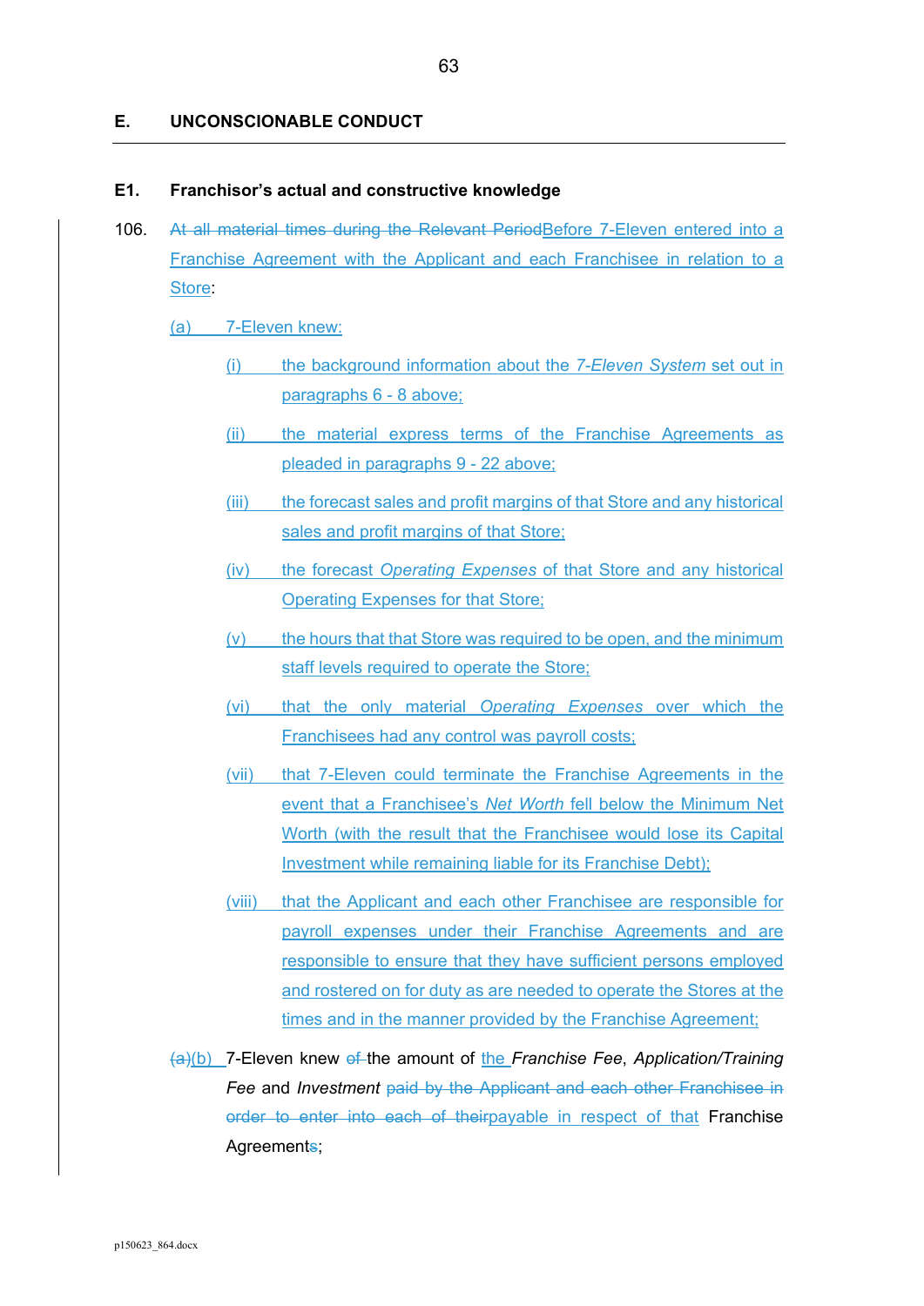## E. UNCONSCIONABLE CONDUCT

### E1. Franchisor's actual and constructive knowledge

106. ~~At all material times during the Relevant Period~~Before 7-Eleven entered into a Franchise Agreement with the Applicant and each Franchisee in relation to a Store:

   (a) 7-Eleven knew:

      (i) the background information about the *7-Eleven System* set out in paragraphs 6 - 8 above;

      (ii) the material express terms of the Franchise Agreements as pleaded in paragraphs 9 - 22 above;

      (iii) the forecast sales and profit margins of that Store and any historical sales and profit margins of that Store;

      (iv) the forecast *Operating Expenses* of that Store and any historical Operating Expenses for that Store;

      (v) the hours that that Store was required to be open, and the minimum staff levels required to operate the Store;

      (vi) that the only material *Operating Expenses* over which the Franchisees had any control was payroll costs;

      (vii) that 7-Eleven could terminate the Franchise Agreements in the event that a Franchisee's *Net Worth* fell below the Minimum Net Worth (with the result that the Franchisee would lose its Capital Investment while remaining liable for its Franchise Debt);

      (viii) that the Applicant and each other Franchisee are responsible for payroll expenses under their Franchise Agreements and are responsible to ensure that they have sufficient persons employed and rostered on for duty as are needed to operate the Stores at the times and in the manner provided by the Franchise Agreement;

   ~~(a)~~(b) 7-Eleven knew ~~of~~ the amount of the *Franchise Fee*, *Application/Training Fee* and *Investment* ~~paid by the Applicant and each other Franchisee in order to enter into each of their~~payable in respect of that Franchise Agreement~~s~~;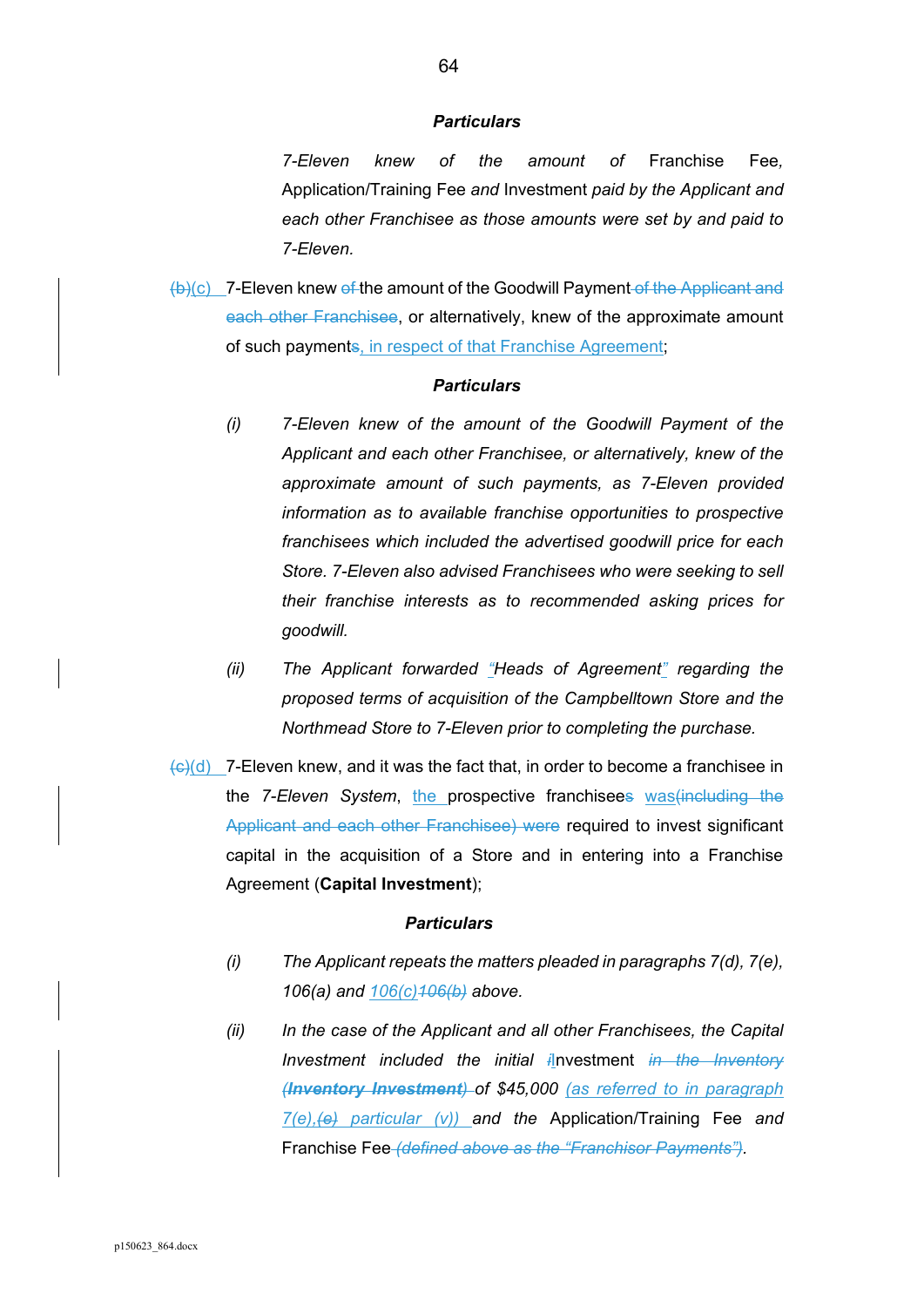***Particulars***

> *7-Eleven knew of the amount of* Franchise Fee*,* Application/Training Fee *and* Investment *paid by the Applicant and each other Franchisee as those amounts were set by and paid to 7-Eleven.*

~~(b)~~(c) 7-Eleven knew ~~of~~ the amount of the Goodwill Payment ~~of the Applicant and each other Franchisee~~, or alternatively, knew of the approximate amount of such payment~~s~~, in respect of that Franchise Agreement;

***Particulars***

(i) *7-Eleven knew of the amount of the Goodwill Payment of the Applicant and each other Franchisee, or alternatively, knew of the approximate amount of such payments, as 7-Eleven provided information as to available franchise opportunities to prospective franchisees which included the advertised goodwill price for each Store. 7-Eleven also advised Franchisees who were seeking to sell their franchise interests as to recommended asking prices for goodwill.*

(ii) *The Applicant forwarded "Heads of Agreement" regarding the proposed terms of acquisition of the Campbelltown Store and the Northmead Store to 7-Eleven prior to completing the purchase.*

~~(c)~~(d) 7-Eleven knew, and it was the fact that, in order to become a franchisee in the *7-Eleven System*, the prospective franchisee~~s~~ was~~(including the Applicant and each other Franchisee) were~~ required to invest significant capital in the acquisition of a Store and in entering into a Franchise Agreement (**Capital Investment**);

***Particulars***

(i) *The Applicant repeats the matters pleaded in paragraphs 7(d), 7(e), 106(a) and 106(c)~~106(b)~~ above.*

(ii) *In the case of the Applicant and all other Franchisees, the Capital Investment included the initial ~~I~~Investment ~~in the Inventory (**Inventory Investment**)~~ of $45,000 (as referred to in paragraph 7(e),~~(e)~~ particular (v)) and the* Application/Training Fee *and* Franchise Fee ~~*(defined above as the "Franchisor Payments")*~~.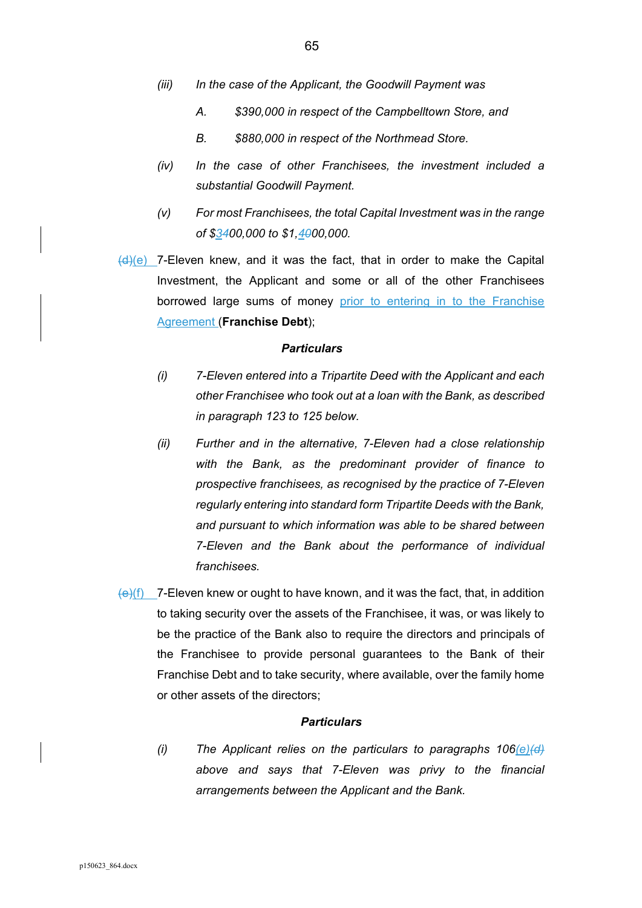(iii) *In the case of the Applicant, the Goodwill Payment was*

A. *$390,000 in respect of the Campbelltown Store, and*

B. *$880,000 in respect of the Northmead Store.*

(iv) *In the case of other Franchisees, the investment included a substantial Goodwill Payment.*

(v) *For most Franchisees, the total Capital Investment was in the range of $~~3~~400,000 to $1,~~4~~000,000.*

~~(d)~~(e) 7-Eleven knew, and it was the fact, that in order to make the Capital Investment, the Applicant and some or all of the other Franchisees borrowed large sums of money prior to entering in to the Franchise Agreement (**Franchise Debt**);

***Particulars***

(i) *7-Eleven entered into a Tripartite Deed with the Applicant and each other Franchisee who took out at a loan with the Bank, as described in paragraph 123 to 125 below.*

(ii) *Further and in the alternative, 7-Eleven had a close relationship with the Bank, as the predominant provider of finance to prospective franchisees, as recognised by the practice of 7-Eleven regularly entering into standard form Tripartite Deeds with the Bank, and pursuant to which information was able to be shared between 7-Eleven and the Bank about the performance of individual franchisees.*

~~(e)~~(f) 7-Eleven knew or ought to have known, and it was the fact, that, in addition to taking security over the assets of the Franchisee, it was, or was likely to be the practice of the Bank also to require the directors and principals of the Franchisee to provide personal guarantees to the Bank of their Franchise Debt and to take security, where available, over the family home or other assets of the directors;

***Particulars***

(i) *The Applicant relies on the particulars to paragraphs 106(e)~~(d)~~ above and says that 7-Eleven was privy to the financial arrangements between the Applicant and the Bank.*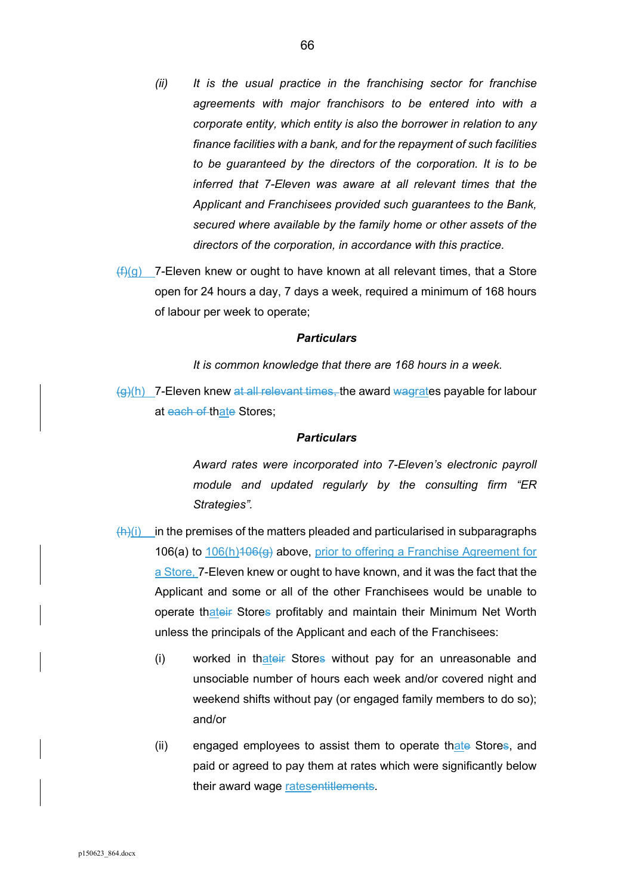(ii) *It is the usual practice in the franchising sector for franchise agreements with major franchisors to be entered into with a corporate entity, which entity is also the borrower in relation to any finance facilities with a bank, and for the repayment of such facilities to be guaranteed by the directors of the corporation. It is to be inferred that 7-Eleven was aware at all relevant times that the Applicant and Franchisees provided such guarantees to the Bank, secured where available by the family home or other assets of the directors of the corporation, in accordance with this practice.*

~~(f)~~(g) 7-Eleven knew or ought to have known at all relevant times, that a Store open for 24 hours a day, 7 days a week, required a minimum of 168 hours of labour per week to operate;

**_Particulars_**

*It is common knowledge that there are 168 hours in a week.*

~~(g)~~(h) 7-Eleven knew ~~at all relevant times,~~ the award ~~wag~~rates payable for labour at ~~each of~~ thate Stores;

**_Particulars_**

*Award rates were incorporated into 7-Eleven's electronic payroll module and updated regularly by the consulting firm "ER Strategies".*

~~(h)~~(i) in the premises of the matters pleaded and particularised in subparagraphs 106(a) to 106(h)~~106(g)~~ above, prior to offering a Franchise Agreement for a Store, 7-Eleven knew or ought to have known, and it was the fact that the Applicant and some or all of the other Franchisees would be unable to operate thate~~ir~~ Store~~s~~ profitably and maintain their Minimum Net Worth unless the principals of the Applicant and each of the Franchisees:

(i) worked in thate~~ir~~ Store~~s~~ without pay for an unreasonable and unsociable number of hours each week and/or covered night and weekend shifts without pay (or engaged family members to do so); and/or

(ii) engaged employees to assist them to operate thate~~e~~ Store~~s~~, and paid or agreed to pay them at rates which were significantly below their award wage rates~~entitlements~~.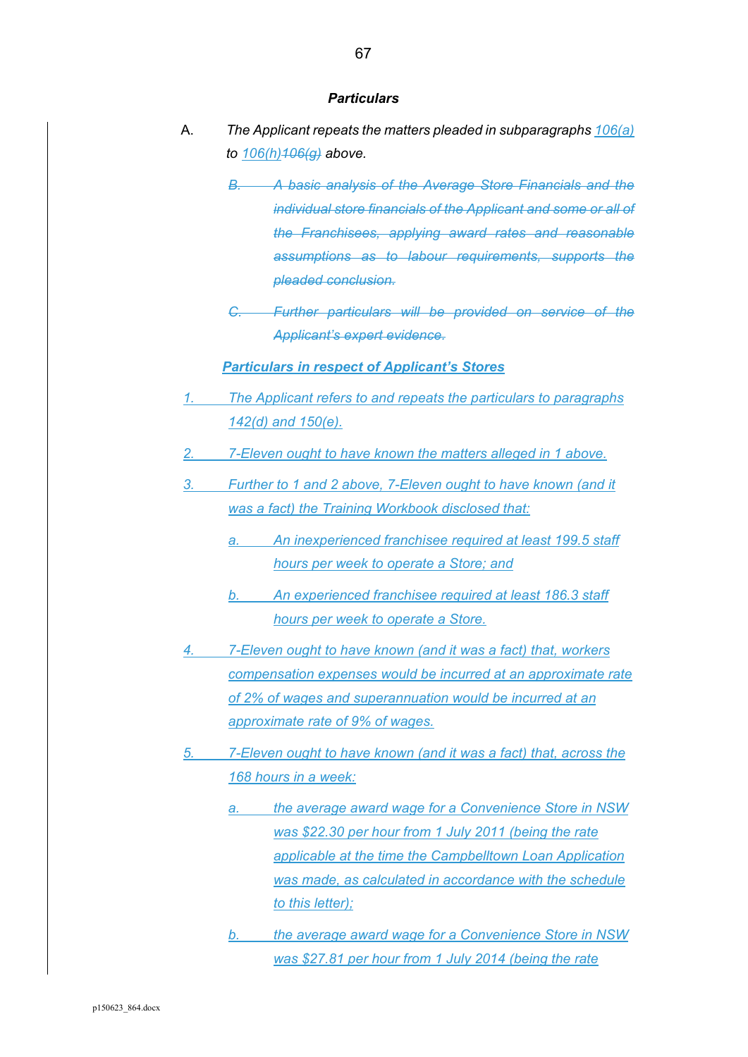***Particulars***

A. *The Applicant repeats the matters pleaded in subparagraphs 106(a) to 106(h)~~106(g)~~ above.*

~~*B. A basic analysis of the Average Store Financials and the individual store financials of the Applicant and some or all of the Franchisees, applying award rates and reasonable assumptions as to labour requirements, supports the pleaded conclusion.*~~

~~*C. Further particulars will be provided on service of the Applicant's expert evidence.*~~

***Particulars in respect of Applicant's Stores***

*1. The Applicant refers to and repeats the particulars to paragraphs 142(d) and 150(e).*

*2. 7-Eleven ought to have known the matters alleged in 1 above.*

*3. Further to 1 and 2 above, 7-Eleven ought to have known (and it was a fact) the Training Workbook disclosed that:*

*a. An inexperienced franchisee required at least 199.5 staff hours per week to operate a Store; and*

*b. An experienced franchisee required at least 186.3 staff hours per week to operate a Store.*

*4. 7-Eleven ought to have known (and it was a fact) that, workers compensation expenses would be incurred at an approximate rate of 2% of wages and superannuation would be incurred at an approximate rate of 9% of wages.*

*5. 7-Eleven ought to have known (and it was a fact) that, across the 168 hours in a week:*

*a. the average award wage for a Convenience Store in NSW was $22.30 per hour from 1 July 2011 (being the rate applicable at the time the Campbelltown Loan Application was made, as calculated in accordance with the schedule to this letter);*

*b. the average award wage for a Convenience Store in NSW was $27.81 per hour from 1 July 2014 (being the rate*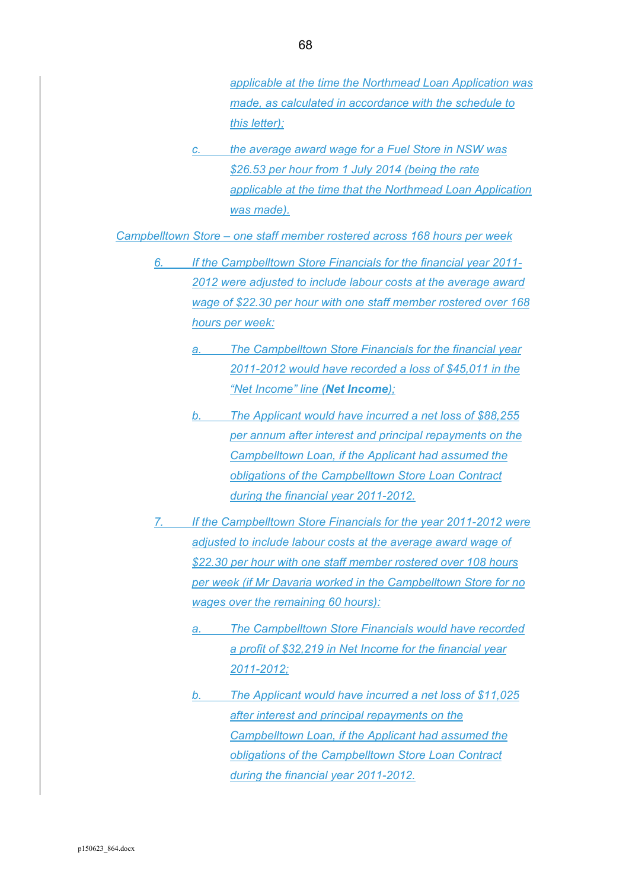applicable at the time the Northmead Loan Application was made, as calculated in accordance with the schedule to this letter);

c. the average award wage for a Fuel Store in NSW was $26.53 per hour from 1 July 2014 (being the rate applicable at the time that the Northmead Loan Application was made).

*Campbelltown Store – one staff member rostered across 168 hours per week*

6. If the Campbelltown Store Financials for the financial year 2011-2012 were adjusted to include labour costs at the average award wage of $22.30 per hour with one staff member rostered over 168 hours per week:

   a. The Campbelltown Store Financials for the financial year 2011-2012 would have recorded a loss of $45,011 in the "Net Income" line (**Net Income**);

   b. The Applicant would have incurred a net loss of $88,255 per annum after interest and principal repayments on the Campbelltown Loan, if the Applicant had assumed the obligations of the Campbelltown Store Loan Contract during the financial year 2011-2012.

7. If the Campbelltown Store Financials for the year 2011-2012 were adjusted to include labour costs at the average award wage of $22.30 per hour with one staff member rostered over 108 hours per week (if Mr Davaria worked in the Campbelltown Store for no wages over the remaining 60 hours):

   a. The Campbelltown Store Financials would have recorded a profit of $32,219 in Net Income for the financial year 2011-2012;

   b. The Applicant would have incurred a net loss of $11,025 after interest and principal repayments on the Campbelltown Loan, if the Applicant had assumed the obligations of the Campbelltown Store Loan Contract during the financial year 2011-2012.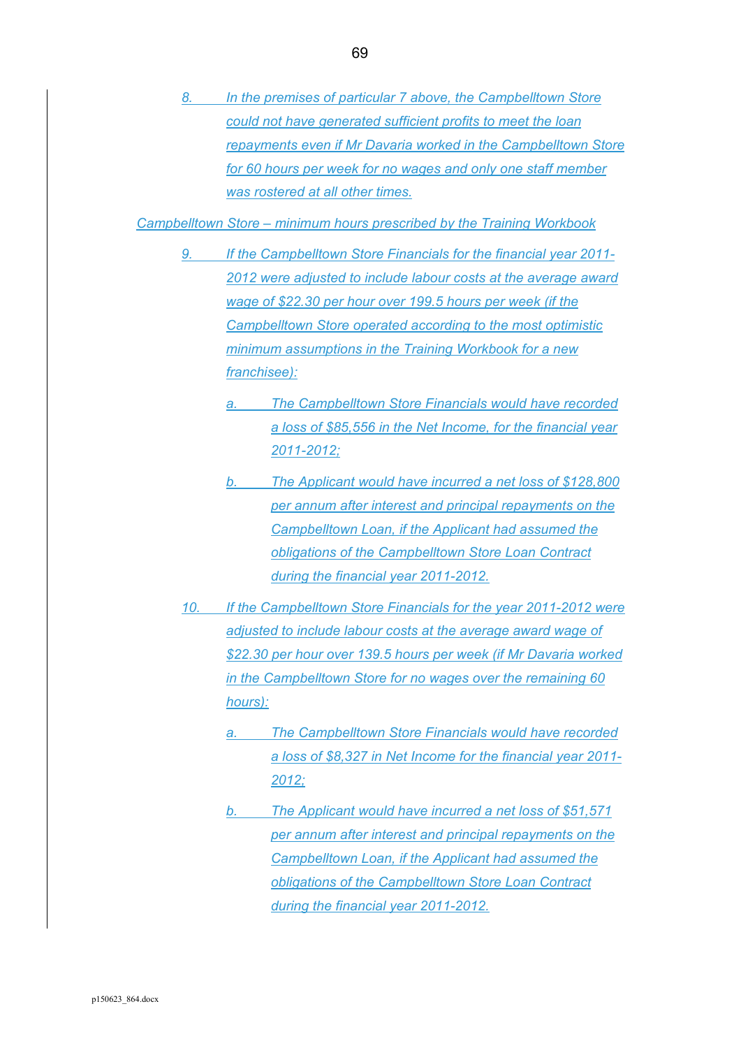8. *In the premises of particular 7 above, the Campbelltown Store could not have generated sufficient profits to meet the loan repayments even if Mr Davaria worked in the Campbelltown Store for 60 hours per week for no wages and only one staff member was rostered at all other times.*

*Campbelltown Store – minimum hours prescribed by the Training Workbook*

9. *If the Campbelltown Store Financials for the financial year 2011-2012 were adjusted to include labour costs at the average award wage of $22.30 per hour over 199.5 hours per week (if the Campbelltown Store operated according to the most optimistic minimum assumptions in the Training Workbook for a new franchisee):*

   a. *The Campbelltown Store Financials would have recorded a loss of $85,556 in the Net Income, for the financial year 2011-2012;*

   b. *The Applicant would have incurred a net loss of $128,800 per annum after interest and principal repayments on the Campbelltown Loan, if the Applicant had assumed the obligations of the Campbelltown Store Loan Contract during the financial year 2011-2012.*

10. *If the Campbelltown Store Financials for the year 2011-2012 were adjusted to include labour costs at the average award wage of $22.30 per hour over 139.5 hours per week (if Mr Davaria worked in the Campbelltown Store for no wages over the remaining 60 hours):*

   a. *The Campbelltown Store Financials would have recorded a loss of $8,327 in Net Income for the financial year 2011-2012;*

   b. *The Applicant would have incurred a net loss of $51,571 per annum after interest and principal repayments on the Campbelltown Loan, if the Applicant had assumed the obligations of the Campbelltown Store Loan Contract during the financial year 2011-2012.*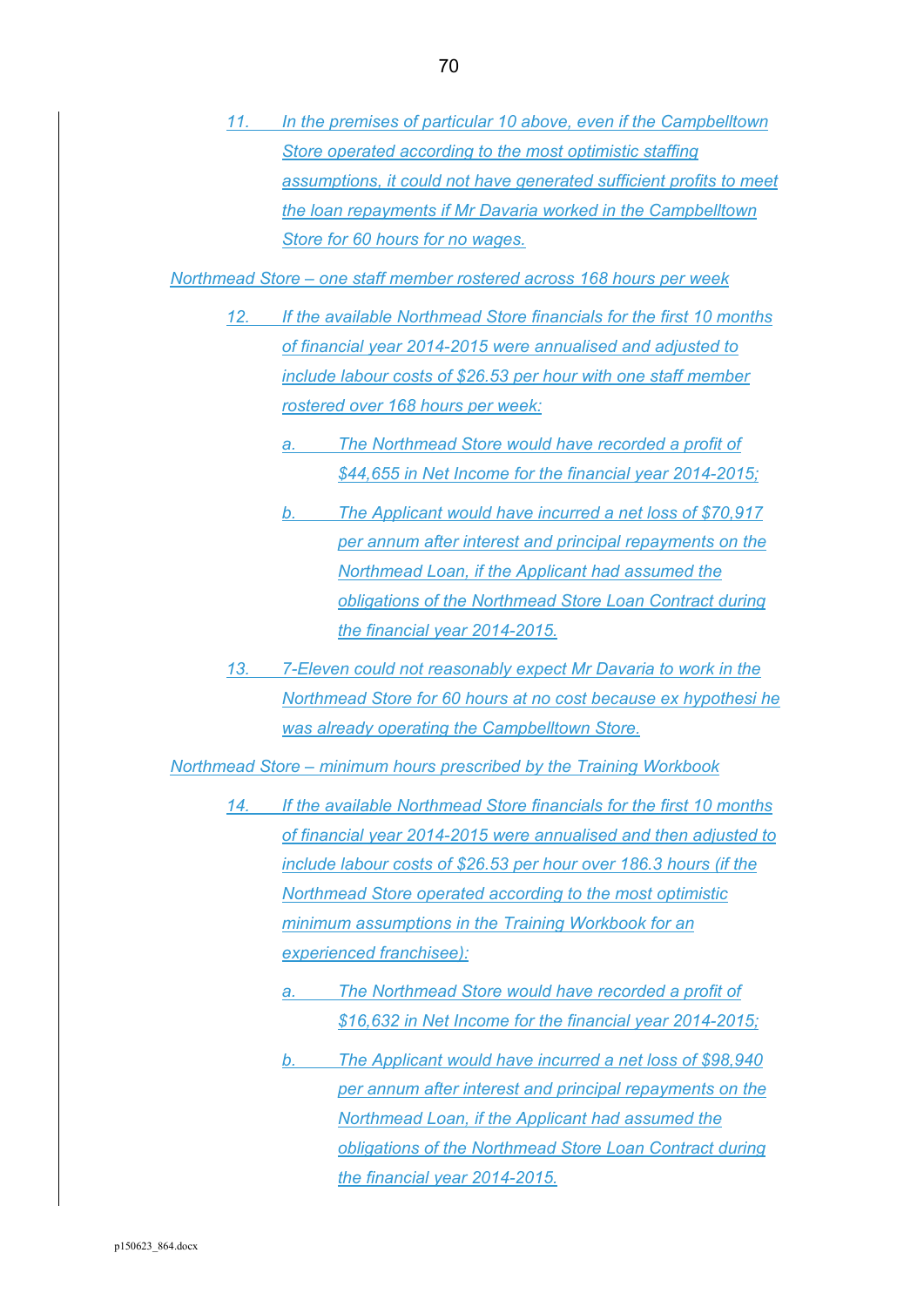11. *In the premises of particular 10 above, even if the Campbelltown Store operated according to the most optimistic staffing assumptions, it could not have generated sufficient profits to meet the loan repayments if Mr Davaria worked in the Campbelltown Store for 60 hours for no wages.*

*Northmead Store – one staff member rostered across 168 hours per week*

12. *If the available Northmead Store financials for the first 10 months of financial year 2014-2015 were annualised and adjusted to include labour costs of $26.53 per hour with one staff member rostered over 168 hours per week:*

    a. *The Northmead Store would have recorded a profit of $44,655 in Net Income for the financial year 2014-2015;*

    b. *The Applicant would have incurred a net loss of $70,917 per annum after interest and principal repayments on the Northmead Loan, if the Applicant had assumed the obligations of the Northmead Store Loan Contract during the financial year 2014-2015.*

13. *7-Eleven could not reasonably expect Mr Davaria to work in the Northmead Store for 60 hours at no cost because ex hypothesi he was already operating the Campbelltown Store.*

*Northmead Store – minimum hours prescribed by the Training Workbook*

14. *If the available Northmead Store financials for the first 10 months of financial year 2014-2015 were annualised and then adjusted to include labour costs of $26.53 per hour over 186.3 hours (if the Northmead Store operated according to the most optimistic minimum assumptions in the Training Workbook for an experienced franchisee):*

    a. *The Northmead Store would have recorded a profit of $16,632 in Net Income for the financial year 2014-2015;*

    b. *The Applicant would have incurred a net loss of $98,940 per annum after interest and principal repayments on the Northmead Loan, if the Applicant had assumed the obligations of the Northmead Store Loan Contract during the financial year 2014-2015.*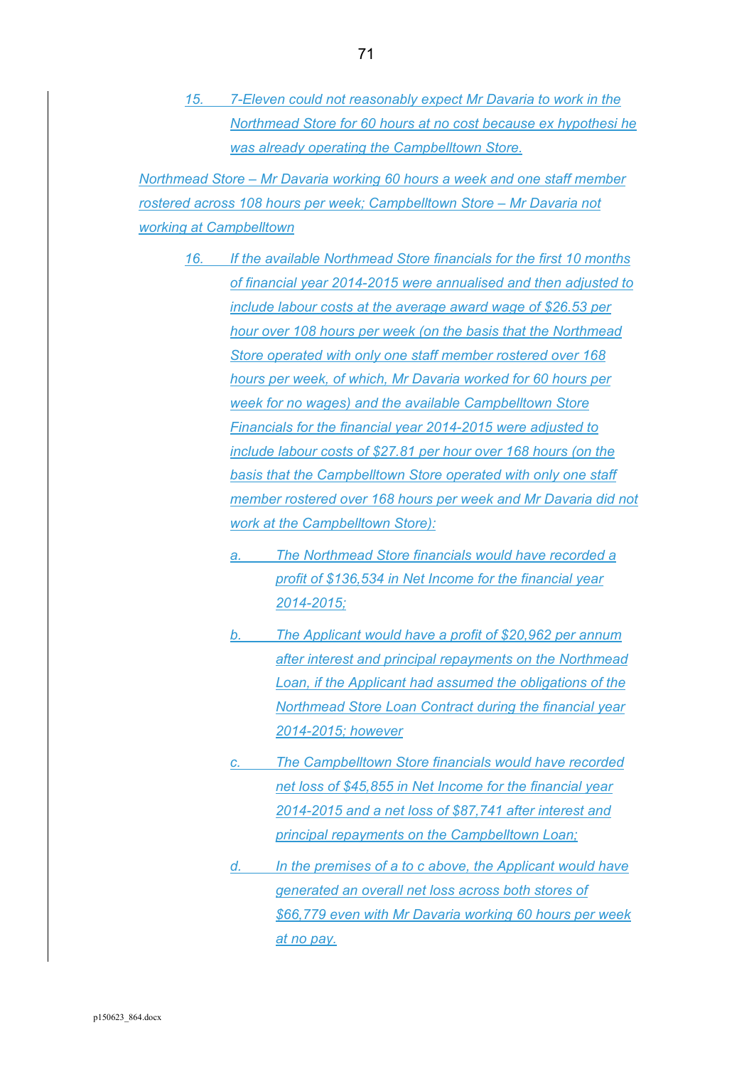15. 7-Eleven could not reasonably expect Mr Davaria to work in the Northmead Store for 60 hours at no cost because ex hypothesi he was already operating the Campbelltown Store.

*Northmead Store – Mr Davaria working 60 hours a week and one staff member rostered across 108 hours per week; Campbelltown Store – Mr Davaria not working at Campbelltown*

16. If the available Northmead Store financials for the first 10 months of financial year 2014-2015 were annualised and then adjusted to include labour costs at the average award wage of $26.53 per hour over 108 hours per week (on the basis that the Northmead Store operated with only one staff member rostered over 168 hours per week, of which, Mr Davaria worked for 60 hours per week for no wages) and the available Campbelltown Store Financials for the financial year 2014-2015 were adjusted to include labour costs of $27.81 per hour over 168 hours (on the basis that the Campbelltown Store operated with only one staff member rostered over 168 hours per week and Mr Davaria did not work at the Campbelltown Store):

   a. The Northmead Store financials would have recorded a profit of $136,534 in Net Income for the financial year 2014-2015;

   b. The Applicant would have a profit of $20,962 per annum after interest and principal repayments on the Northmead Loan, if the Applicant had assumed the obligations of the Northmead Store Loan Contract during the financial year 2014-2015; however

   c. The Campbelltown Store financials would have recorded net loss of $45,855 in Net Income for the financial year 2014-2015 and a net loss of $87,741 after interest and principal repayments on the Campbelltown Loan;

   d. In the premises of a to c above, the Applicant would have generated an overall net loss across both stores of $66,779 even with Mr Davaria working 60 hours per week at no pay.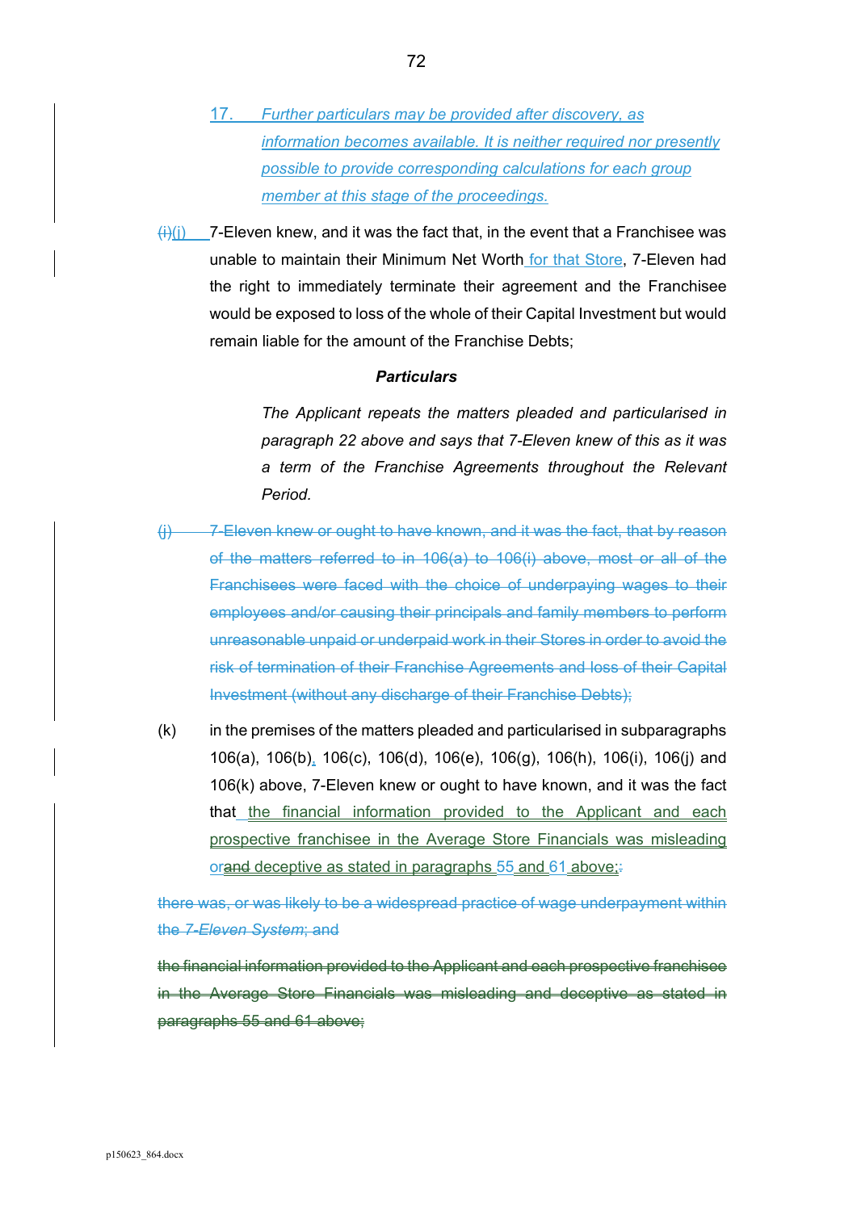17. *Further particulars may be provided after discovery, as information becomes available. It is neither required nor presently possible to provide corresponding calculations for each group member at this stage of the proceedings.*

~~(i)~~(i) 7-Eleven knew, and it was the fact that, in the event that a Franchisee was unable to maintain their Minimum Net Worth for that Store, 7-Eleven had the right to immediately terminate their agreement and the Franchisee would be exposed to loss of the whole of their Capital Investment but would remain liable for the amount of the Franchise Debts;

***Particulars***

*The Applicant repeats the matters pleaded and particularised in paragraph 22 above and says that 7-Eleven knew of this as it was a term of the Franchise Agreements throughout the Relevant Period.*

~~(j) 7-Eleven knew or ought to have known, and it was the fact, that by reason of the matters referred to in 106(a) to 106(i) above, most or all of the Franchisees were faced with the choice of underpaying wages to their employees and/or causing their principals and family members to perform unreasonable unpaid or underpaid work in their Stores in order to avoid the risk of termination of their Franchise Agreements and loss of their Capital Investment (without any discharge of their Franchise Debts);~~

(k) in the premises of the matters pleaded and particularised in subparagraphs 106(a), 106(b), 106(c), 106(d), 106(e), 106(g), 106(h), 106(i), 106(j) and 106(k) above, 7-Eleven knew or ought to have known, and it was the fact that the financial information provided to the Applicant and each prospective franchisee in the Average Store Financials was misleading or~~and~~ deceptive as stated in paragraphs 55 and 61 above;~~:~~

~~there was, or was likely to be a widespread practice of wage underpayment within the *7-Eleven System*; and~~

~~the financial information provided to the Applicant and each prospective franchisee in the Average Store Financials was misleading and deceptive as stated in paragraphs 55 and 61 above;~~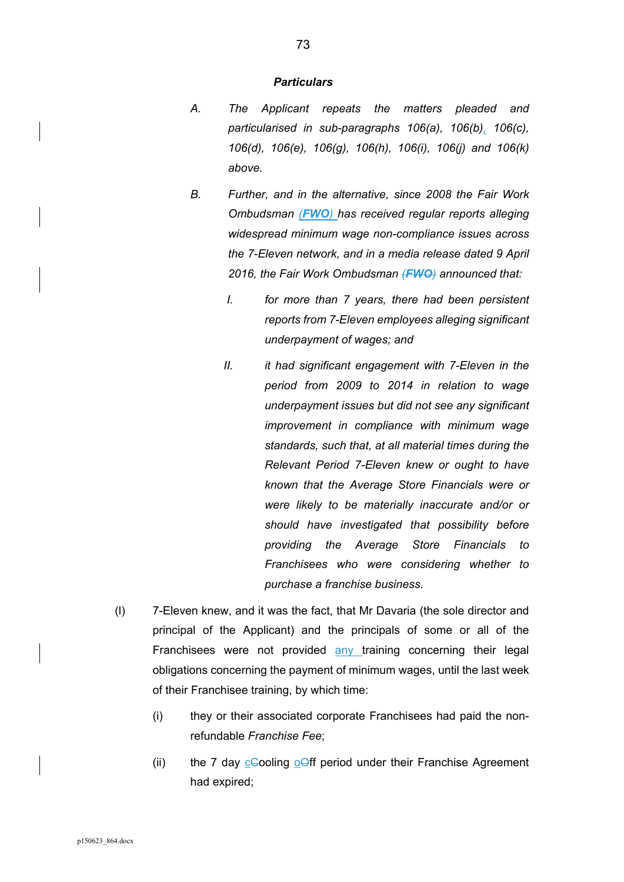***Particulars***

*A. The Applicant repeats the matters pleaded and particularised in sub-paragraphs 106(a), 106(b), 106(c), 106(d), 106(e), 106(g), 106(h), 106(i), 106(j) and 106(k) above.*

*B. Further, and in the alternative, since 2008 the Fair Work Ombudsman (**FWO**) has received regular reports alleging widespread minimum wage non-compliance issues across the 7-Eleven network, and in a media release dated 9 April 2016, the Fair Work Ombudsman ~~(**FWO**)~~ announced that:*

*I. for more than 7 years, there had been persistent reports from 7-Eleven employees alleging significant underpayment of wages; and*

*II. it had significant engagement with 7-Eleven in the period from 2009 to 2014 in relation to wage underpayment issues but did not see any significant improvement in compliance with minimum wage standards, such that, at all material times during the Relevant Period 7-Eleven knew or ought to have known that the Average Store Financials were or were likely to be materially inaccurate and/or or should have investigated that possibility before providing the Average Store Financials to Franchisees who were considering whether to purchase a franchise business.*

(l) 7-Eleven knew, and it was the fact, that Mr Davaria (the sole director and principal of the Applicant) and the principals of some or all of the Franchisees were not provided any training concerning their legal obligations concerning the payment of minimum wages, until the last week of their Franchisee training, by which time:

(i) they or their associated corporate Franchisees had paid the non-refundable *Franchise Fee*;

(ii) the 7 day c~~C~~ooling o~~O~~ff period under their Franchise Agreement had expired;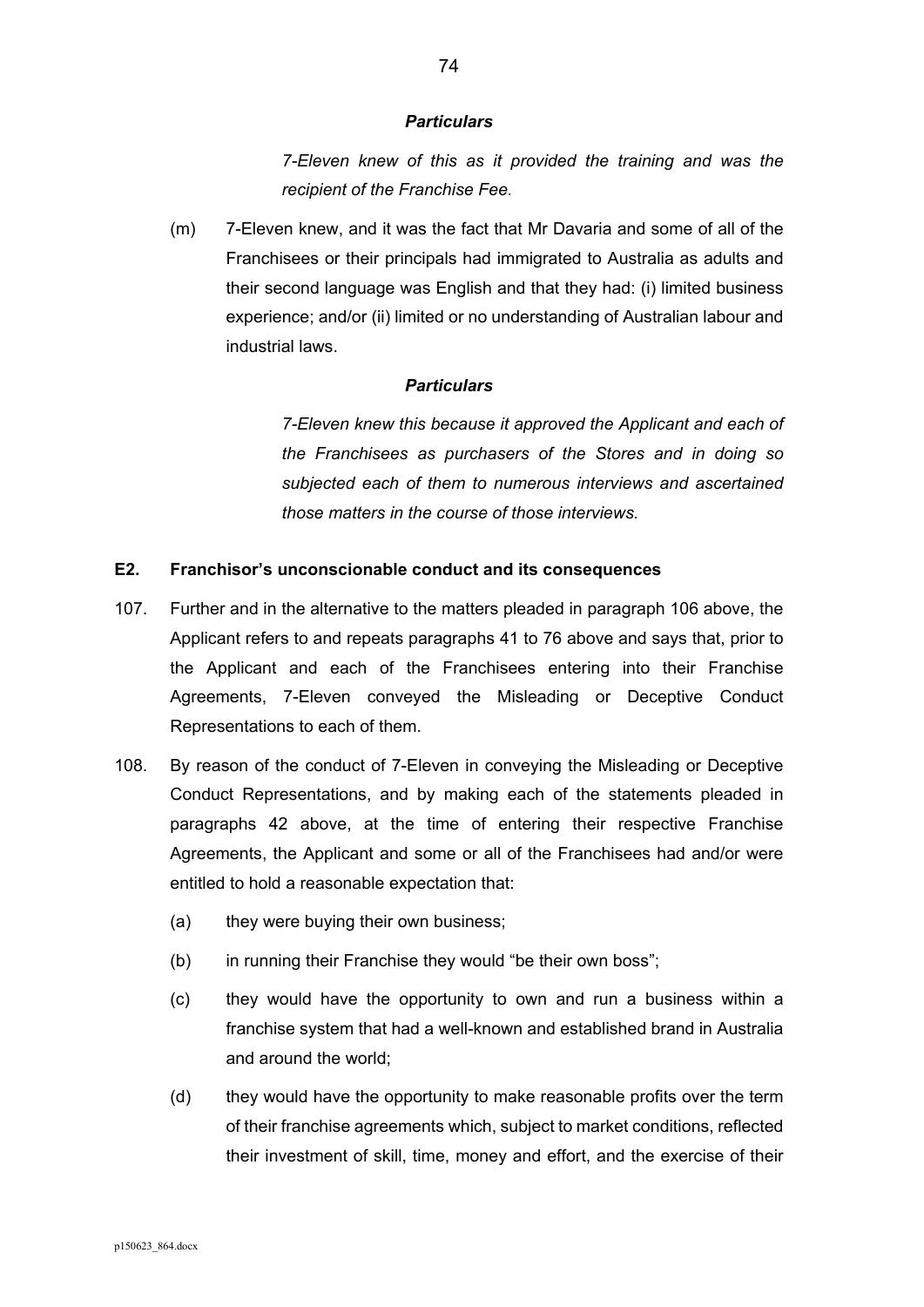### *Particulars*

> *7-Eleven knew of this as it provided the training and was the recipient of the Franchise Fee.*

(m) 7-Eleven knew, and it was the fact that Mr Davaria and some of all of the Franchisees or their principals had immigrated to Australia as adults and their second language was English and that they had: (i) limited business experience; and/or (ii) limited or no understanding of Australian labour and industrial laws.

### *Particulars*

> *7-Eleven knew this because it approved the Applicant and each of the Franchisees as purchasers of the Stores and in doing so subjected each of them to numerous interviews and ascertained those matters in the course of those interviews.*

## E2. Franchisor's unconscionable conduct and its consequences

107. Further and in the alternative to the matters pleaded in paragraph 106 above, the Applicant refers to and repeats paragraphs 41 to 76 above and says that, prior to the Applicant and each of the Franchisees entering into their Franchise Agreements, 7-Eleven conveyed the Misleading or Deceptive Conduct Representations to each of them.

108. By reason of the conduct of 7-Eleven in conveying the Misleading or Deceptive Conduct Representations, and by making each of the statements pleaded in paragraphs 42 above, at the time of entering their respective Franchise Agreements, the Applicant and some or all of the Franchisees had and/or were entitled to hold a reasonable expectation that:

   (a) they were buying their own business;

   (b) in running their Franchise they would "be their own boss";

   (c) they would have the opportunity to own and run a business within a franchise system that had a well-known and established brand in Australia and around the world;

   (d) they would have the opportunity to make reasonable profits over the term of their franchise agreements which, subject to market conditions, reflected their investment of skill, time, money and effort, and the exercise of their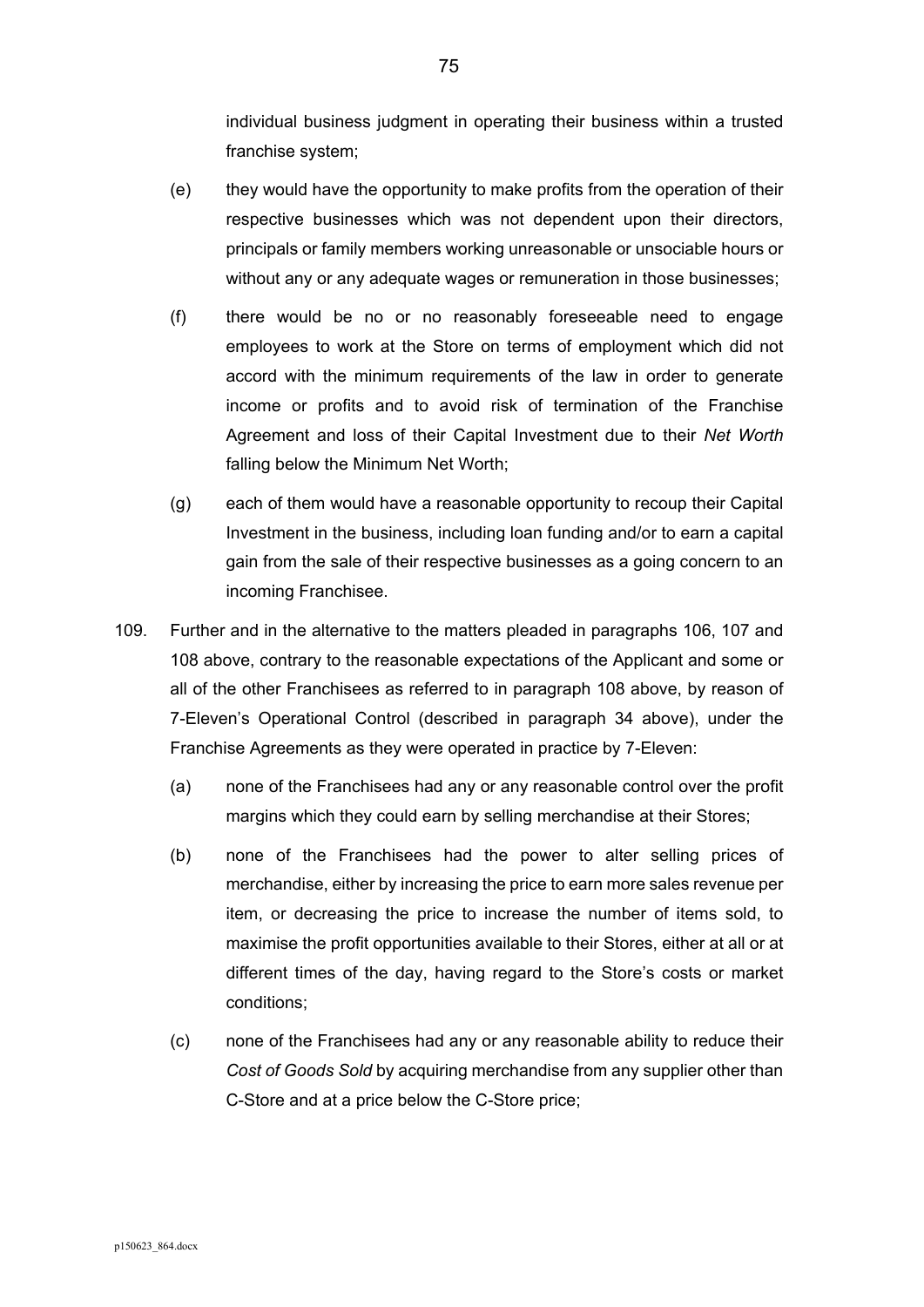individual business judgment in operating their business within a trusted franchise system;

(e) they would have the opportunity to make profits from the operation of their respective businesses which was not dependent upon their directors, principals or family members working unreasonable or unsociable hours or without any or any adequate wages or remuneration in those businesses;

(f) there would be no or no reasonably foreseeable need to engage employees to work at the Store on terms of employment which did not accord with the minimum requirements of the law in order to generate income or profits and to avoid risk of termination of the Franchise Agreement and loss of their Capital Investment due to their *Net Worth* falling below the Minimum Net Worth;

(g) each of them would have a reasonable opportunity to recoup their Capital Investment in the business, including loan funding and/or to earn a capital gain from the sale of their respective businesses as a going concern to an incoming Franchisee.

109. Further and in the alternative to the matters pleaded in paragraphs 106, 107 and 108 above, contrary to the reasonable expectations of the Applicant and some or all of the other Franchisees as referred to in paragraph 108 above, by reason of 7-Eleven's Operational Control (described in paragraph 34 above), under the Franchise Agreements as they were operated in practice by 7-Eleven:

(a) none of the Franchisees had any or any reasonable control over the profit margins which they could earn by selling merchandise at their Stores;

(b) none of the Franchisees had the power to alter selling prices of merchandise, either by increasing the price to earn more sales revenue per item, or decreasing the price to increase the number of items sold, to maximise the profit opportunities available to their Stores, either at all or at different times of the day, having regard to the Store's costs or market conditions;

(c) none of the Franchisees had any or any reasonable ability to reduce their *Cost of Goods Sold* by acquiring merchandise from any supplier other than C-Store and at a price below the C-Store price;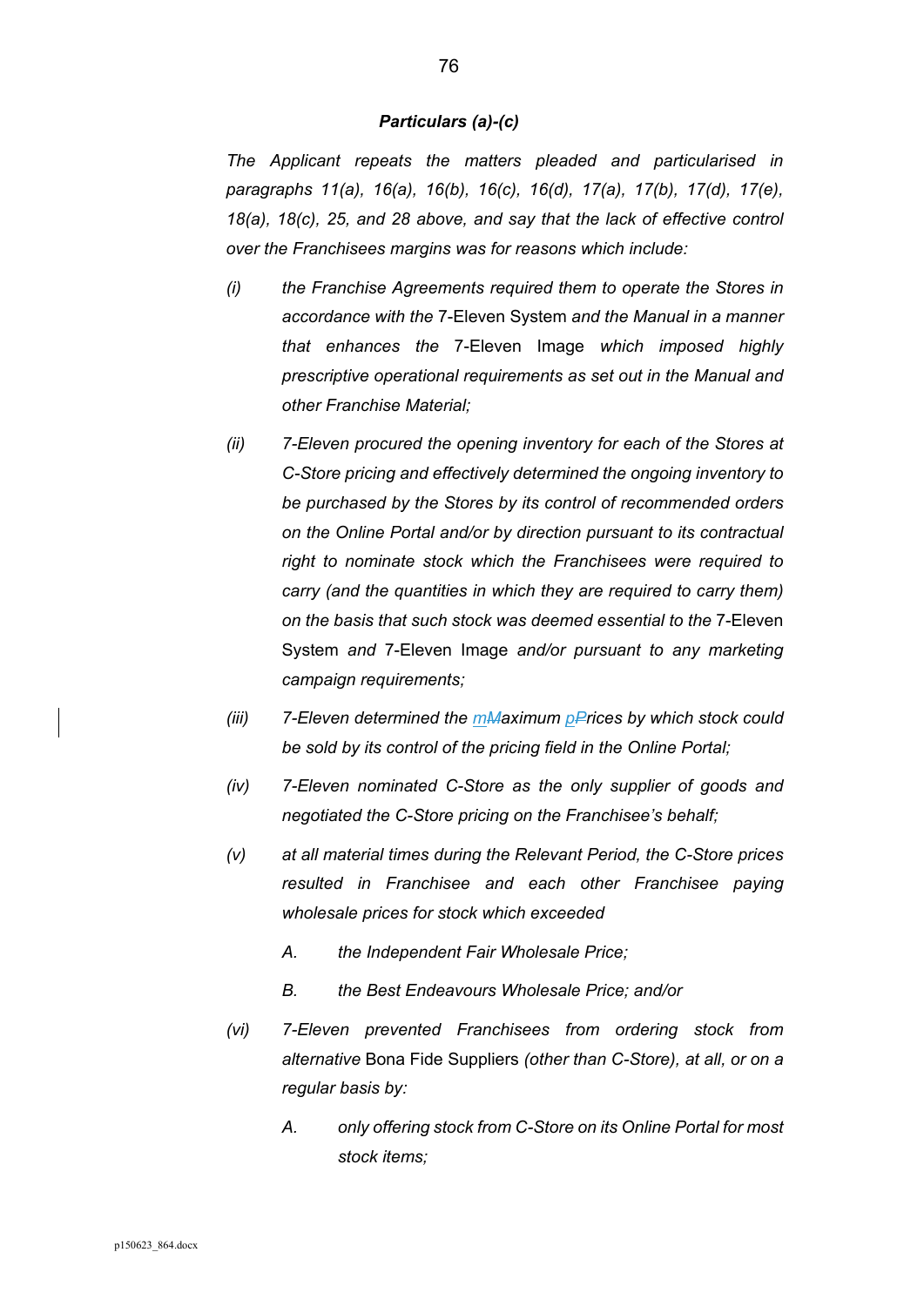***Particulars (a)-(c)***

*The Applicant repeats the matters pleaded and particularised in paragraphs 11(a), 16(a), 16(b), 16(c), 16(d), 17(a), 17(b), 17(d), 17(e), 18(a), 18(c), 25, and 28 above, and say that the lack of effective control over the Franchisees margins was for reasons which include:*

*(i)* *the Franchise Agreements required them to operate the Stores in accordance with the* 7-Eleven System *and the Manual in a manner that enhances the* 7-Eleven Image *which imposed highly prescriptive operational requirements as set out in the Manual and other Franchise Material;*

*(ii)* *7-Eleven procured the opening inventory for each of the Stores at C-Store pricing and effectively determined the ongoing inventory to be purchased by the Stores by its control of recommended orders on the Online Portal and/or by direction pursuant to its contractual right to nominate stock which the Franchisees were required to carry (and the quantities in which they are required to carry them) on the basis that such stock was deemed essential to the* 7-Eleven System *and* 7-Eleven Image *and/or pursuant to any marketing campaign requirements;*

*(iii)* *7-Eleven determined the* ~~*M*~~*maximum* ~~*P*~~*prices by which stock could be sold by its control of the pricing field in the Online Portal;*

*(iv)* *7-Eleven nominated C-Store as the only supplier of goods and negotiated the C-Store pricing on the Franchisee's behalf;*

*(v)* *at all material times during the Relevant Period, the C-Store prices resulted in Franchisee and each other Franchisee paying wholesale prices for stock which exceeded*

*A.* *the Independent Fair Wholesale Price;*

*B.* *the Best Endeavours Wholesale Price; and/or*

*(vi)* *7-Eleven prevented Franchisees from ordering stock from alternative* Bona Fide Suppliers *(other than C-Store), at all, or on a regular basis by:*

*A.* *only offering stock from C-Store on its Online Portal for most stock items;*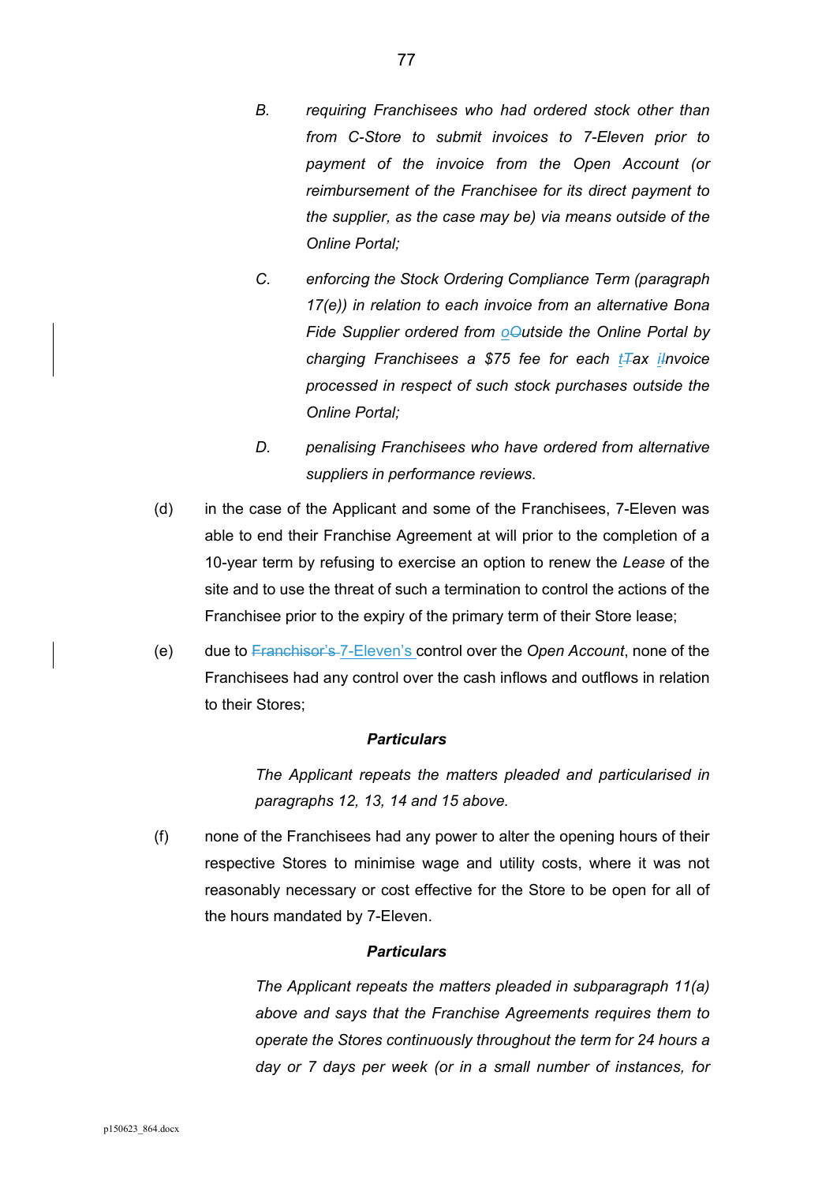B. *requiring Franchisees who had ordered stock other than from C-Store to submit invoices to 7-Eleven prior to payment of the invoice from the Open Account (or reimbursement of the Franchisee for its direct payment to the supplier, as the case may be) via means outside of the Online Portal;*

C. *enforcing the Stock Ordering Compliance Term (paragraph 17(e)) in relation to each invoice from an alternative Bona Fide Supplier ordered from ~~O~~outside the Online Portal by charging Franchisees a $75 fee for each ~~T~~tax ~~I~~invoice processed in respect of such stock purchases outside the Online Portal;*

D. *penalising Franchisees who have ordered from alternative suppliers in performance reviews.*

(d) in the case of the Applicant and some of the Franchisees, 7-Eleven was able to end their Franchise Agreement at will prior to the completion of a 10-year term by refusing to exercise an option to renew the *Lease* of the site and to use the threat of such a termination to control the actions of the Franchisee prior to the expiry of the primary term of their Store lease;

(e) due to ~~Franchisor's~~ 7-Eleven's control over the *Open Account*, none of the Franchisees had any control over the cash inflows and outflows in relation to their Stores;

***Particulars***

*The Applicant repeats the matters pleaded and particularised in paragraphs 12, 13, 14 and 15 above.*

(f) none of the Franchisees had any power to alter the opening hours of their respective Stores to minimise wage and utility costs, where it was not reasonably necessary or cost effective for the Store to be open for all of the hours mandated by 7-Eleven.

***Particulars***

*The Applicant repeats the matters pleaded in subparagraph 11(a) above and says that the Franchise Agreements requires them to operate the Stores continuously throughout the term for 24 hours a day or 7 days per week (or in a small number of instances, for*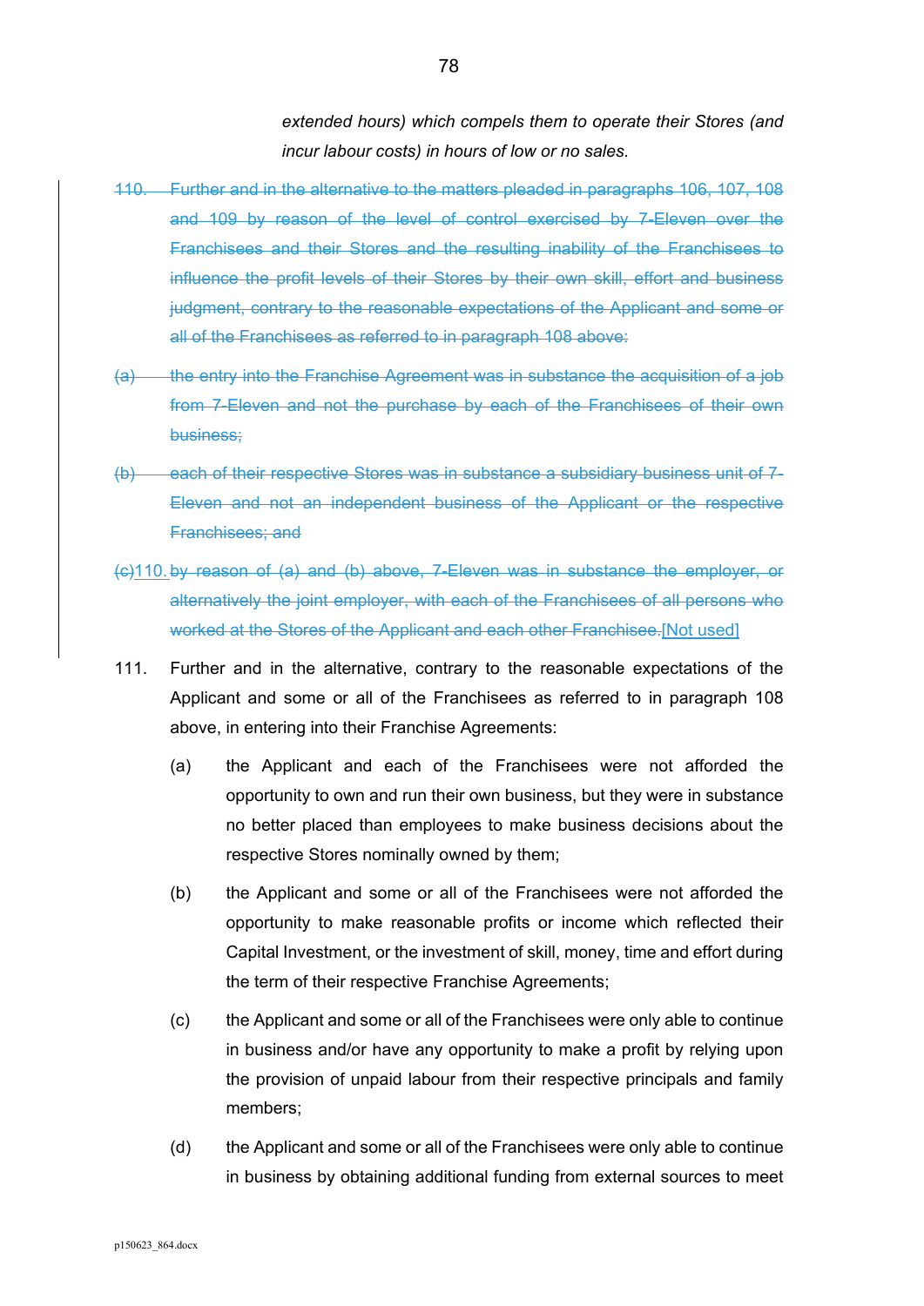*extended hours) which compels them to operate their Stores (and incur labour costs) in hours of low or no sales.*

~~110. Further and in the alternative to the matters pleaded in paragraphs 106, 107, 108 and 109 by reason of the level of control exercised by 7-Eleven over the Franchisees and their Stores and the resulting inability of the Franchisees to influence the profit levels of their Stores by their own skill, effort and business judgment, contrary to the reasonable expectations of the Applicant and some or all of the Franchisees as referred to in paragraph 108 above:~~

~~(a) the entry into the Franchise Agreement was in substance the acquisition of a job from 7-Eleven and not the purchase by each of the Franchisees of their own business;~~

~~(b) each of their respective Stores was in substance a subsidiary business unit of 7-Eleven and not an independent business of the Applicant or the respective Franchisees; and~~

~~(c)~~110. ~~by reason of (a) and (b) above, 7-Eleven was in substance the employer, or alternatively the joint employer, with each of the Franchisees of all persons who worked at the Stores of the Applicant and each other Franchisee.~~[Not used]

111. Further and in the alternative, contrary to the reasonable expectations of the Applicant and some or all of the Franchisees as referred to in paragraph 108 above, in entering into their Franchise Agreements:

    (a) the Applicant and each of the Franchisees were not afforded the opportunity to own and run their own business, but they were in substance no better placed than employees to make business decisions about the respective Stores nominally owned by them;

    (b) the Applicant and some or all of the Franchisees were not afforded the opportunity to make reasonable profits or income which reflected their Capital Investment, or the investment of skill, money, time and effort during the term of their respective Franchise Agreements;

    (c) the Applicant and some or all of the Franchisees were only able to continue in business and/or have any opportunity to make a profit by relying upon the provision of unpaid labour from their respective principals and family members;

    (d) the Applicant and some or all of the Franchisees were only able to continue in business by obtaining additional funding from external sources to meet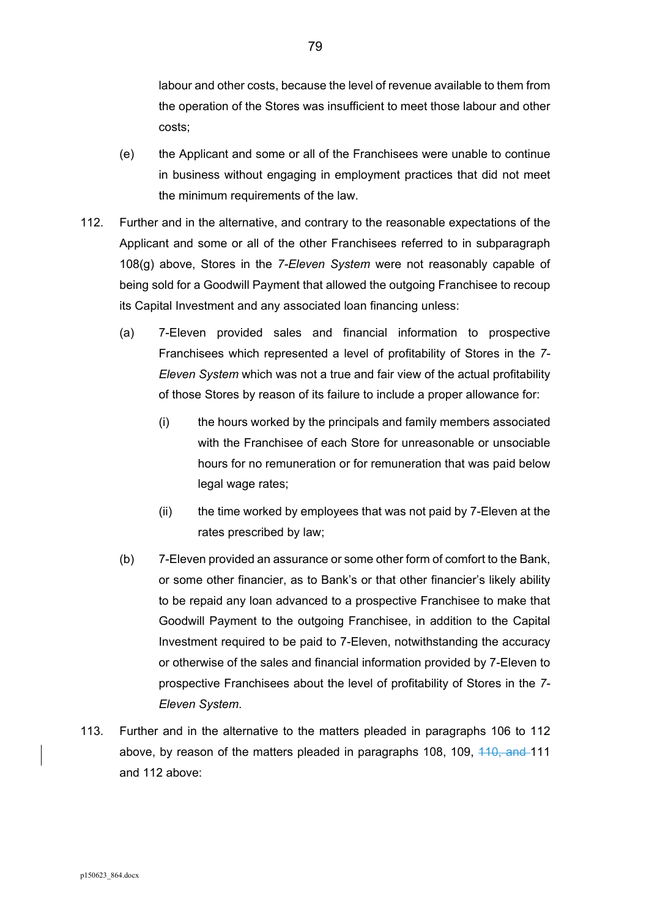labour and other costs, because the level of revenue available to them from the operation of the Stores was insufficient to meet those labour and other costs;

(e) the Applicant and some or all of the Franchisees were unable to continue in business without engaging in employment practices that did not meet the minimum requirements of the law.

112. Further and in the alternative, and contrary to the reasonable expectations of the Applicant and some or all of the other Franchisees referred to in subparagraph 108(g) above, Stores in the *7-Eleven System* were not reasonably capable of being sold for a Goodwill Payment that allowed the outgoing Franchisee to recoup its Capital Investment and any associated loan financing unless:

(a) 7-Eleven provided sales and financial information to prospective Franchisees which represented a level of profitability of Stores in the *7-Eleven System* which was not a true and fair view of the actual profitability of those Stores by reason of its failure to include a proper allowance for:

(i) the hours worked by the principals and family members associated with the Franchisee of each Store for unreasonable or unsociable hours for no remuneration or for remuneration that was paid below legal wage rates;

(ii) the time worked by employees that was not paid by 7-Eleven at the rates prescribed by law;

(b) 7-Eleven provided an assurance or some other form of comfort to the Bank, or some other financier, as to Bank's or that other financier's likely ability to be repaid any loan advanced to a prospective Franchisee to make that Goodwill Payment to the outgoing Franchisee, in addition to the Capital Investment required to be paid to 7-Eleven, notwithstanding the accuracy or otherwise of the sales and financial information provided by 7-Eleven to prospective Franchisees about the level of profitability of Stores in the *7-Eleven System*.

113. Further and in the alternative to the matters pleaded in paragraphs 106 to 112 above, by reason of the matters pleaded in paragraphs 108, 109, ~~110, and~~ 111 and 112 above: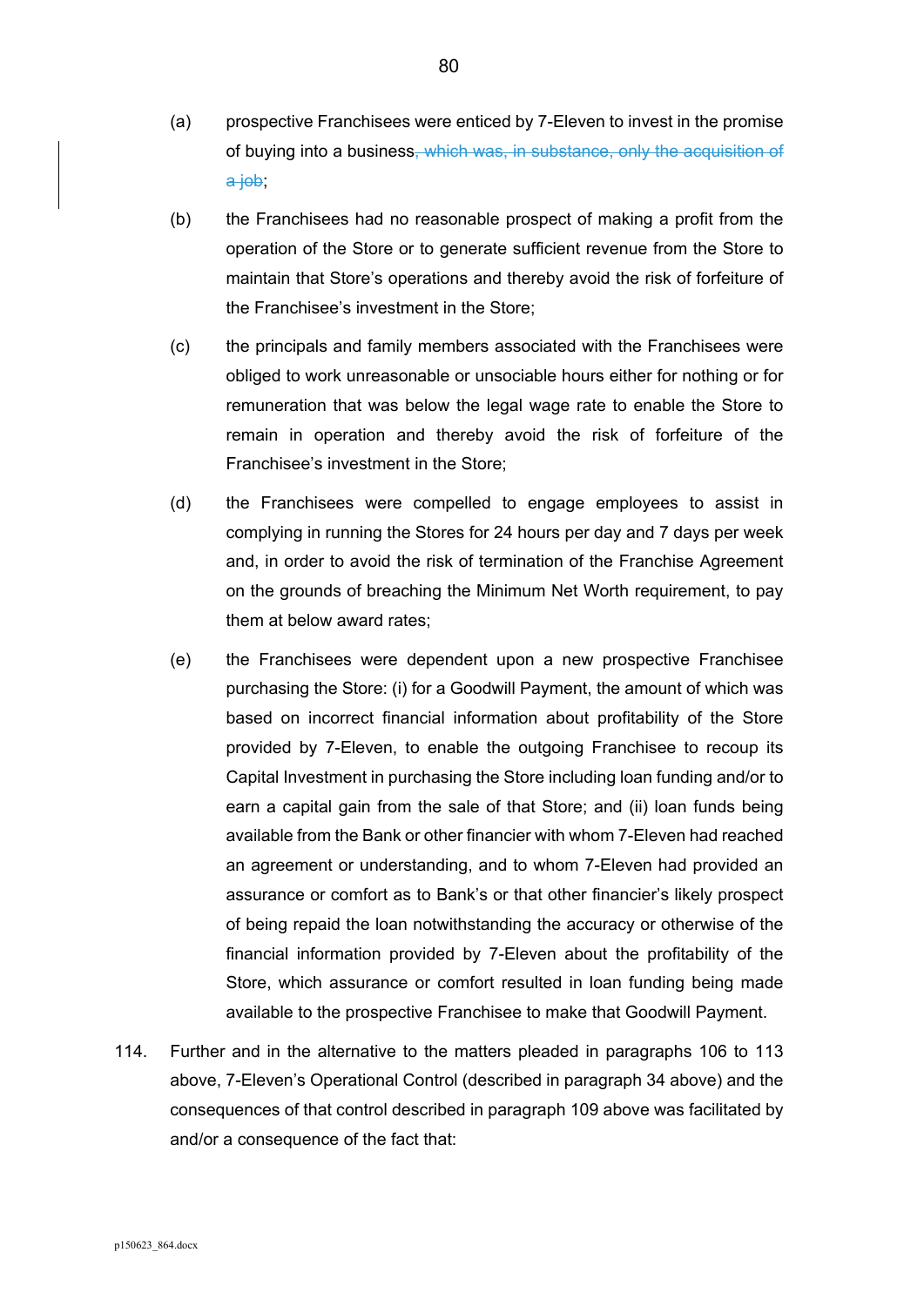(a) prospective Franchisees were enticed by 7-Eleven to invest in the promise of buying into a business~~, which was, in substance, only the acquisition of a job~~;

(b) the Franchisees had no reasonable prospect of making a profit from the operation of the Store or to generate sufficient revenue from the Store to maintain that Store's operations and thereby avoid the risk of forfeiture of the Franchisee's investment in the Store;

(c) the principals and family members associated with the Franchisees were obliged to work unreasonable or unsociable hours either for nothing or for remuneration that was below the legal wage rate to enable the Store to remain in operation and thereby avoid the risk of forfeiture of the Franchisee's investment in the Store;

(d) the Franchisees were compelled to engage employees to assist in complying in running the Stores for 24 hours per day and 7 days per week and, in order to avoid the risk of termination of the Franchise Agreement on the grounds of breaching the Minimum Net Worth requirement, to pay them at below award rates;

(e) the Franchisees were dependent upon a new prospective Franchisee purchasing the Store: (i) for a Goodwill Payment, the amount of which was based on incorrect financial information about profitability of the Store provided by 7-Eleven, to enable the outgoing Franchisee to recoup its Capital Investment in purchasing the Store including loan funding and/or to earn a capital gain from the sale of that Store; and (ii) loan funds being available from the Bank or other financier with whom 7-Eleven had reached an agreement or understanding, and to whom 7-Eleven had provided an assurance or comfort as to Bank's or that other financier's likely prospect of being repaid the loan notwithstanding the accuracy or otherwise of the financial information provided by 7-Eleven about the profitability of the Store, which assurance or comfort resulted in loan funding being made available to the prospective Franchisee to make that Goodwill Payment.

114. Further and in the alternative to the matters pleaded in paragraphs 106 to 113 above, 7-Eleven's Operational Control (described in paragraph 34 above) and the consequences of that control described in paragraph 109 above was facilitated by and/or a consequence of the fact that: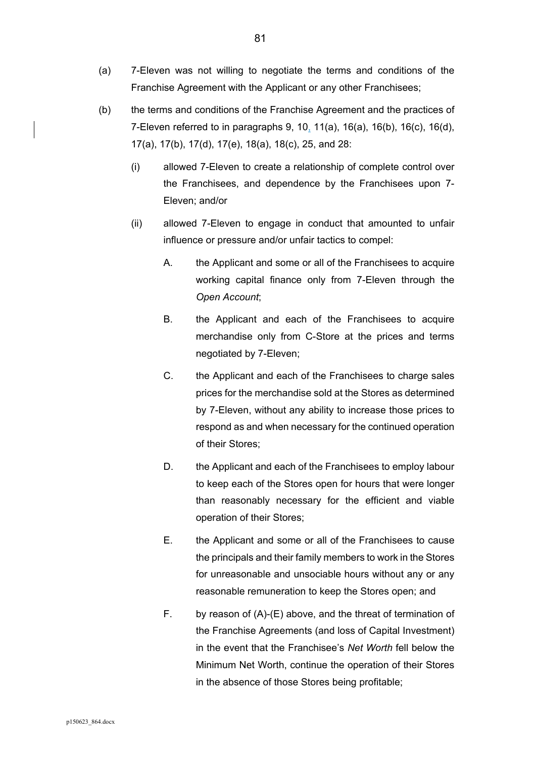(a) 7-Eleven was not willing to negotiate the terms and conditions of the Franchise Agreement with the Applicant or any other Franchisees;

(b) the terms and conditions of the Franchise Agreement and the practices of 7-Eleven referred to in paragraphs 9, 10, 11(a), 16(a), 16(b), 16(c), 16(d), 17(a), 17(b), 17(d), 17(e), 18(a), 18(c), 25, and 28:

  (i) allowed 7-Eleven to create a relationship of complete control over the Franchisees, and dependence by the Franchisees upon 7-Eleven; and/or

  (ii) allowed 7-Eleven to engage in conduct that amounted to unfair influence or pressure and/or unfair tactics to compel:

    A. the Applicant and some or all of the Franchisees to acquire working capital finance only from 7-Eleven through the *Open Account*;

    B. the Applicant and each of the Franchisees to acquire merchandise only from C-Store at the prices and terms negotiated by 7-Eleven;

    C. the Applicant and each of the Franchisees to charge sales prices for the merchandise sold at the Stores as determined by 7-Eleven, without any ability to increase those prices to respond as and when necessary for the continued operation of their Stores;

    D. the Applicant and each of the Franchisees to employ labour to keep each of the Stores open for hours that were longer than reasonably necessary for the efficient and viable operation of their Stores;

    E. the Applicant and some or all of the Franchisees to cause the principals and their family members to work in the Stores for unreasonable and unsociable hours without any or any reasonable remuneration to keep the Stores open; and

    F. by reason of (A)-(E) above, and the threat of termination of the Franchise Agreements (and loss of Capital Investment) in the event that the Franchisee's *Net Worth* fell below the Minimum Net Worth, continue the operation of their Stores in the absence of those Stores being profitable;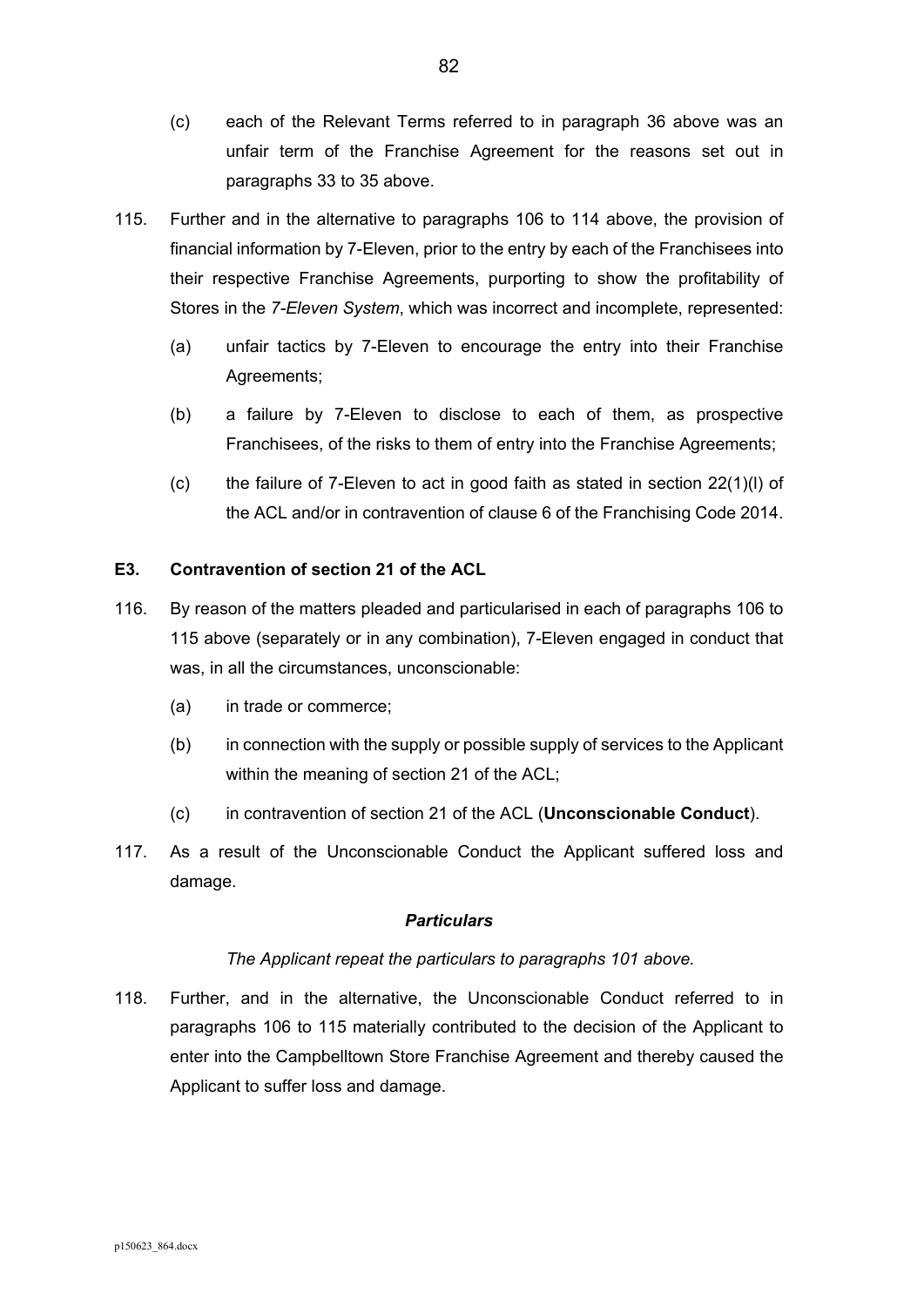(c) each of the Relevant Terms referred to in paragraph 36 above was an unfair term of the Franchise Agreement for the reasons set out in paragraphs 33 to 35 above.

115. Further and in the alternative to paragraphs 106 to 114 above, the provision of financial information by 7-Eleven, prior to the entry by each of the Franchisees into their respective Franchise Agreements, purporting to show the profitability of Stores in the *7-Eleven System*, which was incorrect and incomplete, represented:

(a) unfair tactics by 7-Eleven to encourage the entry into their Franchise Agreements;

(b) a failure by 7-Eleven to disclose to each of them, as prospective Franchisees, of the risks to them of entry into the Franchise Agreements;

(c) the failure of 7-Eleven to act in good faith as stated in section 22(1)(l) of the ACL and/or in contravention of clause 6 of the Franchising Code 2014.

### E3. Contravention of section 21 of the ACL

116. By reason of the matters pleaded and particularised in each of paragraphs 106 to 115 above (separately or in any combination), 7-Eleven engaged in conduct that was, in all the circumstances, unconscionable:

(a) in trade or commerce;

(b) in connection with the supply or possible supply of services to the Applicant within the meaning of section 21 of the ACL;

(c) in contravention of section 21 of the ACL (**Unconscionable Conduct**).

117. As a result of the Unconscionable Conduct the Applicant suffered loss and damage.

***Particulars***

*The Applicant repeat the particulars to paragraphs 101 above.*

118. Further, and in the alternative, the Unconscionable Conduct referred to in paragraphs 106 to 115 materially contributed to the decision of the Applicant to enter into the Campbelltown Store Franchise Agreement and thereby caused the Applicant to suffer loss and damage.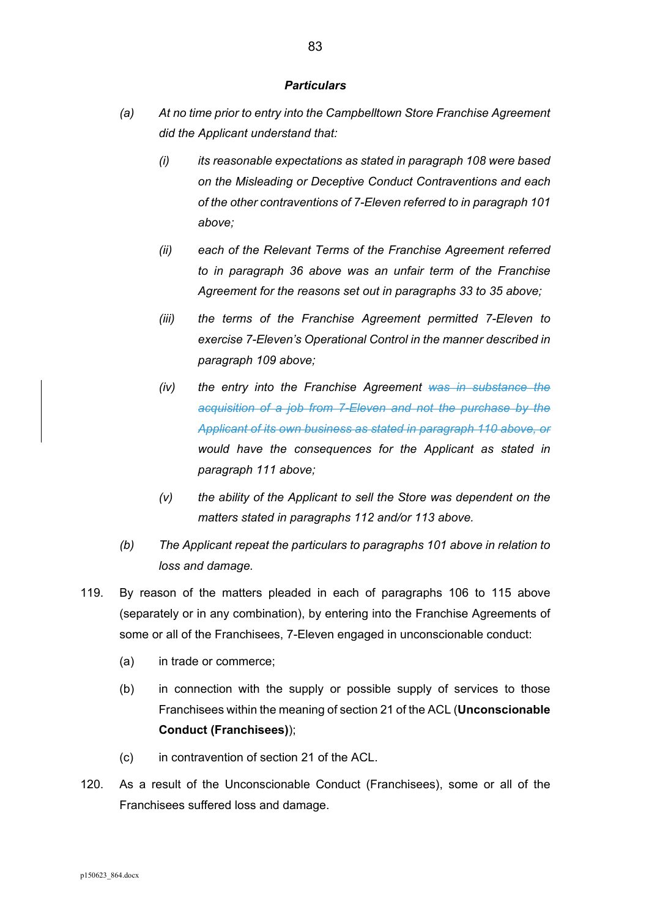***Particulars***

*(a)* *At no time prior to entry into the Campbelltown Store Franchise Agreement did the Applicant understand that:*

> *(i)* *its reasonable expectations as stated in paragraph 108 were based on the Misleading or Deceptive Conduct Contraventions and each of the other contraventions of 7-Eleven referred to in paragraph 101 above;*
>
> *(ii)* *each of the Relevant Terms of the Franchise Agreement referred to in paragraph 36 above was an unfair term of the Franchise Agreement for the reasons set out in paragraphs 33 to 35 above;*
>
> *(iii)* *the terms of the Franchise Agreement permitted 7-Eleven to exercise 7-Eleven's Operational Control in the manner described in paragraph 109 above;*
>
> *(iv)* *the entry into the Franchise Agreement ~~was in substance the acquisition of a job from 7-Eleven and not the purchase by the Applicant of its own business as stated in paragraph 110 above, or~~ would have the consequences for the Applicant as stated in paragraph 111 above;*
>
> *(v)* *the ability of the Applicant to sell the Store was dependent on the matters stated in paragraphs 112 and/or 113 above.*

*(b)* *The Applicant repeat the particulars to paragraphs 101 above in relation to loss and damage.*

119. By reason of the matters pleaded in each of paragraphs 106 to 115 above (separately or in any combination), by entering into the Franchise Agreements of some or all of the Franchisees, 7-Eleven engaged in unconscionable conduct:

> (a) in trade or commerce;
>
> (b) in connection with the supply or possible supply of services to those Franchisees within the meaning of section 21 of the ACL (**Unconscionable Conduct (Franchisees)**);
>
> (c) in contravention of section 21 of the ACL.

120. As a result of the Unconscionable Conduct (Franchisees), some or all of the Franchisees suffered loss and damage.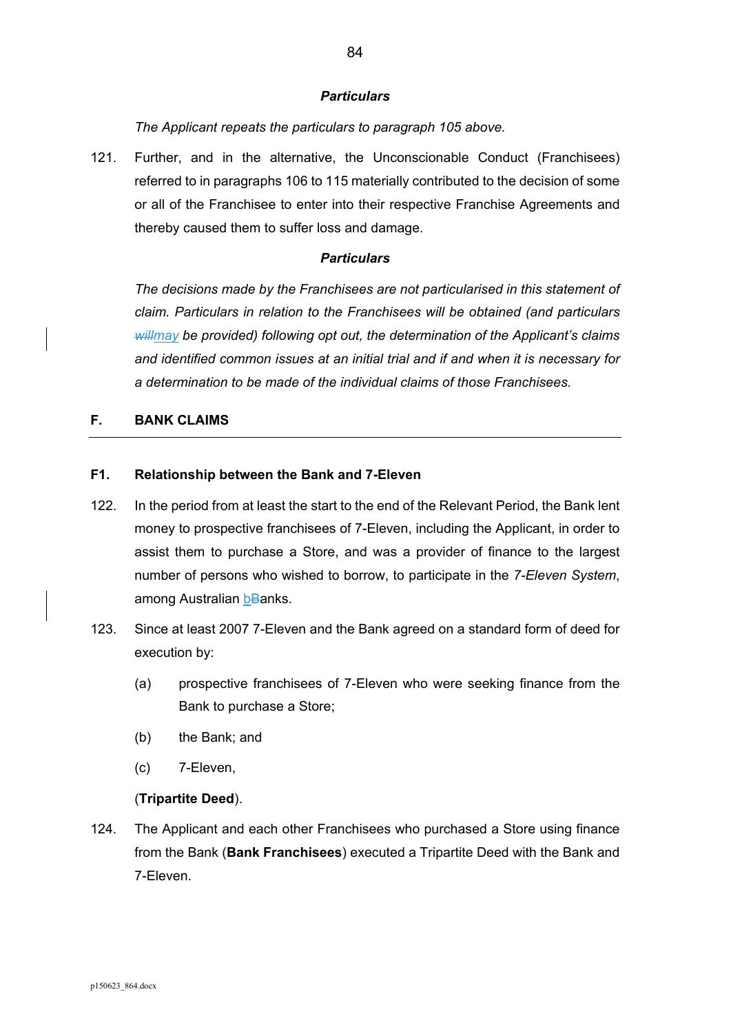***Particulars***

*The Applicant repeats the particulars to paragraph 105 above.*

121. Further, and in the alternative, the Unconscionable Conduct (Franchisees) referred to in paragraphs 106 to 115 materially contributed to the decision of some or all of the Franchisee to enter into their respective Franchise Agreements and thereby caused them to suffer loss and damage.

***Particulars***

*The decisions made by the Franchisees are not particularised in this statement of claim. Particulars in relation to the Franchisees will be obtained (and particulars ~~will~~may be provided) following opt out, the determination of the Applicant's claims and identified common issues at an initial trial and if and when it is necessary for a determination to be made of the individual claims of those Franchisees.*

## F. BANK CLAIMS

### F1. Relationship between the Bank and 7-Eleven

122. In the period from at least the start to the end of the Relevant Period, the Bank lent money to prospective franchisees of 7-Eleven, including the Applicant, in order to assist them to purchase a Store, and was a provider of finance to the largest number of persons who wished to borrow, to participate in the *7-Eleven System*, among Australian b~~B~~anks.

123. Since at least 2007 7-Eleven and the Bank agreed on a standard form of deed for execution by:

    (a) prospective franchisees of 7-Eleven who were seeking finance from the Bank to purchase a Store;

    (b) the Bank; and

    (c) 7-Eleven,

    (**Tripartite Deed**).

124. The Applicant and each other Franchisees who purchased a Store using finance from the Bank (**Bank Franchisees**) executed a Tripartite Deed with the Bank and 7-Eleven.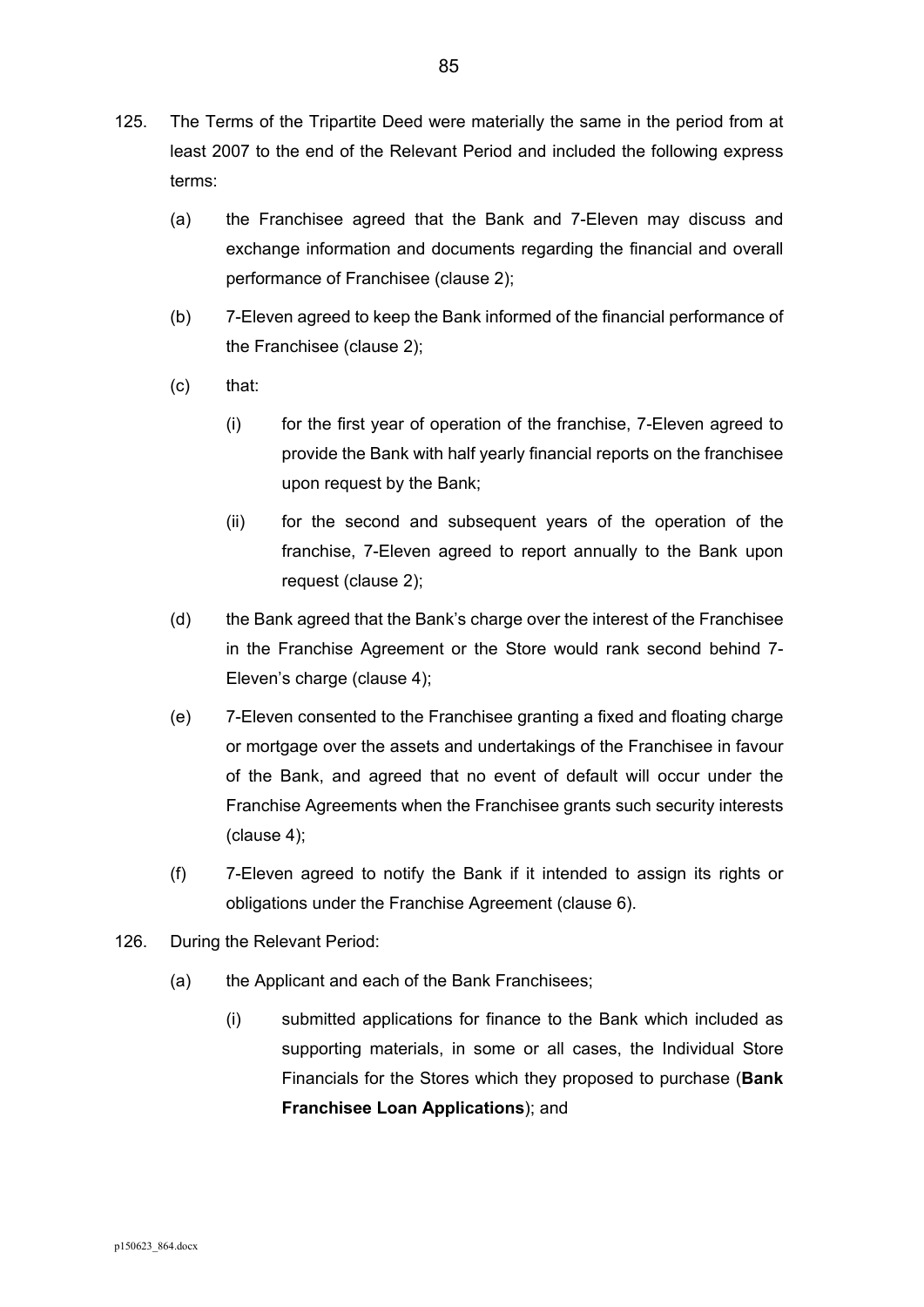125. The Terms of the Tripartite Deed were materially the same in the period from at least 2007 to the end of the Relevant Period and included the following express terms:

    (a) the Franchisee agreed that the Bank and 7-Eleven may discuss and exchange information and documents regarding the financial and overall performance of Franchisee (clause 2);

    (b) 7-Eleven agreed to keep the Bank informed of the financial performance of the Franchisee (clause 2);

    (c) that:

        (i) for the first year of operation of the franchise, 7-Eleven agreed to provide the Bank with half yearly financial reports on the franchisee upon request by the Bank;

        (ii) for the second and subsequent years of the operation of the franchise, 7-Eleven agreed to report annually to the Bank upon request (clause 2);

    (d) the Bank agreed that the Bank's charge over the interest of the Franchisee in the Franchise Agreement or the Store would rank second behind 7-Eleven's charge (clause 4);

    (e) 7-Eleven consented to the Franchisee granting a fixed and floating charge or mortgage over the assets and undertakings of the Franchisee in favour of the Bank, and agreed that no event of default will occur under the Franchise Agreements when the Franchisee grants such security interests (clause 4);

    (f) 7-Eleven agreed to notify the Bank if it intended to assign its rights or obligations under the Franchise Agreement (clause 6).

126. During the Relevant Period:

    (a) the Applicant and each of the Bank Franchisees;

        (i) submitted applications for finance to the Bank which included as supporting materials, in some or all cases, the Individual Store Financials for the Stores which they proposed to purchase (**Bank Franchisee Loan Applications**); and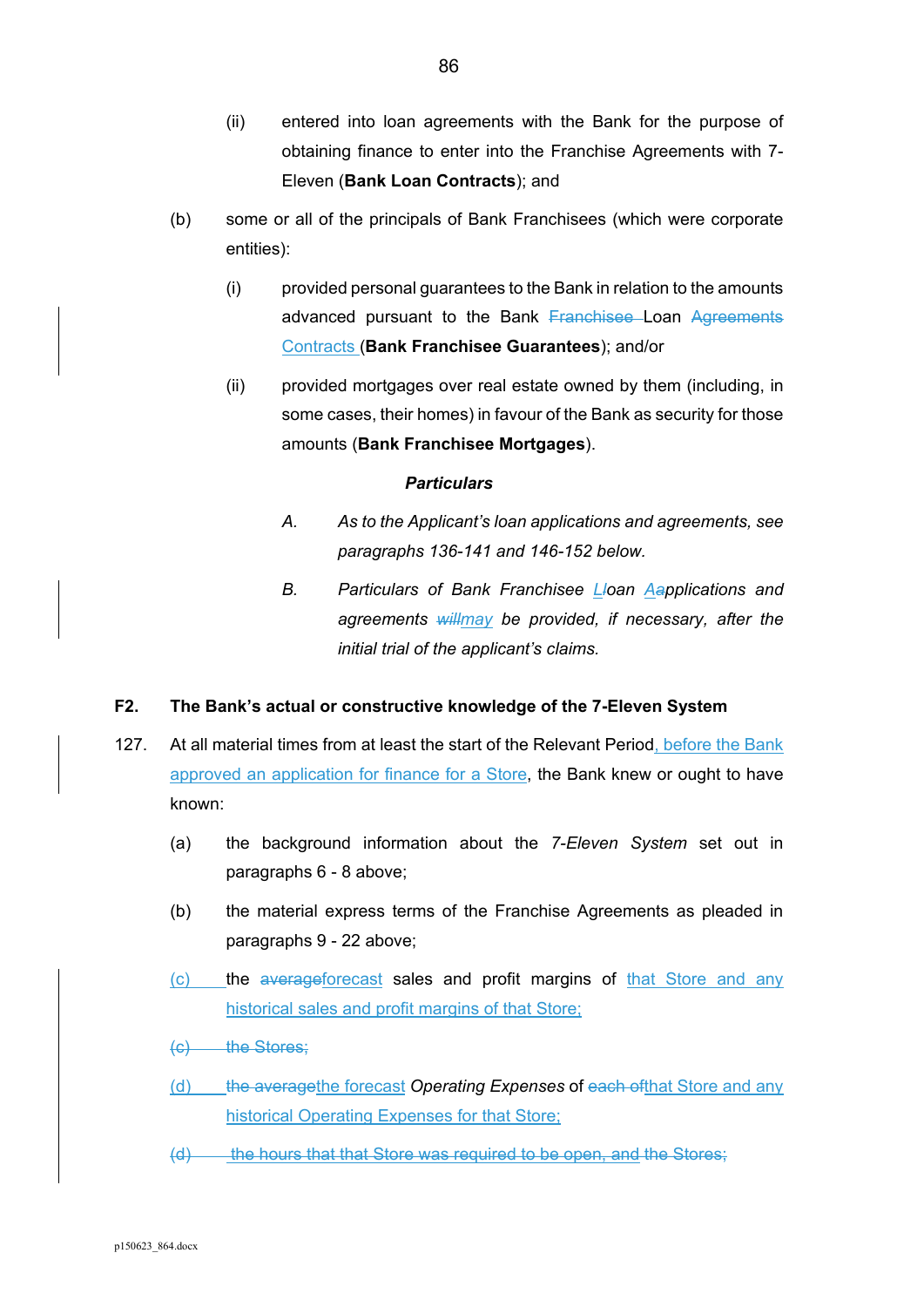(ii) entered into loan agreements with the Bank for the purpose of obtaining finance to enter into the Franchise Agreements with 7-Eleven (**Bank Loan Contracts**); and

(b) some or all of the principals of Bank Franchisees (which were corporate entities):

(i) provided personal guarantees to the Bank in relation to the amounts advanced pursuant to the Bank ~~Franchisee~~ Loan ~~Agreements~~ Contracts (**Bank Franchisee Guarantees**); and/or

(ii) provided mortgages over real estate owned by them (including, in some cases, their homes) in favour of the Bank as security for those amounts (**Bank Franchisee Mortgages**).

***Particulars***

*A. As to the Applicant's loan applications and agreements, see paragraphs 136-141 and 146-152 below.*

*B. Particulars of Bank Franchisee L~~l~~oan A~~a~~pplications and agreements ~~will~~may be provided, if necessary, after the initial trial of the applicant's claims.*

## F2. The Bank's actual or constructive knowledge of the 7-Eleven System

127. At all material times from at least the start of the Relevant Period, before the Bank approved an application for finance for a Store, the Bank knew or ought to have known:

(a) the background information about the *7-Eleven System* set out in paragraphs 6 - 8 above;

(b) the material express terms of the Franchise Agreements as pleaded in paragraphs 9 - 22 above;

(c) the ~~average~~forecast sales and profit margins of that Store and any historical sales and profit margins of that Store;

~~(c) the Stores;~~

(d) ~~the average~~the forecast *Operating Expenses* of ~~each of~~that Store and any historical Operating Expenses for that Store;

~~(d) the hours that that Store was required to be open, and the Stores;~~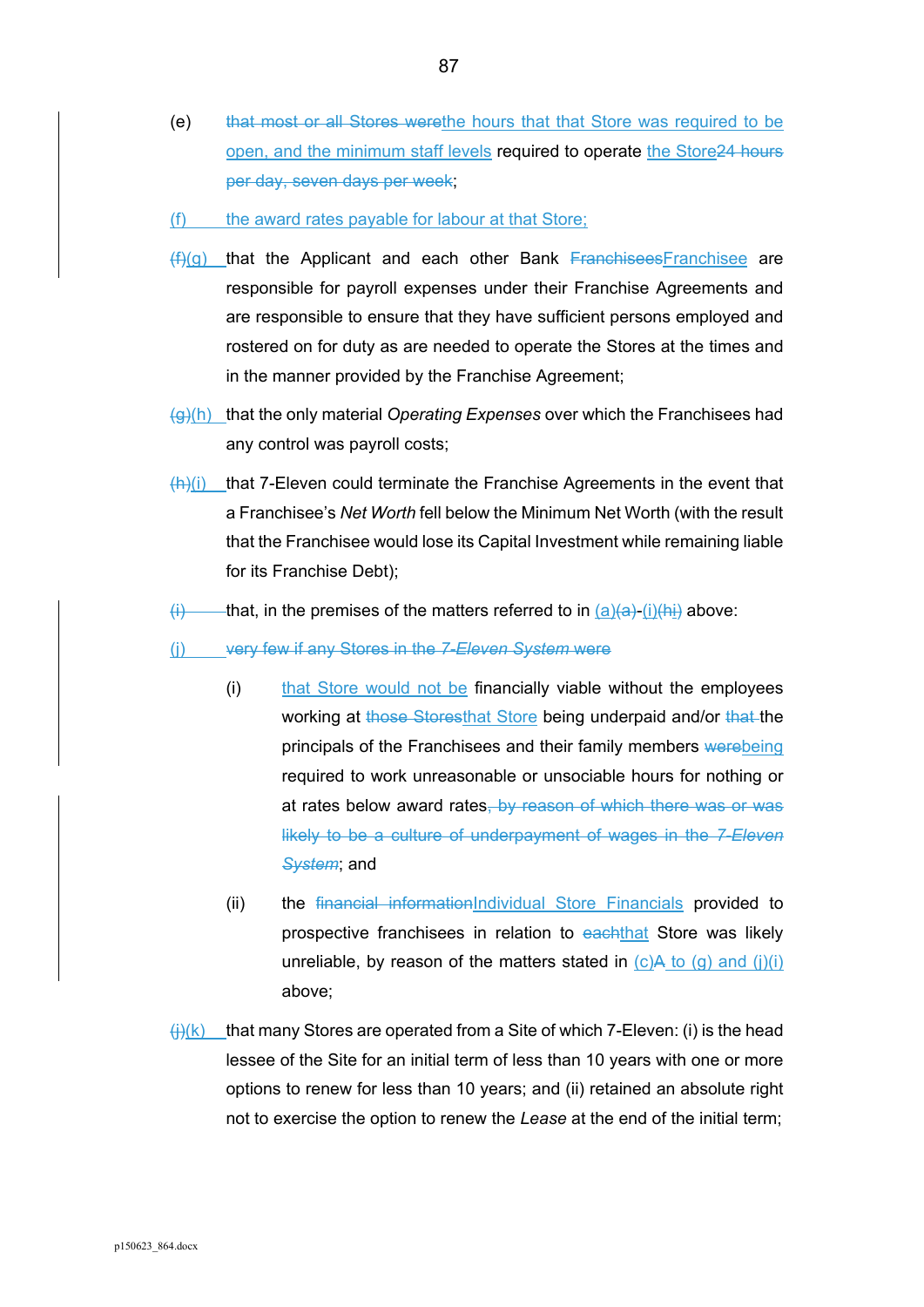(e) ~~that most or all Stores were~~the hours that that Store was required to be open, and the minimum staff levels required to operate the Store~~24 hours per day, seven days per week~~;

(f) the award rates payable for labour at that Store;

~~(f)~~(g) that the Applicant and each other Bank ~~Franchisees~~Franchisee are responsible for payroll expenses under their Franchise Agreements and are responsible to ensure that they have sufficient persons employed and rostered on for duty as are needed to operate the Stores at the times and in the manner provided by the Franchise Agreement;

~~(g)~~(h) that the only material *Operating Expenses* over which the Franchisees had any control was payroll costs;

~~(h)~~(i) that 7-Eleven could terminate the Franchise Agreements in the event that a Franchisee's *Net Worth* fell below the Minimum Net Worth (with the result that the Franchisee would lose its Capital Investment while remaining liable for its Franchise Debt);

~~(i)~~ that, in the premises of the matters referred to in (a)~~(a)~~-(i)~~(hi)~~ above:

(j) ~~very few if any Stores in the *7-Eleven System* were~~

(i) that Store would not be financially viable without the employees working at ~~those Stores~~that Store being underpaid and/or ~~that~~ the principals of the Franchisees and their family members ~~were~~being required to work unreasonable or unsociable hours for nothing or at rates below award rates~~, by reason of which there was or was likely to be a culture of underpayment of wages in the *7-Eleven System*~~; and

(ii) the ~~financial information~~Individual Store Financials provided to prospective franchisees in relation to ~~each~~that Store was likely unreliable, by reason of the matters stated in (c)~~A~~ to (g) and (j)(i) above;

~~(j)~~(k) that many Stores are operated from a Site of which 7-Eleven: (i) is the head lessee of the Site for an initial term of less than 10 years with one or more options to renew for less than 10 years; and (ii) retained an absolute right not to exercise the option to renew the *Lease* at the end of the initial term;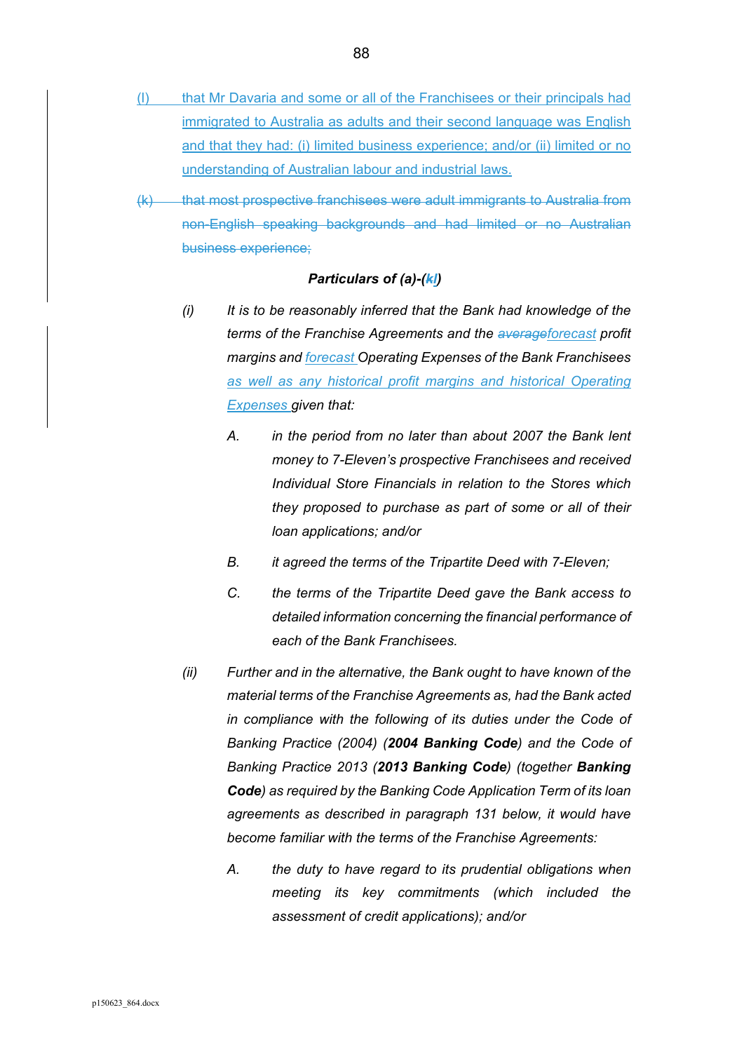(l) that Mr Davaria and some or all of the Franchisees or their principals had immigrated to Australia as adults and their second language was English and that they had: (i) limited business experience; and/or (ii) limited or no understanding of Australian labour and industrial laws.

~~(k) that most prospective franchisees were adult immigrants to Australia from non-English speaking backgrounds and had limited or no Australian business experience;~~

***Particulars of (a)-(~~k~~l)***

*(i) It is to be reasonably inferred that the Bank had knowledge of the terms of the Franchise Agreements and the ~~average~~forecast profit margins and forecast Operating Expenses of the Bank Franchisees as well as any historical profit margins and historical Operating Expenses given that:*

*A. in the period from no later than about 2007 the Bank lent money to 7-Eleven's prospective Franchisees and received Individual Store Financials in relation to the Stores which they proposed to purchase as part of some or all of their loan applications; and/or*

*B. it agreed the terms of the Tripartite Deed with 7-Eleven;*

*C. the terms of the Tripartite Deed gave the Bank access to detailed information concerning the financial performance of each of the Bank Franchisees.*

*(ii) Further and in the alternative, the Bank ought to have known of the material terms of the Franchise Agreements as, had the Bank acted in compliance with the following of its duties under the Code of Banking Practice (2004) (**2004 Banking Code**) and the Code of Banking Practice 2013 (**2013 Banking Code**) (together **Banking Code**) as required by the Banking Code Application Term of its loan agreements as described in paragraph 131 below, it would have become familiar with the terms of the Franchise Agreements:*

*A. the duty to have regard to its prudential obligations when meeting its key commitments (which included the assessment of credit applications); and/or*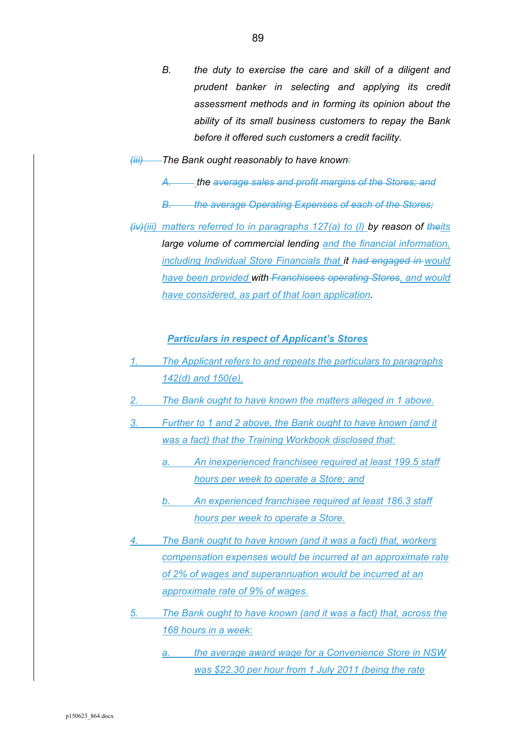B. the duty to exercise the care and skill of a diligent and prudent banker in selecting and applying its credit assessment methods and in forming its opinion about the ability of its small business customers to repay the Bank before it offered such customers a credit facility.

~~(iii)~~ The Bank ought reasonably to have known~~:~~

~~A.~~ the ~~average sales and profit margins of the Stores; and~~

~~B. the average Operating Expenses of each of the Stores;~~

~~(iv)~~(iii) matters referred to in paragraphs 127(a) to (l) by reason of ~~the~~its large volume of commercial lending and the financial information, including Individual Store Financials that it ~~had engaged in~~ would have been provided with ~~Franchisees operating Stores~~, and would have considered, as part of that loan application.

**Particulars in respect of Applicant's Stores**

1. The Applicant refers to and repeats the particulars to paragraphs 142(d) and 150(e).

2. The Bank ought to have known the matters alleged in 1 above.

3. Further to 1 and 2 above, the Bank ought to have known (and it was a fact) that the Training Workbook disclosed that:

   a. An inexperienced franchisee required at least 199.5 staff hours per week to operate a Store; and

   b. An experienced franchisee required at least 186.3 staff hours per week to operate a Store.

4. The Bank ought to have known (and it was a fact) that, workers compensation expenses would be incurred at an approximate rate of 2% of wages and superannuation would be incurred at an approximate rate of 9% of wages.

5. The Bank ought to have known (and it was a fact) that, across the 168 hours in a week:

   a. the average award wage for a Convenience Store in NSW was $22.30 per hour from 1 July 2011 (being the rate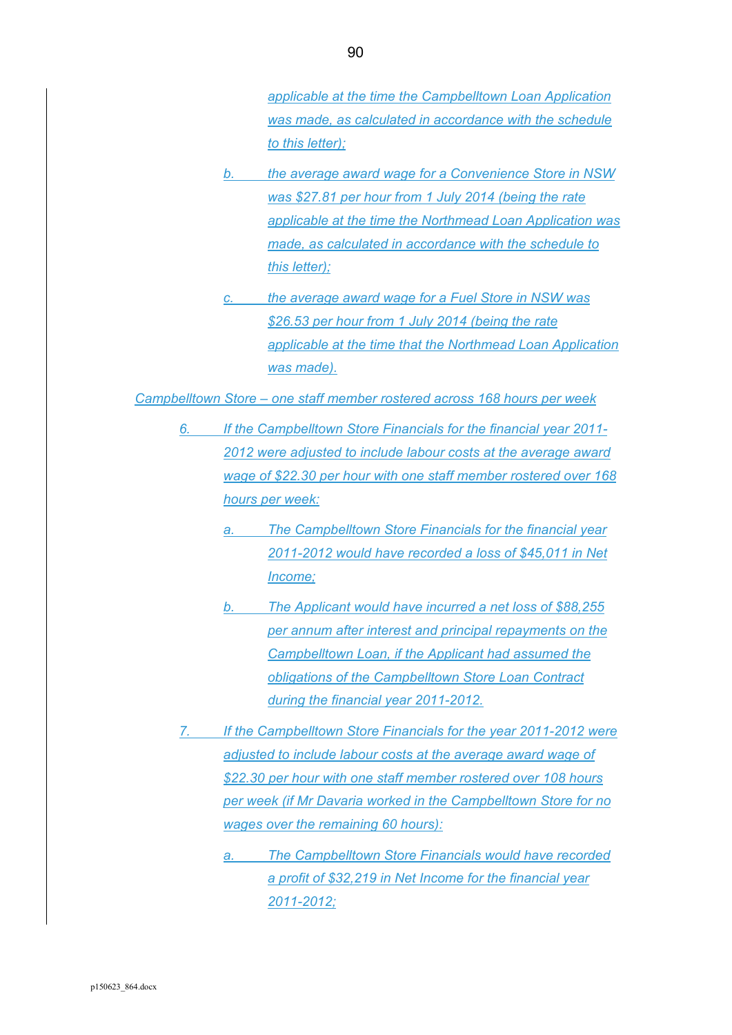*applicable at the time the Campbelltown Loan Application was made, as calculated in accordance with the schedule to this letter);*

b. *the average award wage for a Convenience Store in NSW was $27.81 per hour from 1 July 2014 (being the rate applicable at the time the Northmead Loan Application was made, as calculated in accordance with the schedule to this letter);*

c. *the average award wage for a Fuel Store in NSW was $26.53 per hour from 1 July 2014 (being the rate applicable at the time that the Northmead Loan Application was made).*

*Campbelltown Store – one staff member rostered across 168 hours per week*

6. *If the Campbelltown Store Financials for the financial year 2011-2012 were adjusted to include labour costs at the average award wage of $22.30 per hour with one staff member rostered over 168 hours per week:*

   a. *The Campbelltown Store Financials for the financial year 2011-2012 would have recorded a loss of $45,011 in Net Income;*

   b. *The Applicant would have incurred a net loss of $88,255 per annum after interest and principal repayments on the Campbelltown Loan, if the Applicant had assumed the obligations of the Campbelltown Store Loan Contract during the financial year 2011-2012.*

7. *If the Campbelltown Store Financials for the year 2011-2012 were adjusted to include labour costs at the average award wage of $22.30 per hour with one staff member rostered over 108 hours per week (if Mr Davaria worked in the Campbelltown Store for no wages over the remaining 60 hours):*

   a. *The Campbelltown Store Financials would have recorded a profit of $32,219 in Net Income for the financial year 2011-2012;*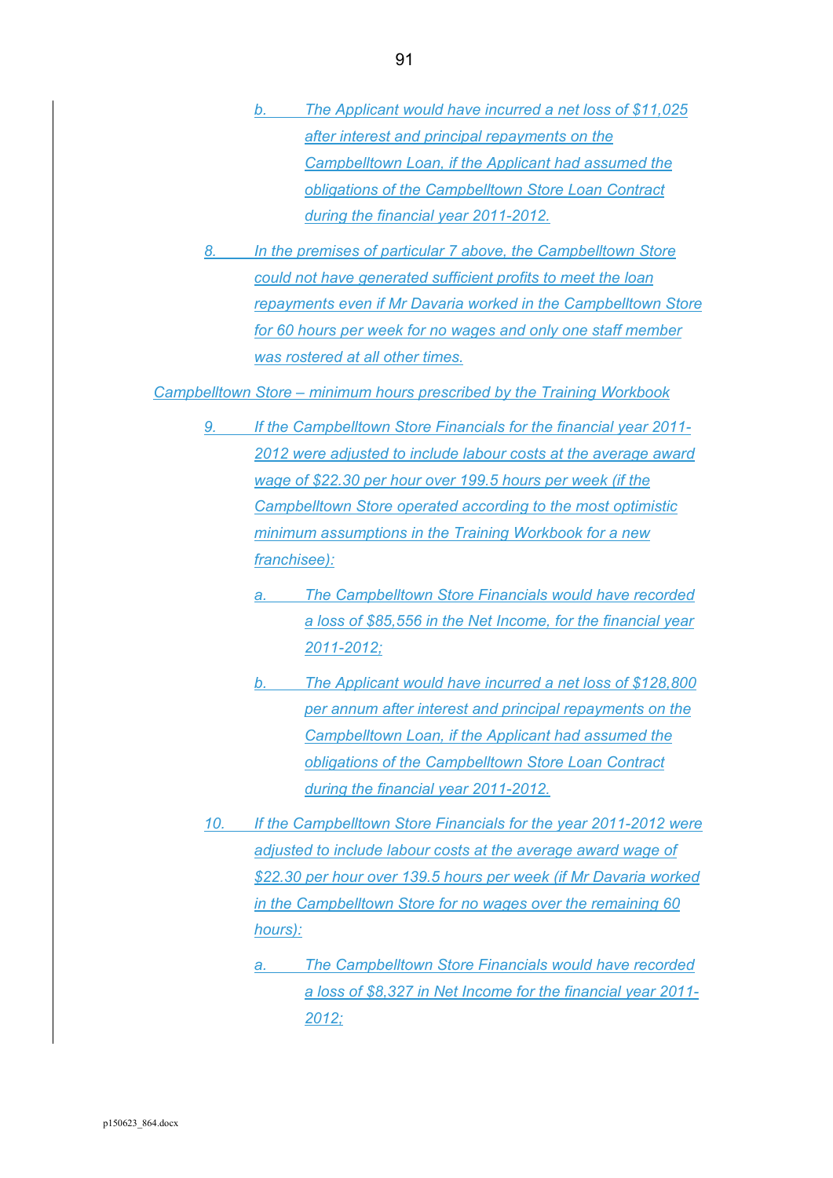b. *The Applicant would have incurred a net loss of $11,025 after interest and principal repayments on the Campbelltown Loan, if the Applicant had assumed the obligations of the Campbelltown Store Loan Contract during the financial year 2011-2012.*

8. *In the premises of particular 7 above, the Campbelltown Store could not have generated sufficient profits to meet the loan repayments even if Mr Davaria worked in the Campbelltown Store for 60 hours per week for no wages and only one staff member was rostered at all other times.*

*Campbelltown Store – minimum hours prescribed by the Training Workbook*

9. *If the Campbelltown Store Financials for the financial year 2011-2012 were adjusted to include labour costs at the average award wage of $22.30 per hour over 199.5 hours per week (if the Campbelltown Store operated according to the most optimistic minimum assumptions in the Training Workbook for a new franchisee):*

   a. *The Campbelltown Store Financials would have recorded a loss of $85,556 in the Net Income, for the financial year 2011-2012;*

   b. *The Applicant would have incurred a net loss of $128,800 per annum after interest and principal repayments on the Campbelltown Loan, if the Applicant had assumed the obligations of the Campbelltown Store Loan Contract during the financial year 2011-2012.*

10. *If the Campbelltown Store Financials for the year 2011-2012 were adjusted to include labour costs at the average award wage of $22.30 per hour over 139.5 hours per week (if Mr Davaria worked in the Campbelltown Store for no wages over the remaining 60 hours):*

   a. *The Campbelltown Store Financials would have recorded a loss of $8,327 in Net Income for the financial year 2011-2012;*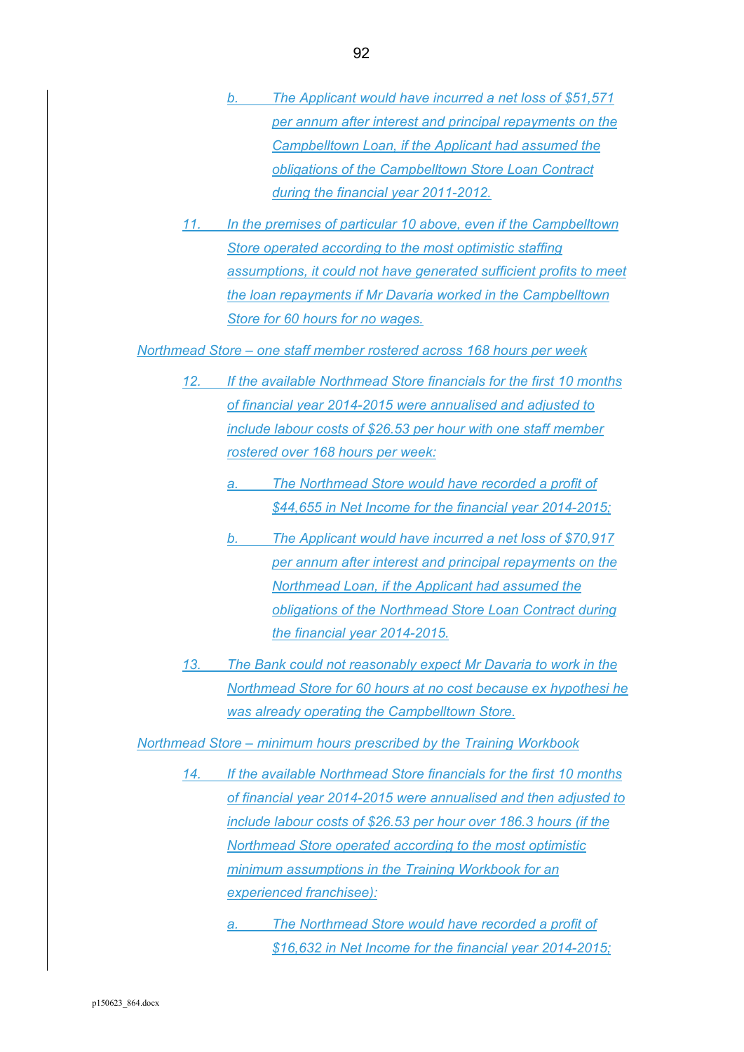b. *The Applicant would have incurred a net loss of $51,571 per annum after interest and principal repayments on the Campbelltown Loan, if the Applicant had assumed the obligations of the Campbelltown Store Loan Contract during the financial year 2011-2012.*

11. *In the premises of particular 10 above, even if the Campbelltown Store operated according to the most optimistic staffing assumptions, it could not have generated sufficient profits to meet the loan repayments if Mr Davaria worked in the Campbelltown Store for 60 hours for no wages.*

*Northmead Store – one staff member rostered across 168 hours per week*

12. *If the available Northmead Store financials for the first 10 months of financial year 2014-2015 were annualised and adjusted to include labour costs of $26.53 per hour with one staff member rostered over 168 hours per week:*

   a. *The Northmead Store would have recorded a profit of $44,655 in Net Income for the financial year 2014-2015;*

   b. *The Applicant would have incurred a net loss of $70,917 per annum after interest and principal repayments on the Northmead Loan, if the Applicant had assumed the obligations of the Northmead Store Loan Contract during the financial year 2014-2015.*

13. *The Bank could not reasonably expect Mr Davaria to work in the Northmead Store for 60 hours at no cost because ex hypothesi he was already operating the Campbelltown Store.*

*Northmead Store – minimum hours prescribed by the Training Workbook*

14. *If the available Northmead Store financials for the first 10 months of financial year 2014-2015 were annualised and then adjusted to include labour costs of $26.53 per hour over 186.3 hours (if the Northmead Store operated according to the most optimistic minimum assumptions in the Training Workbook for an experienced franchisee):*

   a. *The Northmead Store would have recorded a profit of $16,632 in Net Income for the financial year 2014-2015;*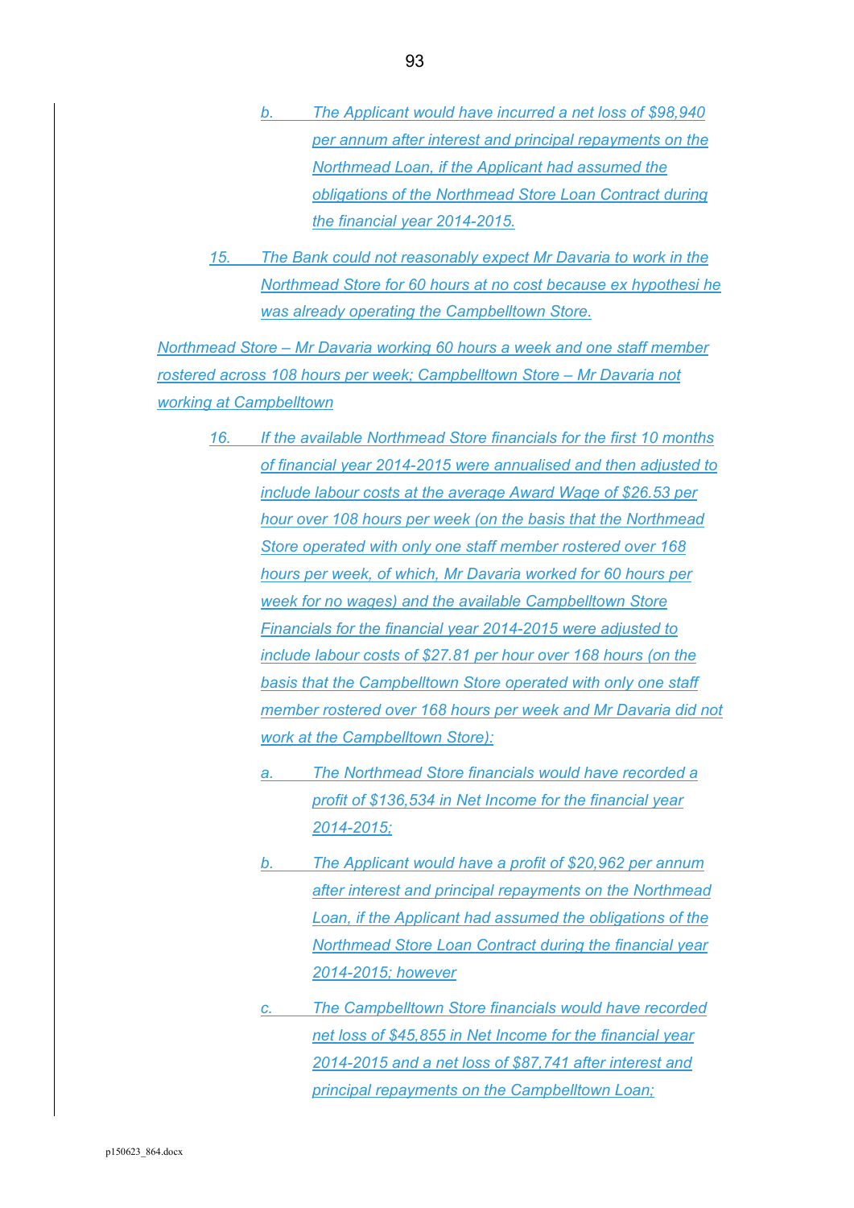b. The Applicant would have incurred a net loss of $98,940 per annum after interest and principal repayments on the Northmead Loan, if the Applicant had assumed the obligations of the Northmead Store Loan Contract during the financial year 2014-2015.

15. The Bank could not reasonably expect Mr Davaria to work in the Northmead Store for 60 hours at no cost because ex hypothesi he was already operating the Campbelltown Store.

Northmead Store – Mr Davaria working 60 hours a week and one staff member rostered across 108 hours per week; Campbelltown Store – Mr Davaria not working at Campbelltown

16. If the available Northmead Store financials for the first 10 months of financial year 2014-2015 were annualised and then adjusted to include labour costs at the average Award Wage of $26.53 per hour over 108 hours per week (on the basis that the Northmead Store operated with only one staff member rostered over 168 hours per week, of which, Mr Davaria worked for 60 hours per week for no wages) and the available Campbelltown Store Financials for the financial year 2014-2015 were adjusted to include labour costs of $27.81 per hour over 168 hours (on the basis that the Campbelltown Store operated with only one staff member rostered over 168 hours per week and Mr Davaria did not work at the Campbelltown Store):

a. The Northmead Store financials would have recorded a profit of $136,534 in Net Income for the financial year 2014-2015;

b. The Applicant would have a profit of $20,962 per annum after interest and principal repayments on the Northmead Loan, if the Applicant had assumed the obligations of the Northmead Store Loan Contract during the financial year 2014-2015; however

c. The Campbelltown Store financials would have recorded net loss of $45,855 in Net Income for the financial year 2014-2015 and a net loss of $87,741 after interest and principal repayments on the Campbelltown Loan;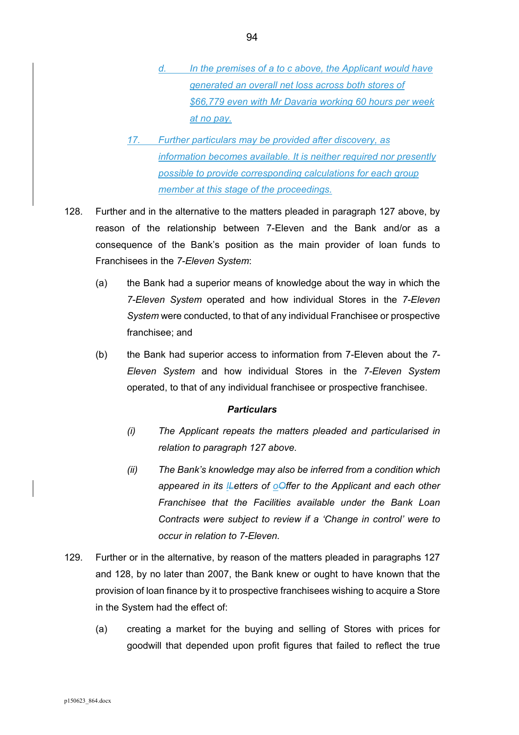*d. In the premises of a to c above, the Applicant would have generated an overall net loss across both stores of $66,779 even with Mr Davaria working 60 hours per week at no pay.*

*17. Further particulars may be provided after discovery, as information becomes available. It is neither required nor presently possible to provide corresponding calculations for each group member at this stage of the proceedings.*

128. Further and in the alternative to the matters pleaded in paragraph 127 above, by reason of the relationship between 7-Eleven and the Bank and/or as a consequence of the Bank's position as the main provider of loan funds to Franchisees in the *7-Eleven System*:

(a) the Bank had a superior means of knowledge about the way in which the *7-Eleven System* operated and how individual Stores in the *7-Eleven System* were conducted, to that of any individual Franchisee or prospective franchisee; and

(b) the Bank had superior access to information from 7-Eleven about the *7-Eleven System* and how individual Stores in the *7-Eleven System* operated, to that of any individual franchisee or prospective franchisee.

***Particulars***

*(i) The Applicant repeats the matters pleaded and particularised in relation to paragraph 127 above.*

*(ii) The Bank's knowledge may also be inferred from a condition which appeared in its lLetters of oOffer to the Applicant and each other Franchisee that the Facilities available under the Bank Loan Contracts were subject to review if a 'Change in control' were to occur in relation to 7-Eleven.*

129. Further or in the alternative, by reason of the matters pleaded in paragraphs 127 and 128, by no later than 2007, the Bank knew or ought to have known that the provision of loan finance by it to prospective franchisees wishing to acquire a Store in the System had the effect of:

(a) creating a market for the buying and selling of Stores with prices for goodwill that depended upon profit figures that failed to reflect the true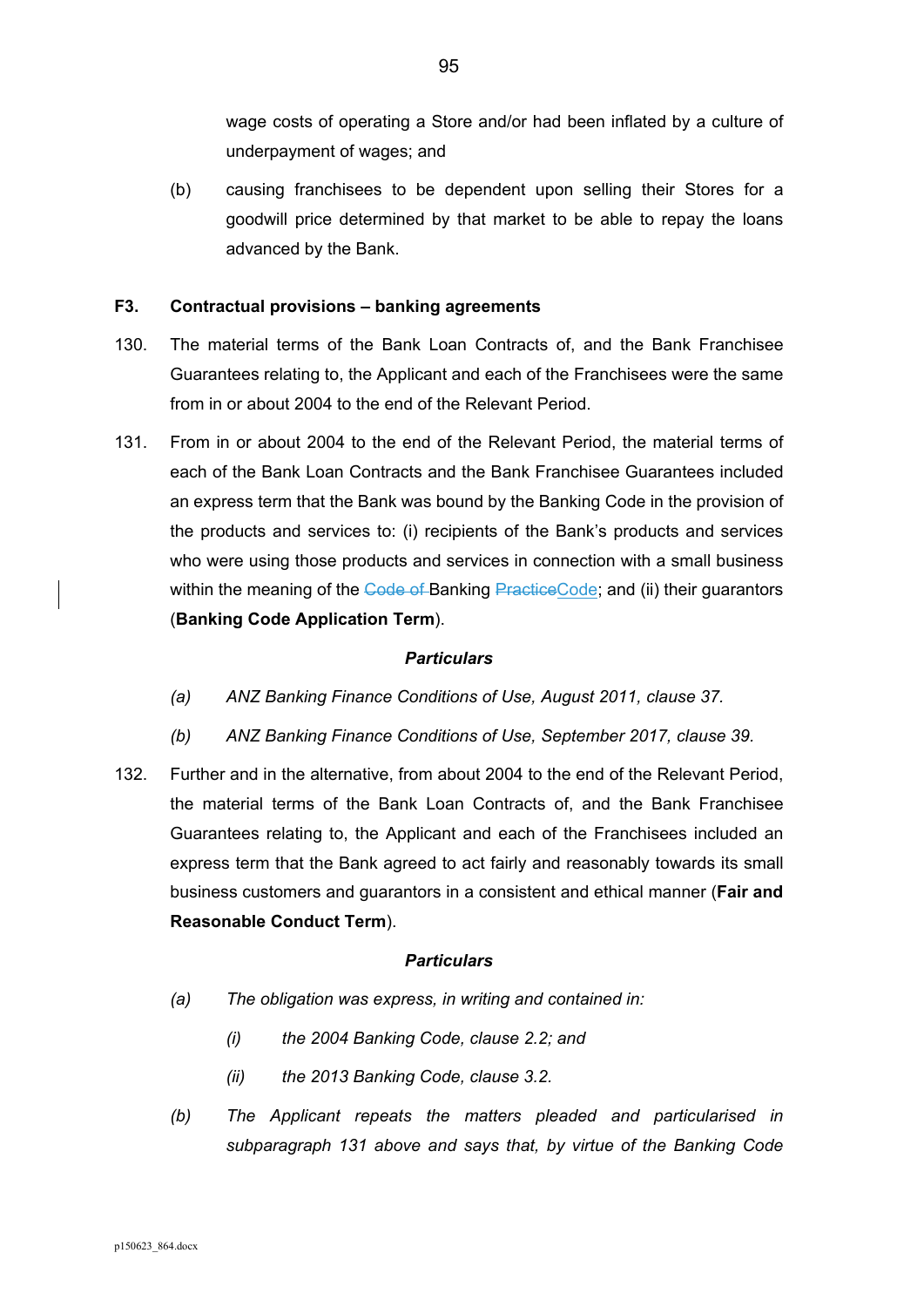wage costs of operating a Store and/or had been inflated by a culture of underpayment of wages; and

(b) causing franchisees to be dependent upon selling their Stores for a goodwill price determined by that market to be able to repay the loans advanced by the Bank.

### F3. Contractual provisions – banking agreements

130. The material terms of the Bank Loan Contracts of, and the Bank Franchisee Guarantees relating to, the Applicant and each of the Franchisees were the same from in or about 2004 to the end of the Relevant Period.

131. From in or about 2004 to the end of the Relevant Period, the material terms of each of the Bank Loan Contracts and the Bank Franchisee Guarantees included an express term that the Bank was bound by the Banking Code in the provision of the products and services to: (i) recipients of the Bank's products and services who were using those products and services in connection with a small business within the meaning of the ~~Code of~~ Banking ~~Practice~~Code; and (ii) their guarantors (**Banking Code Application Term**).

***Particulars***

*(a) ANZ Banking Finance Conditions of Use, August 2011, clause 37.*

*(b) ANZ Banking Finance Conditions of Use, September 2017, clause 39.*

132. Further and in the alternative, from about 2004 to the end of the Relevant Period, the material terms of the Bank Loan Contracts of, and the Bank Franchisee Guarantees relating to, the Applicant and each of the Franchisees included an express term that the Bank agreed to act fairly and reasonably towards its small business customers and guarantors in a consistent and ethical manner (**Fair and Reasonable Conduct Term**).

***Particulars***

*(a) The obligation was express, in writing and contained in:*

*(i) the 2004 Banking Code, clause 2.2; and*

*(ii) the 2013 Banking Code, clause 3.2.*

*(b) The Applicant repeats the matters pleaded and particularised in subparagraph 131 above and says that, by virtue of the Banking Code*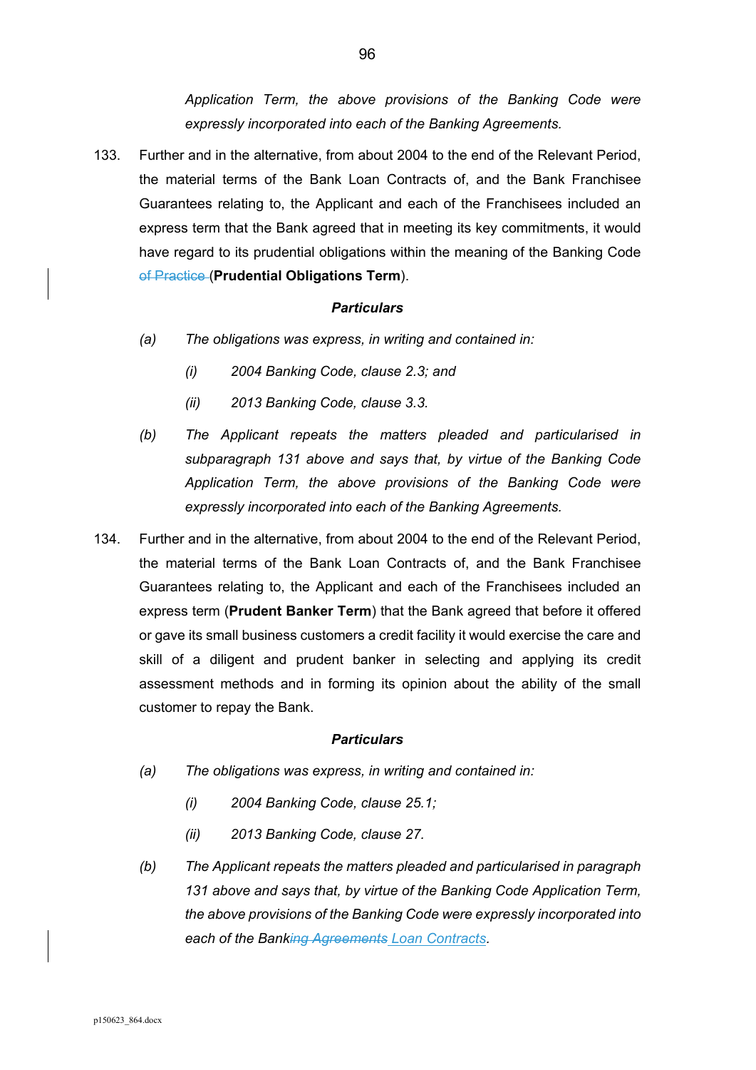*Application Term, the above provisions of the Banking Code were expressly incorporated into each of the Banking Agreements.*

133. Further and in the alternative, from about 2004 to the end of the Relevant Period, the material terms of the Bank Loan Contracts of, and the Bank Franchisee Guarantees relating to, the Applicant and each of the Franchisees included an express term that the Bank agreed that in meeting its key commitments, it would have regard to its prudential obligations within the meaning of the Banking Code ~~of Practice~~ (**Prudential Obligations Term**).

***Particulars***

*(a) The obligations was express, in writing and contained in:*

*(i) 2004 Banking Code, clause 2.3; and*

*(ii) 2013 Banking Code, clause 3.3.*

*(b) The Applicant repeats the matters pleaded and particularised in subparagraph 131 above and says that, by virtue of the Banking Code Application Term, the above provisions of the Banking Code were expressly incorporated into each of the Banking Agreements.*

134. Further and in the alternative, from about 2004 to the end of the Relevant Period, the material terms of the Bank Loan Contracts of, and the Bank Franchisee Guarantees relating to, the Applicant and each of the Franchisees included an express term (**Prudent Banker Term**) that the Bank agreed that before it offered or gave its small business customers a credit facility it would exercise the care and skill of a diligent and prudent banker in selecting and applying its credit assessment methods and in forming its opinion about the ability of the small customer to repay the Bank.

***Particulars***

*(a) The obligations was express, in writing and contained in:*

*(i) 2004 Banking Code, clause 25.1;*

*(ii) 2013 Banking Code, clause 27.*

*(b) The Applicant repeats the matters pleaded and particularised in paragraph 131 above and says that, by virtue of the Banking Code Application Term, the above provisions of the Banking Code were expressly incorporated into each of the Bank~~ing Agreements~~ Loan Contracts.*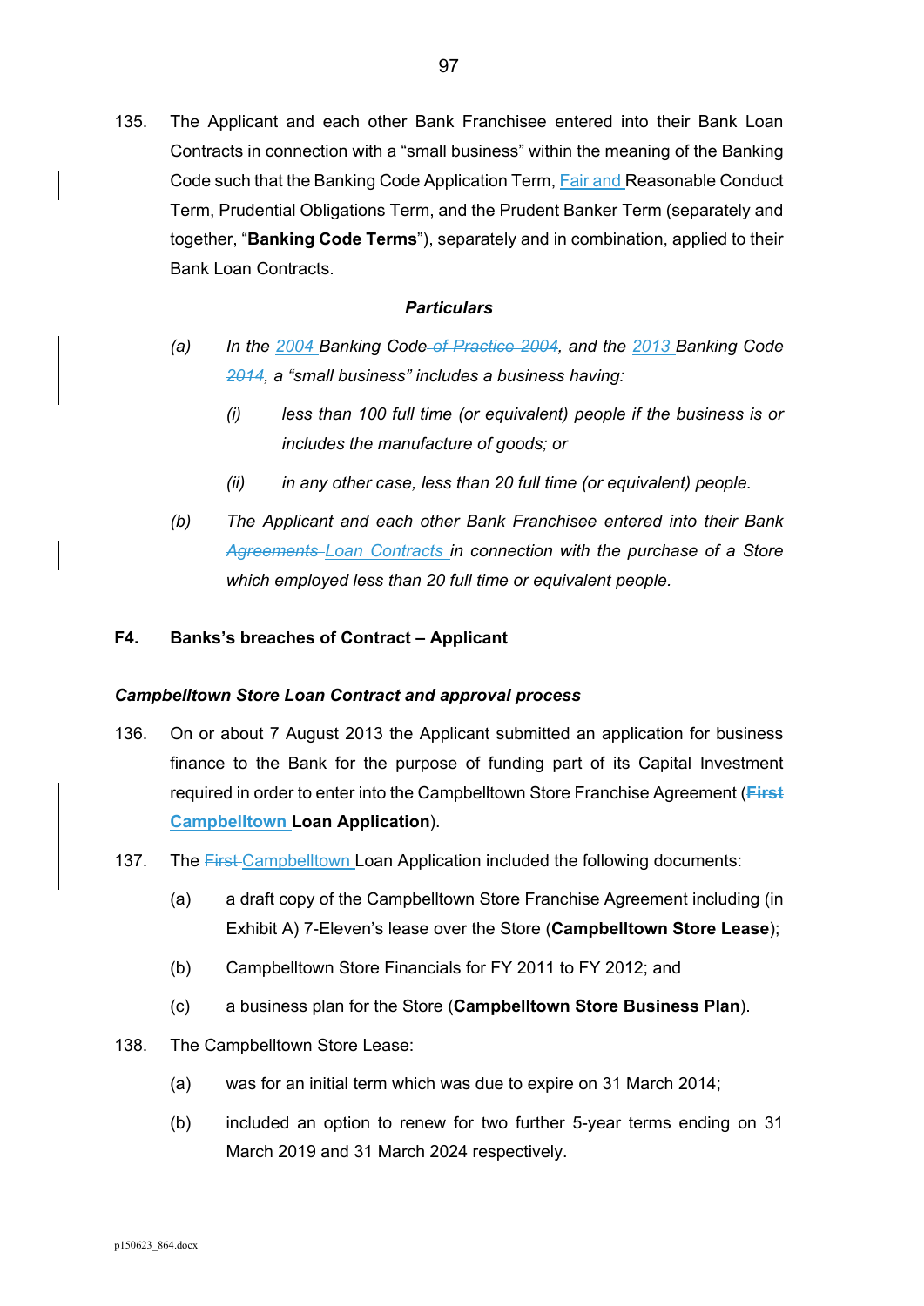135. The Applicant and each other Bank Franchisee entered into their Bank Loan Contracts in connection with a "small business" within the meaning of the Banking Code such that the Banking Code Application Term, Fair and Reasonable Conduct Term, Prudential Obligations Term, and the Prudent Banker Term (separately and together, "**Banking Code Terms**"), separately and in combination, applied to their Bank Loan Contracts.

***Particulars***

*(a) In the 2004 Banking Code ~~of Practice 2004~~, and the 2013 Banking Code ~~2014~~, a "small business" includes a business having:*

*(i) less than 100 full time (or equivalent) people if the business is or includes the manufacture of goods; or*

*(ii) in any other case, less than 20 full time (or equivalent) people.*

*(b) The Applicant and each other Bank Franchisee entered into their Bank ~~Agreements~~ Loan Contracts in connection with the purchase of a Store which employed less than 20 full time or equivalent people.*

## F4. Banks's breaches of Contract – Applicant

### *Campbelltown Store Loan Contract and approval process*

136. On or about 7 August 2013 the Applicant submitted an application for business finance to the Bank for the purpose of funding part of its Capital Investment required in order to enter into the Campbelltown Store Franchise Agreement (**~~First~~ Campbelltown Loan Application**).

137. The ~~First~~ Campbelltown Loan Application included the following documents:

(a) a draft copy of the Campbelltown Store Franchise Agreement including (in Exhibit A) 7-Eleven's lease over the Store (**Campbelltown Store Lease**);

(b) Campbelltown Store Financials for FY 2011 to FY 2012; and

(c) a business plan for the Store (**Campbelltown Store Business Plan**).

138. The Campbelltown Store Lease:

(a) was for an initial term which was due to expire on 31 March 2014;

(b) included an option to renew for two further 5-year terms ending on 31 March 2019 and 31 March 2024 respectively.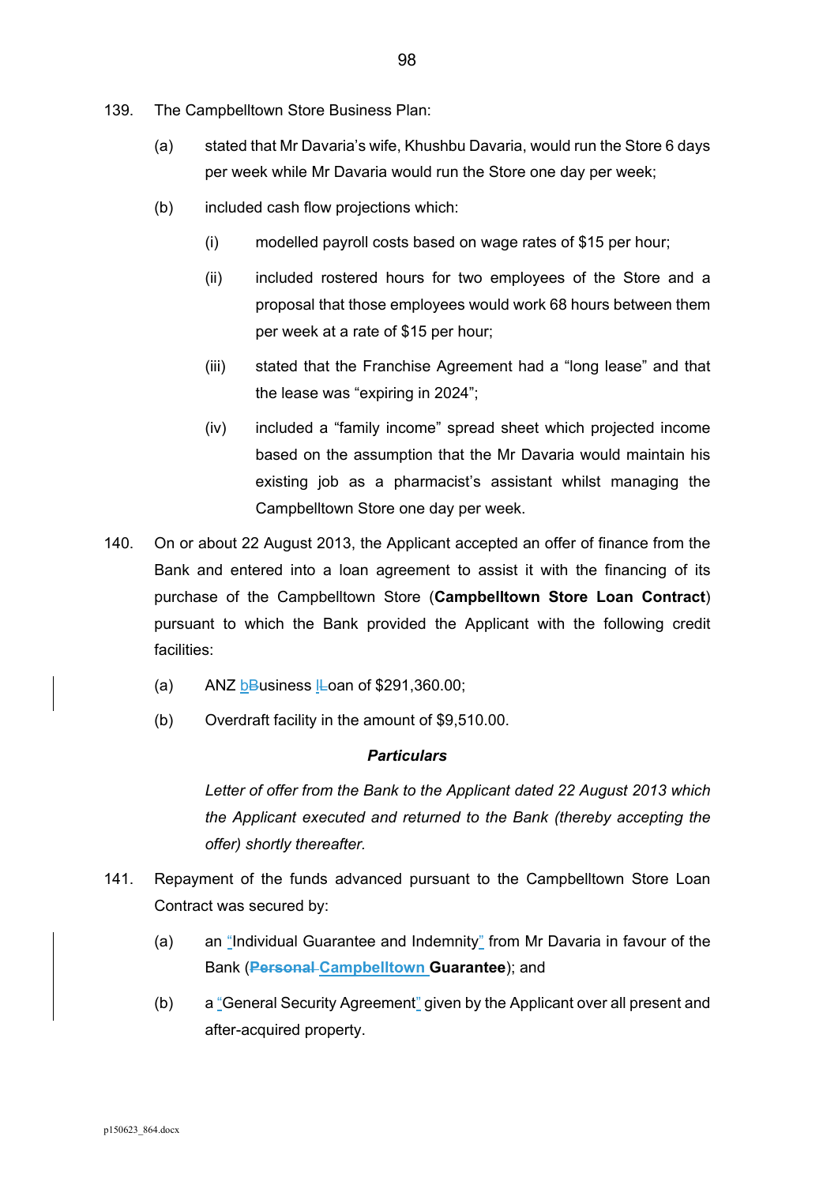139. The Campbelltown Store Business Plan:

    (a) stated that Mr Davaria's wife, Khushbu Davaria, would run the Store 6 days per week while Mr Davaria would run the Store one day per week;

    (b) included cash flow projections which:

        (i) modelled payroll costs based on wage rates of $15 per hour;

        (ii) included rostered hours for two employees of the Store and a proposal that those employees would work 68 hours between them per week at a rate of $15 per hour;

        (iii) stated that the Franchise Agreement had a "long lease" and that the lease was "expiring in 2024";

        (iv) included a "family income" spread sheet which projected income based on the assumption that the Mr Davaria would maintain his existing job as a pharmacist's assistant whilst managing the Campbelltown Store one day per week.

140. On or about 22 August 2013, the Applicant accepted an offer of finance from the Bank and entered into a loan agreement to assist it with the financing of its purchase of the Campbelltown Store (**Campbelltown Store Loan Contract**) pursuant to which the Bank provided the Applicant with the following credit facilities:

    (a) ANZ ~~B~~business ~~L~~loan of $291,360.00;

    (b) Overdraft facility in the amount of $9,510.00.

***Particulars***

*Letter of offer from the Bank to the Applicant dated 22 August 2013 which the Applicant executed and returned to the Bank (thereby accepting the offer) shortly thereafter.*

141. Repayment of the funds advanced pursuant to the Campbelltown Store Loan Contract was secured by:

    (a) an "Individual Guarantee and Indemnity" from Mr Davaria in favour of the Bank (~~**Personal**~~ **Campbelltown Guarantee**); and

    (b) a "General Security Agreement" given by the Applicant over all present and after-acquired property.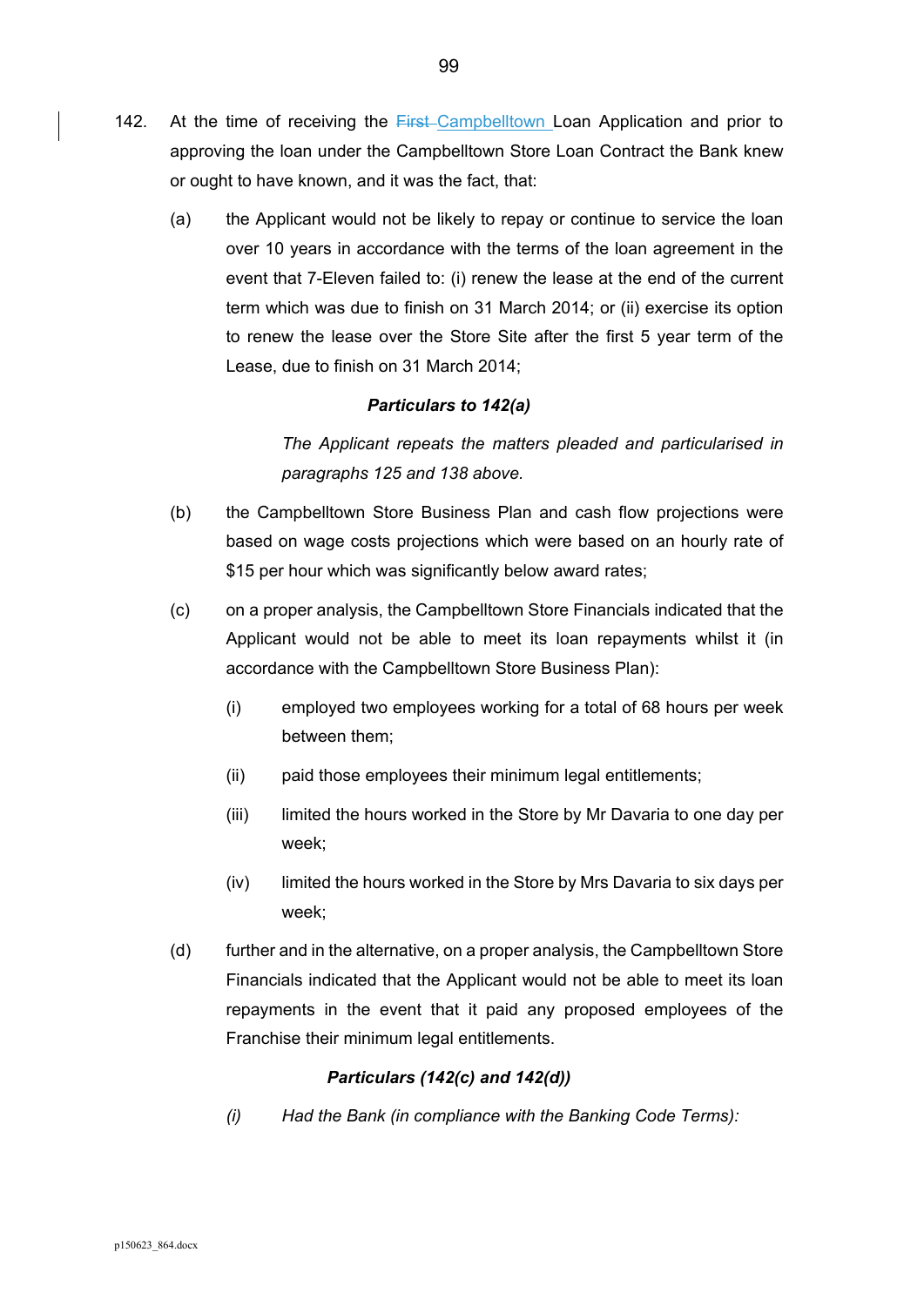142. At the time of receiving the ~~First~~ Campbelltown Loan Application and prior to approving the loan under the Campbelltown Store Loan Contract the Bank knew or ought to have known, and it was the fact, that:

   (a) the Applicant would not be likely to repay or continue to service the loan over 10 years in accordance with the terms of the loan agreement in the event that 7-Eleven failed to: (i) renew the lease at the end of the current term which was due to finish on 31 March 2014; or (ii) exercise its option to renew the lease over the Store Site after the first 5 year term of the Lease, due to finish on 31 March 2014;

   ***Particulars to 142(a)***

   *The Applicant repeats the matters pleaded and particularised in paragraphs 125 and 138 above.*

   (b) the Campbelltown Store Business Plan and cash flow projections were based on wage costs projections which were based on an hourly rate of $15 per hour which was significantly below award rates;

   (c) on a proper analysis, the Campbelltown Store Financials indicated that the Applicant would not be able to meet its loan repayments whilst it (in accordance with the Campbelltown Store Business Plan):

      (i) employed two employees working for a total of 68 hours per week between them;

      (ii) paid those employees their minimum legal entitlements;

      (iii) limited the hours worked in the Store by Mr Davaria to one day per week;

      (iv) limited the hours worked in the Store by Mrs Davaria to six days per week;

   (d) further and in the alternative, on a proper analysis, the Campbelltown Store Financials indicated that the Applicant would not be able to meet its loan repayments in the event that it paid any proposed employees of the Franchise their minimum legal entitlements.

   ***Particulars (142(c) and 142(d))***

   *(i) Had the Bank (in compliance with the Banking Code Terms):*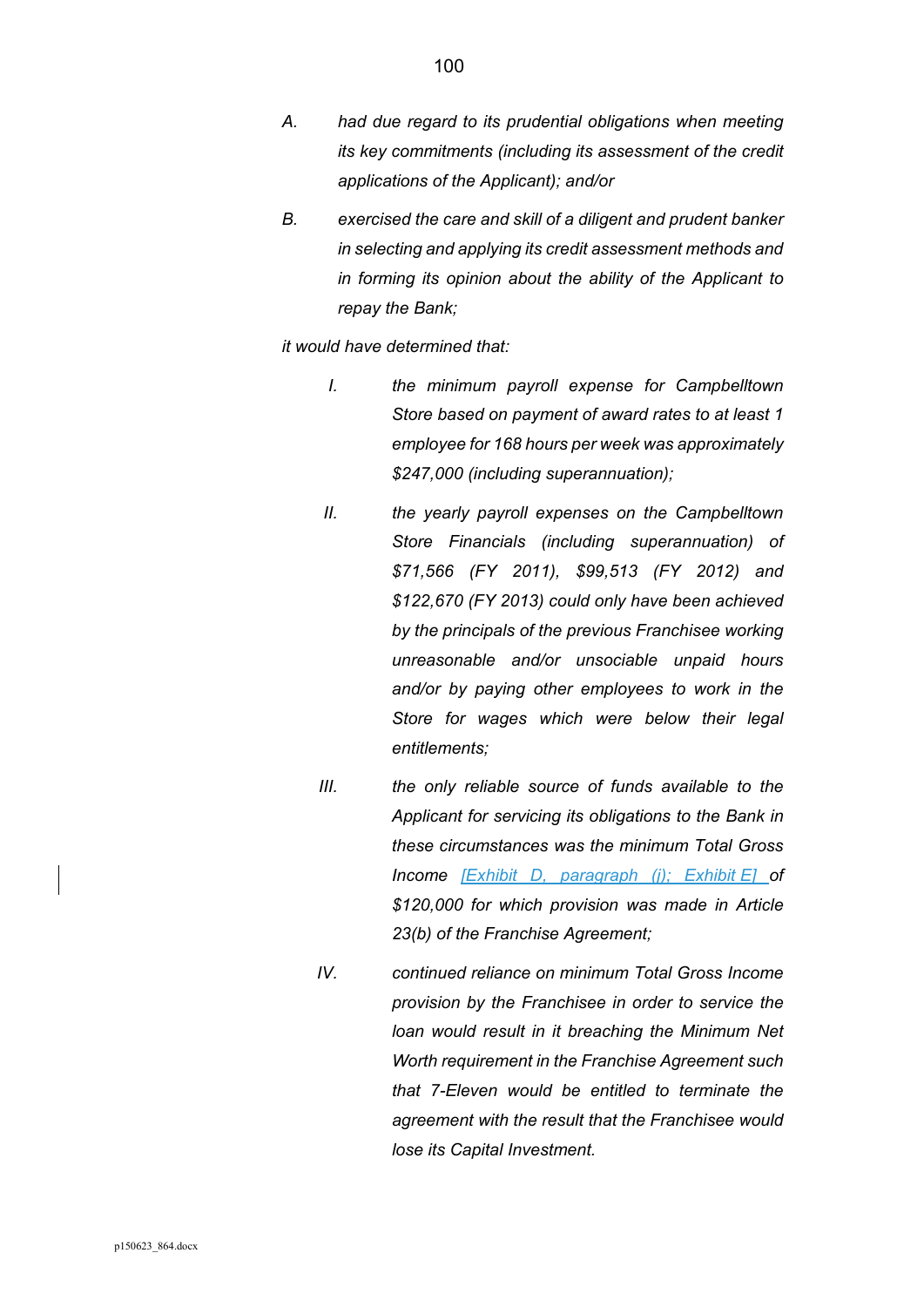A. *had due regard to its prudential obligations when meeting its key commitments (including its assessment of the credit applications of the Applicant); and/or*

B. *exercised the care and skill of a diligent and prudent banker in selecting and applying its credit assessment methods and in forming its opinion about the ability of the Applicant to repay the Bank;*

*it would have determined that:*

I. *the minimum payroll expense for Campbelltown Store based on payment of award rates to at least 1 employee for 168 hours per week was approximately $247,000 (including superannuation);*

II. *the yearly payroll expenses on the Campbelltown Store Financials (including superannuation) of $71,566 (FY 2011), $99,513 (FY 2012) and $122,670 (FY 2013) could only have been achieved by the principals of the previous Franchisee working unreasonable and/or unsociable unpaid hours and/or by paying other employees to work in the Store for wages which were below their legal entitlements;*

III. *the only reliable source of funds available to the Applicant for servicing its obligations to the Bank in these circumstances was the minimum Total Gross Income [Exhibit D, paragraph (j); Exhibit E] of $120,000 for which provision was made in Article 23(b) of the Franchise Agreement;*

IV. *continued reliance on minimum Total Gross Income provision by the Franchisee in order to service the loan would result in it breaching the Minimum Net Worth requirement in the Franchise Agreement such that 7-Eleven would be entitled to terminate the agreement with the result that the Franchisee would lose its Capital Investment.*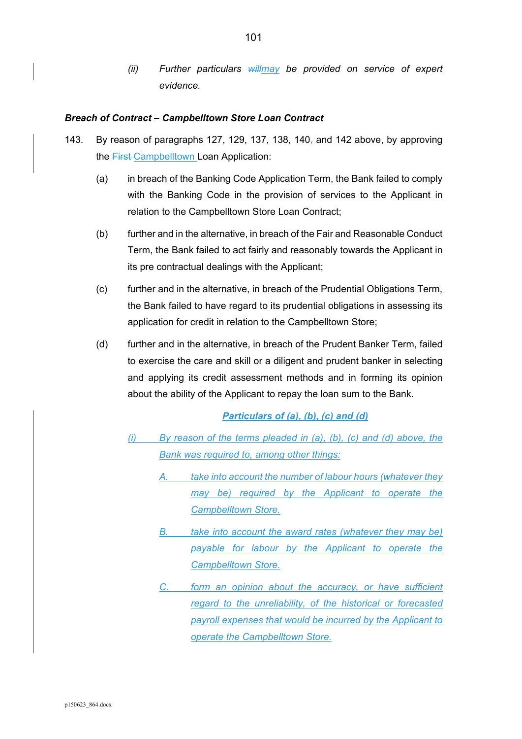*(ii) Further particulars ~~will~~may be provided on service of expert evidence.*

***Breach of Contract – Campbelltown Store Loan Contract***

143. By reason of paragraphs 127, 129, 137, 138, 140~~,~~ and 142 above, by approving the ~~First~~ Campbelltown Loan Application:

(a) in breach of the Banking Code Application Term, the Bank failed to comply with the Banking Code in the provision of services to the Applicant in relation to the Campbelltown Store Loan Contract;

(b) further and in the alternative, in breach of the Fair and Reasonable Conduct Term, the Bank failed to act fairly and reasonably towards the Applicant in its pre contractual dealings with the Applicant;

(c) further and in the alternative, in breach of the Prudential Obligations Term, the Bank failed to have regard to its prudential obligations in assessing its application for credit in relation to the Campbelltown Store;

(d) further and in the alternative, in breach of the Prudent Banker Term, failed to exercise the care and skill or a diligent and prudent banker in selecting and applying its credit assessment methods and in forming its opinion about the ability of the Applicant to repay the loan sum to the Bank.

***Particulars of (a), (b), (c) and (d)***

*(i) By reason of the terms pleaded in (a), (b), (c) and (d) above, the Bank was required to, among other things:*

*A. take into account the number of labour hours (whatever they may be) required by the Applicant to operate the Campbelltown Store.*

*B. take into account the award rates (whatever they may be) payable for labour by the Applicant to operate the Campbelltown Store.*

*C. form an opinion about the accuracy, or have sufficient regard to the unreliability, of the historical or forecasted payroll expenses that would be incurred by the Applicant to operate the Campbelltown Store.*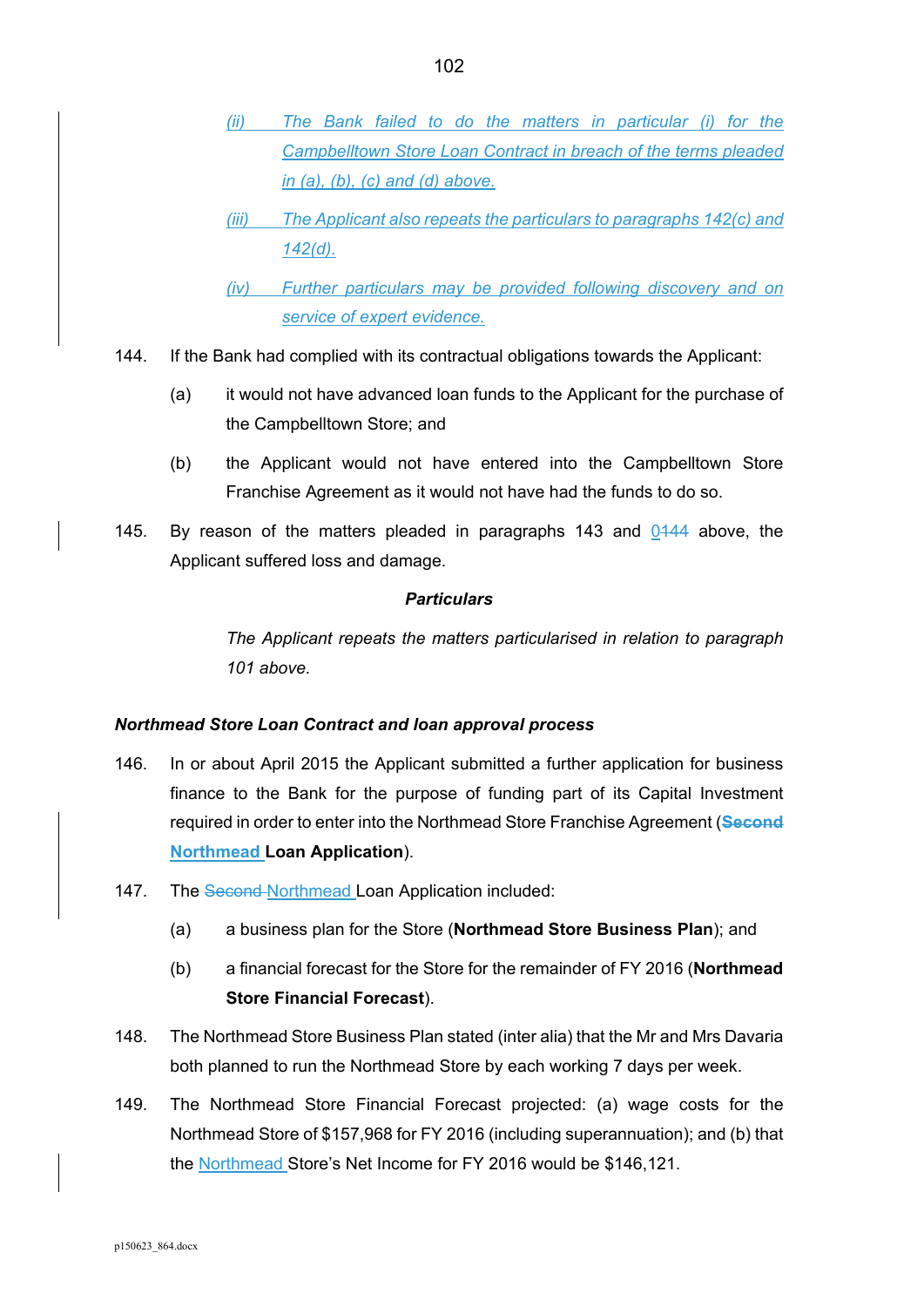*(ii) The Bank failed to do the matters in particular (i) for the Campbelltown Store Loan Contract in breach of the terms pleaded in (a), (b), (c) and (d) above.*

*(iii) The Applicant also repeats the particulars to paragraphs 142(c) and 142(d).*

*(iv) Further particulars may be provided following discovery and on service of expert evidence.*

144. If the Bank had complied with its contractual obligations towards the Applicant:

(a) it would not have advanced loan funds to the Applicant for the purchase of the Campbelltown Store; and

(b) the Applicant would not have entered into the Campbelltown Store Franchise Agreement as it would not have had the funds to do so.

145. By reason of the matters pleaded in paragraphs 143 and ~~0~~144 above, the Applicant suffered loss and damage.

***Particulars***

*The Applicant repeats the matters particularised in relation to paragraph 101 above.*

***Northmead Store Loan Contract and loan approval process***

146. In or about April 2015 the Applicant submitted a further application for business finance to the Bank for the purpose of funding part of its Capital Investment required in order to enter into the Northmead Store Franchise Agreement (~~**Second**~~ **Northmead Loan Application**).

147. The ~~Second~~ Northmead Loan Application included:

(a) a business plan for the Store (**Northmead Store Business Plan**); and

(b) a financial forecast for the Store for the remainder of FY 2016 (**Northmead Store Financial Forecast**).

148. The Northmead Store Business Plan stated (inter alia) that the Mr and Mrs Davaria both planned to run the Northmead Store by each working 7 days per week.

149. The Northmead Store Financial Forecast projected: (a) wage costs for the Northmead Store of $157,968 for FY 2016 (including superannuation); and (b) that the Northmead Store's Net Income for FY 2016 would be $146,121.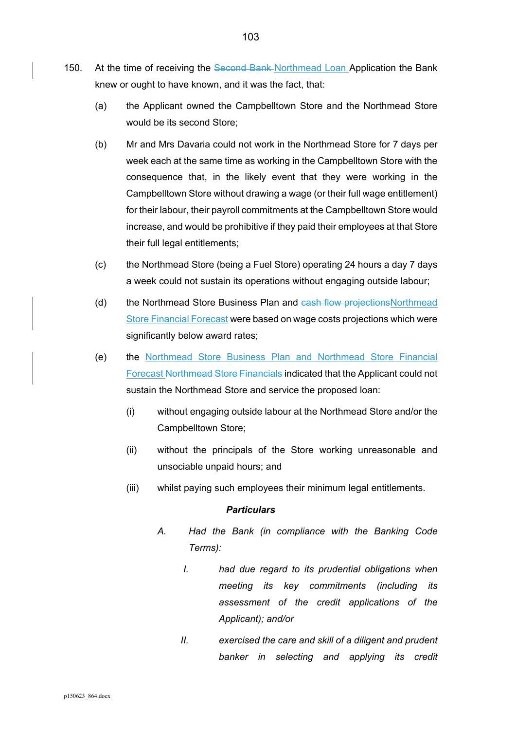150. At the time of receiving the ~~Second Bank~~ Northmead Loan Application the Bank knew or ought to have known, and it was the fact, that:

(a) the Applicant owned the Campbelltown Store and the Northmead Store would be its second Store;

(b) Mr and Mrs Davaria could not work in the Northmead Store for 7 days per week each at the same time as working in the Campbelltown Store with the consequence that, in the likely event that they were working in the Campbelltown Store without drawing a wage (or their full wage entitlement) for their labour, their payroll commitments at the Campbelltown Store would increase, and would be prohibitive if they paid their employees at that Store their full legal entitlements;

(c) the Northmead Store (being a Fuel Store) operating 24 hours a day 7 days a week could not sustain its operations without engaging outside labour;

(d) the Northmead Store Business Plan and ~~cash flow projections~~Northmead Store Financial Forecast were based on wage costs projections which were significantly below award rates;

(e) the Northmead Store Business Plan and Northmead Store Financial Forecast ~~Northmead Store Financials~~ indicated that the Applicant could not sustain the Northmead Store and service the proposed loan:

(i) without engaging outside labour at the Northmead Store and/or the Campbelltown Store;

(ii) without the principals of the Store working unreasonable and unsociable unpaid hours; and

(iii) whilst paying such employees their minimum legal entitlements.

***Particulars***

*A. Had the Bank (in compliance with the Banking Code Terms):*

*I. had due regard to its prudential obligations when meeting its key commitments (including its assessment of the credit applications of the Applicant); and/or*

*II. exercised the care and skill of a diligent and prudent banker in selecting and applying its credit*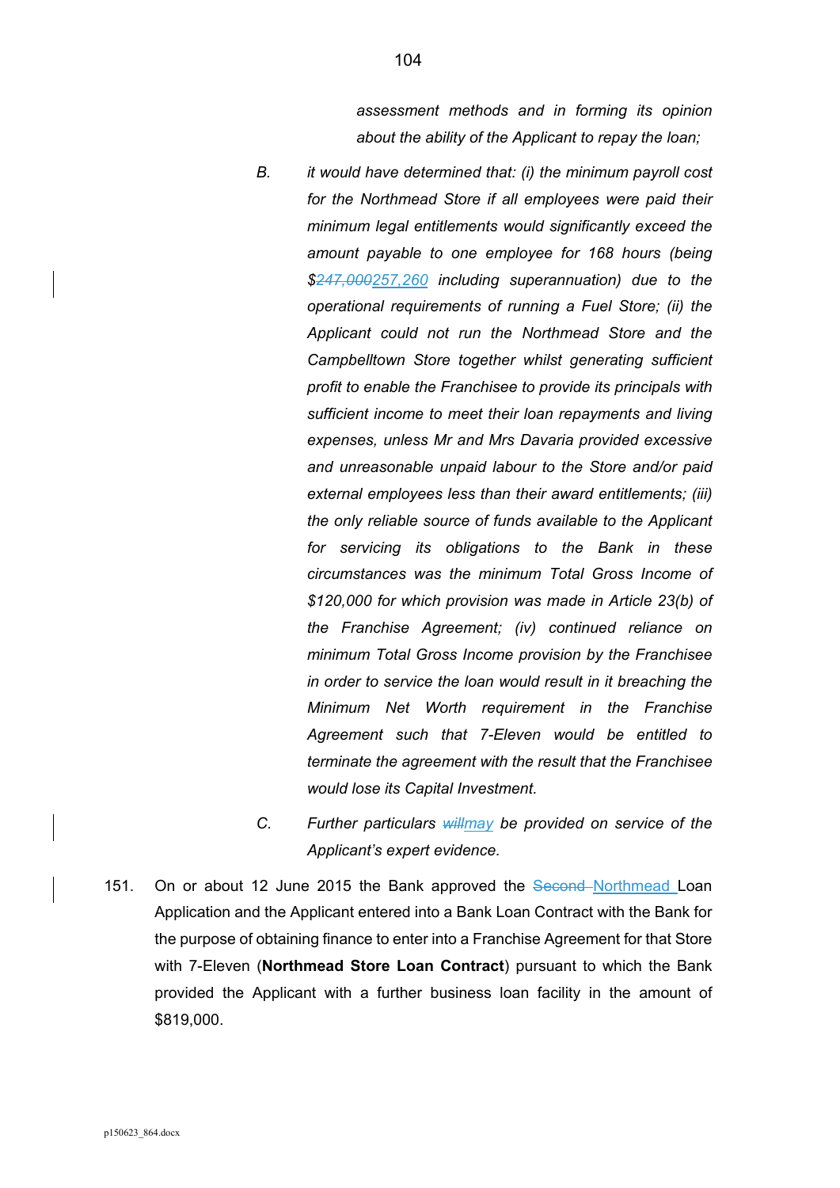*assessment methods and in forming its opinion about the ability of the Applicant to repay the loan;*

B. *it would have determined that: (i) the minimum payroll cost for the Northmead Store if all employees were paid their minimum legal entitlements would significantly exceed the amount payable to one employee for 168 hours (being $~~247,000~~257,260 including superannuation) due to the operational requirements of running a Fuel Store; (ii) the Applicant could not run the Northmead Store and the Campbelltown Store together whilst generating sufficient profit to enable the Franchisee to provide its principals with sufficient income to meet their loan repayments and living expenses, unless Mr and Mrs Davaria provided excessive and unreasonable unpaid labour to the Store and/or paid external employees less than their award entitlements; (iii) the only reliable source of funds available to the Applicant for servicing its obligations to the Bank in these circumstances was the minimum Total Gross Income of $120,000 for which provision was made in Article 23(b) of the Franchise Agreement; (iv) continued reliance on minimum Total Gross Income provision by the Franchisee in order to service the loan would result in it breaching the Minimum Net Worth requirement in the Franchise Agreement such that 7-Eleven would be entitled to terminate the agreement with the result that the Franchisee would lose its Capital Investment.*

C. *Further particulars ~~will~~may be provided on service of the Applicant's expert evidence.*

151. On or about 12 June 2015 the Bank approved the ~~Second~~ Northmead Loan Application and the Applicant entered into a Bank Loan Contract with the Bank for the purpose of obtaining finance to enter into a Franchise Agreement for that Store with 7-Eleven (**Northmead Store Loan Contract**) pursuant to which the Bank provided the Applicant with a further business loan facility in the amount of $819,000.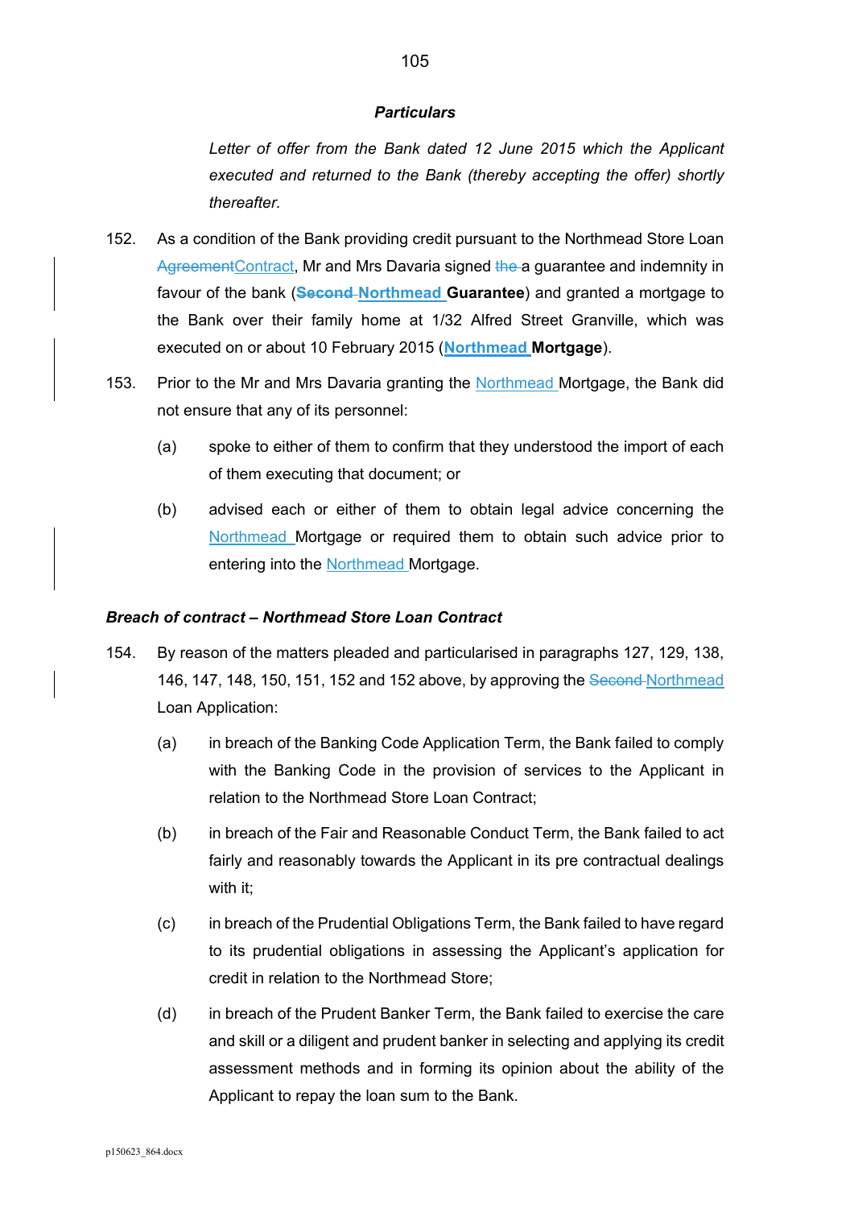***Particulars***

*Letter of offer from the Bank dated 12 June 2015 which the Applicant executed and returned to the Bank (thereby accepting the offer) shortly thereafter.*

152. As a condition of the Bank providing credit pursuant to the Northmead Store Loan ~~Agreement~~Contract, Mr and Mrs Davaria signed ~~the~~ a guarantee and indemnity in favour of the bank (**~~Second~~ Northmead Guarantee**) and granted a mortgage to the Bank over their family home at 1/32 Alfred Street Granville, which was executed on or about 10 February 2015 (**Northmead Mortgage**).

153. Prior to the Mr and Mrs Davaria granting the Northmead Mortgage, the Bank did not ensure that any of its personnel:

    (a) spoke to either of them to confirm that they understood the import of each of them executing that document; or

    (b) advised each or either of them to obtain legal advice concerning the Northmead Mortgage or required them to obtain such advice prior to entering into the Northmead Mortgage.

***Breach of contract – Northmead Store Loan Contract***

154. By reason of the matters pleaded and particularised in paragraphs 127, 129, 138, 146, 147, 148, 150, 151, 152 and 152 above, by approving the ~~Second~~ Northmead Loan Application:

    (a) in breach of the Banking Code Application Term, the Bank failed to comply with the Banking Code in the provision of services to the Applicant in relation to the Northmead Store Loan Contract;

    (b) in breach of the Fair and Reasonable Conduct Term, the Bank failed to act fairly and reasonably towards the Applicant in its pre contractual dealings with it;

    (c) in breach of the Prudential Obligations Term, the Bank failed to have regard to its prudential obligations in assessing the Applicant's application for credit in relation to the Northmead Store;

    (d) in breach of the Prudent Banker Term, the Bank failed to exercise the care and skill or a diligent and prudent banker in selecting and applying its credit assessment methods and in forming its opinion about the ability of the Applicant to repay the loan sum to the Bank.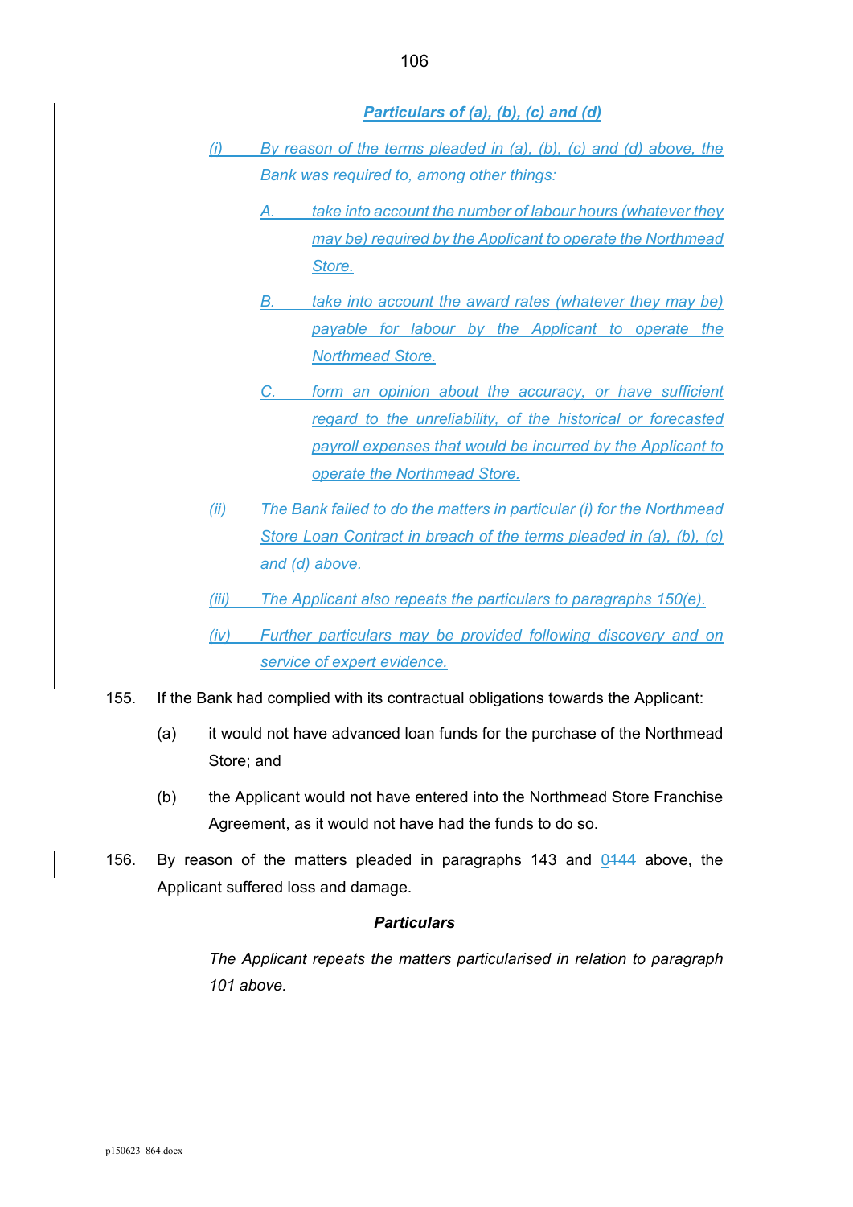***Particulars of (a), (b), (c) and (d)***

*(i) By reason of the terms pleaded in (a), (b), (c) and (d) above, the Bank was required to, among other things:*

*A. take into account the number of labour hours (whatever they may be) required by the Applicant to operate the Northmead Store.*

*B. take into account the award rates (whatever they may be) payable for labour by the Applicant to operate the Northmead Store.*

*C. form an opinion about the accuracy, or have sufficient regard to the unreliability, of the historical or forecasted payroll expenses that would be incurred by the Applicant to operate the Northmead Store.*

*(ii) The Bank failed to do the matters in particular (i) for the Northmead Store Loan Contract in breach of the terms pleaded in (a), (b), (c) and (d) above.*

*(iii) The Applicant also repeats the particulars to paragraphs 150(e).*

*(iv) Further particulars may be provided following discovery and on service of expert evidence.*

155. If the Bank had complied with its contractual obligations towards the Applicant:

(a) it would not have advanced loan funds for the purchase of the Northmead Store; and

(b) the Applicant would not have entered into the Northmead Store Franchise Agreement, as it would not have had the funds to do so.

156. By reason of the matters pleaded in paragraphs 143 and 0144 above, the Applicant suffered loss and damage.

**Particulars**

*The Applicant repeats the matters particularised in relation to paragraph 101 above.*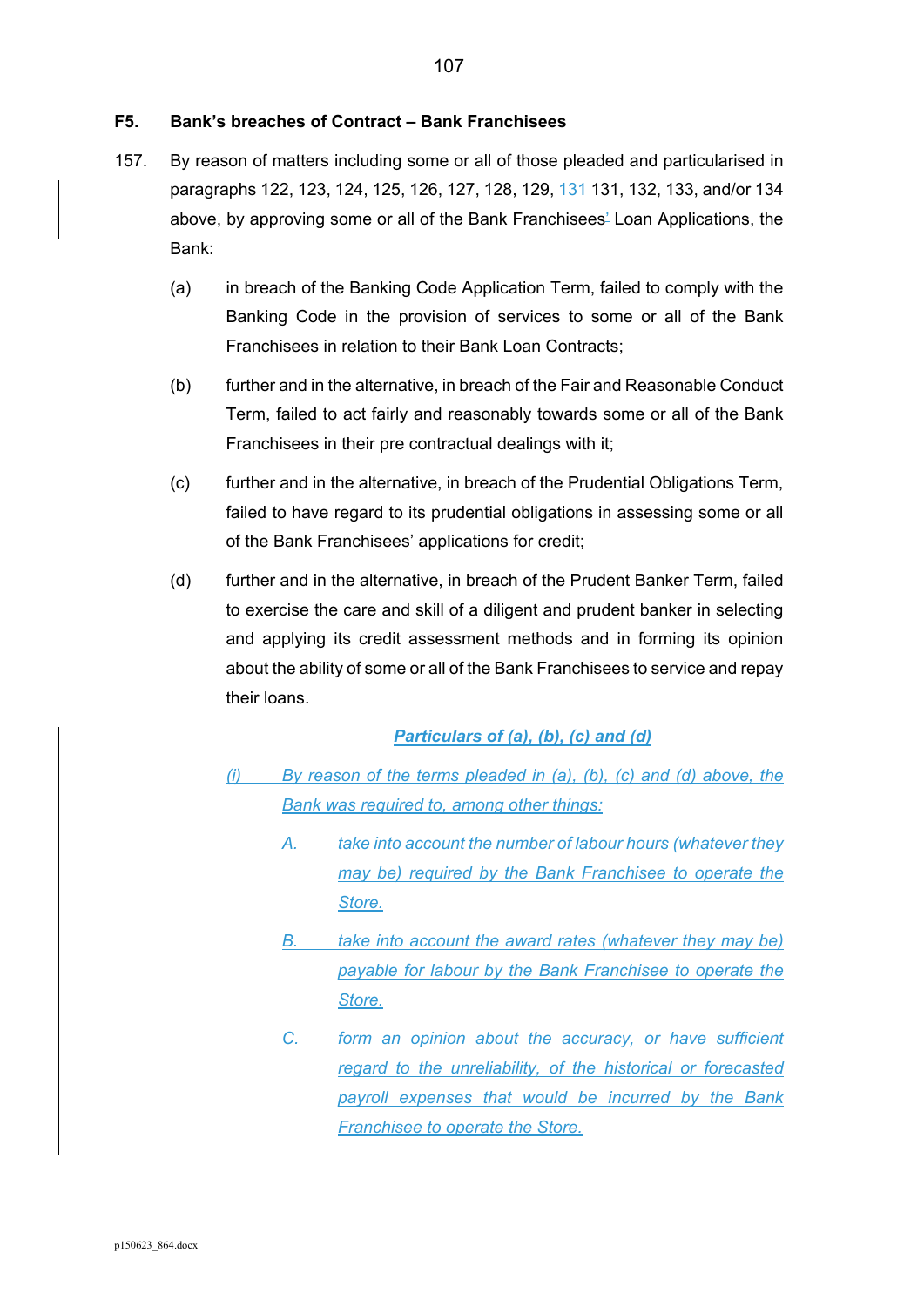### F5. Bank's breaches of Contract – Bank Franchisees

157. By reason of matters including some or all of those pleaded and particularised in paragraphs 122, 123, 124, 125, 126, 127, 128, 129, ~~131~~ 131, 132, 133, and/or 134 above, by approving some or all of the Bank Franchisees' Loan Applications, the Bank:

   (a) in breach of the Banking Code Application Term, failed to comply with the Banking Code in the provision of services to some or all of the Bank Franchisees in relation to their Bank Loan Contracts;

   (b) further and in the alternative, in breach of the Fair and Reasonable Conduct Term, failed to act fairly and reasonably towards some or all of the Bank Franchisees in their pre contractual dealings with it;

   (c) further and in the alternative, in breach of the Prudential Obligations Term, failed to have regard to its prudential obligations in assessing some or all of the Bank Franchisees' applications for credit;

   (d) further and in the alternative, in breach of the Prudent Banker Term, failed to exercise the care and skill of a diligent and prudent banker in selecting and applying its credit assessment methods and in forming its opinion about the ability of some or all of the Bank Franchisees to service and repay their loans.

**_Particulars of (a), (b), (c) and (d)_**

_(i) By reason of the terms pleaded in (a), (b), (c) and (d) above, the Bank was required to, among other things:_

_A. take into account the number of labour hours (whatever they may be) required by the Bank Franchisee to operate the Store._

_B. take into account the award rates (whatever they may be) payable for labour by the Bank Franchisee to operate the Store._

_C. form an opinion about the accuracy, or have sufficient regard to the unreliability, of the historical or forecasted payroll expenses that would be incurred by the Bank Franchisee to operate the Store._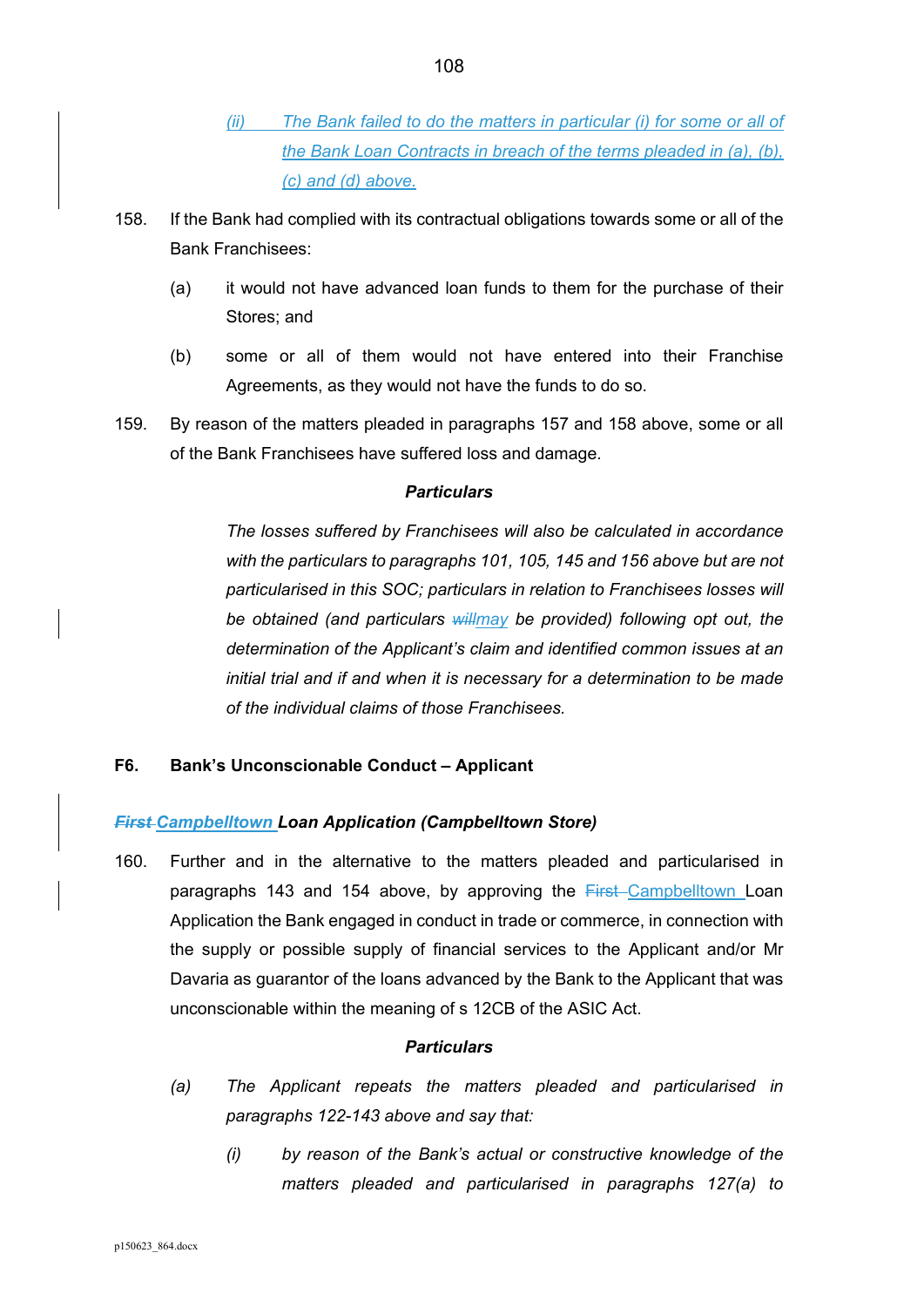(ii) The Bank failed to do the matters in particular (i) for some or all of the Bank Loan Contracts in breach of the terms pleaded in (a), (b), (c) and (d) above.

158. If the Bank had complied with its contractual obligations towards some or all of the Bank Franchisees:

(a) it would not have advanced loan funds to them for the purchase of their Stores; and

(b) some or all of them would not have entered into their Franchise Agreements, as they would not have the funds to do so.

159. By reason of the matters pleaded in paragraphs 157 and 158 above, some or all of the Bank Franchisees have suffered loss and damage.

**_Particulars_**

*The losses suffered by Franchisees will also be calculated in accordance with the particulars to paragraphs 101, 105, 145 and 156 above but are not particularised in this SOC; particulars in relation to Franchisees losses will be obtained (and particulars ~~will~~may be provided) following opt out, the determination of the Applicant's claim and identified common issues at an initial trial and if and when it is necessary for a determination to be made of the individual claims of those Franchisees.*

**F6. Bank's Unconscionable Conduct – Applicant**

***~~First~~ Campbelltown Loan Application (Campbelltown Store)***

160. Further and in the alternative to the matters pleaded and particularised in paragraphs 143 and 154 above, by approving the ~~First~~ Campbelltown Loan Application the Bank engaged in conduct in trade or commerce, in connection with the supply or possible supply of financial services to the Applicant and/or Mr Davaria as guarantor of the loans advanced by the Bank to the Applicant that was unconscionable within the meaning of s 12CB of the ASIC Act.

**_Particulars_**

(a) *The Applicant repeats the matters pleaded and particularised in paragraphs 122-143 above and say that:*

(i) *by reason of the Bank's actual or constructive knowledge of the matters pleaded and particularised in paragraphs 127(a) to*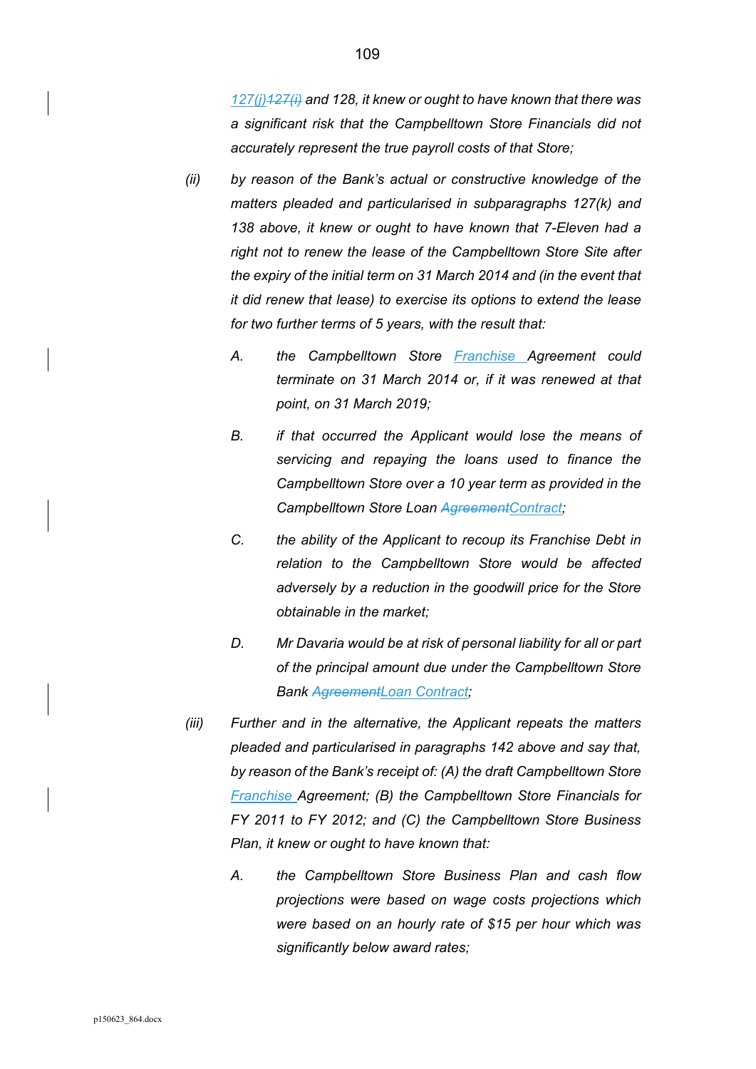*127(j)~~127(i)~~ and 128, it knew or ought to have known that there was a significant risk that the Campbelltown Store Financials did not accurately represent the true payroll costs of that Store;*

*(ii) by reason of the Bank's actual or constructive knowledge of the matters pleaded and particularised in subparagraphs 127(k) and 138 above, it knew or ought to have known that 7-Eleven had a right not to renew the lease of the Campbelltown Store Site after the expiry of the initial term on 31 March 2014 and (in the event that it did renew that lease) to exercise its options to extend the lease for two further terms of 5 years, with the result that:*

*A. the Campbelltown Store Franchise Agreement could terminate on 31 March 2014 or, if it was renewed at that point, on 31 March 2019;*

*B. if that occurred the Applicant would lose the means of servicing and repaying the loans used to finance the Campbelltown Store over a 10 year term as provided in the Campbelltown Store Loan ~~Agreement~~Contract;*

*C. the ability of the Applicant to recoup its Franchise Debt in relation to the Campbelltown Store would be affected adversely by a reduction in the goodwill price for the Store obtainable in the market;*

*D. Mr Davaria would be at risk of personal liability for all or part of the principal amount due under the Campbelltown Store Bank ~~Agreement~~Loan Contract;*

*(iii) Further and in the alternative, the Applicant repeats the matters pleaded and particularised in paragraphs 142 above and say that, by reason of the Bank's receipt of: (A) the draft Campbelltown Store Franchise Agreement; (B) the Campbelltown Store Financials for FY 2011 to FY 2012; and (C) the Campbelltown Store Business Plan, it knew or ought to have known that:*

*A. the Campbelltown Store Business Plan and cash flow projections were based on wage costs projections which were based on an hourly rate of $15 per hour which was significantly below award rates;*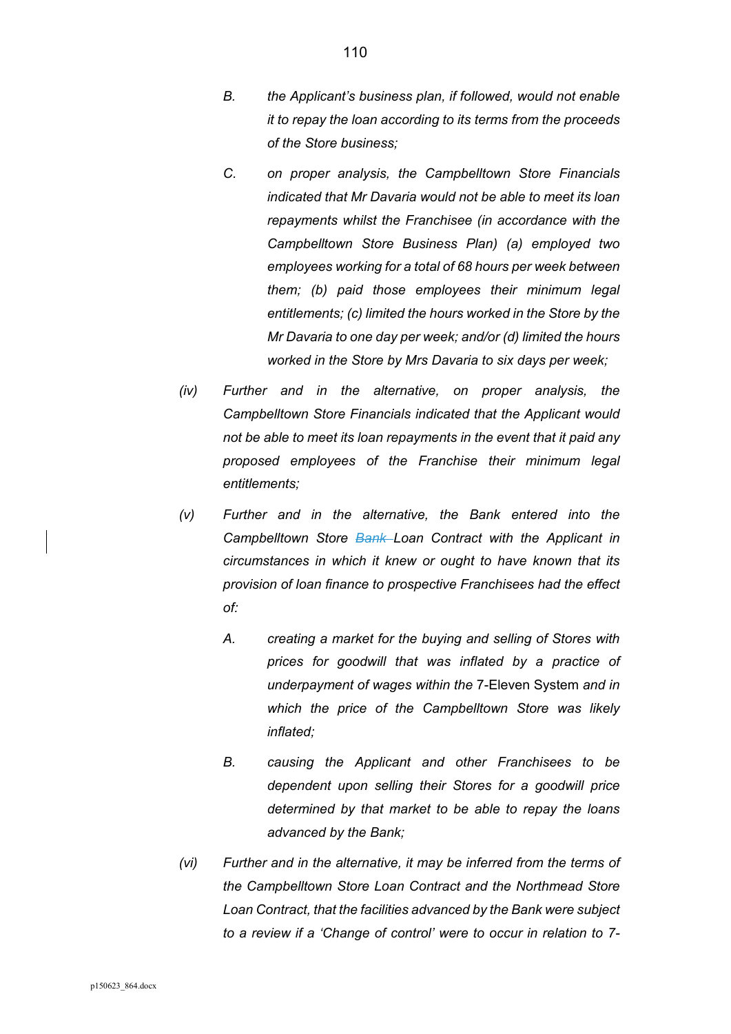B. *the Applicant's business plan, if followed, would not enable it to repay the loan according to its terms from the proceeds of the Store business;*

C. *on proper analysis, the Campbelltown Store Financials indicated that Mr Davaria would not be able to meet its loan repayments whilst the Franchisee (in accordance with the Campbelltown Store Business Plan) (a) employed two employees working for a total of 68 hours per week between them; (b) paid those employees their minimum legal entitlements; (c) limited the hours worked in the Store by the Mr Davaria to one day per week; and/or (d) limited the hours worked in the Store by Mrs Davaria to six days per week;*

(iv) *Further and in the alternative, on proper analysis, the Campbelltown Store Financials indicated that the Applicant would not be able to meet its loan repayments in the event that it paid any proposed employees of the Franchise their minimum legal entitlements;*

(v) *Further and in the alternative, the Bank entered into the Campbelltown Store ~~Bank~~ Loan Contract with the Applicant in circumstances in which it knew or ought to have known that its provision of loan finance to prospective Franchisees had the effect of:*

A. *creating a market for the buying and selling of Stores with prices for goodwill that was inflated by a practice of underpayment of wages within the* 7-Eleven System *and in which the price of the Campbelltown Store was likely inflated;*

B. *causing the Applicant and other Franchisees to be dependent upon selling their Stores for a goodwill price determined by that market to be able to repay the loans advanced by the Bank;*

(vi) *Further and in the alternative, it may be inferred from the terms of the Campbelltown Store Loan Contract and the Northmead Store Loan Contract, that the facilities advanced by the Bank were subject to a review if a 'Change of control' were to occur in relation to 7-*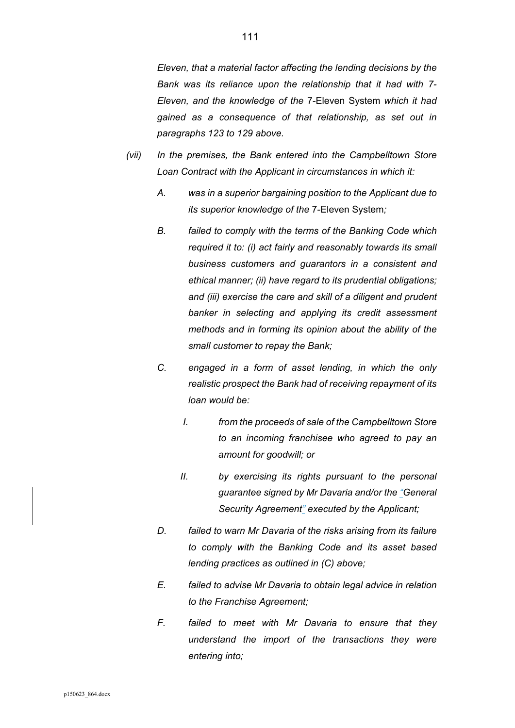*Eleven, that a material factor affecting the lending decisions by the Bank was its reliance upon the relationship that it had with 7-Eleven, and the knowledge of the* 7-Eleven System *which it had gained as a consequence of that relationship, as set out in paragraphs 123 to 129 above.*

*(vii)* *In the premises, the Bank entered into the Campbelltown Store Loan Contract with the Applicant in circumstances in which it:*

*A.* *was in a superior bargaining position to the Applicant due to its superior knowledge of the* 7-Eleven System*;*

*B.* *failed to comply with the terms of the Banking Code which required it to: (i) act fairly and reasonably towards its small business customers and guarantors in a consistent and ethical manner; (ii) have regard to its prudential obligations; and (iii) exercise the care and skill of a diligent and prudent banker in selecting and applying its credit assessment methods and in forming its opinion about the ability of the small customer to repay the Bank;*

*C.* *engaged in a form of asset lending, in which the only realistic prospect the Bank had of receiving repayment of its loan would be:*

*I.* *from the proceeds of sale of the Campbelltown Store to an incoming franchisee who agreed to pay an amount for goodwill; or*

*II.* *by exercising its rights pursuant to the personal guarantee signed by Mr Davaria and/or the "General Security Agreement" executed by the Applicant;*

*D.* *failed to warn Mr Davaria of the risks arising from its failure to comply with the Banking Code and its asset based lending practices as outlined in (C) above;*

*E.* *failed to advise Mr Davaria to obtain legal advice in relation to the Franchise Agreement;*

*F.* *failed to meet with Mr Davaria to ensure that they understand the import of the transactions they were entering into;*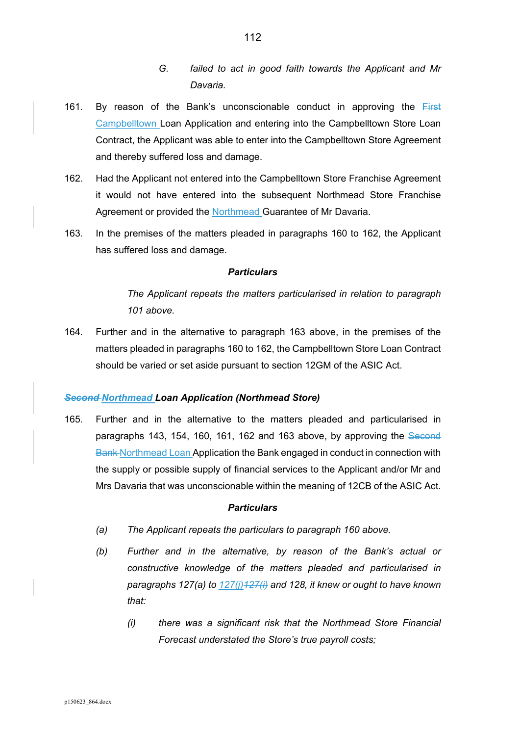G. *failed to act in good faith towards the Applicant and Mr Davaria.*

161. By reason of the Bank's unconscionable conduct in approving the ~~First~~ Campbelltown Loan Application and entering into the Campbelltown Store Loan Contract, the Applicant was able to enter into the Campbelltown Store Agreement and thereby suffered loss and damage.

162. Had the Applicant not entered into the Campbelltown Store Franchise Agreement it would not have entered into the subsequent Northmead Store Franchise Agreement or provided the Northmead Guarantee of Mr Davaria.

163. In the premises of the matters pleaded in paragraphs 160 to 162, the Applicant has suffered loss and damage.

**_Particulars_**

*The Applicant repeats the matters particularised in relation to paragraph 101 above.*

164. Further and in the alternative to paragraph 163 above, in the premises of the matters pleaded in paragraphs 160 to 162, the Campbelltown Store Loan Contract should be varied or set aside pursuant to section 12GM of the ASIC Act.

### ~~*Second*~~ ***Northmead*** ***Loan Application (Northmead Store)***

165. Further and in the alternative to the matters pleaded and particularised in paragraphs 143, 154, 160, 161, 162 and 163 above, by approving the ~~Second Bank~~ Northmead Loan Application the Bank engaged in conduct in connection with the supply or possible supply of financial services to the Applicant and/or Mr and Mrs Davaria that was unconscionable within the meaning of 12CB of the ASIC Act.

**_Particulars_**

(a) *The Applicant repeats the particulars to paragraph 160 above.*

(b) *Further and in the alternative, by reason of the Bank's actual or constructive knowledge of the matters pleaded and particularised in paragraphs 127(a) to 127(j)~~127(i)~~ and 128, it knew or ought to have known that:*

   (i) *there was a significant risk that the Northmead Store Financial Forecast understated the Store's true payroll costs;*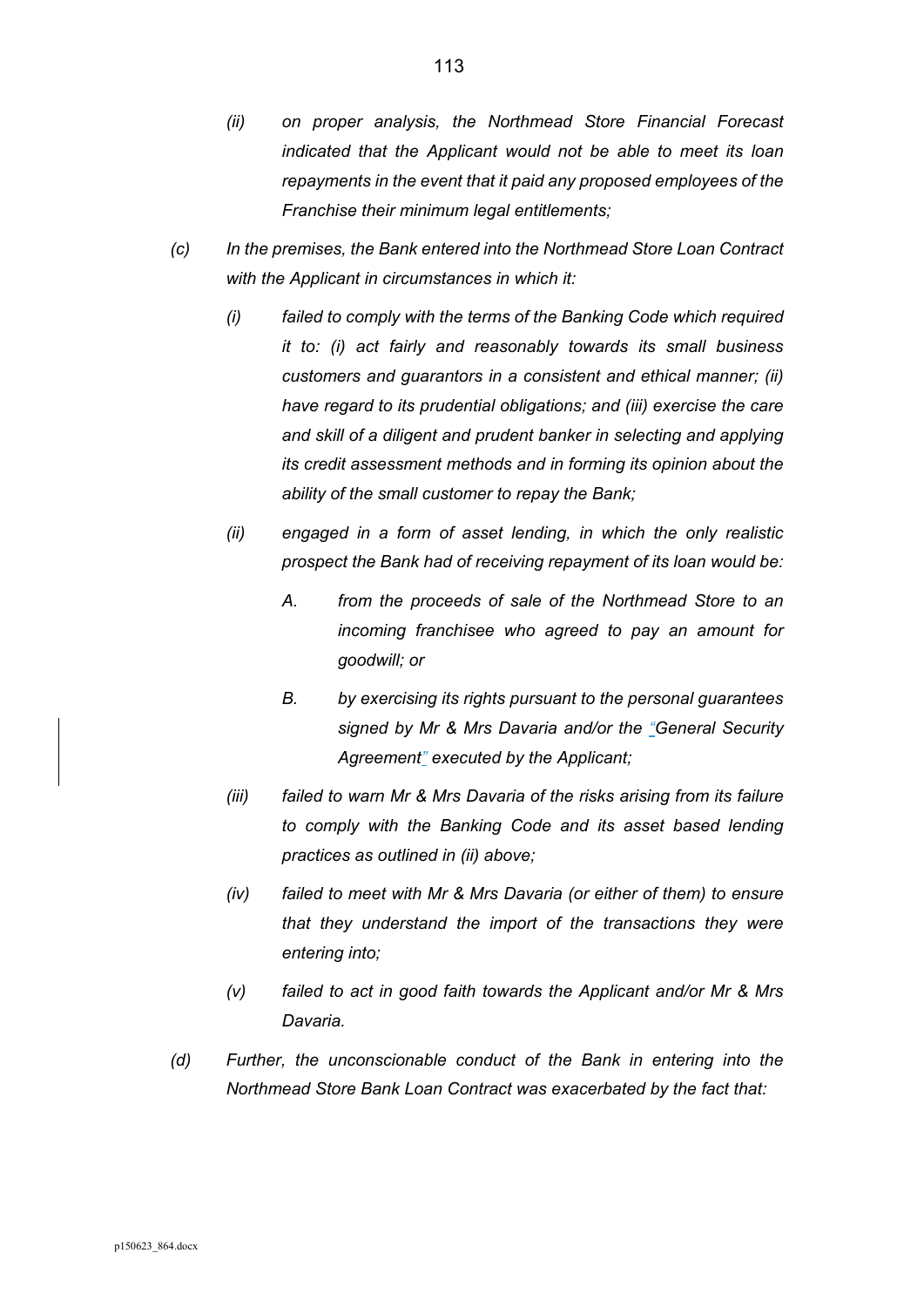- *(ii) on proper analysis, the Northmead Store Financial Forecast indicated that the Applicant would not be able to meet its loan repayments in the event that it paid any proposed employees of the Franchise their minimum legal entitlements;*

*(c) In the premises, the Bank entered into the Northmead Store Loan Contract with the Applicant in circumstances in which it:*

- *(i) failed to comply with the terms of the Banking Code which required it to: (i) act fairly and reasonably towards its small business customers and guarantors in a consistent and ethical manner; (ii) have regard to its prudential obligations; and (iii) exercise the care and skill of a diligent and prudent banker in selecting and applying its credit assessment methods and in forming its opinion about the ability of the small customer to repay the Bank;*
- *(ii) engaged in a form of asset lending, in which the only realistic prospect the Bank had of receiving repayment of its loan would be:*
  - *A. from the proceeds of sale of the Northmead Store to an incoming franchisee who agreed to pay an amount for goodwill; or*
  - *B. by exercising its rights pursuant to the personal guarantees signed by Mr & Mrs Davaria and/or the "General Security Agreement" executed by the Applicant;*
- *(iii) failed to warn Mr & Mrs Davaria of the risks arising from its failure to comply with the Banking Code and its asset based lending practices as outlined in (ii) above;*
- *(iv) failed to meet with Mr & Mrs Davaria (or either of them) to ensure that they understand the import of the transactions they were entering into;*
- *(v) failed to act in good faith towards the Applicant and/or Mr & Mrs Davaria.*

*(d) Further, the unconscionable conduct of the Bank in entering into the Northmead Store Bank Loan Contract was exacerbated by the fact that:*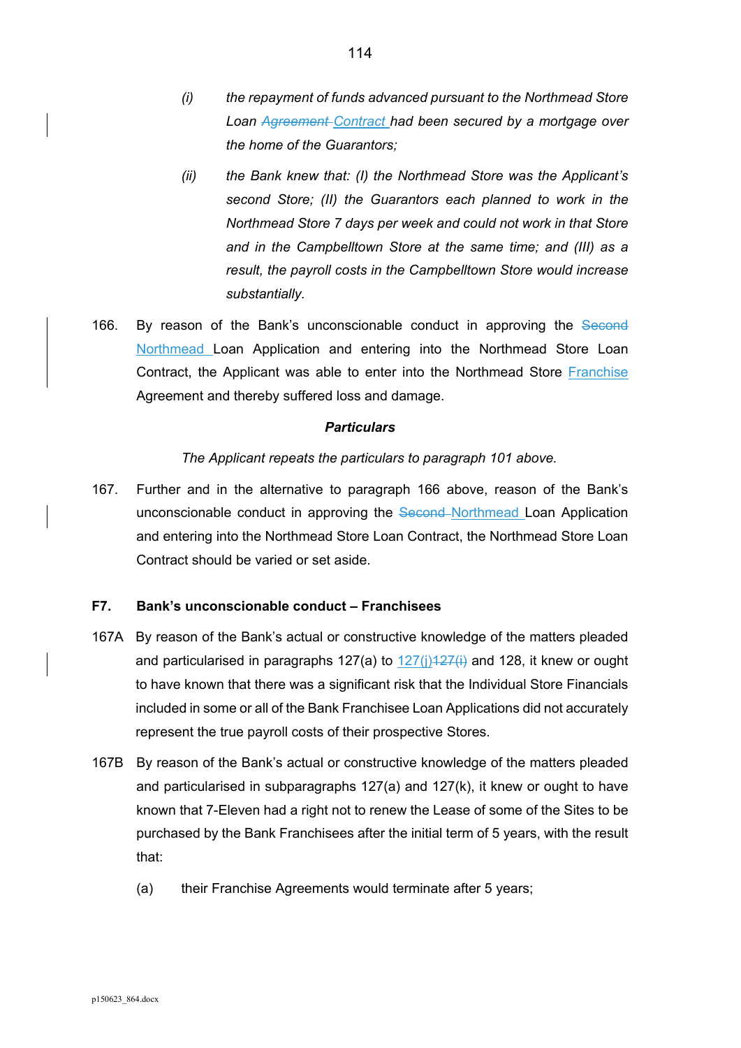(i) *the repayment of funds advanced pursuant to the Northmead Store Loan ~~Agreement~~ Contract had been secured by a mortgage over the home of the Guarantors;*

(ii) *the Bank knew that: (I) the Northmead Store was the Applicant's second Store; (II) the Guarantors each planned to work in the Northmead Store 7 days per week and could not work in that Store and in the Campbelltown Store at the same time; and (III) as a result, the payroll costs in the Campbelltown Store would increase substantially.*

166. By reason of the Bank's unconscionable conduct in approving the ~~Second~~ Northmead Loan Application and entering into the Northmead Store Loan Contract, the Applicant was able to enter into the Northmead Store Franchise Agreement and thereby suffered loss and damage.

***Particulars***

*The Applicant repeats the particulars to paragraph 101 above.*

167. Further and in the alternative to paragraph 166 above, reason of the Bank's unconscionable conduct in approving the ~~Second~~ Northmead Loan Application and entering into the Northmead Store Loan Contract, the Northmead Store Loan Contract should be varied or set aside.

### F7. Bank's unconscionable conduct – Franchisees

167A By reason of the Bank's actual or constructive knowledge of the matters pleaded and particularised in paragraphs 127(a) to 127(j)~~127(i)~~ and 128, it knew or ought to have known that there was a significant risk that the Individual Store Financials included in some or all of the Bank Franchisee Loan Applications did not accurately represent the true payroll costs of their prospective Stores.

167B By reason of the Bank's actual or constructive knowledge of the matters pleaded and particularised in subparagraphs 127(a) and 127(k), it knew or ought to have known that 7-Eleven had a right not to renew the Lease of some of the Sites to be purchased by the Bank Franchisees after the initial term of 5 years, with the result that:

(a) their Franchise Agreements would terminate after 5 years;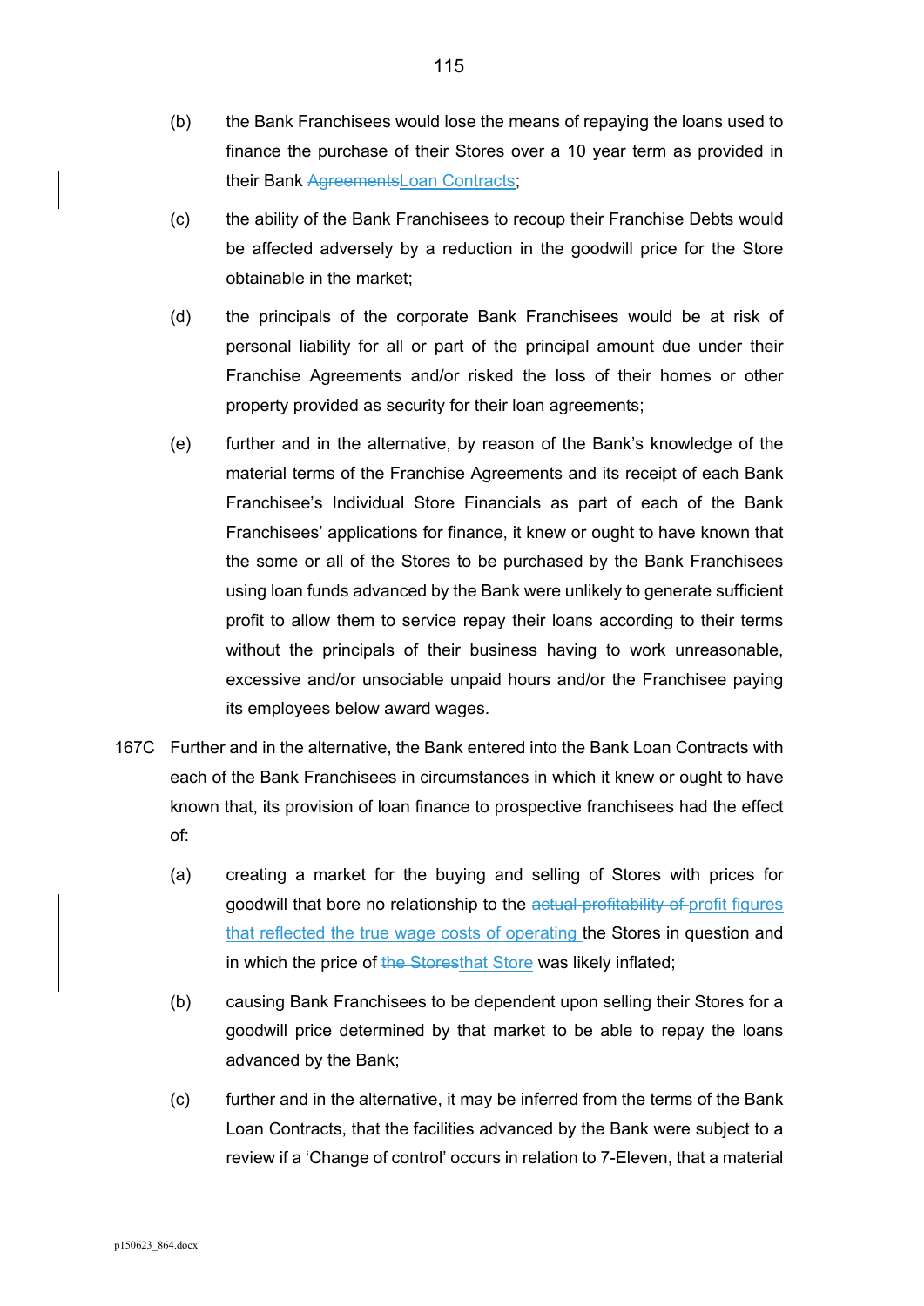(b) the Bank Franchisees would lose the means of repaying the loans used to finance the purchase of their Stores over a 10 year term as provided in their Bank ~~Agreements~~Loan Contracts;

(c) the ability of the Bank Franchisees to recoup their Franchise Debts would be affected adversely by a reduction in the goodwill price for the Store obtainable in the market;

(d) the principals of the corporate Bank Franchisees would be at risk of personal liability for all or part of the principal amount due under their Franchise Agreements and/or risked the loss of their homes or other property provided as security for their loan agreements;

(e) further and in the alternative, by reason of the Bank's knowledge of the material terms of the Franchise Agreements and its receipt of each Bank Franchisee's Individual Store Financials as part of each of the Bank Franchisees' applications for finance, it knew or ought to have known that the some or all of the Stores to be purchased by the Bank Franchisees using loan funds advanced by the Bank were unlikely to generate sufficient profit to allow them to service repay their loans according to their terms without the principals of their business having to work unreasonable, excessive and/or unsociable unpaid hours and/or the Franchisee paying its employees below award wages.

167C Further and in the alternative, the Bank entered into the Bank Loan Contracts with each of the Bank Franchisees in circumstances in which it knew or ought to have known that, its provision of loan finance to prospective franchisees had the effect of:

(a) creating a market for the buying and selling of Stores with prices for goodwill that bore no relationship to the ~~actual profitability of~~ profit figures that reflected the true wage costs of operating the Stores in question and in which the price of ~~the Stores~~that Store was likely inflated;

(b) causing Bank Franchisees to be dependent upon selling their Stores for a goodwill price determined by that market to be able to repay the loans advanced by the Bank;

(c) further and in the alternative, it may be inferred from the terms of the Bank Loan Contracts, that the facilities advanced by the Bank were subject to a review if a 'Change of control' occurs in relation to 7-Eleven, that a material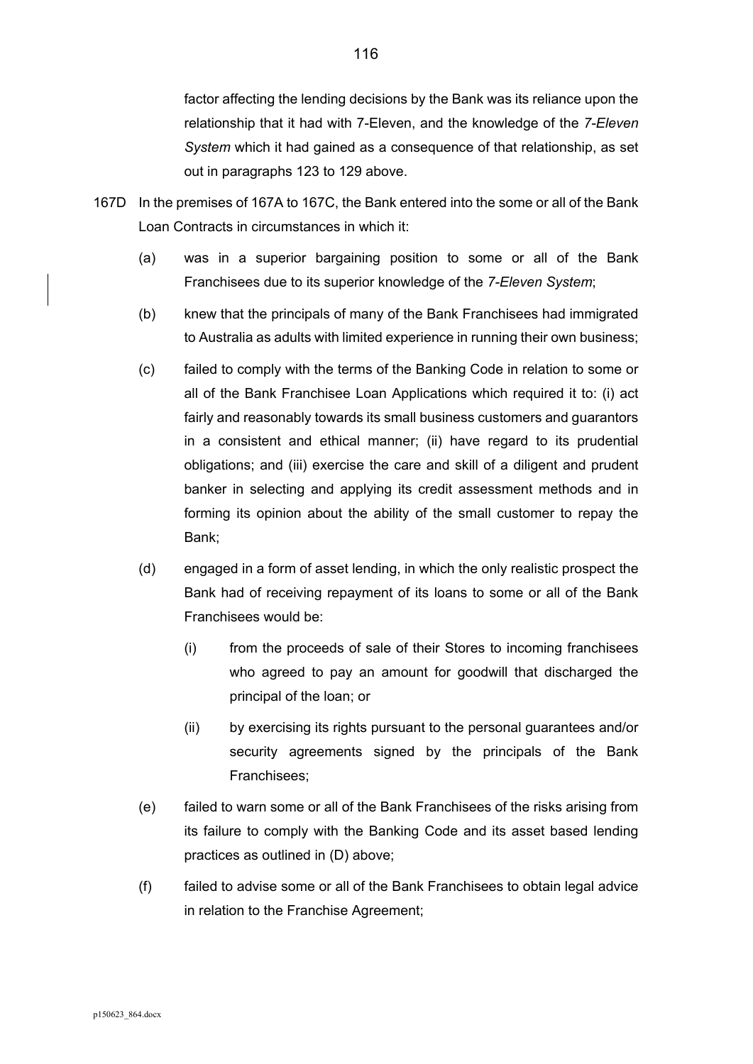factor affecting the lending decisions by the Bank was its reliance upon the relationship that it had with 7-Eleven, and the knowledge of the *7-Eleven System* which it had gained as a consequence of that relationship, as set out in paragraphs 123 to 129 above.

167D In the premises of 167A to 167C, the Bank entered into the some or all of the Bank Loan Contracts in circumstances in which it:

(a) was in a superior bargaining position to some or all of the Bank Franchisees due to its superior knowledge of the *7-Eleven System*;

(b) knew that the principals of many of the Bank Franchisees had immigrated to Australia as adults with limited experience in running their own business;

(c) failed to comply with the terms of the Banking Code in relation to some or all of the Bank Franchisee Loan Applications which required it to: (i) act fairly and reasonably towards its small business customers and guarantors in a consistent and ethical manner; (ii) have regard to its prudential obligations; and (iii) exercise the care and skill of a diligent and prudent banker in selecting and applying its credit assessment methods and in forming its opinion about the ability of the small customer to repay the Bank;

(d) engaged in a form of asset lending, in which the only realistic prospect the Bank had of receiving repayment of its loans to some or all of the Bank Franchisees would be:

   (i) from the proceeds of sale of their Stores to incoming franchisees who agreed to pay an amount for goodwill that discharged the principal of the loan; or

   (ii) by exercising its rights pursuant to the personal guarantees and/or security agreements signed by the principals of the Bank Franchisees;

(e) failed to warn some or all of the Bank Franchisees of the risks arising from its failure to comply with the Banking Code and its asset based lending practices as outlined in (D) above;

(f) failed to advise some or all of the Bank Franchisees to obtain legal advice in relation to the Franchise Agreement;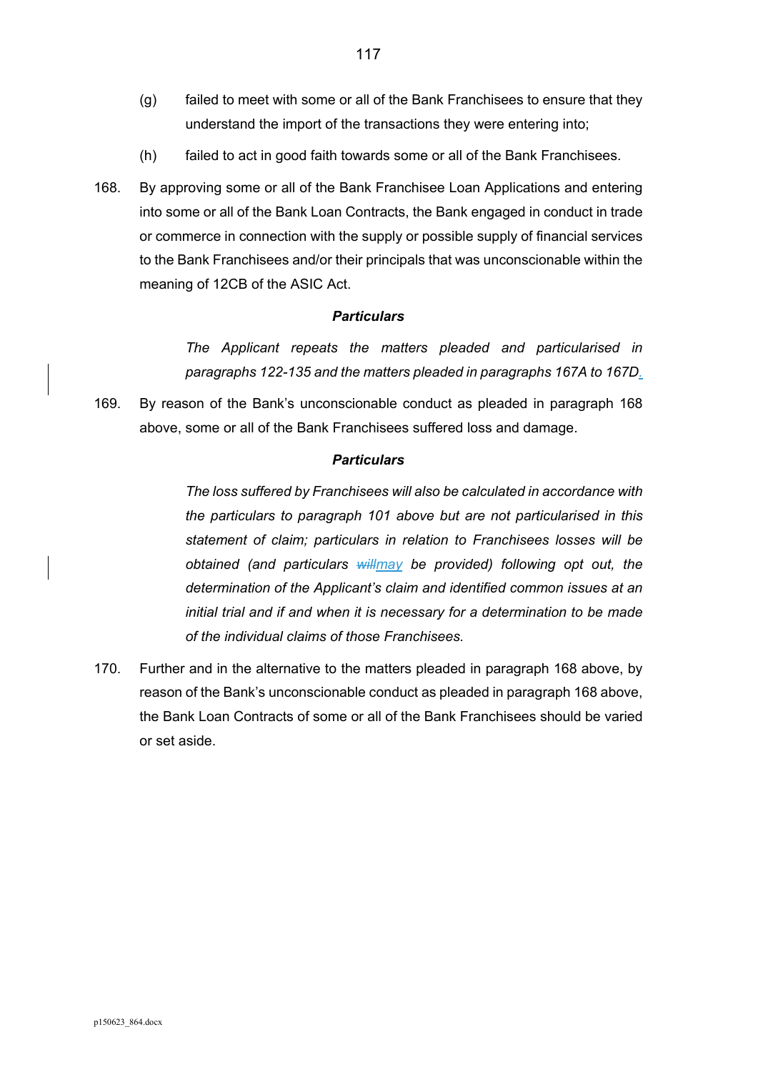(g) failed to meet with some or all of the Bank Franchisees to ensure that they understand the import of the transactions they were entering into;

(h) failed to act in good faith towards some or all of the Bank Franchisees.

168. By approving some or all of the Bank Franchisee Loan Applications and entering into some or all of the Bank Loan Contracts, the Bank engaged in conduct in trade or commerce in connection with the supply or possible supply of financial services to the Bank Franchisees and/or their principals that was unconscionable within the meaning of 12CB of the ASIC Act.

***Particulars***

*The Applicant repeats the matters pleaded and particularised in paragraphs 122-135 and the matters pleaded in paragraphs 167A to 167D.*

169. By reason of the Bank's unconscionable conduct as pleaded in paragraph 168 above, some or all of the Bank Franchisees suffered loss and damage.

***Particulars***

*The loss suffered by Franchisees will also be calculated in accordance with the particulars to paragraph 101 above but are not particularised in this statement of claim; particulars in relation to Franchisees losses will be obtained (and particulars ~~will~~may be provided) following opt out, the determination of the Applicant's claim and identified common issues at an initial trial and if and when it is necessary for a determination to be made of the individual claims of those Franchisees.*

170. Further and in the alternative to the matters pleaded in paragraph 168 above, by reason of the Bank's unconscionable conduct as pleaded in paragraph 168 above, the Bank Loan Contracts of some or all of the Bank Franchisees should be varied or set aside.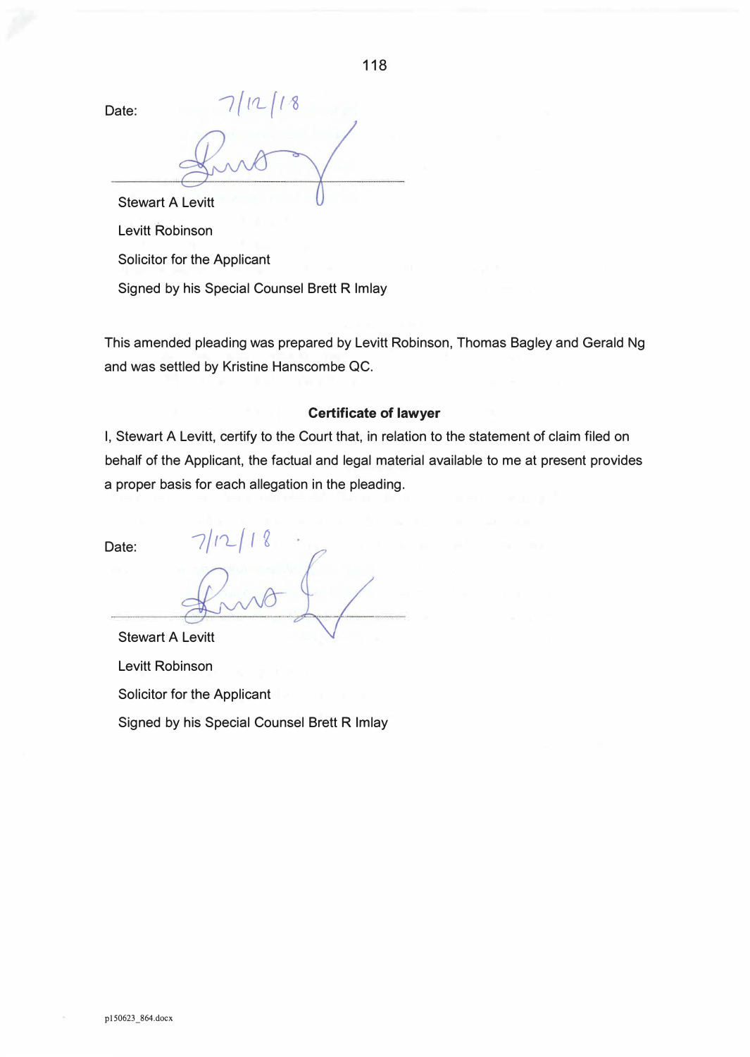Date: 7/12/18

Stewart A Levitt

Levitt Robinson

Solicitor for the Applicant

Signed by his Special Counsel Brett R Imlay

This amended pleading was prepared by Levitt Robinson, Thomas Bagley and Gerald Ng and was settled by Kristine Hanscombe QC.

**Certificate of lawyer**

I, Stewart A Levitt, certify to the Court that, in relation to the statement of claim filed on behalf of the Applicant, the factual and legal material available to me at present provides a proper basis for each allegation in the pleading.

Date: 7/12/18

Stewart A Levitt

Levitt Robinson

Solicitor for the Applicant

Signed by his Special Counsel Brett R Imlay

p150623_864.docx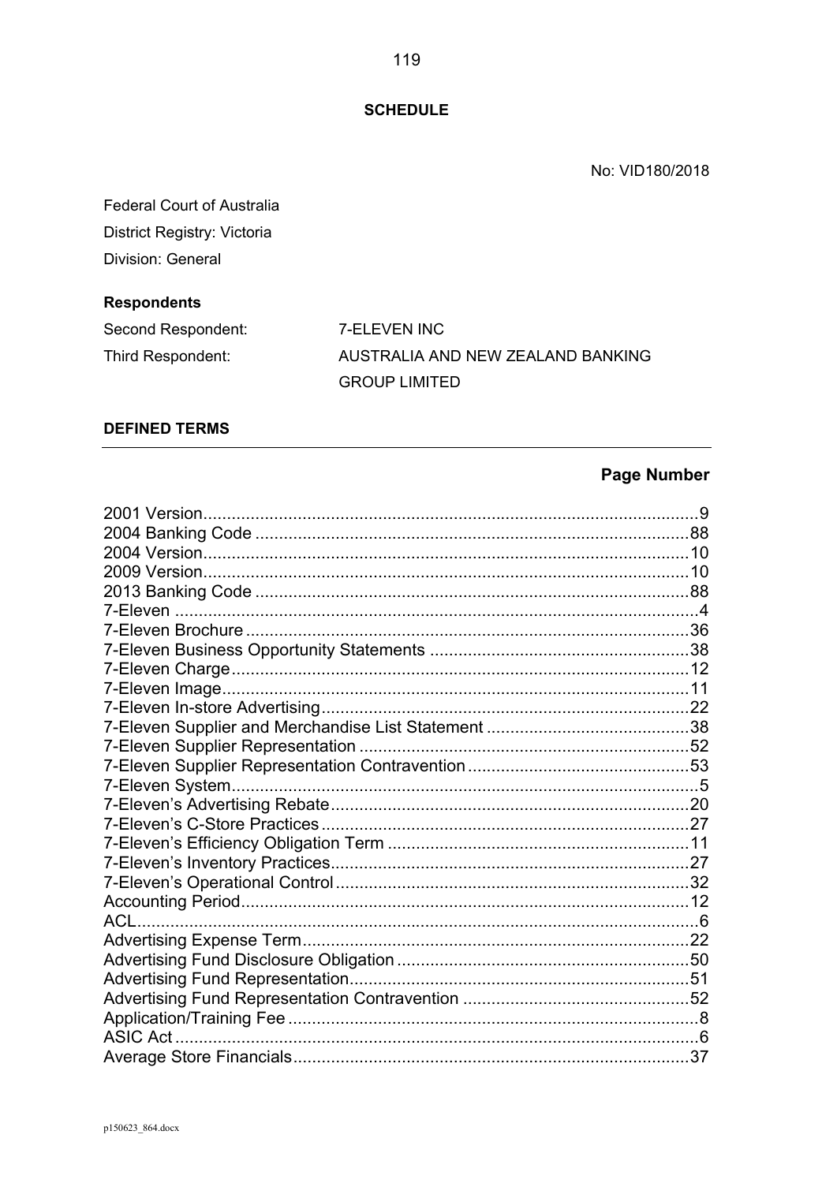**SCHEDULE**

No: VID180/2018

Federal Court of Australia

District Registry: Victoria

Division: General

**Respondents**

| | |
|---|---|
| Second Respondent: | 7-ELEVEN INC |
| Third Respondent: | AUSTRALIA AND NEW ZEALAND BANKING GROUP LIMITED |

**DEFINED TERMS**

| | **Page Number** |
|---|---|
| 2001 Version | 9 |
| 2004 Banking Code | 88 |
| 2004 Version | 10 |
| 2009 Version | 10 |
| 2013 Banking Code | 88 |
| 7-Eleven | 4 |
| 7-Eleven Brochure | 36 |
| 7-Eleven Business Opportunity Statements | 38 |
| 7-Eleven Charge | 12 |
| 7-Eleven Image | 11 |
| 7-Eleven In-store Advertising | 22 |
| 7-Eleven Supplier and Merchandise List Statement | 38 |
| 7-Eleven Supplier Representation | 52 |
| 7-Eleven Supplier Representation Contravention | 53 |
| 7-Eleven System | 5 |
| 7-Eleven's Advertising Rebate | 20 |
| 7-Eleven's C-Store Practices | 27 |
| 7-Eleven's Efficiency Obligation Term | 11 |
| 7-Eleven's Inventory Practices | 27 |
| 7-Eleven's Operational Control | 32 |
| Accounting Period | 12 |
| ACL | 6 |
| Advertising Expense Term | 22 |
| Advertising Fund Disclosure Obligation | 50 |
| Advertising Fund Representation | 51 |
| Advertising Fund Representation Contravention | 52 |
| Application/Training Fee | 8 |
| ASIC Act | 6 |
| Average Store Financials | 37 |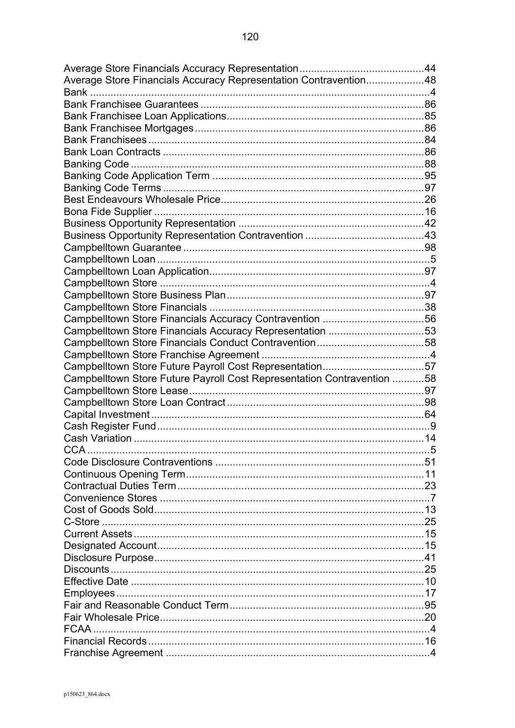Average Store Financials Accuracy Representation..........................................44
Average Store Financials Accuracy Representation Contravention....................48
Bank ....................................................................................................4
Bank Franchisee Guarantees ............................................................................86
Bank Franchisee Loan Applications...................................................................85
Bank Franchisee Mortgages..............................................................................86
Bank Franchisees ..............................................................................................84
Bank Loan Contracts .........................................................................................86
Banking Code ....................................................................................................88
Banking Code Application Term ........................................................................95
Banking Code Terms .........................................................................................97
Best Endeavours Wholesale Price.....................................................................26
Bona Fide Supplier ............................................................................................16
Business Opportunity Representation ...............................................................42
Business Opportunity Representation Contravention ........................................43
Campbelltown Guarantee ..................................................................................98
Campbelltown Loan ............................................................................................5
Campbelltown Loan Application.........................................................................97
Campbelltown Store ............................................................................................4
Campbelltown Store Business Plan....................................................................97
Campbelltown Store Financials ..........................................................................38
Campbelltown Store Financials Accuracy Contravention ...................................56
Campbelltown Store Financials Accuracy Representation .................................53
Campbelltown Store Financials Conduct Contravention.....................................58
Campbelltown Store Franchise Agreement ..........................................................4
Campbelltown Store Future Payroll Cost Representation...................................57
Campbelltown Store Future Payroll Cost Representation Contravention ...........58
Campbelltown Store Lease.................................................................................97
Campbelltown Store Loan Contract ...................................................................98
Capital Investment .............................................................................................64
Cash Register Fund.............................................................................................9
Cash Variation ...................................................................................................14
CCA .....................................................................................................................5
Code Disclosure Contraventions .......................................................................51
Continuous Opening Term.................................................................................11
Contractual Duties Term....................................................................................23
Convenience Stores ............................................................................................7
Cost of Goods Sold............................................................................................13
C-Store ..............................................................................................................25
Current Assets ...................................................................................................15
Designated Account...........................................................................................15
Disclosure Purpose............................................................................................41
Discounts...........................................................................................................25
Effective Date ....................................................................................................10
Employees .........................................................................................................17
Fair and Reasonable Conduct Term..................................................................95
Fair Wholesale Price..........................................................................................20
FCAA ...................................................................................................................4
Financial Records ..............................................................................................16
Franchise Agreement ..........................................................................................4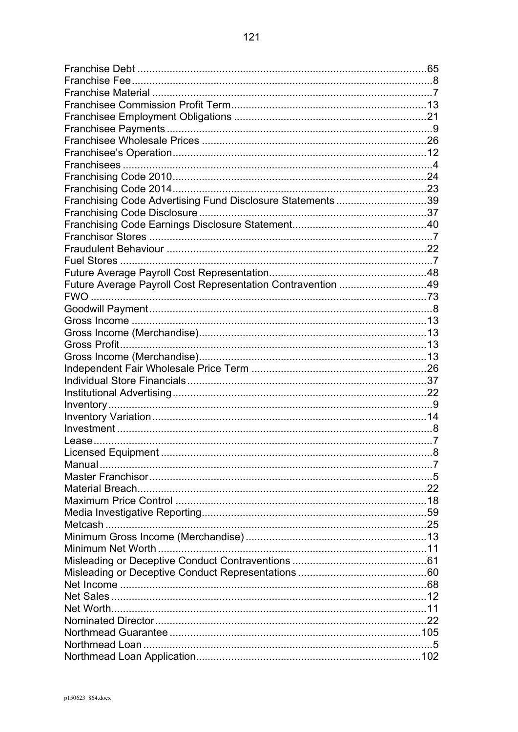Franchise Debt .......................................................................................................65
Franchise Fee..........................................................................................................8
Franchise Material ..................................................................................................7
Franchisee Commission Profit Term....................................................................13
Franchisee Employment Obligations ...................................................................21
Franchisee Payments ..............................................................................................9
Franchisee Wholesale Prices ...............................................................................26
Franchisee's Operation..........................................................................................12
Franchisees .............................................................................................................4
Franchising Code 2010..........................................................................................24
Franchising Code 2014..........................................................................................23
Franchising Code Advertising Fund Disclosure Statements ................................39
Franchising Code Disclosure ................................................................................37
Franchising Code Earnings Disclosure Statement................................................40
Franchisor Stores ....................................................................................................7
Fraudulent Behaviour ............................................................................................22
Fuel Stores ..............................................................................................................7
Future Average Payroll Cost Representation.......................................................48
Future Average Payroll Cost Representation Contravention ...............................49
FWO .......................................................................................................................73
Goodwill Payment ...................................................................................................8
Gross Income ........................................................................................................13
Gross Income (Merchandise)................................................................................13
Gross Profit............................................................................................................13
Gross Income (Merchandise)................................................................................13
Independent Fair Wholesale Price Term ..............................................................26
Individual Store Financials.....................................................................................37
Institutional Advertising.........................................................................................22
Inventory ..................................................................................................................9
Inventory Variation.................................................................................................14
Investment ...............................................................................................................8
Lease .......................................................................................................................7
Licensed Equipment ................................................................................................8
Manual .....................................................................................................................7
Master Franchisor ....................................................................................................5
Material Breach......................................................................................................22
Maximum Price Control .........................................................................................18
Media Investigative Reporting...............................................................................59
Metcash .................................................................................................................25
Minimum Gross Income (Merchandise) ................................................................13
Minimum Net Worth ...............................................................................................11
Misleading or Deceptive Conduct Contraventions ...............................................61
Misleading or Deceptive Conduct Representations .............................................60
Net Income ............................................................................................................68
Net Sales ...............................................................................................................12
Net Worth...............................................................................................................11
Nominated Director................................................................................................22
Northmead Guarantee .........................................................................................105
Northmead Loan ......................................................................................................5
Northmead Loan Application...............................................................................102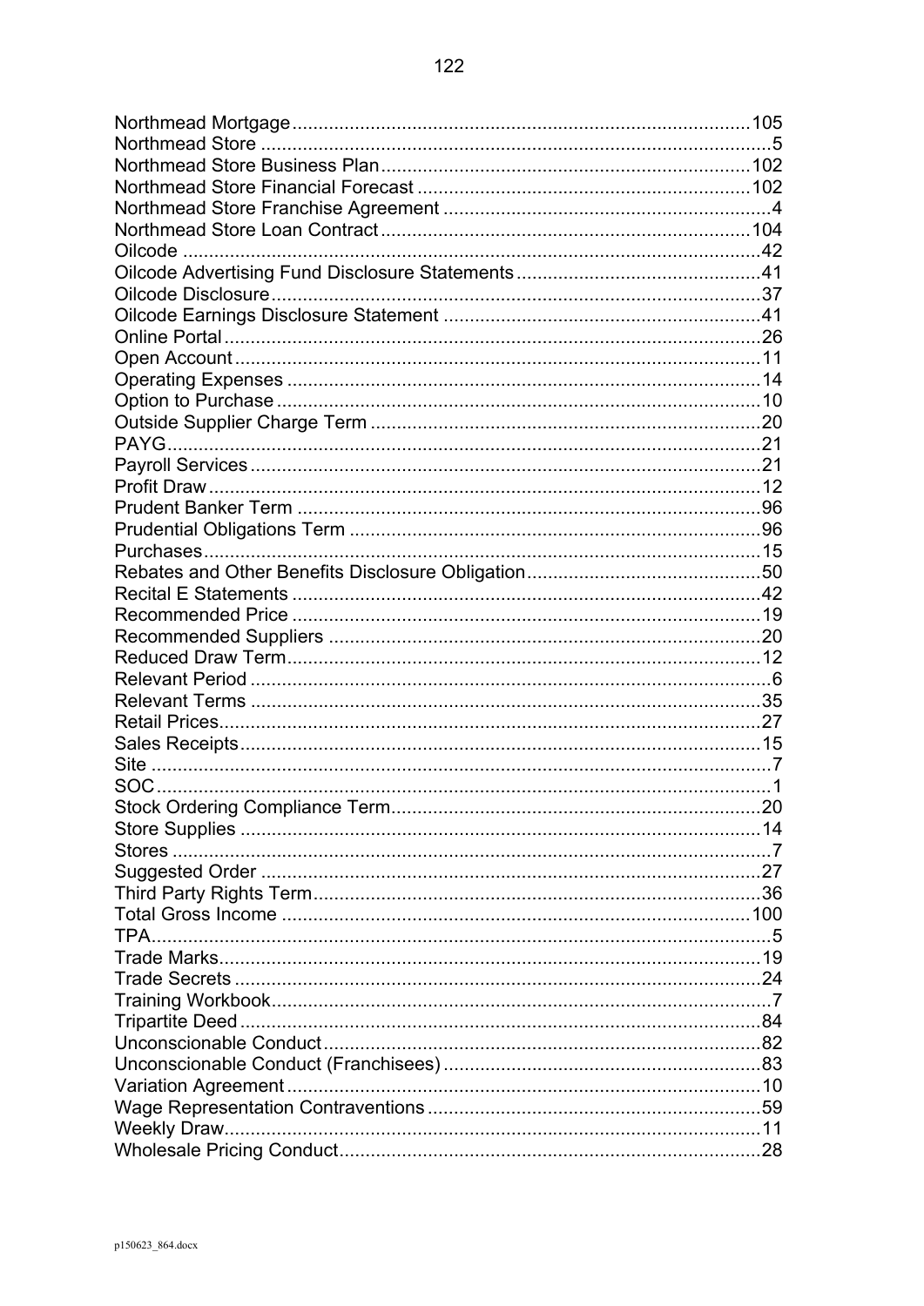Northmead Mortgage........................................................................................105
Northmead Store ................................................................................................5
Northmead Store Business Plan.......................................................................102
Northmead Store Financial Forecast ................................................................102
Northmead Store Franchise Agreement .............................................................4
Northmead Store Loan Contract.......................................................................104
Oilcode ..............................................................................................................42
Oilcode Advertising Fund Disclosure Statements..............................................41
Oilcode Disclosure.............................................................................................37
Oilcode Earnings Disclosure Statement ............................................................41
Online Portal......................................................................................................26
Open Account....................................................................................................11
Operating Expenses ..........................................................................................14
Option to Purchase ............................................................................................10
Outside Supplier Charge Term ..........................................................................20
PAYG..................................................................................................................21
Payroll Services .................................................................................................21
Profit Draw .........................................................................................................12
Prudent Banker Term ........................................................................................96
Prudential Obligations Term ..............................................................................96
Purchases..........................................................................................................15
Rebates and Other Benefits Disclosure Obligation............................................50
Recital E Statements .........................................................................................42
Recommended Price .........................................................................................19
Recommended Suppliers ..................................................................................20
Reduced Draw Term..........................................................................................12
Relevant Period ...................................................................................................6
Relevant Terms .................................................................................................35
Retail Prices.......................................................................................................27
Sales Receipts...................................................................................................15
Site ......................................................................................................................7
SOC.....................................................................................................................1
Stock Ordering Compliance Term......................................................................20
Store Supplies ...................................................................................................14
Stores ..................................................................................................................7
Suggested Order ...............................................................................................27
Third Party Rights Term.....................................................................................36
Total Gross Income ..........................................................................................100
TPA......................................................................................................................5
Trade Marks.......................................................................................................19
Trade Secrets ....................................................................................................24
Training Workbook...............................................................................................7
Tripartite Deed...................................................................................................84
Unconscionable Conduct...................................................................................82
Unconscionable Conduct (Franchisees)............................................................83
Variation Agreement..........................................................................................10
Wage Representation Contraventions...............................................................59
Weekly Draw......................................................................................................11
Wholesale Pricing Conduct................................................................................28